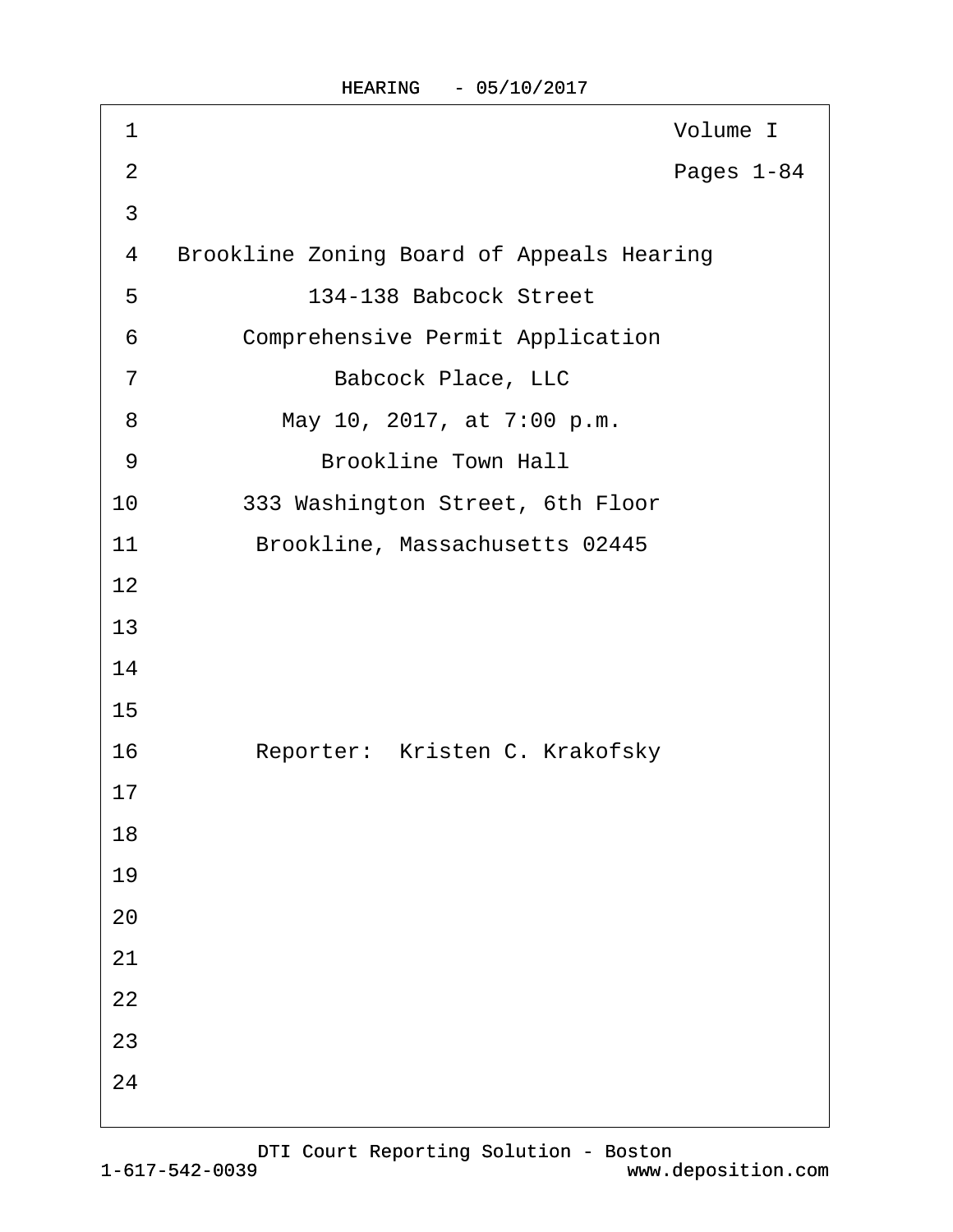Volume I

Pages 1-84

Brookline Zoning Board of Appeals Hearing

134-138 Babcock Street

Comprehensive Permit Application

Babcock Place, LLC

May 10, 2017, at 7:00 p.m.

Brookline Town Hall

333 Washington Street, 6th Floor

Brookline, Massachusetts 02445

Reporter: Kristen C. Krakofsky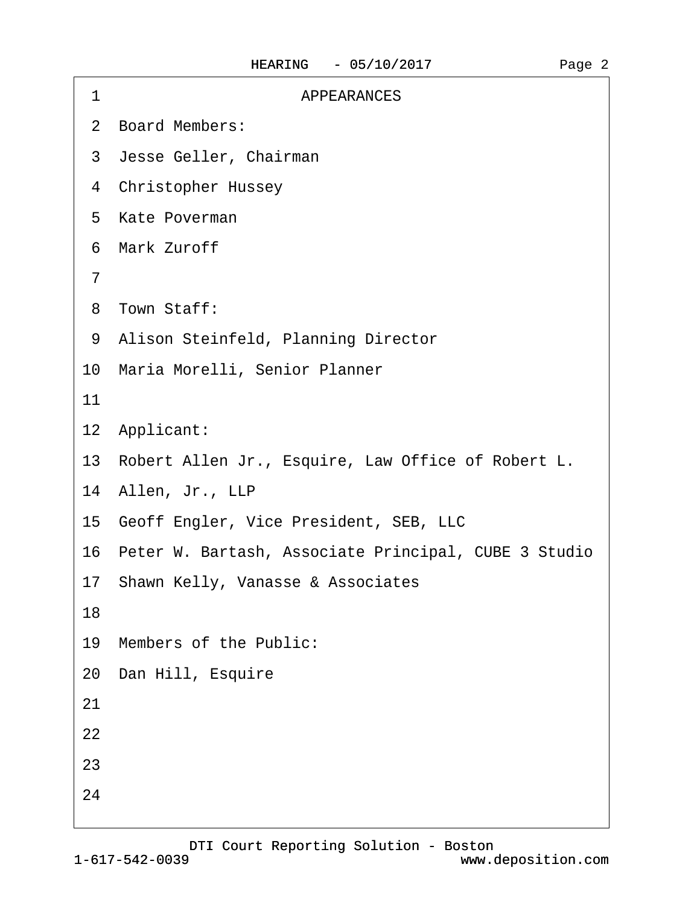# APPEARANCES

**Board Members:**

Jesse Geller, Chairman
Christopher Hussey
Kate Poverman
Mark Zuroff

**Town Staff:**

Alison Steinfeld, Planning Director
Maria Morelli, Senior Planner

**Applicant:**

Robert Allen Jr., Esquire, Law Office of Robert L. Allen, Jr., LLP
Geoff Engler, Vice President, SEB, LLC
Peter W. Bartash, Associate Principal, CUBE 3 Studio
Shawn Kelly, Vanasse & Associates

**Members of the Public:**

Dan Hill, Esquire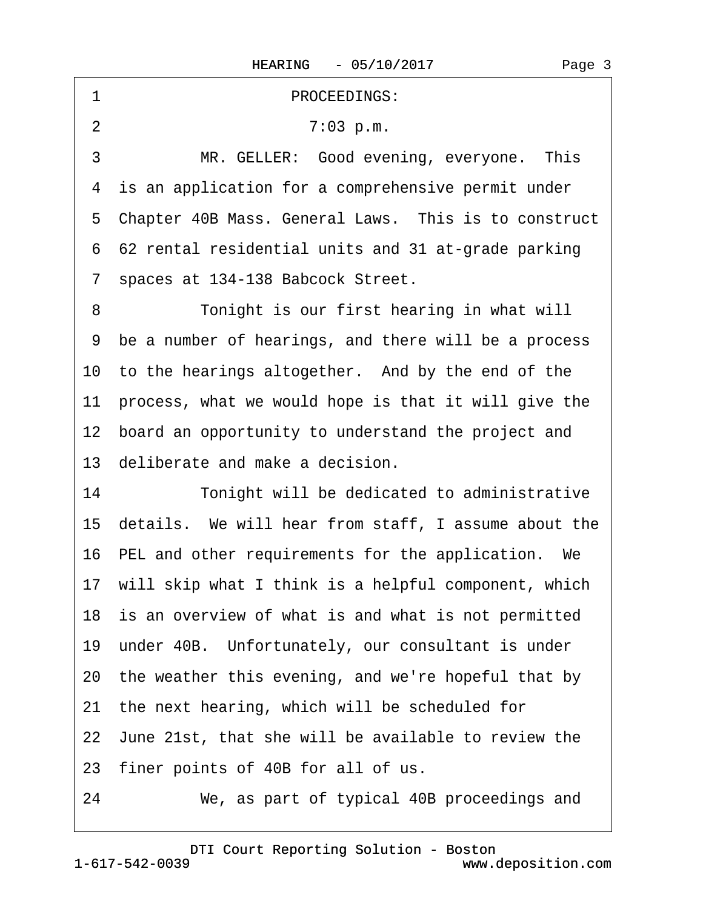PROCEEDINGS:

7:03 p.m.

MR. GELLER: Good evening, everyone. This is an application for a comprehensive permit under Chapter 40B Mass. General Laws. This is to construct 62 rental residential units and 31 at-grade parking spaces at 134-138 Babcock Street.

Tonight is our first hearing in what will be a number of hearings, and there will be a process to the hearings altogether. And by the end of the process, what we would hope is that it will give the board an opportunity to understand the project and deliberate and make a decision.

Tonight will be dedicated to administrative details. We will hear from staff, I assume about the PEL and other requirements for the application. We will skip what I think is a helpful component, which is an overview of what is and what is not permitted under 40B. Unfortunately, our consultant is under the weather this evening, and we're hopeful that by the next hearing, which will be scheduled for June 21st, that she will be available to review the finer points of 40B for all of us.

We, as part of typical 40B proceedings and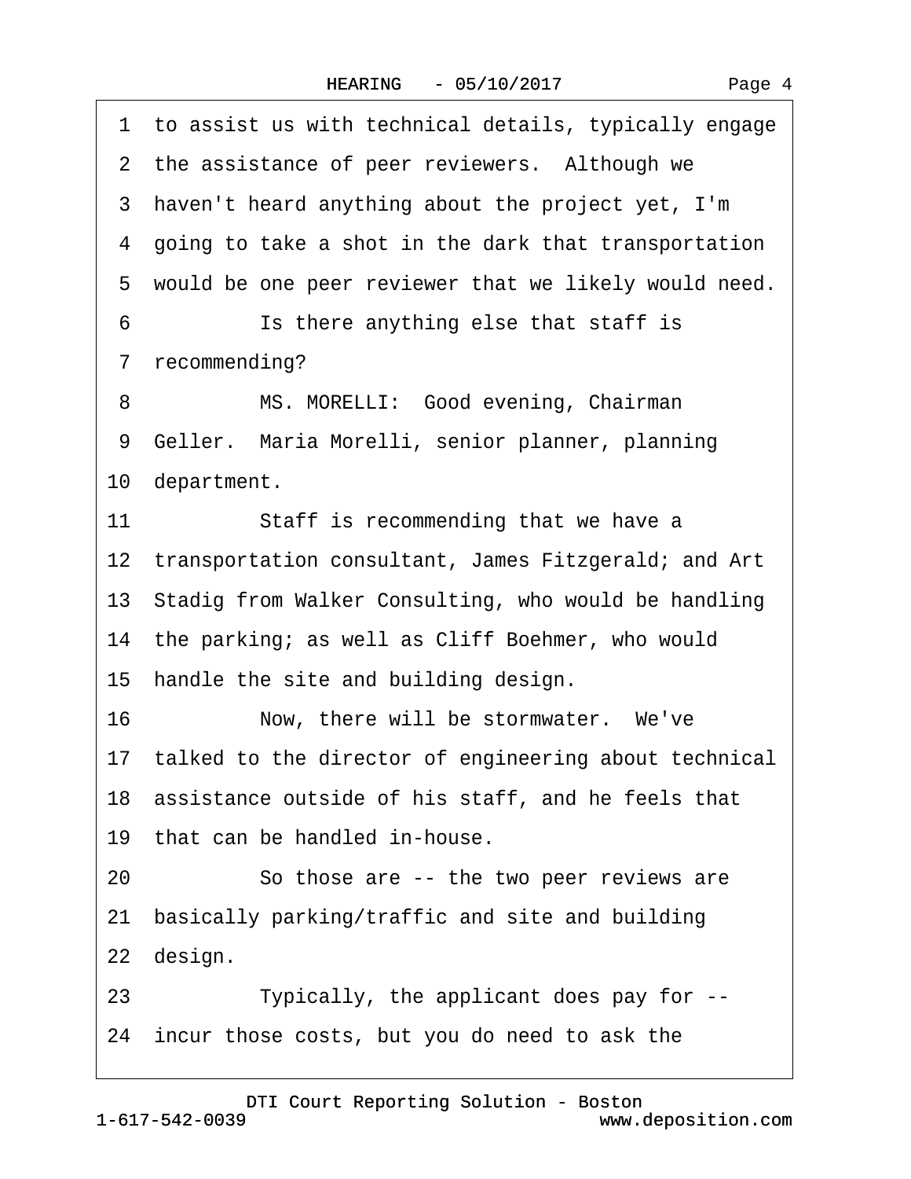1 to assist us with technical details, typically engage
2 the assistance of peer reviewers. Although we
3 haven't heard anything about the project yet, I'm
4 going to take a shot in the dark that transportation
5 would be one peer reviewer that we likely would need.
6 Is there anything else that staff is
7 recommending?
8 MS. MORELLI: Good evening, Chairman
9 Geller. Maria Morelli, senior planner, planning
10 department.
11 Staff is recommending that we have a
12 transportation consultant, James Fitzgerald; and Art
13 Stadig from Walker Consulting, who would be handling
14 the parking; as well as Cliff Boehmer, who would
15 handle the site and building design.
16 Now, there will be stormwater. We've
17 talked to the director of engineering about technical
18 assistance outside of his staff, and he feels that
19 that can be handled in-house.
20 So those are -- the two peer reviews are
21 basically parking/traffic and site and building
22 design.
23 Typically, the applicant does pay for --
24 incur those costs, but you do need to ask the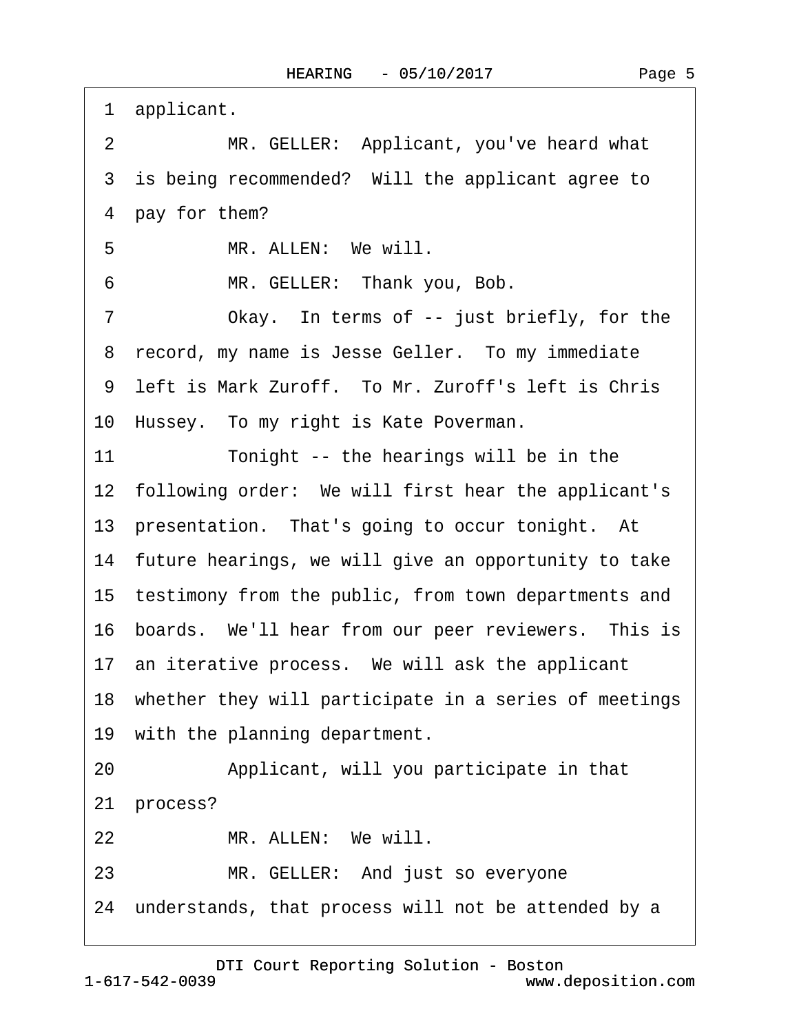1 applicant.

2 MR. GELLER: Applicant, you've heard what

3 is being recommended? Will the applicant agree to

4 pay for them?

5 MR. ALLEN: We will.

6 MR. GELLER: Thank you, Bob.

7 Okay. In terms of -- just briefly, for the

8 record, my name is Jesse Geller. To my immediate

9 left is Mark Zuroff. To Mr. Zuroff's left is Chris

10 Hussey. To my right is Kate Poverman.

11 Tonight -- the hearings will be in the

12 following order: We will first hear the applicant's

13 presentation. That's going to occur tonight. At

14 future hearings, we will give an opportunity to take

15 testimony from the public, from town departments and

16 boards. We'll hear from our peer reviewers. This is

17 an iterative process. We will ask the applicant

18 whether they will participate in a series of meetings

19 with the planning department.

20 Applicant, will you participate in that

21 process?

22 MR. ALLEN: We will.

23 MR. GELLER: And just so everyone

24 understands, that process will not be attended by a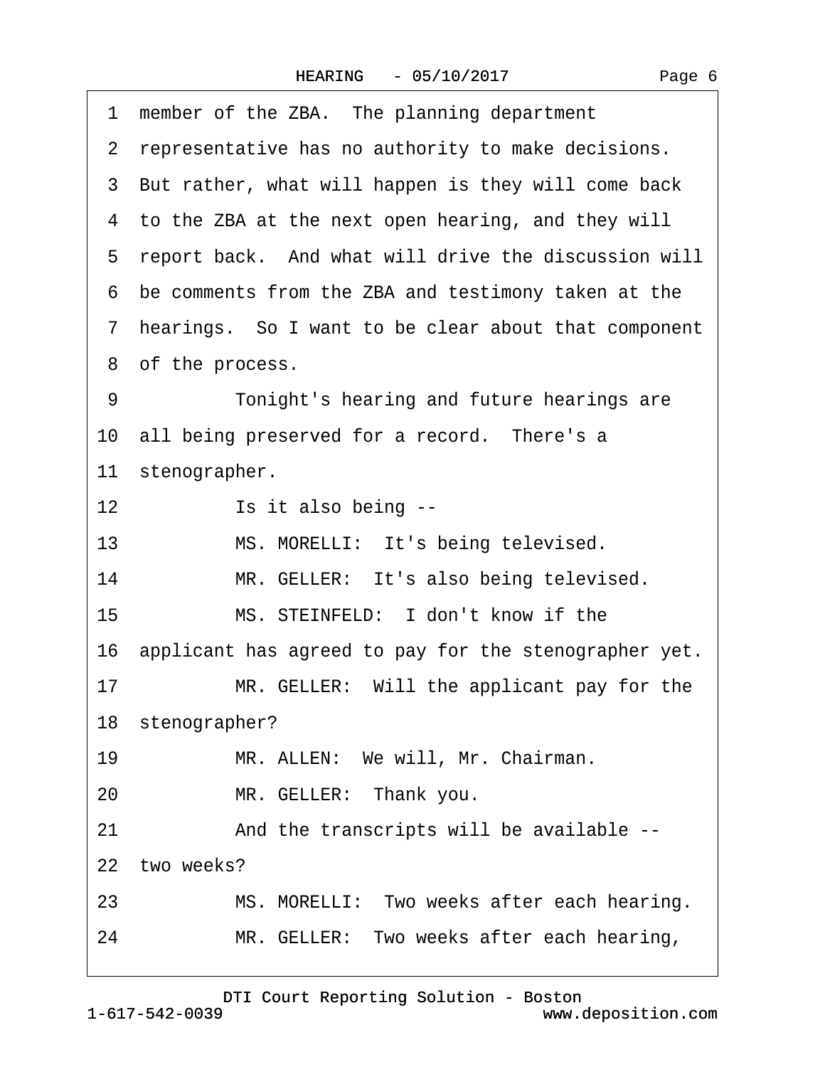1 member of the ZBA. The planning department
2 representative has no authority to make decisions.
3 But rather, what will happen is they will come back
4 to the ZBA at the next open hearing, and they will
5 report back. And what will drive the discussion will
6 be comments from the ZBA and testimony taken at the
7 hearings. So I want to be clear about that component
8 of the process.
9 Tonight's hearing and future hearings are
10 all being preserved for a record. There's a
11 stenographer.
12 Is it also being --
13 MS. MORELLI: It's being televised.
14 MR. GELLER: It's also being televised.
15 MS. STEINFELD: I don't know if the
16 applicant has agreed to pay for the stenographer yet.
17 MR. GELLER: Will the applicant pay for the
18 stenographer?
19 MR. ALLEN: We will, Mr. Chairman.
20 MR. GELLER: Thank you.
21 And the transcripts will be available --
22 two weeks?
23 MS. MORELLI: Two weeks after each hearing.
24 MR. GELLER: Two weeks after each hearing,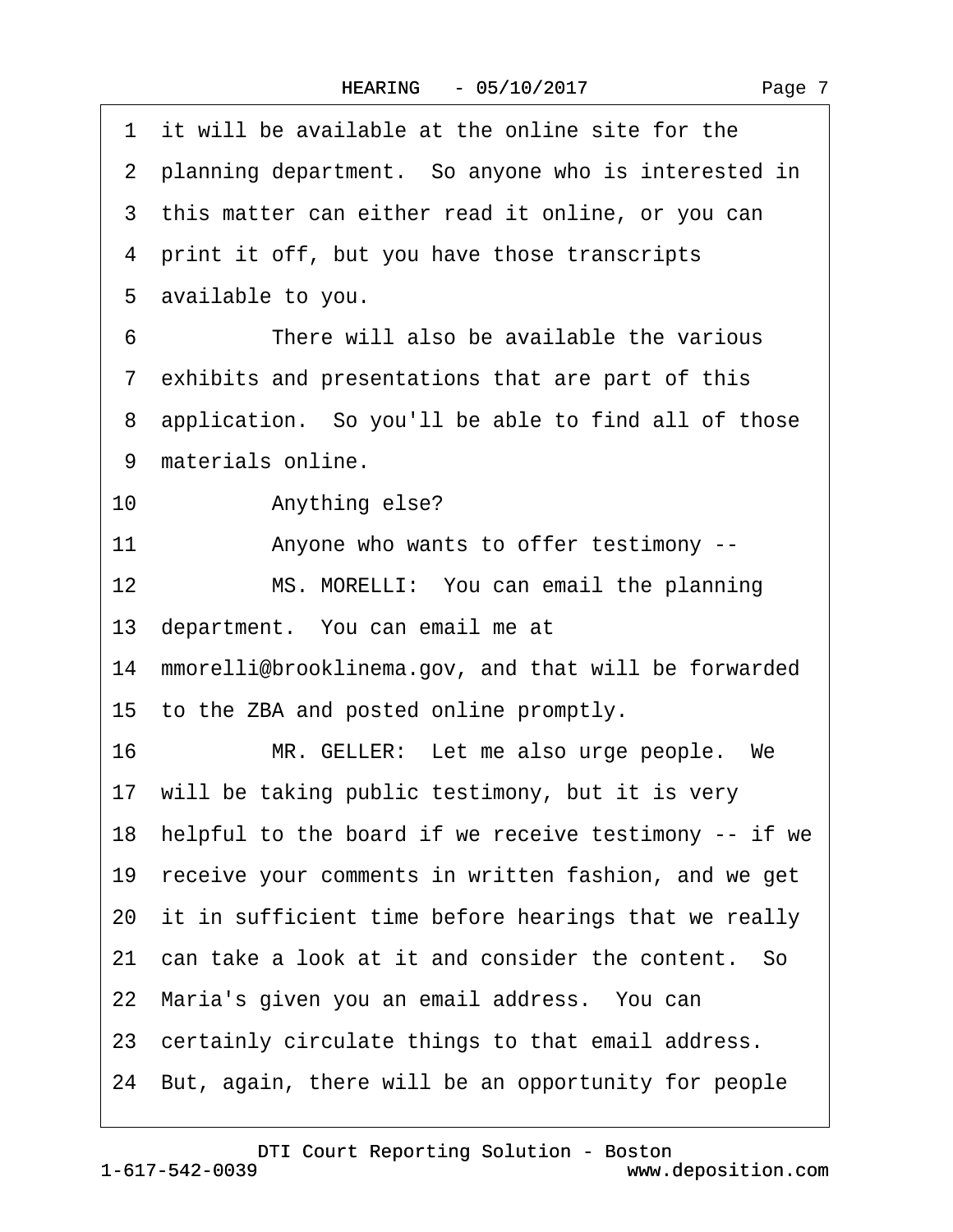1 it will be available at the online site for the
2 planning department. So anyone who is interested in
3 this matter can either read it online, or you can
4 print it off, but you have those transcripts
5 available to you.
6 There will also be available the various
7 exhibits and presentations that are part of this
8 application. So you'll be able to find all of those
9 materials online.
10 Anything else?
11 Anyone who wants to offer testimony --
12 MS. MORELLI: You can email the planning
13 department. You can email me at
14 mmorelli@brooklinema.gov, and that will be forwarded
15 to the ZBA and posted online promptly.
16 MR. GELLER: Let me also urge people. We
17 will be taking public testimony, but it is very
18 helpful to the board if we receive testimony -- if we
19 receive your comments in written fashion, and we get
20 it in sufficient time before hearings that we really
21 can take a look at it and consider the content. So
22 Maria's given you an email address. You can
23 certainly circulate things to that email address.
24 But, again, there will be an opportunity for people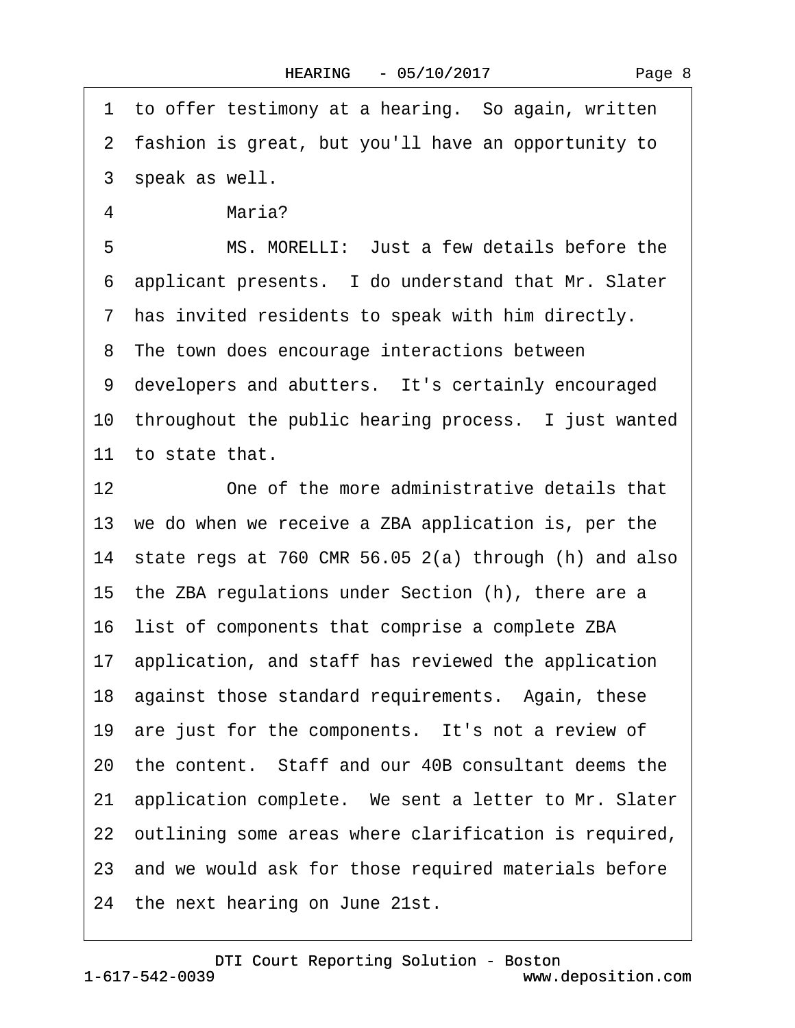1 to offer testimony at a hearing. So again, written
2 fashion is great, but you'll have an opportunity to
3 speak as well.
4 Maria?
5 MS. MORELLI: Just a few details before the
6 applicant presents. I do understand that Mr. Slater
7 has invited residents to speak with him directly.
8 The town does encourage interactions between
9 developers and abutters. It's certainly encouraged
10 throughout the public hearing process. I just wanted
11 to state that.
12 One of the more administrative details that
13 we do when we receive a ZBA application is, per the
14 state regs at 760 CMR 56.05 2(a) through (h) and also
15 the ZBA regulations under Section (h), there are a
16 list of components that comprise a complete ZBA
17 application, and staff has reviewed the application
18 against those standard requirements. Again, these
19 are just for the components. It's not a review of
20 the content. Staff and our 40B consultant deems the
21 application complete. We sent a letter to Mr. Slater
22 outlining some areas where clarification is required,
23 and we would ask for those required materials before
24 the next hearing on June 21st.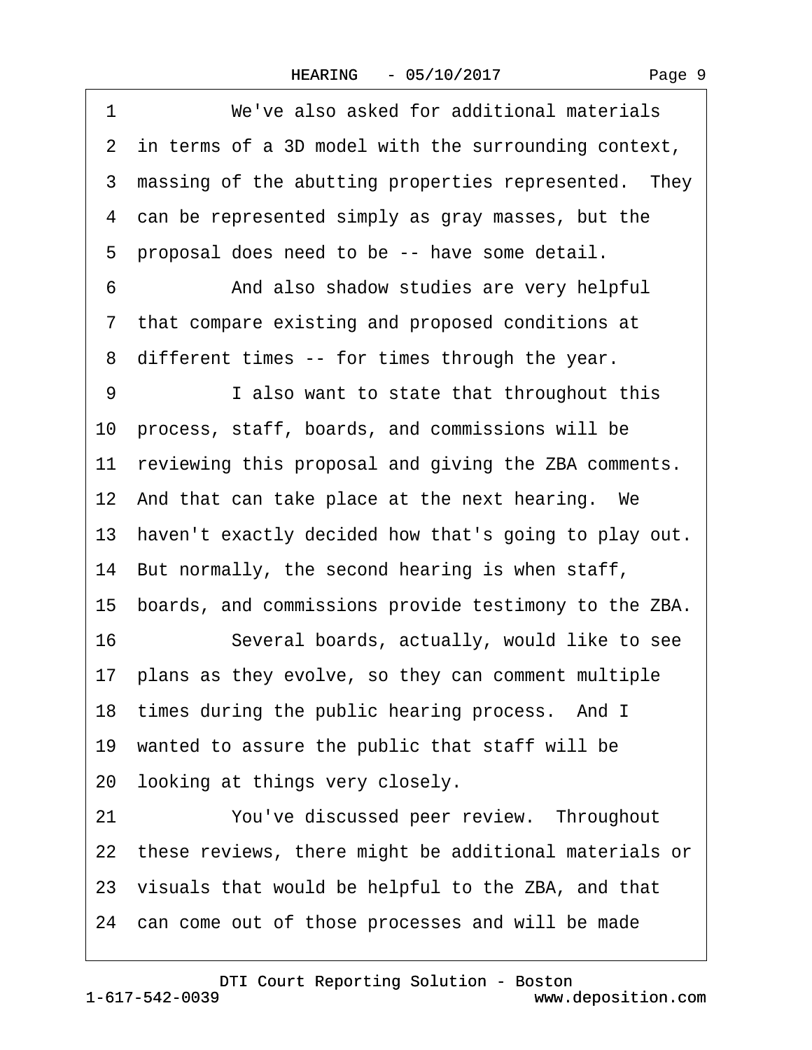1 We've also asked for additional materials
2 in terms of a 3D model with the surrounding context,
3 massing of the abutting properties represented. They
4 can be represented simply as gray masses, but the
5 proposal does need to be -- have some detail.
6 And also shadow studies are very helpful
7 that compare existing and proposed conditions at
8 different times -- for times through the year.
9 I also want to state that throughout this
10 process, staff, boards, and commissions will be
11 reviewing this proposal and giving the ZBA comments.
12 And that can take place at the next hearing. We
13 haven't exactly decided how that's going to play out.
14 But normally, the second hearing is when staff,
15 boards, and commissions provide testimony to the ZBA.
16 Several boards, actually, would like to see
17 plans as they evolve, so they can comment multiple
18 times during the public hearing process. And I
19 wanted to assure the public that staff will be
20 looking at things very closely.
21 You've discussed peer review. Throughout
22 these reviews, there might be additional materials or
23 visuals that would be helpful to the ZBA, and that
24 can come out of those processes and will be made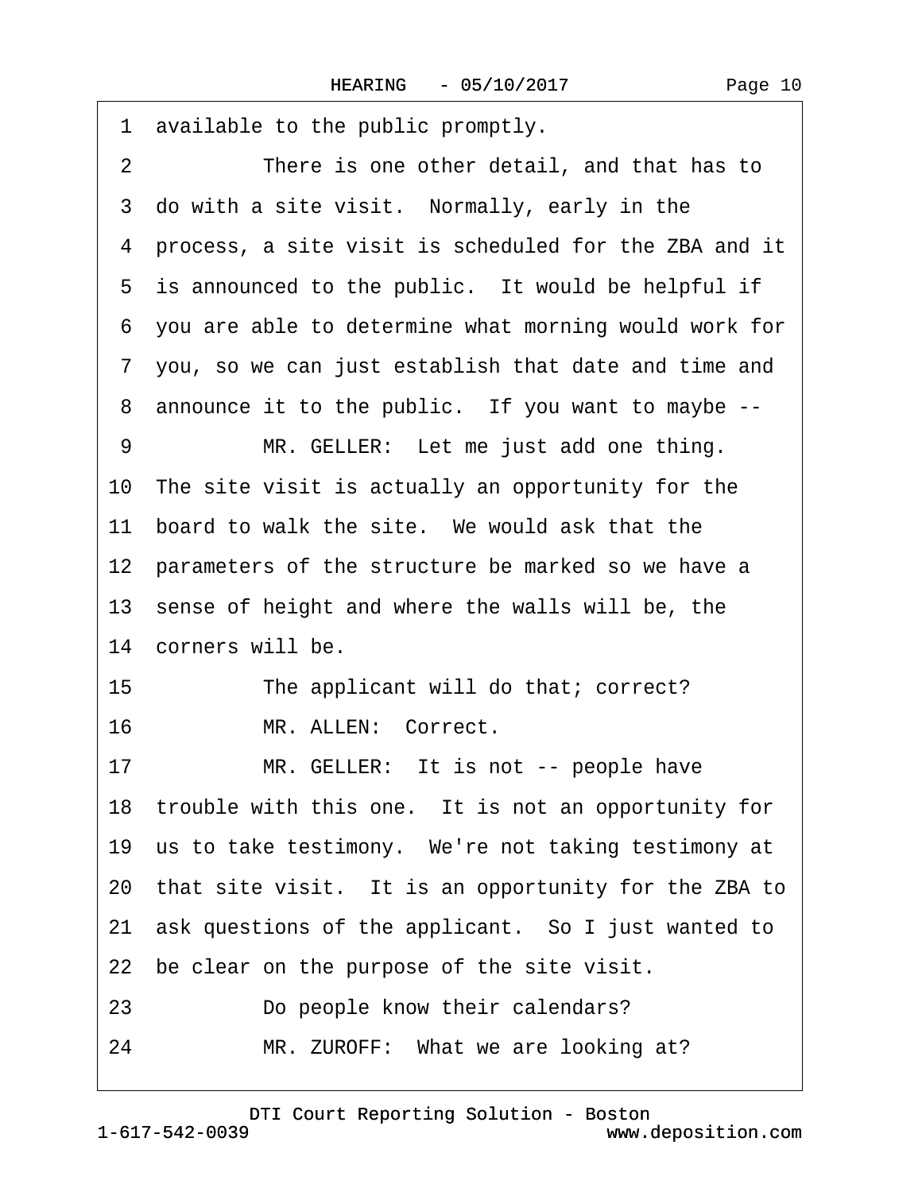1 available to the public promptly.

2 There is one other detail, and that has to

3 do with a site visit. Normally, early in the

4 process, a site visit is scheduled for the ZBA and it

5 is announced to the public. It would be helpful if

6 you are able to determine what morning would work for

7 you, so we can just establish that date and time and

8 announce it to the public. If you want to maybe --

9 MR. GELLER: Let me just add one thing.

10 The site visit is actually an opportunity for the

11 board to walk the site. We would ask that the

12 parameters of the structure be marked so we have a

13 sense of height and where the walls will be, the

14 corners will be.

15 The applicant will do that; correct?

16 MR. ALLEN: Correct.

17 MR. GELLER: It is not -- people have

18 trouble with this one. It is not an opportunity for

19 us to take testimony. We're not taking testimony at

20 that site visit. It is an opportunity for the ZBA to

21 ask questions of the applicant. So I just wanted to

22 be clear on the purpose of the site visit.

23 Do people know their calendars?

24 MR. ZUROFF: What we are looking at?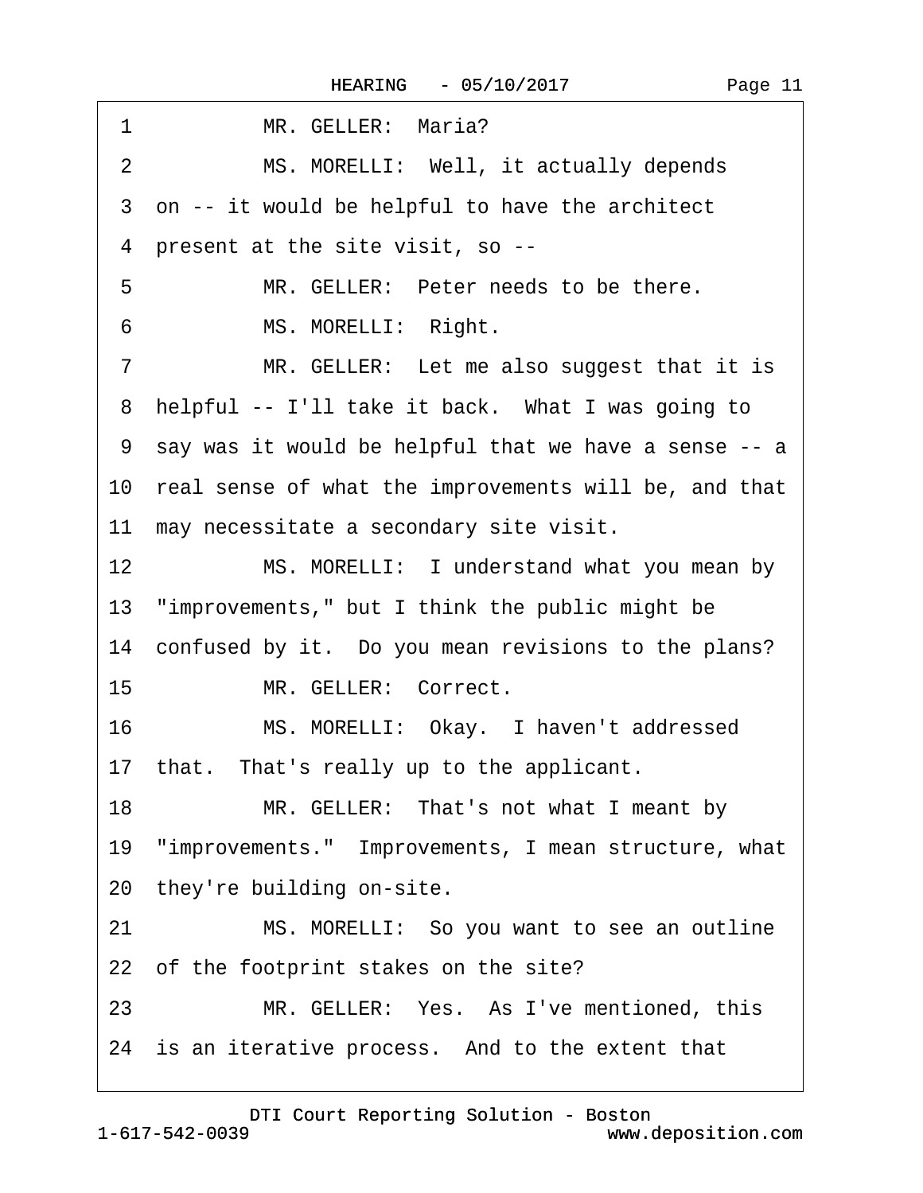1 MR. GELLER: Maria?

2 MS. MORELLI: Well, it actually depends

3 on -- it would be helpful to have the architect

4 present at the site visit, so --

5 MR. GELLER: Peter needs to be there.

6 MS. MORELLI: Right.

7 MR. GELLER: Let me also suggest that it is

8 helpful -- I'll take it back. What I was going to

9 say was it would be helpful that we have a sense -- a

10 real sense of what the improvements will be, and that

11 may necessitate a secondary site visit.

12 MS. MORELLI: I understand what you mean by

13 "improvements," but I think the public might be

14 confused by it. Do you mean revisions to the plans?

15 MR. GELLER: Correct.

16 MS. MORELLI: Okay. I haven't addressed

17 that. That's really up to the applicant.

18 MR. GELLER: That's not what I meant by

19 "improvements." Improvements, I mean structure, what

20 they're building on-site.

21 MS. MORELLI: So you want to see an outline

22 of the footprint stakes on the site?

23 MR. GELLER: Yes. As I've mentioned, this

24 is an iterative process. And to the extent that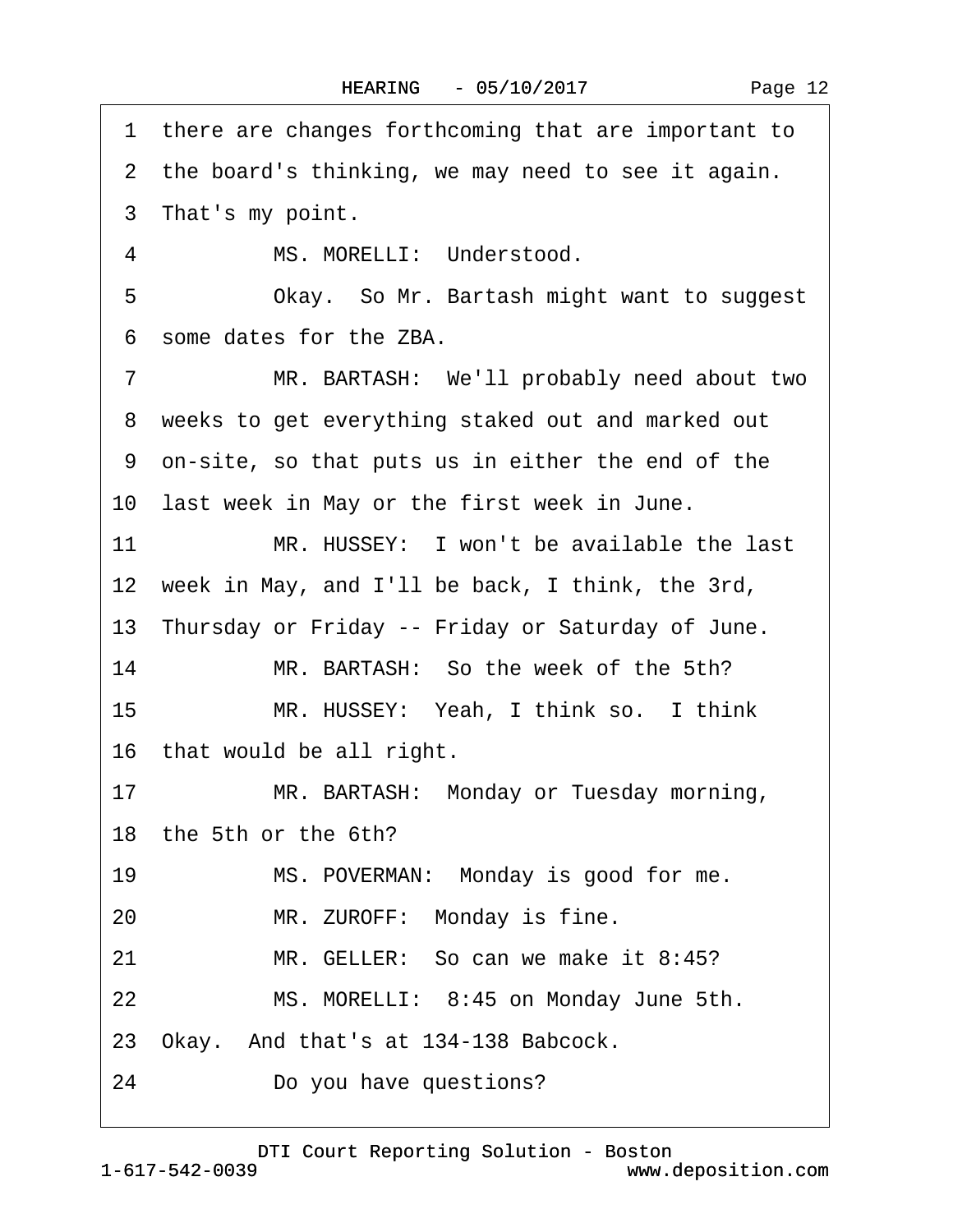1 there are changes forthcoming that are important to

2 the board's thinking, we may need to see it again.

3 That's my point.

4 MS. MORELLI: Understood.

5 Okay. So Mr. Bartash might want to suggest

6 some dates for the ZBA.

7 MR. BARTASH: We'll probably need about two

8 weeks to get everything staked out and marked out

9 on-site, so that puts us in either the end of the

10 last week in May or the first week in June.

11 MR. HUSSEY: I won't be available the last

12 week in May, and I'll be back, I think, the 3rd,

13 Thursday or Friday -- Friday or Saturday of June.

14 MR. BARTASH: So the week of the 5th?

15 MR. HUSSEY: Yeah, I think so. I think

16 that would be all right.

17 MR. BARTASH: Monday or Tuesday morning,

18 the 5th or the 6th?

19 MS. POVERMAN: Monday is good for me.

20 MR. ZUROFF: Monday is fine.

21 MR. GELLER: So can we make it 8:45?

22 MS. MORELLI: 8:45 on Monday June 5th.

23 Okay. And that's at 134-138 Babcock.

24 Do you have questions?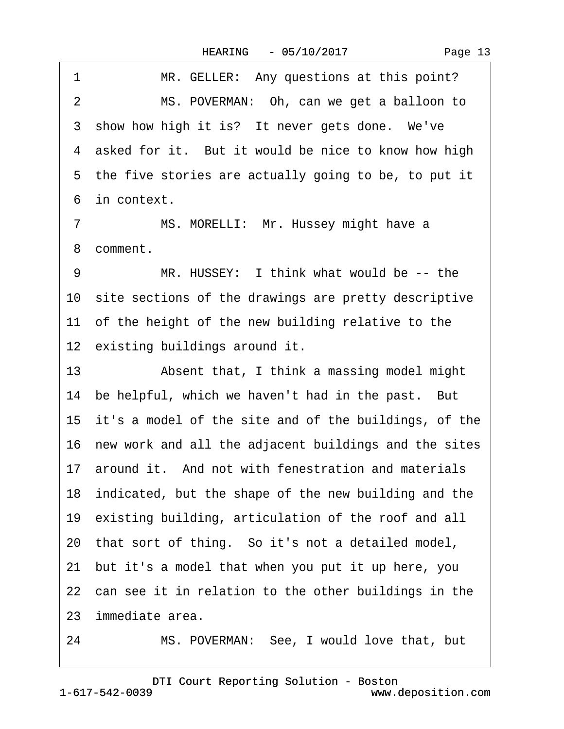1 MR. GELLER: Any questions at this point?

2 MS. POVERMAN: Oh, can we get a balloon to

3 show how high it is? It never gets done. We've

4 asked for it. But it would be nice to know how high

5 the five stories are actually going to be, to put it

6 in context.

7 MS. MORELLI: Mr. Hussey might have a

8 comment.

9 MR. HUSSEY: I think what would be -- the

10 site sections of the drawings are pretty descriptive

11 of the height of the new building relative to the

12 existing buildings around it.

13 Absent that, I think a massing model might

14 be helpful, which we haven't had in the past. But

15 it's a model of the site and of the buildings, of the

16 new work and all the adjacent buildings and the sites

17 around it. And not with fenestration and materials

18 indicated, but the shape of the new building and the

19 existing building, articulation of the roof and all

20 that sort of thing. So it's not a detailed model,

21 but it's a model that when you put it up here, you

22 can see it in relation to the other buildings in the

23 immediate area.

24 MS. POVERMAN: See, I would love that, but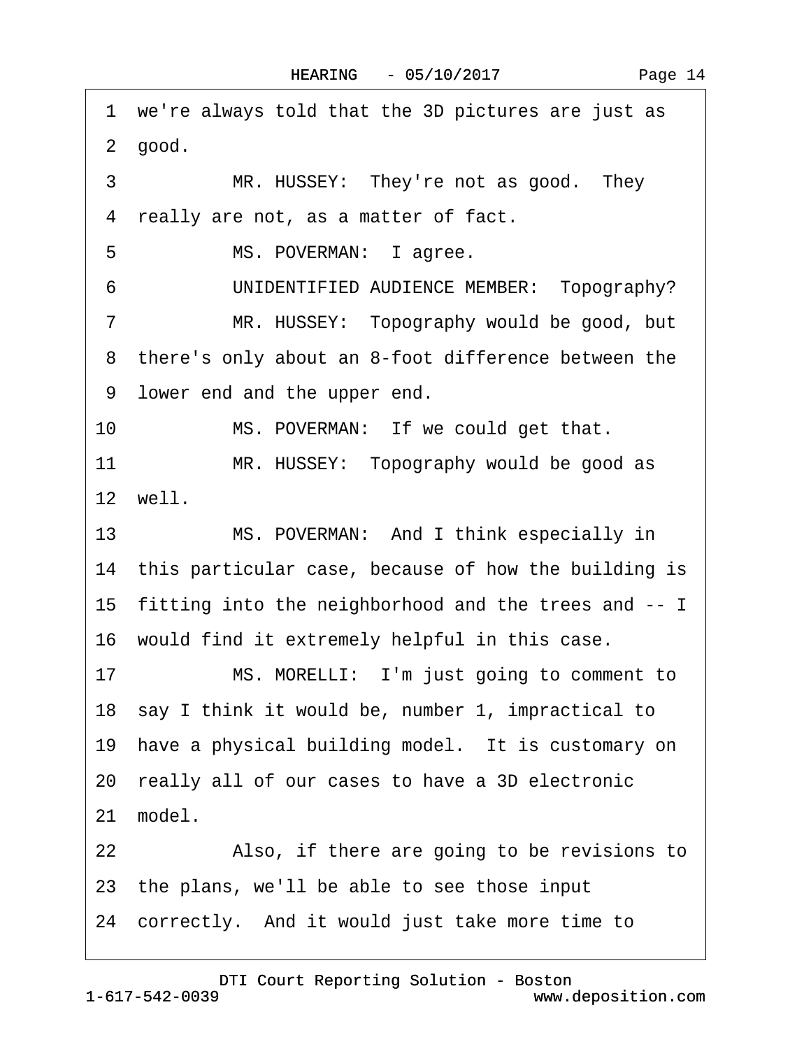1 we're always told that the 3D pictures are just as
2 good.
3 MR. HUSSEY: They're not as good. They
4 really are not, as a matter of fact.
5 MS. POVERMAN: I agree.
6 UNIDENTIFIED AUDIENCE MEMBER: Topography?
7 MR. HUSSEY: Topography would be good, but
8 there's only about an 8-foot difference between the
9 lower end and the upper end.
10 MS. POVERMAN: If we could get that.
11 MR. HUSSEY: Topography would be good as
12 well.
13 MS. POVERMAN: And I think especially in
14 this particular case, because of how the building is
15 fitting into the neighborhood and the trees and -- I
16 would find it extremely helpful in this case.
17 MS. MORELLI: I'm just going to comment to
18 say I think it would be, number 1, impractical to
19 have a physical building model. It is customary on
20 really all of our cases to have a 3D electronic
21 model.
22 Also, if there are going to be revisions to
23 the plans, we'll be able to see those input
24 correctly. And it would just take more time to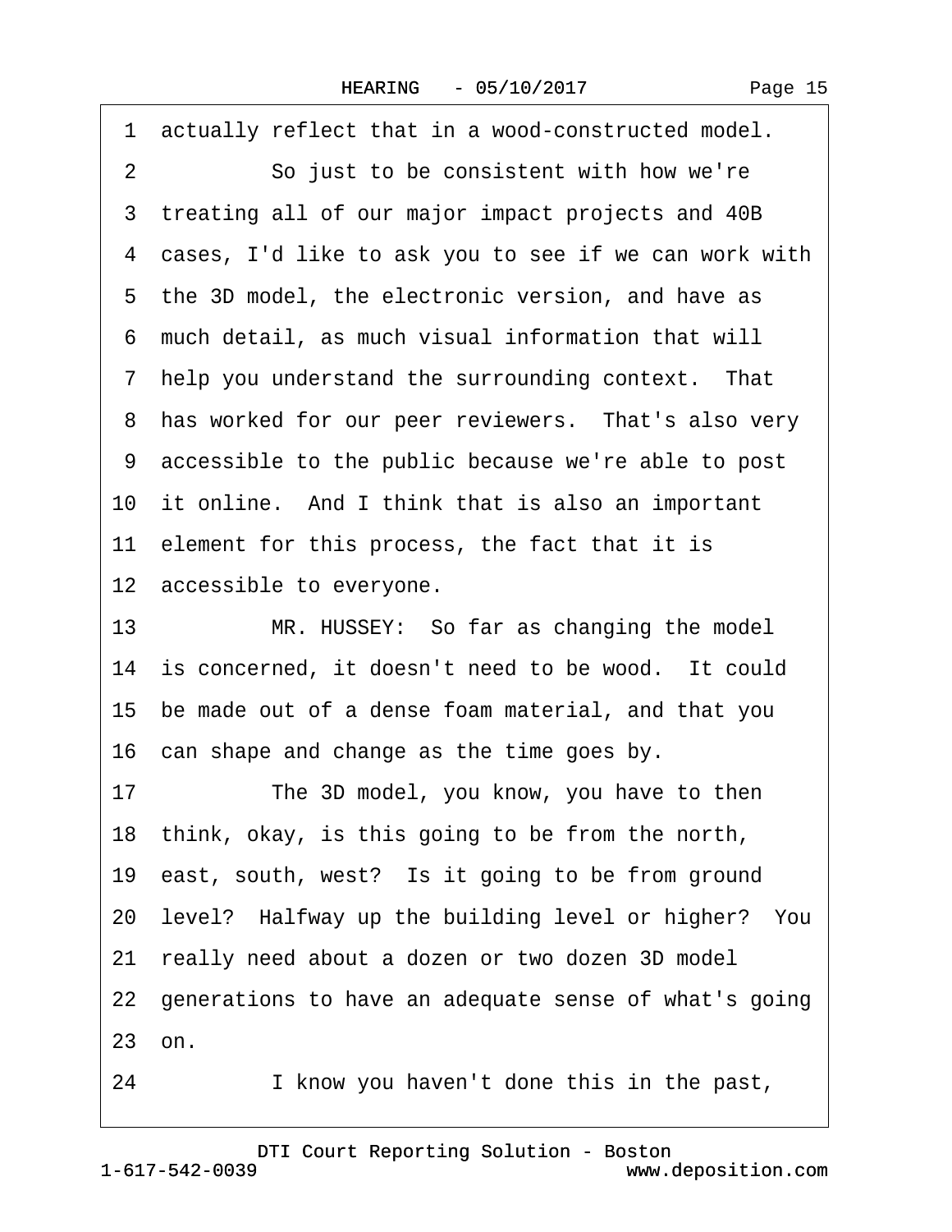1 actually reflect that in a wood-constructed model.

2 So just to be consistent with how we're

3 treating all of our major impact projects and 40B

4 cases, I'd like to ask you to see if we can work with

5 the 3D model, the electronic version, and have as

6 much detail, as much visual information that will

7 help you understand the surrounding context. That

8 has worked for our peer reviewers. That's also very

9 accessible to the public because we're able to post

10 it online. And I think that is also an important

11 element for this process, the fact that it is

12 accessible to everyone.

13 MR. HUSSEY: So far as changing the model

14 is concerned, it doesn't need to be wood. It could

15 be made out of a dense foam material, and that you

16 can shape and change as the time goes by.

17 The 3D model, you know, you have to then

18 think, okay, is this going to be from the north,

19 east, south, west? Is it going to be from ground

20 level? Halfway up the building level or higher? You

21 really need about a dozen or two dozen 3D model

22 generations to have an adequate sense of what's going

23 on.

24 I know you haven't done this in the past,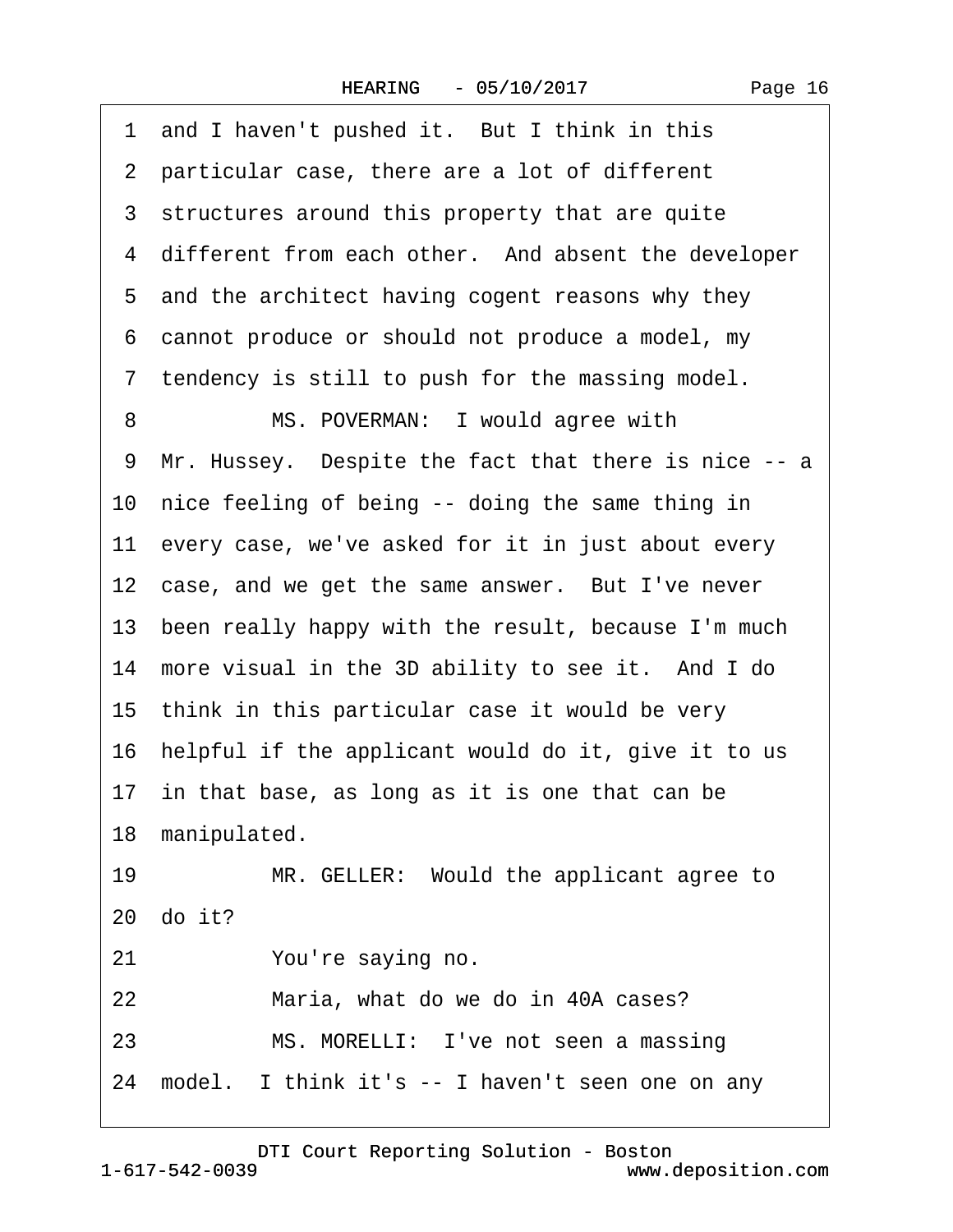1 and I haven't pushed it. But I think in this
2 particular case, there are a lot of different
3 structures around this property that are quite
4 different from each other. And absent the developer
5 and the architect having cogent reasons why they
6 cannot produce or should not produce a model, my
7 tendency is still to push for the massing model.

8 MS. POVERMAN: I would agree with
9 Mr. Hussey. Despite the fact that there is nice -- a
10 nice feeling of being -- doing the same thing in
11 every case, we've asked for it in just about every
12 case, and we get the same answer. But I've never
13 been really happy with the result, because I'm much
14 more visual in the 3D ability to see it. And I do
15 think in this particular case it would be very
16 helpful if the applicant would do it, give it to us
17 in that base, as long as it is one that can be
18 manipulated.

19 MR. GELLER: Would the applicant agree to
20 do it?

21 You're saying no.

22 Maria, what do we do in 40A cases?

23 MS. MORELLI: I've not seen a massing
24 model. I think it's -- I haven't seen one on any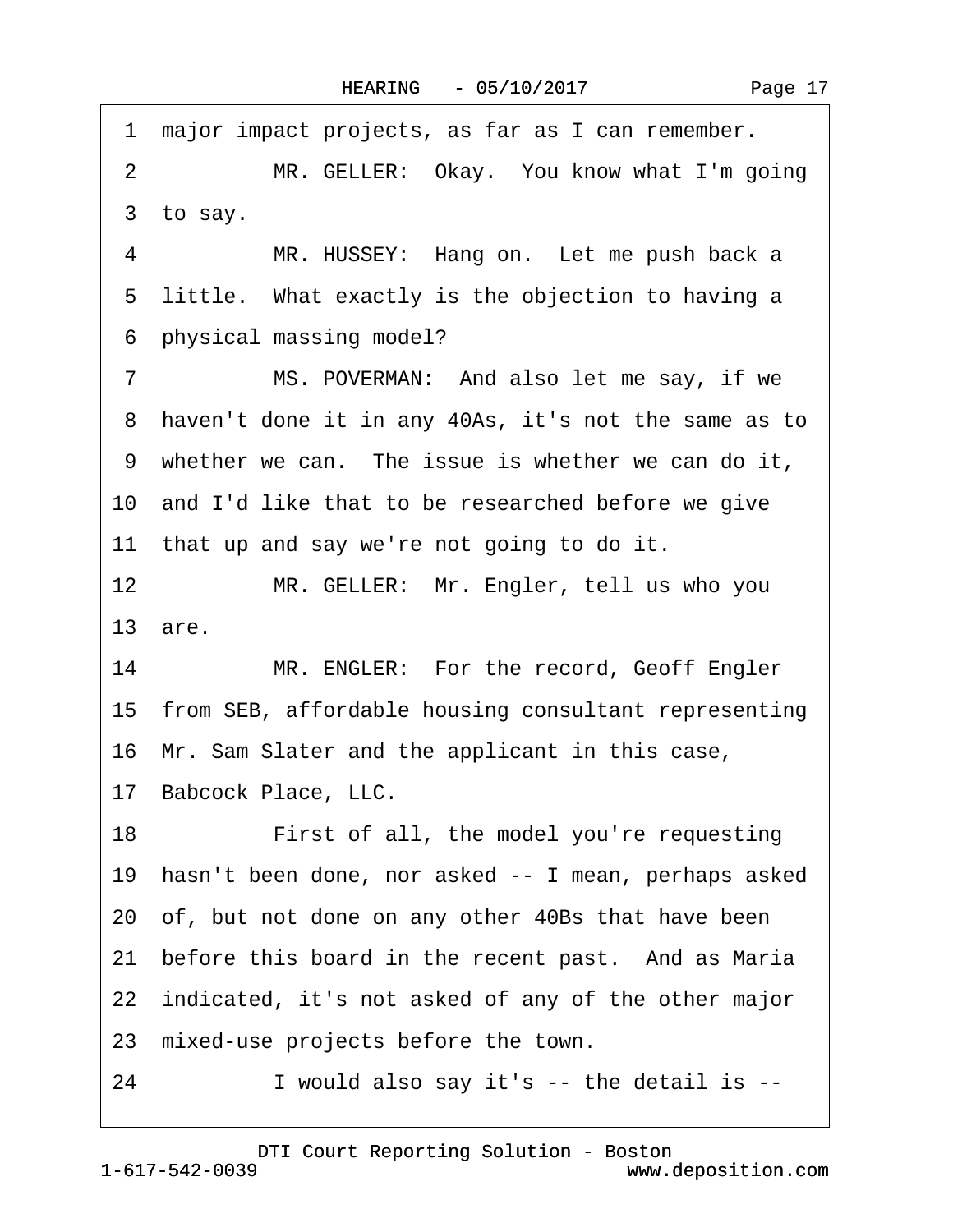1 major impact projects, as far as I can remember.

2 MR. GELLER: Okay. You know what I'm going

3 to say.

4 MR. HUSSEY: Hang on. Let me push back a

5 little. What exactly is the objection to having a

6 physical massing model?

7 MS. POVERMAN: And also let me say, if we

8 haven't done it in any 40As, it's not the same as to

9 whether we can. The issue is whether we can do it,

10 and I'd like that to be researched before we give

11 that up and say we're not going to do it.

12 MR. GELLER: Mr. Engler, tell us who you

13 are.

14 MR. ENGLER: For the record, Geoff Engler

15 from SEB, affordable housing consultant representing

16 Mr. Sam Slater and the applicant in this case,

17 Babcock Place, LLC.

18 First of all, the model you're requesting

19 hasn't been done, nor asked -- I mean, perhaps asked

20 of, but not done on any other 40Bs that have been

21 before this board in the recent past. And as Maria

22 indicated, it's not asked of any of the other major

23 mixed-use projects before the town.

24 I would also say it's -- the detail is --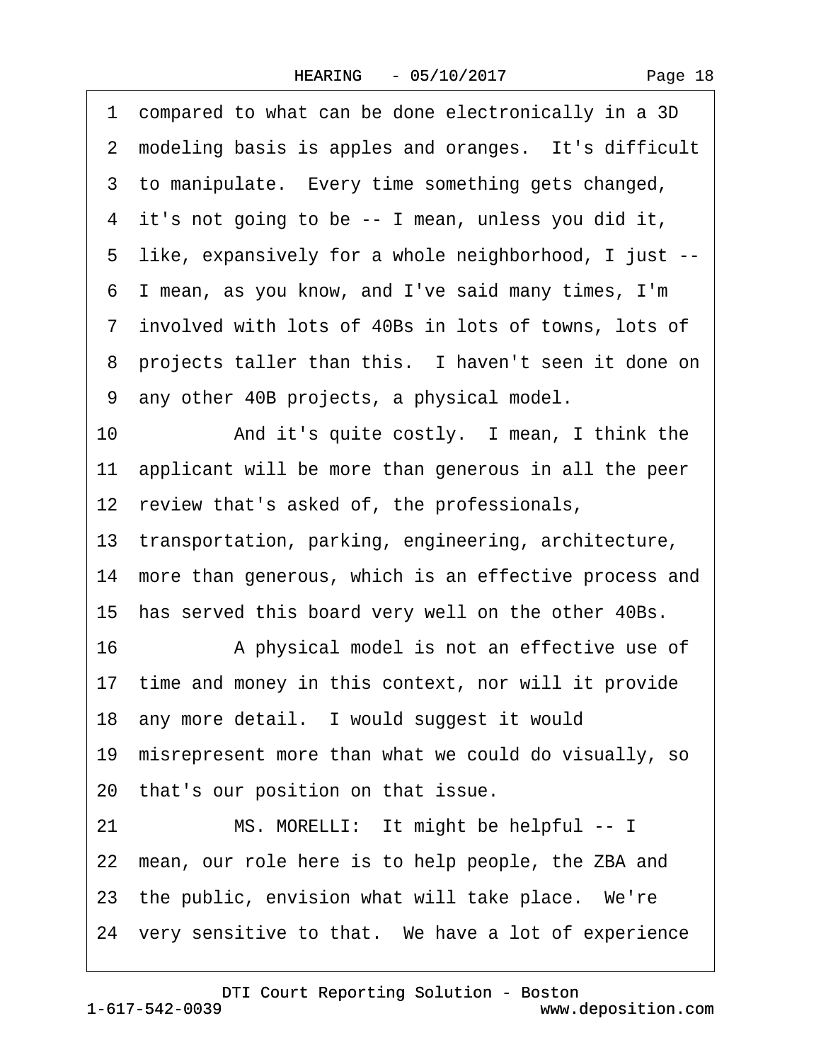1 compared to what can be done electronically in a 3D
2 modeling basis is apples and oranges. It's difficult
3 to manipulate. Every time something gets changed,
4 it's not going to be -- I mean, unless you did it,
5 like, expansively for a whole neighborhood, I just --
6 I mean, as you know, and I've said many times, I'm
7 involved with lots of 40Bs in lots of towns, lots of
8 projects taller than this. I haven't seen it done on
9 any other 40B projects, a physical model.
10 And it's quite costly. I mean, I think the
11 applicant will be more than generous in all the peer
12 review that's asked of, the professionals,
13 transportation, parking, engineering, architecture,
14 more than generous, which is an effective process and
15 has served this board very well on the other 40Bs.
16 A physical model is not an effective use of
17 time and money in this context, nor will it provide
18 any more detail. I would suggest it would
19 misrepresent more than what we could do visually, so
20 that's our position on that issue.
21 MS. MORELLI: It might be helpful -- I
22 mean, our role here is to help people, the ZBA and
23 the public, envision what will take place. We're
24 very sensitive to that. We have a lot of experience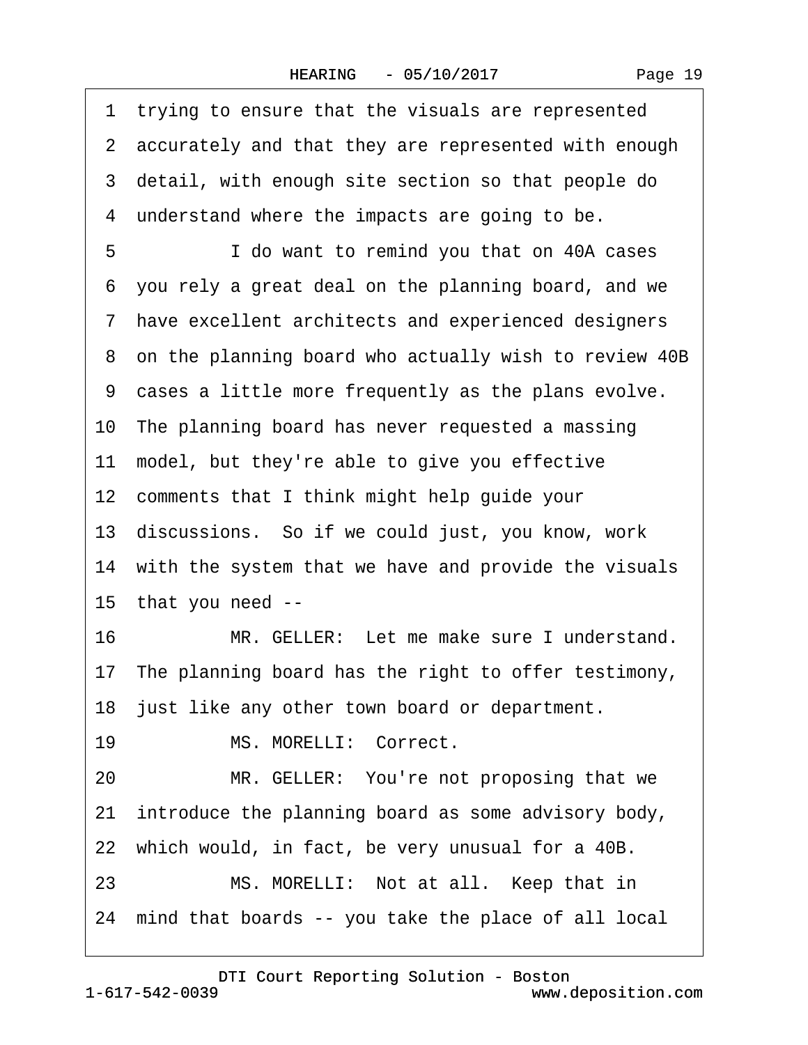1 trying to ensure that the visuals are represented
2 accurately and that they are represented with enough
3 detail, with enough site section so that people do
4 understand where the impacts are going to be.
5 I do want to remind you that on 40A cases
6 you rely a great deal on the planning board, and we
7 have excellent architects and experienced designers
8 on the planning board who actually wish to review 40B
9 cases a little more frequently as the plans evolve.
10 The planning board has never requested a massing
11 model, but they're able to give you effective
12 comments that I think might help guide your
13 discussions. So if we could just, you know, work
14 with the system that we have and provide the visuals
15 that you need --
16 MR. GELLER: Let me make sure I understand.
17 The planning board has the right to offer testimony,
18 just like any other town board or department.
19 MS. MORELLI: Correct.
20 MR. GELLER: You're not proposing that we
21 introduce the planning board as some advisory body,
22 which would, in fact, be very unusual for a 40B.
23 MS. MORELLI: Not at all. Keep that in
24 mind that boards -- you take the place of all local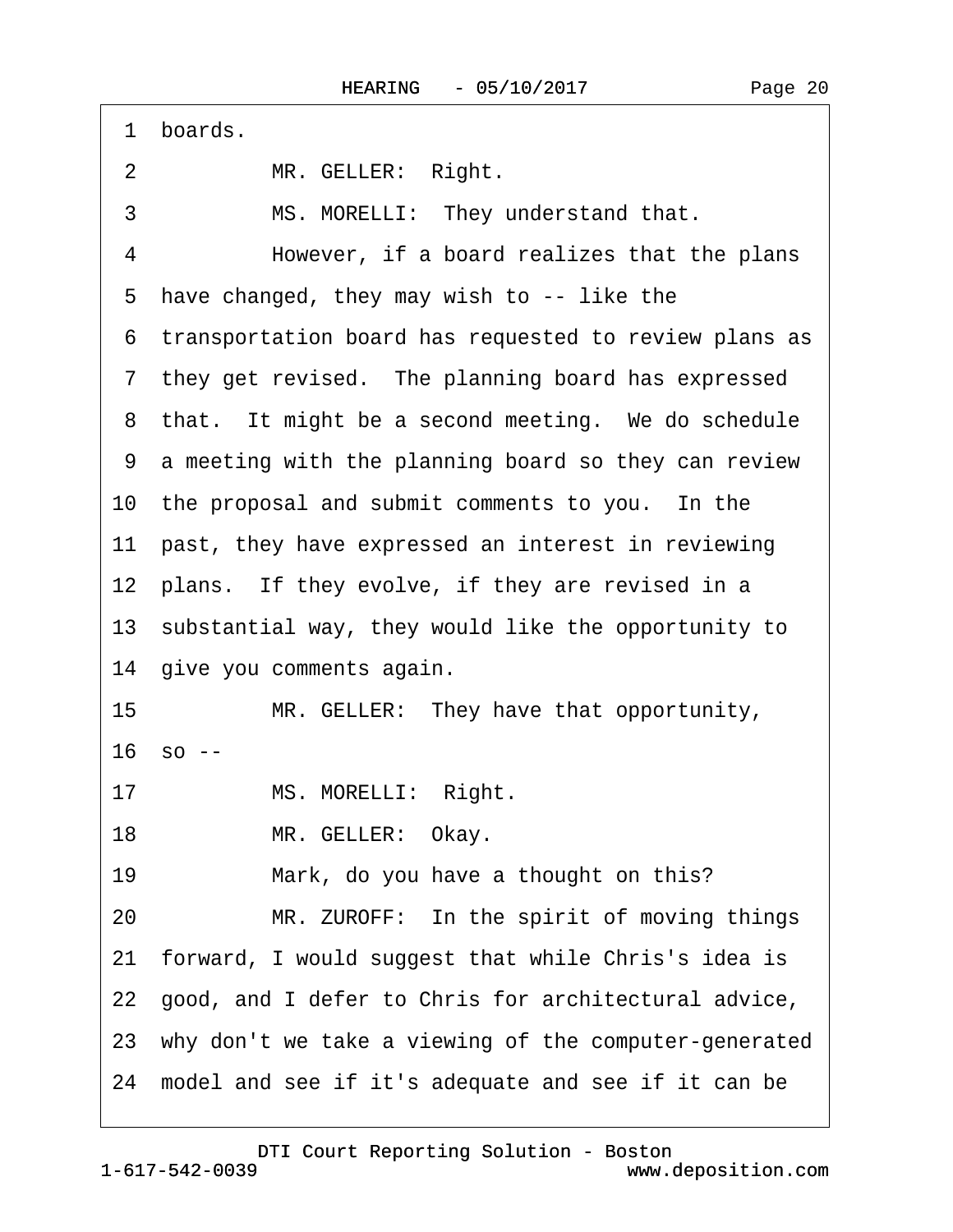1 boards.

2 MR. GELLER: Right.

3 MS. MORELLI: They understand that.

4 However, if a board realizes that the plans

5 have changed, they may wish to -- like the

6 transportation board has requested to review plans as

7 they get revised. The planning board has expressed

8 that. It might be a second meeting. We do schedule

9 a meeting with the planning board so they can review

10 the proposal and submit comments to you. In the

11 past, they have expressed an interest in reviewing

12 plans. If they evolve, if they are revised in a

13 substantial way, they would like the opportunity to

14 give you comments again.

15 MR. GELLER: They have that opportunity,

16 so --

17 MS. MORELLI: Right.

18 MR. GELLER: Okay.

19 Mark, do you have a thought on this?

20 MR. ZUROFF: In the spirit of moving things

21 forward, I would suggest that while Chris's idea is

22 good, and I defer to Chris for architectural advice,

23 why don't we take a viewing of the computer-generated

24 model and see if it's adequate and see if it can be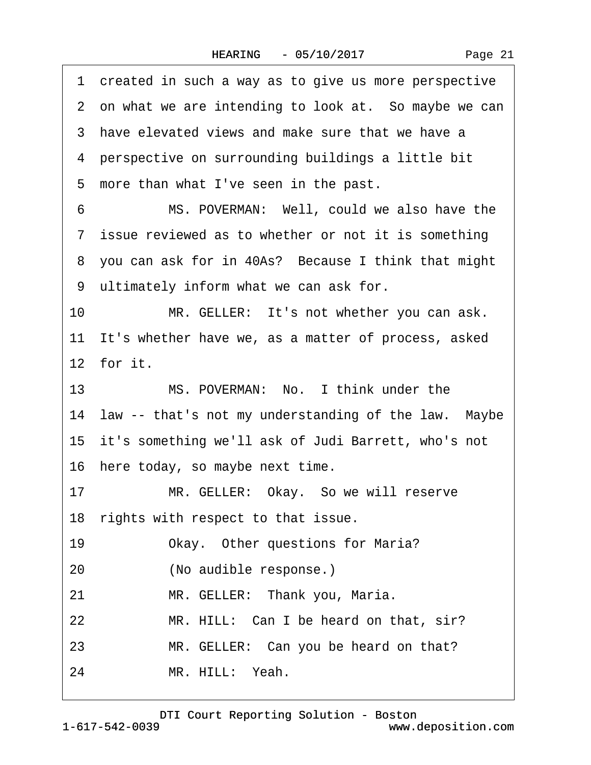1 created in such a way as to give us more perspective
2 on what we are intending to look at. So maybe we can
3 have elevated views and make sure that we have a
4 perspective on surrounding buildings a little bit
5 more than what I've seen in the past.
6 MS. POVERMAN: Well, could we also have the
7 issue reviewed as to whether or not it is something
8 you can ask for in 40As? Because I think that might
9 ultimately inform what we can ask for.
10 MR. GELLER: It's not whether you can ask.
11 It's whether have we, as a matter of process, asked
12 for it.
13 MS. POVERMAN: No. I think under the
14 law -- that's not my understanding of the law. Maybe
15 it's something we'll ask of Judi Barrett, who's not
16 here today, so maybe next time.
17 MR. GELLER: Okay. So we will reserve
18 rights with respect to that issue.
19 Okay. Other questions for Maria?
20 (No audible response.)
21 MR. GELLER: Thank you, Maria.
22 MR. HILL: Can I be heard on that, sir?
23 MR. GELLER: Can you be heard on that?
24 MR. HILL: Yeah.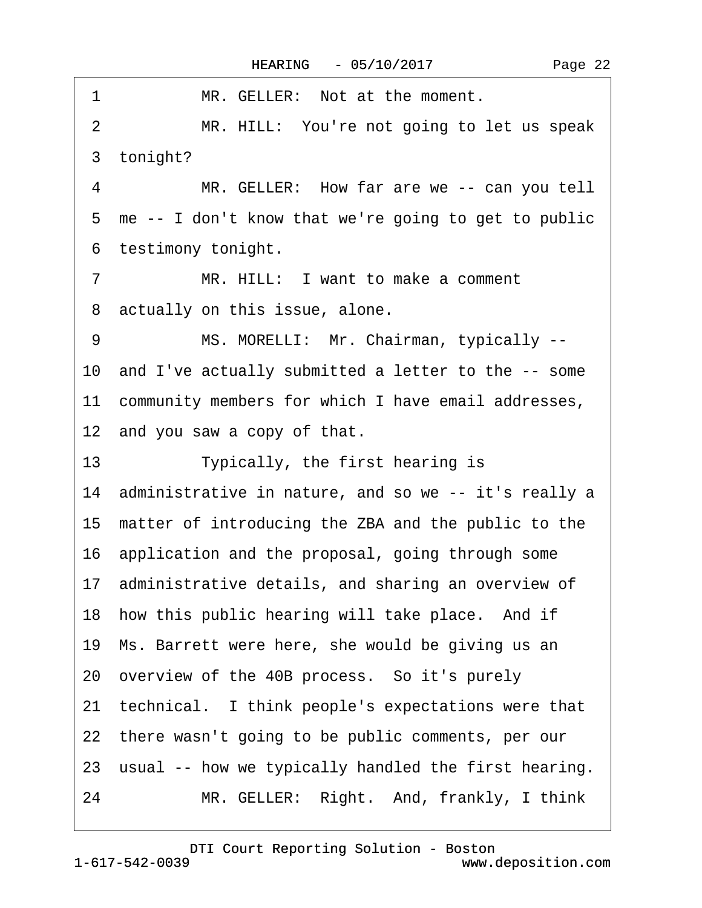1 MR. GELLER: Not at the moment.

2 MR. HILL: You're not going to let us speak

3 tonight?

4 MR. GELLER: How far are we -- can you tell

5 me -- I don't know that we're going to get to public

6 testimony tonight.

7 MR. HILL: I want to make a comment

8 actually on this issue, alone.

9 MS. MORELLI: Mr. Chairman, typically --

10 and I've actually submitted a letter to the -- some

11 community members for which I have email addresses,

12 and you saw a copy of that.

13 Typically, the first hearing is

14 administrative in nature, and so we -- it's really a

15 matter of introducing the ZBA and the public to the

16 application and the proposal, going through some

17 administrative details, and sharing an overview of

18 how this public hearing will take place. And if

19 Ms. Barrett were here, she would be giving us an

20 overview of the 40B process. So it's purely

21 technical. I think people's expectations were that

22 there wasn't going to be public comments, per our

23 usual -- how we typically handled the first hearing.

24 MR. GELLER: Right. And, frankly, I think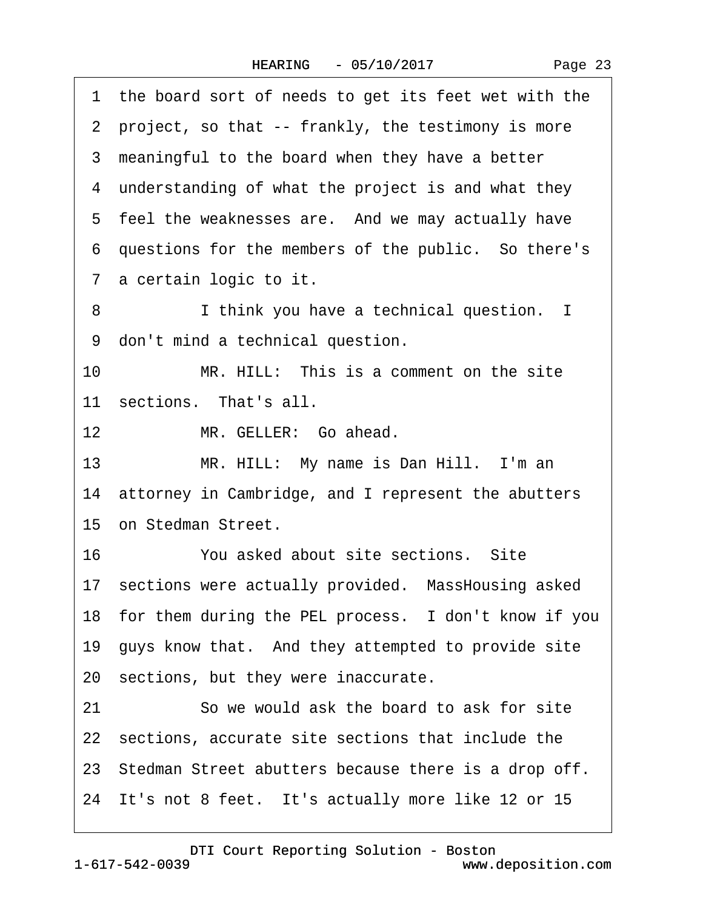1 the board sort of needs to get its feet wet with the
2 project, so that -- frankly, the testimony is more
3 meaningful to the board when they have a better
4 understanding of what the project is and what they
5 feel the weaknesses are. And we may actually have
6 questions for the members of the public. So there's
7 a certain logic to it.

8 I think you have a technical question. I
9 don't mind a technical question.

10 MR. HILL: This is a comment on the site
11 sections. That's all.

12 MR. GELLER: Go ahead.

13 MR. HILL: My name is Dan Hill. I'm an
14 attorney in Cambridge, and I represent the abutters
15 on Stedman Street.

16 You asked about site sections. Site
17 sections were actually provided. MassHousing asked
18 for them during the PEL process. I don't know if you
19 guys know that. And they attempted to provide site
20 sections, but they were inaccurate.

21 So we would ask the board to ask for site
22 sections, accurate site sections that include the
23 Stedman Street abutters because there is a drop off.
24 It's not 8 feet. It's actually more like 12 or 15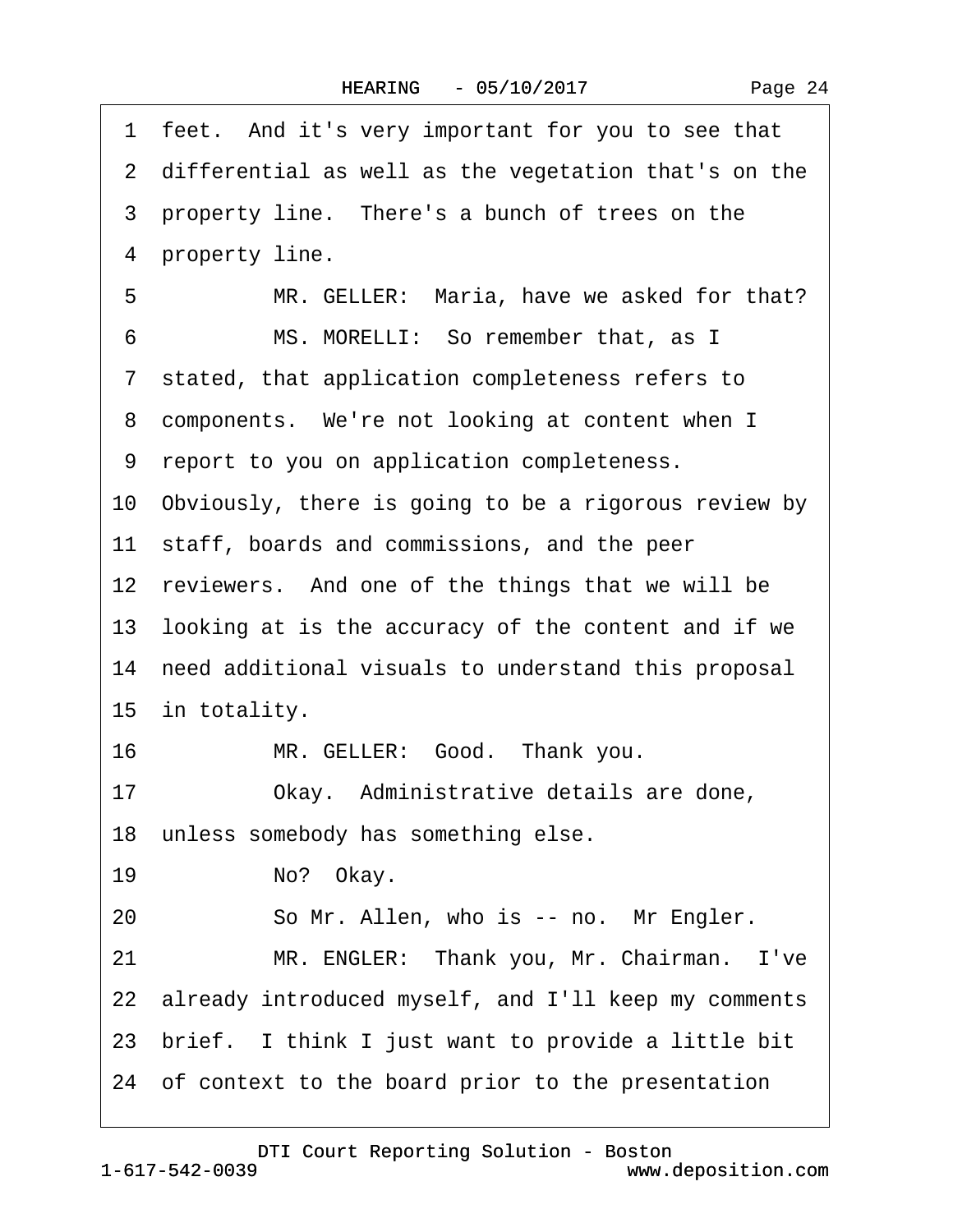1 feet. And it's very important for you to see that
2 differential as well as the vegetation that's on the
3 property line. There's a bunch of trees on the
4 property line.
5 MR. GELLER: Maria, have we asked for that?
6 MS. MORELLI: So remember that, as I
7 stated, that application completeness refers to
8 components. We're not looking at content when I
9 report to you on application completeness.
10 Obviously, there is going to be a rigorous review by
11 staff, boards and commissions, and the peer
12 reviewers. And one of the things that we will be
13 looking at is the accuracy of the content and if we
14 need additional visuals to understand this proposal
15 in totality.
16 MR. GELLER: Good. Thank you.
17 Okay. Administrative details are done,
18 unless somebody has something else.
19 No? Okay.
20 So Mr. Allen, who is -- no. Mr Engler.
21 MR. ENGLER: Thank you, Mr. Chairman. I've
22 already introduced myself, and I'll keep my comments
23 brief. I think I just want to provide a little bit
24 of context to the board prior to the presentation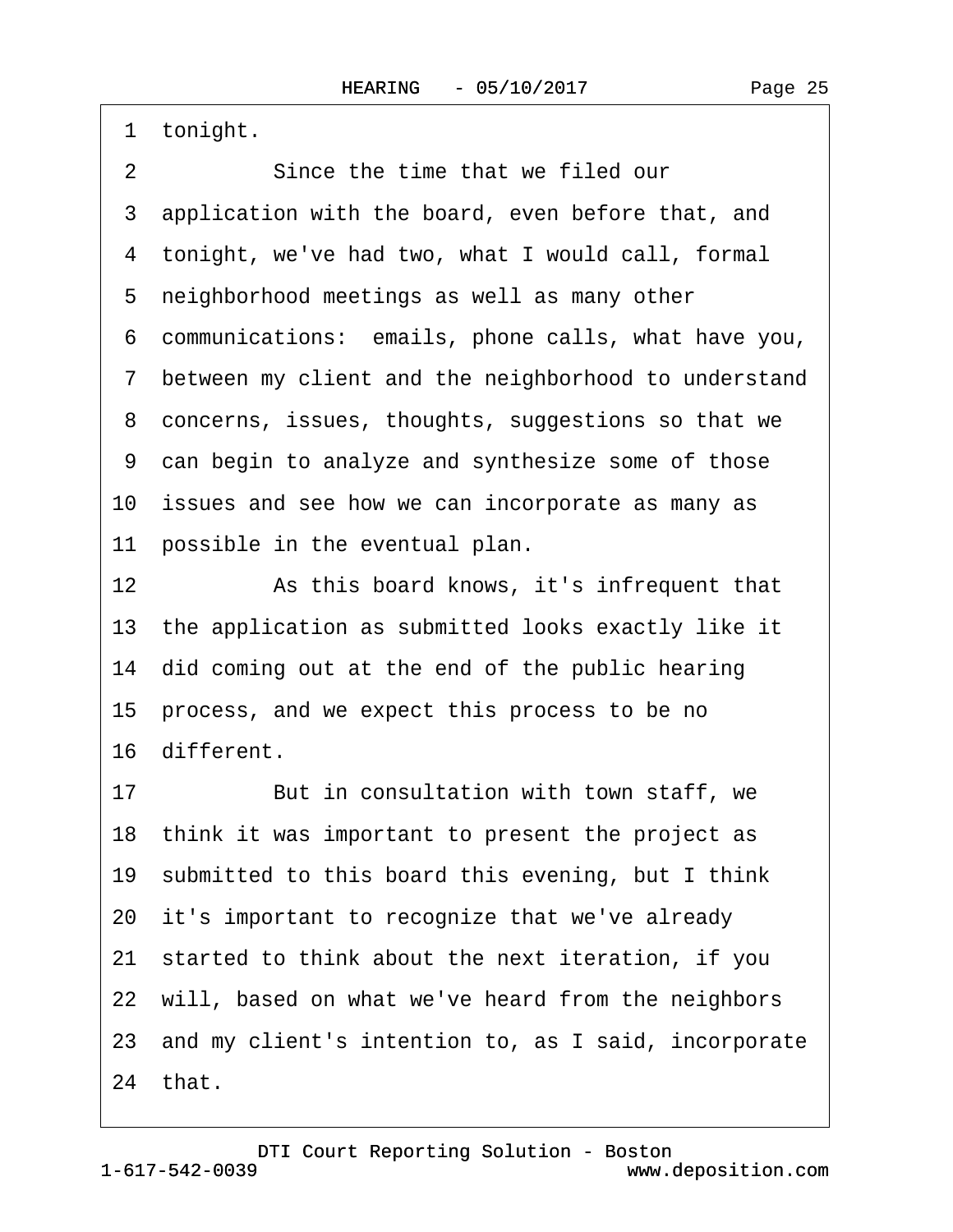1 tonight.

2 Since the time that we filed our

3 application with the board, even before that, and

4 tonight, we've had two, what I would call, formal

5 neighborhood meetings as well as many other

6 communications: emails, phone calls, what have you,

7 between my client and the neighborhood to understand

8 concerns, issues, thoughts, suggestions so that we

9 can begin to analyze and synthesize some of those

10 issues and see how we can incorporate as many as

11 possible in the eventual plan.

12 As this board knows, it's infrequent that

13 the application as submitted looks exactly like it

14 did coming out at the end of the public hearing

15 process, and we expect this process to be no

16 different.

17 But in consultation with town staff, we

18 think it was important to present the project as

19 submitted to this board this evening, but I think

20 it's important to recognize that we've already

21 started to think about the next iteration, if you

22 will, based on what we've heard from the neighbors

23 and my client's intention to, as I said, incorporate

24 that.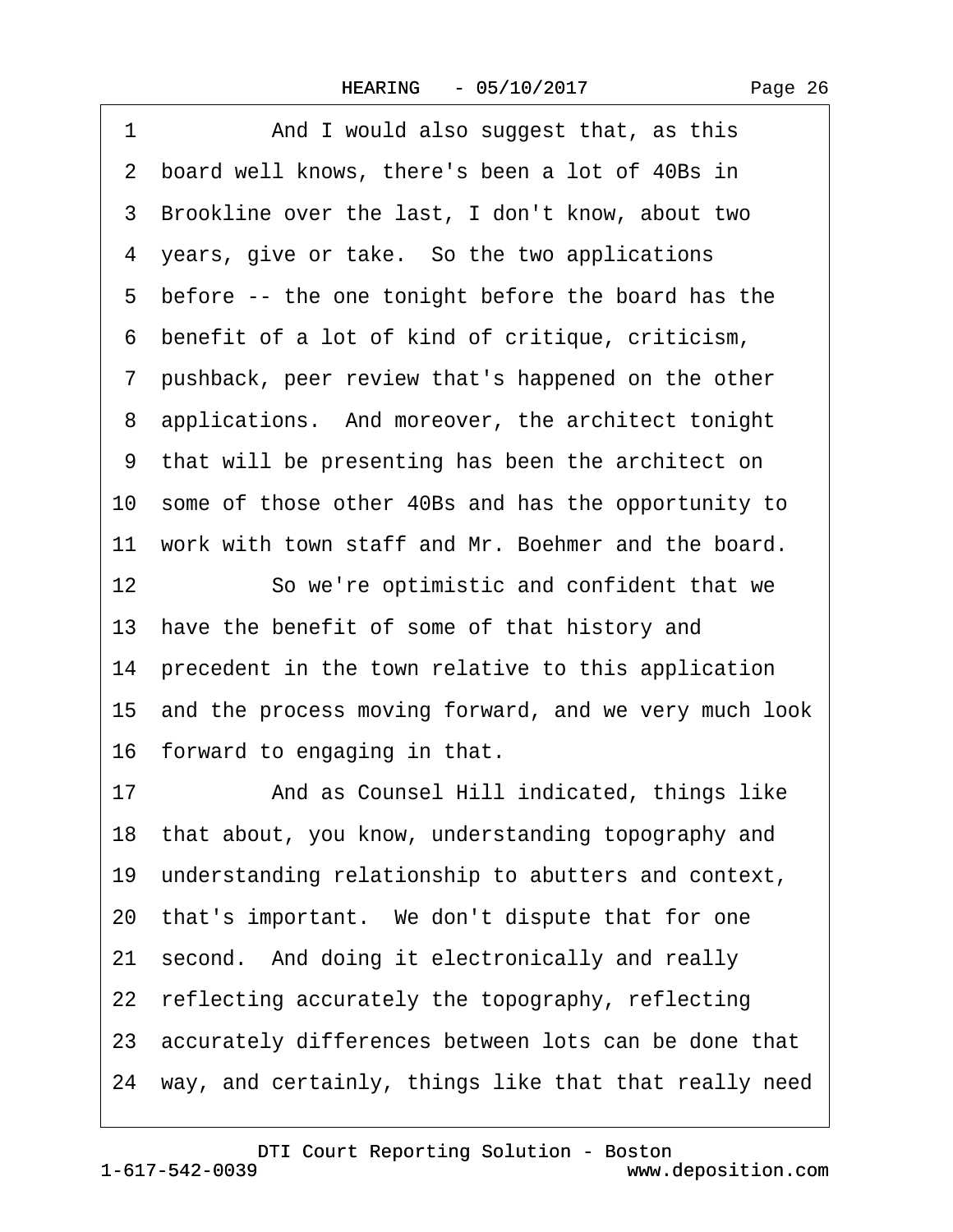1 And I would also suggest that, as this
2 board well knows, there's been a lot of 40Bs in
3 Brookline over the last, I don't know, about two
4 years, give or take. So the two applications
5 before -- the one tonight before the board has the
6 benefit of a lot of kind of critique, criticism,
7 pushback, peer review that's happened on the other
8 applications. And moreover, the architect tonight
9 that will be presenting has been the architect on
10 some of those other 40Bs and has the opportunity to
11 work with town staff and Mr. Boehmer and the board.
12 So we're optimistic and confident that we
13 have the benefit of some of that history and
14 precedent in the town relative to this application
15 and the process moving forward, and we very much look
16 forward to engaging in that.
17 And as Counsel Hill indicated, things like
18 that about, you know, understanding topography and
19 understanding relationship to abutters and context,
20 that's important. We don't dispute that for one
21 second. And doing it electronically and really
22 reflecting accurately the topography, reflecting
23 accurately differences between lots can be done that
24 way, and certainly, things like that that really need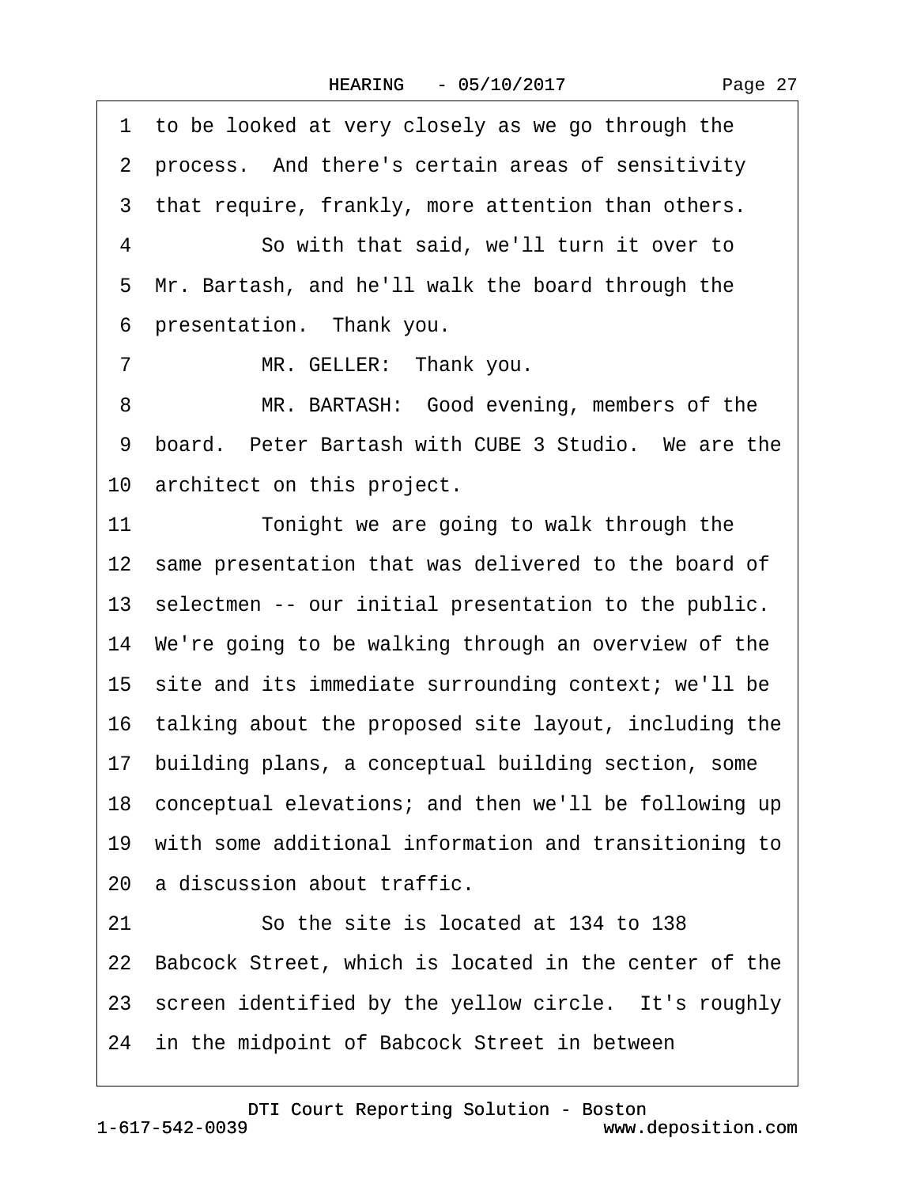1 to be looked at very closely as we go through the
2 process. And there's certain areas of sensitivity
3 that require, frankly, more attention than others.
4 So with that said, we'll turn it over to
5 Mr. Bartash, and he'll walk the board through the
6 presentation. Thank you.
7 MR. GELLER: Thank you.
8 MR. BARTASH: Good evening, members of the
9 board. Peter Bartash with CUBE 3 Studio. We are the
10 architect on this project.
11 Tonight we are going to walk through the
12 same presentation that was delivered to the board of
13 selectmen -- our initial presentation to the public.
14 We're going to be walking through an overview of the
15 site and its immediate surrounding context; we'll be
16 talking about the proposed site layout, including the
17 building plans, a conceptual building section, some
18 conceptual elevations; and then we'll be following up
19 with some additional information and transitioning to
20 a discussion about traffic.
21 So the site is located at 134 to 138
22 Babcock Street, which is located in the center of the
23 screen identified by the yellow circle. It's roughly
24 in the midpoint of Babcock Street in between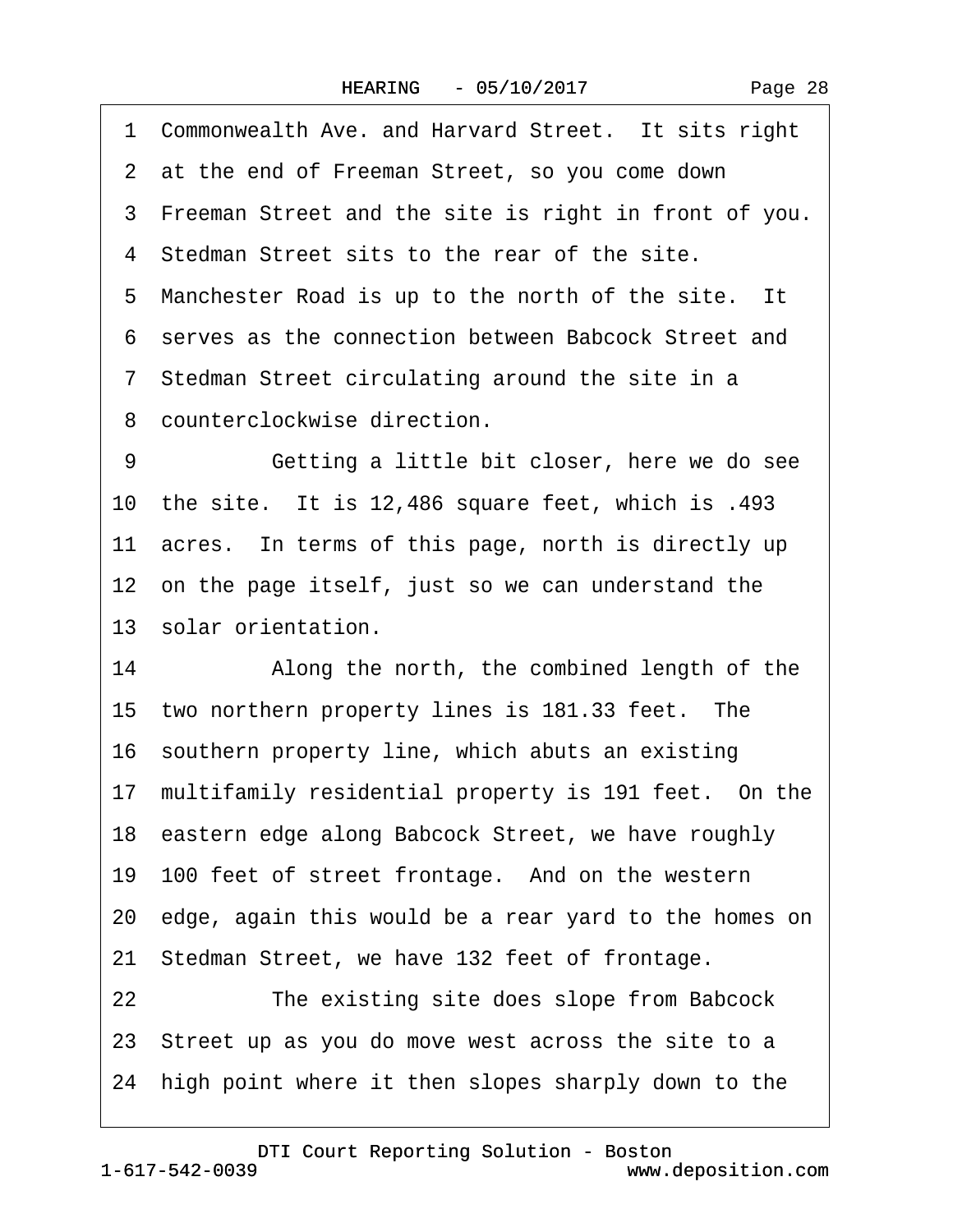1 Commonwealth Ave. and Harvard Street. It sits right
2 at the end of Freeman Street, so you come down
3 Freeman Street and the site is right in front of you.
4 Stedman Street sits to the rear of the site.
5 Manchester Road is up to the north of the site. It
6 serves as the connection between Babcock Street and
7 Stedman Street circulating around the site in a
8 counterclockwise direction.
9 Getting a little bit closer, here we do see
10 the site. It is 12,486 square feet, which is .493
11 acres. In terms of this page, north is directly up
12 on the page itself, just so we can understand the
13 solar orientation.
14 Along the north, the combined length of the
15 two northern property lines is 181.33 feet. The
16 southern property line, which abuts an existing
17 multifamily residential property is 191 feet. On the
18 eastern edge along Babcock Street, we have roughly
19 100 feet of street frontage. And on the western
20 edge, again this would be a rear yard to the homes on
21 Stedman Street, we have 132 feet of frontage.
22 The existing site does slope from Babcock
23 Street up as you do move west across the site to a
24 high point where it then slopes sharply down to the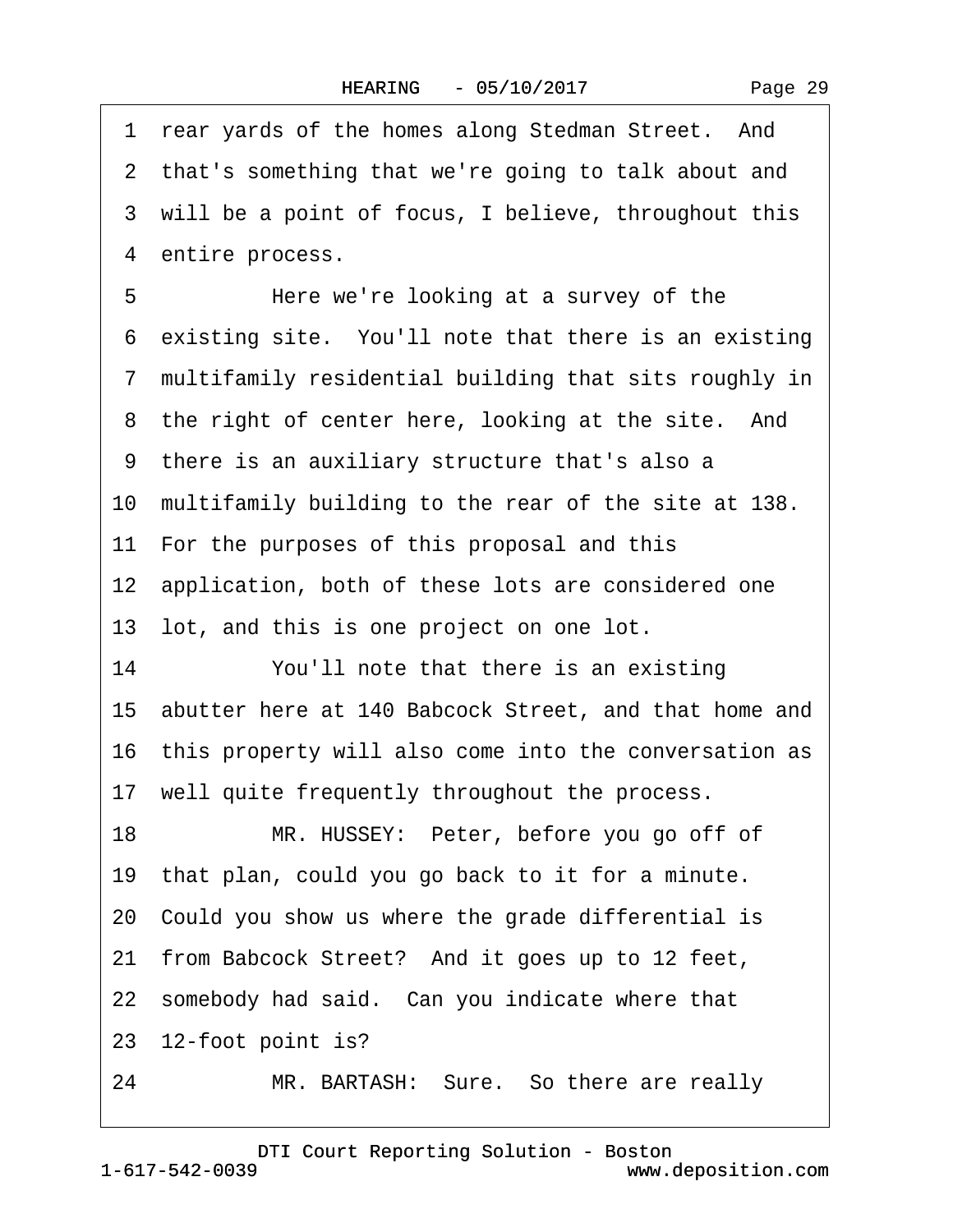1 rear yards of the homes along Stedman Street. And
2 that's something that we're going to talk about and
3 will be a point of focus, I believe, throughout this
4 entire process.

5 Here we're looking at a survey of the
6 existing site. You'll note that there is an existing
7 multifamily residential building that sits roughly in
8 the right of center here, looking at the site. And
9 there is an auxiliary structure that's also a
10 multifamily building to the rear of the site at 138.
11 For the purposes of this proposal and this
12 application, both of these lots are considered one
13 lot, and this is one project on one lot.

14 You'll note that there is an existing
15 abutter here at 140 Babcock Street, and that home and
16 this property will also come into the conversation as
17 well quite frequently throughout the process.

18 MR. HUSSEY: Peter, before you go off of
19 that plan, could you go back to it for a minute.
20 Could you show us where the grade differential is
21 from Babcock Street? And it goes up to 12 feet,
22 somebody had said. Can you indicate where that
23 12-foot point is?

24 MR. BARTASH: Sure. So there are really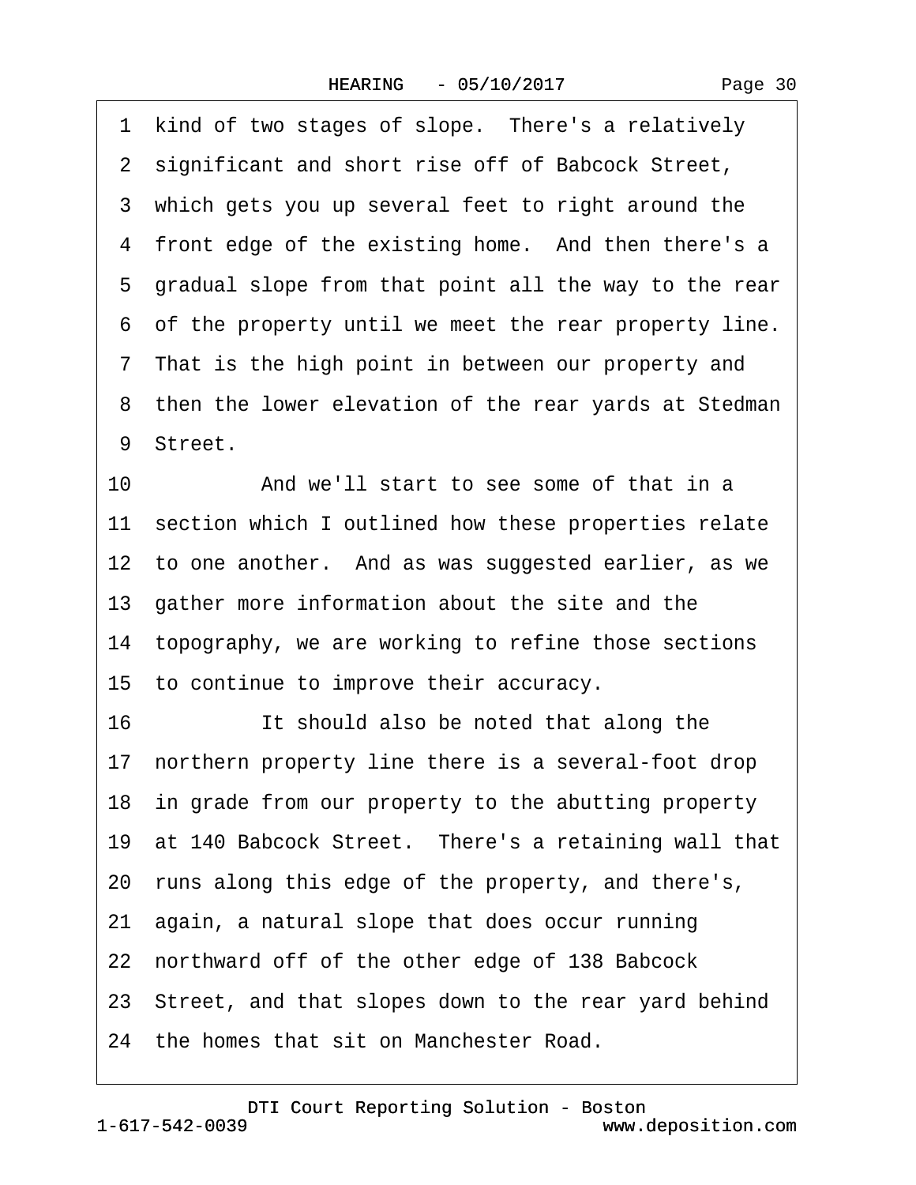1 kind of two stages of slope. There's a relatively
2 significant and short rise off of Babcock Street,
3 which gets you up several feet to right around the
4 front edge of the existing home. And then there's a
5 gradual slope from that point all the way to the rear
6 of the property until we meet the rear property line.
7 That is the high point in between our property and
8 then the lower elevation of the rear yards at Stedman
9 Street.

10 And we'll start to see some of that in a
11 section which I outlined how these properties relate
12 to one another. And as was suggested earlier, as we
13 gather more information about the site and the
14 topography, we are working to refine those sections
15 to continue to improve their accuracy.

16 It should also be noted that along the
17 northern property line there is a several-foot drop
18 in grade from our property to the abutting property
19 at 140 Babcock Street. There's a retaining wall that
20 runs along this edge of the property, and there's,
21 again, a natural slope that does occur running
22 northward off of the other edge of 138 Babcock
23 Street, and that slopes down to the rear yard behind
24 the homes that sit on Manchester Road.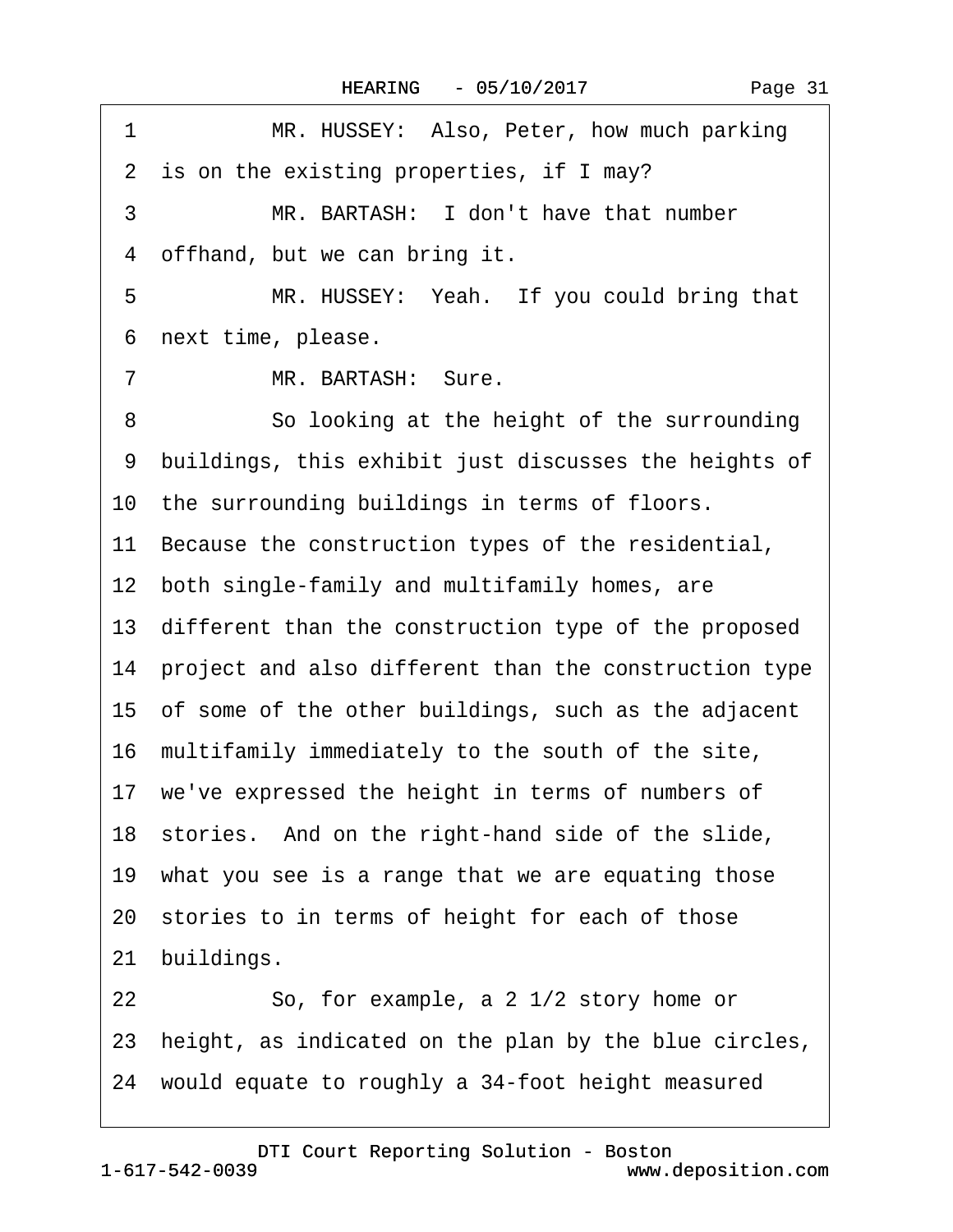1 MR. HUSSEY: Also, Peter, how much parking
2 is on the existing properties, if I may?
3 MR. BARTASH: I don't have that number
4 offhand, but we can bring it.
5 MR. HUSSEY: Yeah. If you could bring that
6 next time, please.
7 MR. BARTASH: Sure.
8 So looking at the height of the surrounding
9 buildings, this exhibit just discusses the heights of
10 the surrounding buildings in terms of floors.
11 Because the construction types of the residential,
12 both single-family and multifamily homes, are
13 different than the construction type of the proposed
14 project and also different than the construction type
15 of some of the other buildings, such as the adjacent
16 multifamily immediately to the south of the site,
17 we've expressed the height in terms of numbers of
18 stories. And on the right-hand side of the slide,
19 what you see is a range that we are equating those
20 stories to in terms of height for each of those
21 buildings.
22 So, for example, a 2 1/2 story home or
23 height, as indicated on the plan by the blue circles,
24 would equate to roughly a 34-foot height measured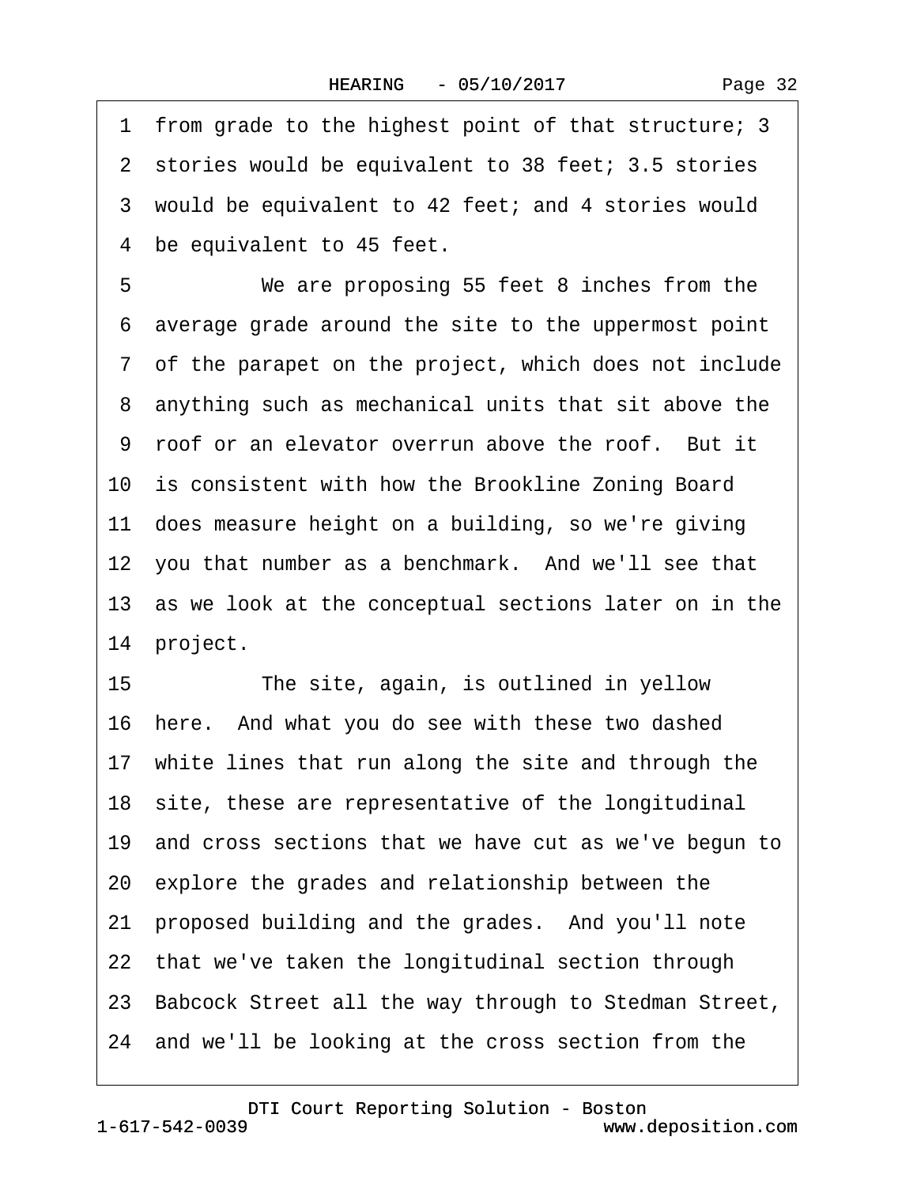1 from grade to the highest point of that structure; 3
2 stories would be equivalent to 38 feet; 3.5 stories
3 would be equivalent to 42 feet; and 4 stories would
4 be equivalent to 45 feet.

5 We are proposing 55 feet 8 inches from the
6 average grade around the site to the uppermost point
7 of the parapet on the project, which does not include
8 anything such as mechanical units that sit above the
9 roof or an elevator overrun above the roof. But it
10 is consistent with how the Brookline Zoning Board
11 does measure height on a building, so we're giving
12 you that number as a benchmark. And we'll see that
13 as we look at the conceptual sections later on in the
14 project.

15 The site, again, is outlined in yellow
16 here. And what you do see with these two dashed
17 white lines that run along the site and through the
18 site, these are representative of the longitudinal
19 and cross sections that we have cut as we've begun to
20 explore the grades and relationship between the
21 proposed building and the grades. And you'll note
22 that we've taken the longitudinal section through
23 Babcock Street all the way through to Stedman Street,
24 and we'll be looking at the cross section from the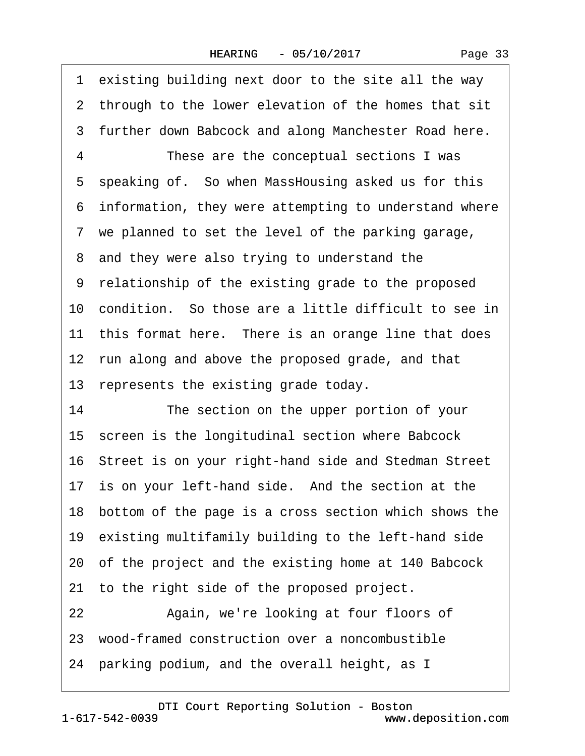1 existing building next door to the site all the way
2 through to the lower elevation of the homes that sit
3 further down Babcock and along Manchester Road here.
4 These are the conceptual sections I was
5 speaking of. So when MassHousing asked us for this
6 information, they were attempting to understand where
7 we planned to set the level of the parking garage,
8 and they were also trying to understand the
9 relationship of the existing grade to the proposed
10 condition. So those are a little difficult to see in
11 this format here. There is an orange line that does
12 run along and above the proposed grade, and that
13 represents the existing grade today.
14 The section on the upper portion of your
15 screen is the longitudinal section where Babcock
16 Street is on your right-hand side and Stedman Street
17 is on your left-hand side. And the section at the
18 bottom of the page is a cross section which shows the
19 existing multifamily building to the left-hand side
20 of the project and the existing home at 140 Babcock
21 to the right side of the proposed project.
22 Again, we're looking at four floors of
23 wood-framed construction over a noncombustible
24 parking podium, and the overall height, as I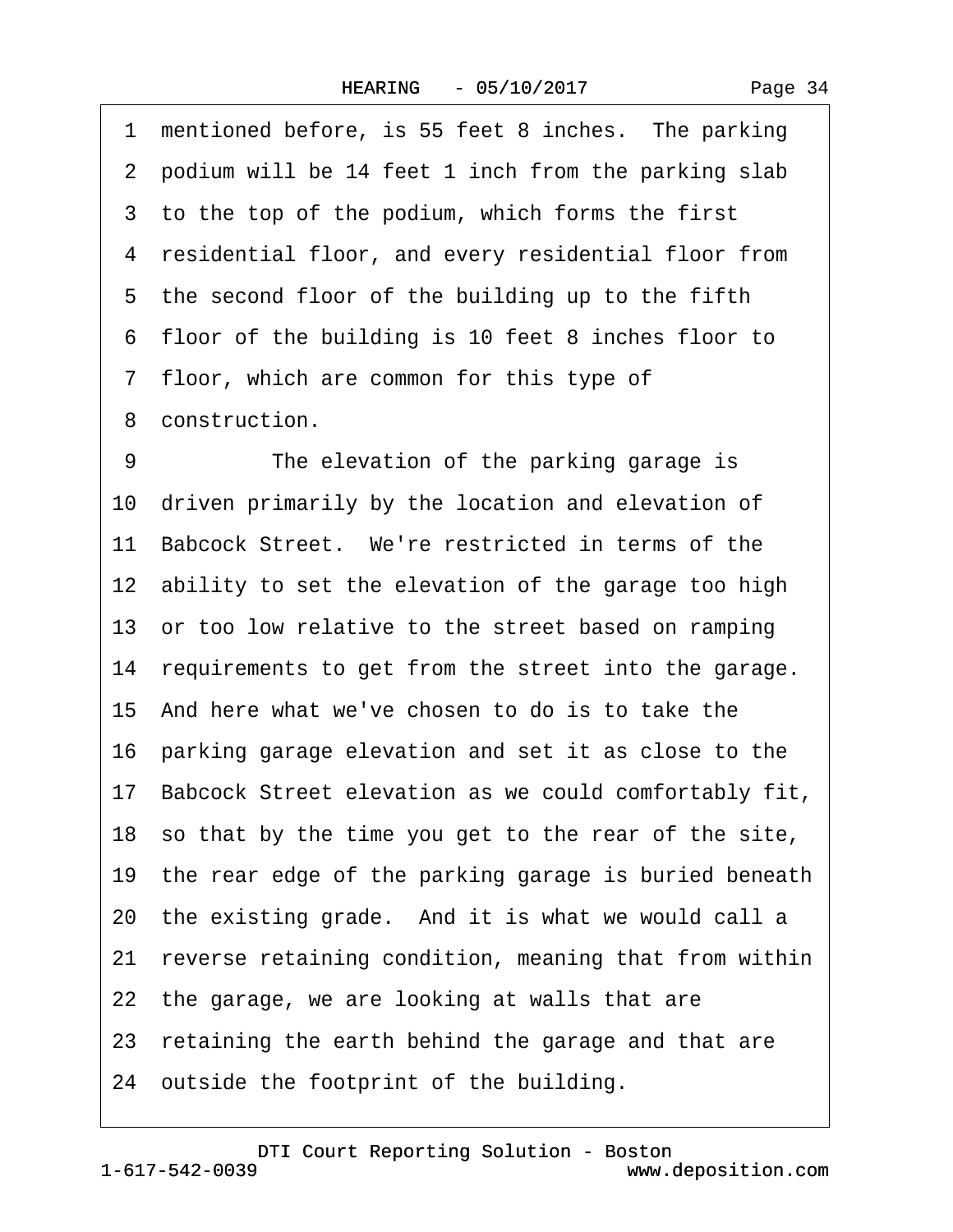1 mentioned before, is 55 feet 8 inches. The parking
2 podium will be 14 feet 1 inch from the parking slab
3 to the top of the podium, which forms the first
4 residential floor, and every residential floor from
5 the second floor of the building up to the fifth
6 floor of the building is 10 feet 8 inches floor to
7 floor, which are common for this type of
8 construction.
9 The elevation of the parking garage is
10 driven primarily by the location and elevation of
11 Babcock Street. We're restricted in terms of the
12 ability to set the elevation of the garage too high
13 or too low relative to the street based on ramping
14 requirements to get from the street into the garage.
15 And here what we've chosen to do is to take the
16 parking garage elevation and set it as close to the
17 Babcock Street elevation as we could comfortably fit,
18 so that by the time you get to the rear of the site,
19 the rear edge of the parking garage is buried beneath
20 the existing grade. And it is what we would call a
21 reverse retaining condition, meaning that from within
22 the garage, we are looking at walls that are
23 retaining the earth behind the garage and that are
24 outside the footprint of the building.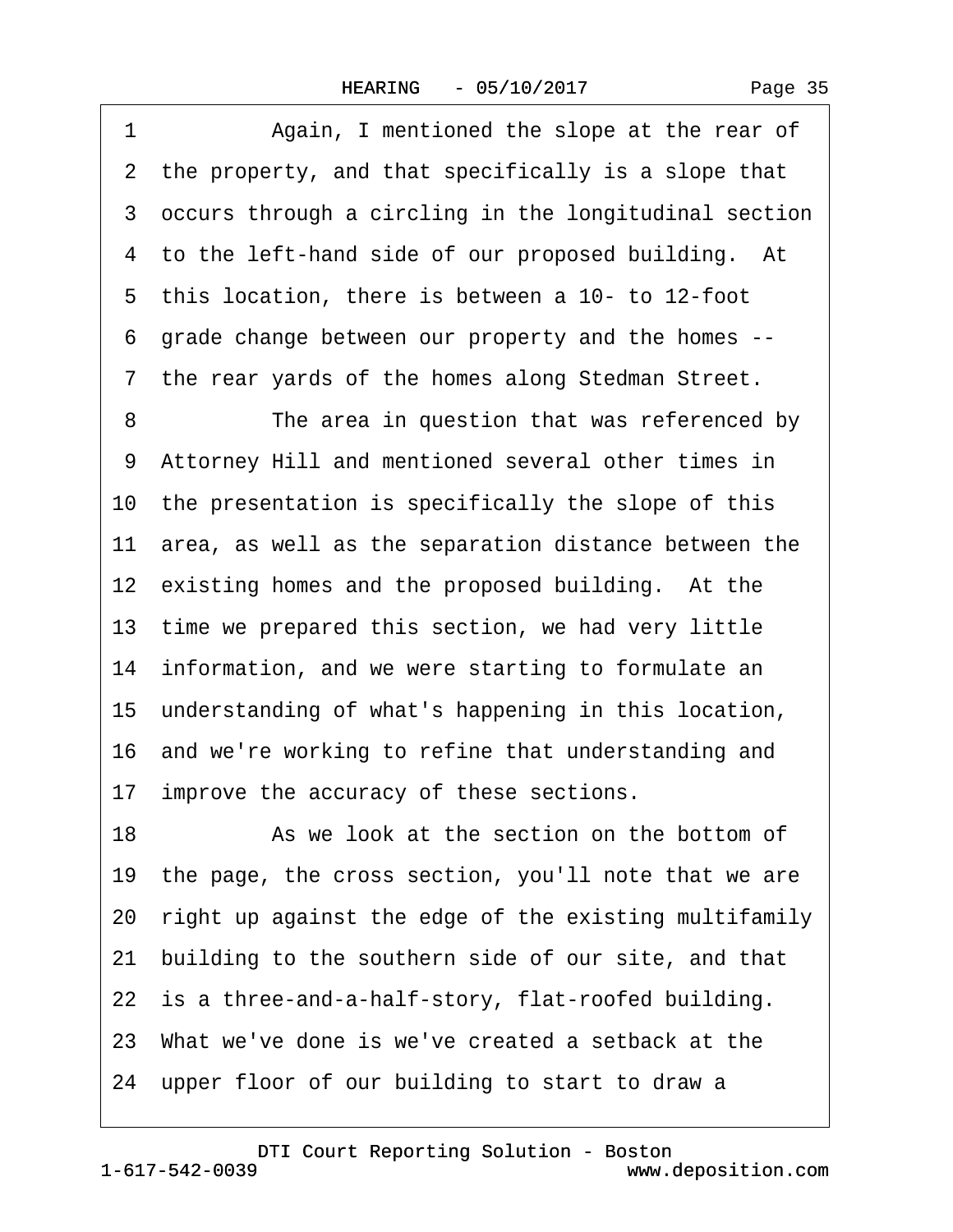1 Again, I mentioned the slope at the rear of
2 the property, and that specifically is a slope that
3 occurs through a circling in the longitudinal section
4 to the left-hand side of our proposed building. At
5 this location, there is between a 10- to 12-foot
6 grade change between our property and the homes --
7 the rear yards of the homes along Stedman Street.
8 The area in question that was referenced by
9 Attorney Hill and mentioned several other times in
10 the presentation is specifically the slope of this
11 area, as well as the separation distance between the
12 existing homes and the proposed building. At the
13 time we prepared this section, we had very little
14 information, and we were starting to formulate an
15 understanding of what's happening in this location,
16 and we're working to refine that understanding and
17 improve the accuracy of these sections.
18 As we look at the section on the bottom of
19 the page, the cross section, you'll note that we are
20 right up against the edge of the existing multifamily
21 building to the southern side of our site, and that
22 is a three-and-a-half-story, flat-roofed building.
23 What we've done is we've created a setback at the
24 upper floor of our building to start to draw a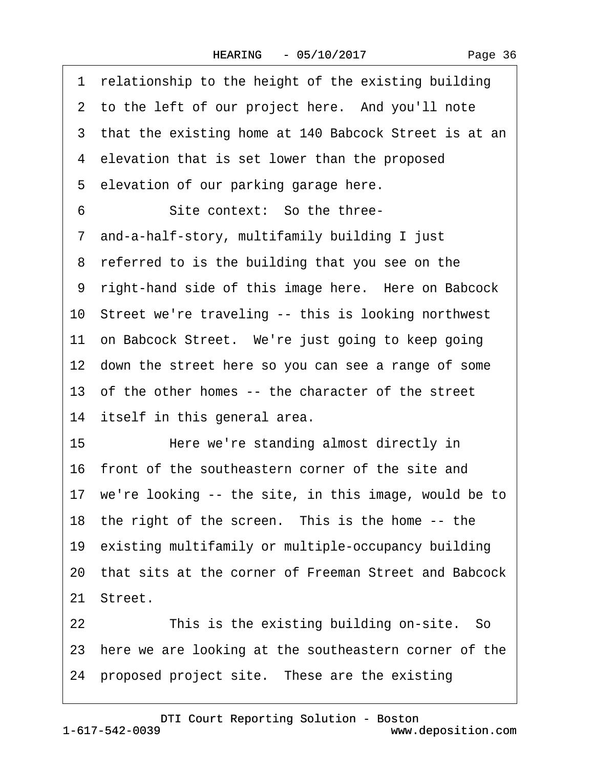1 relationship to the height of the existing building
2 to the left of our project here. And you'll note
3 that the existing home at 140 Babcock Street is at an
4 elevation that is set lower than the proposed
5 elevation of our parking garage here.
6 Site context: So the three-
7 and-a-half-story, multifamily building I just
8 referred to is the building that you see on the
9 right-hand side of this image here. Here on Babcock
10 Street we're traveling -- this is looking northwest
11 on Babcock Street. We're just going to keep going
12 down the street here so you can see a range of some
13 of the other homes -- the character of the street
14 itself in this general area.
15 Here we're standing almost directly in
16 front of the southeastern corner of the site and
17 we're looking -- the site, in this image, would be to
18 the right of the screen. This is the home -- the
19 existing multifamily or multiple-occupancy building
20 that sits at the corner of Freeman Street and Babcock
21 Street.
22 This is the existing building on-site. So
23 here we are looking at the southeastern corner of the
24 proposed project site. These are the existing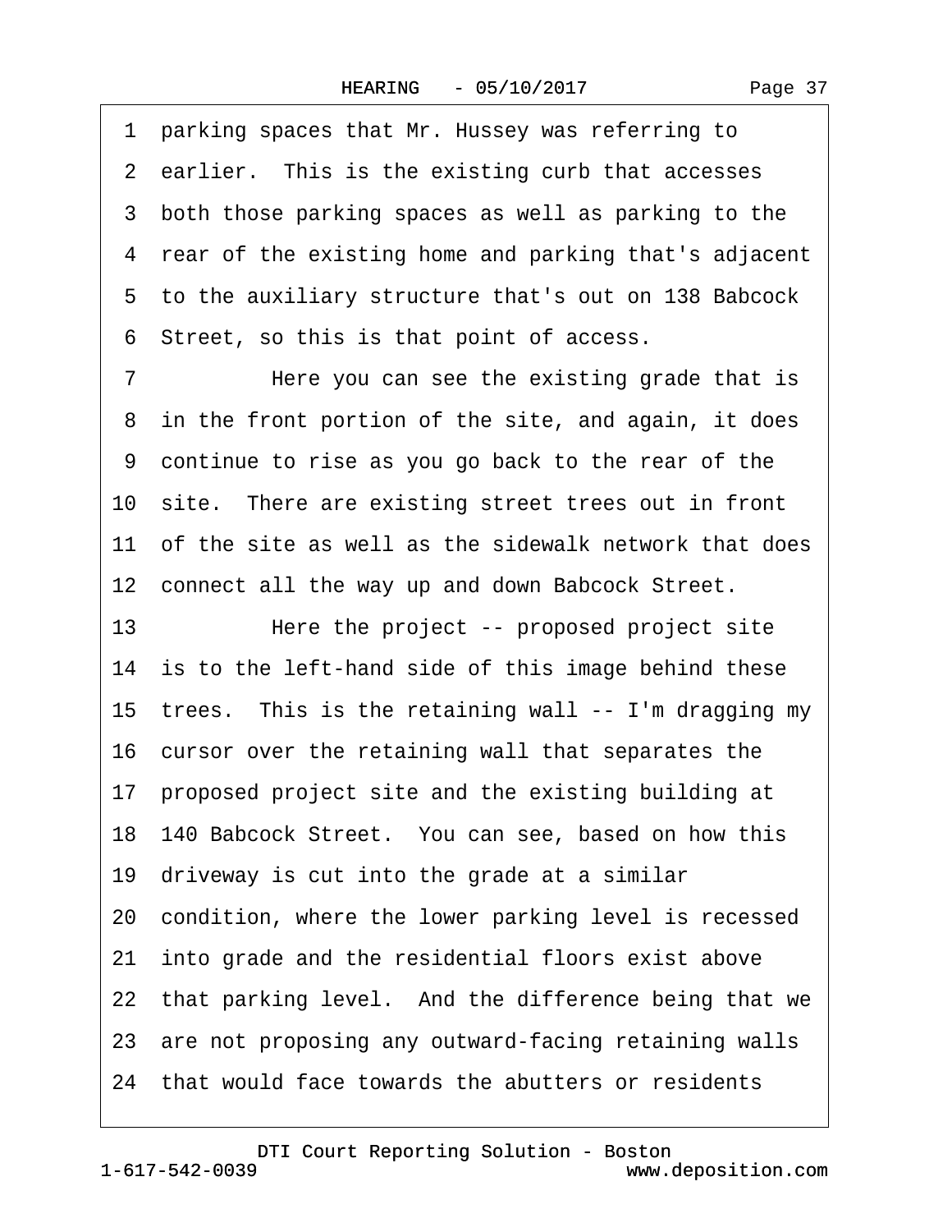1 parking spaces that Mr. Hussey was referring to
2 earlier. This is the existing curb that accesses
3 both those parking spaces as well as parking to the
4 rear of the existing home and parking that's adjacent
5 to the auxiliary structure that's out on 138 Babcock
6 Street, so this is that point of access.
7 Here you can see the existing grade that is
8 in the front portion of the site, and again, it does
9 continue to rise as you go back to the rear of the
10 site. There are existing street trees out in front
11 of the site as well as the sidewalk network that does
12 connect all the way up and down Babcock Street.
13 Here the project -- proposed project site
14 is to the left-hand side of this image behind these
15 trees. This is the retaining wall -- I'm dragging my
16 cursor over the retaining wall that separates the
17 proposed project site and the existing building at
18 140 Babcock Street. You can see, based on how this
19 driveway is cut into the grade at a similar
20 condition, where the lower parking level is recessed
21 into grade and the residential floors exist above
22 that parking level. And the difference being that we
23 are not proposing any outward-facing retaining walls
24 that would face towards the abutters or residents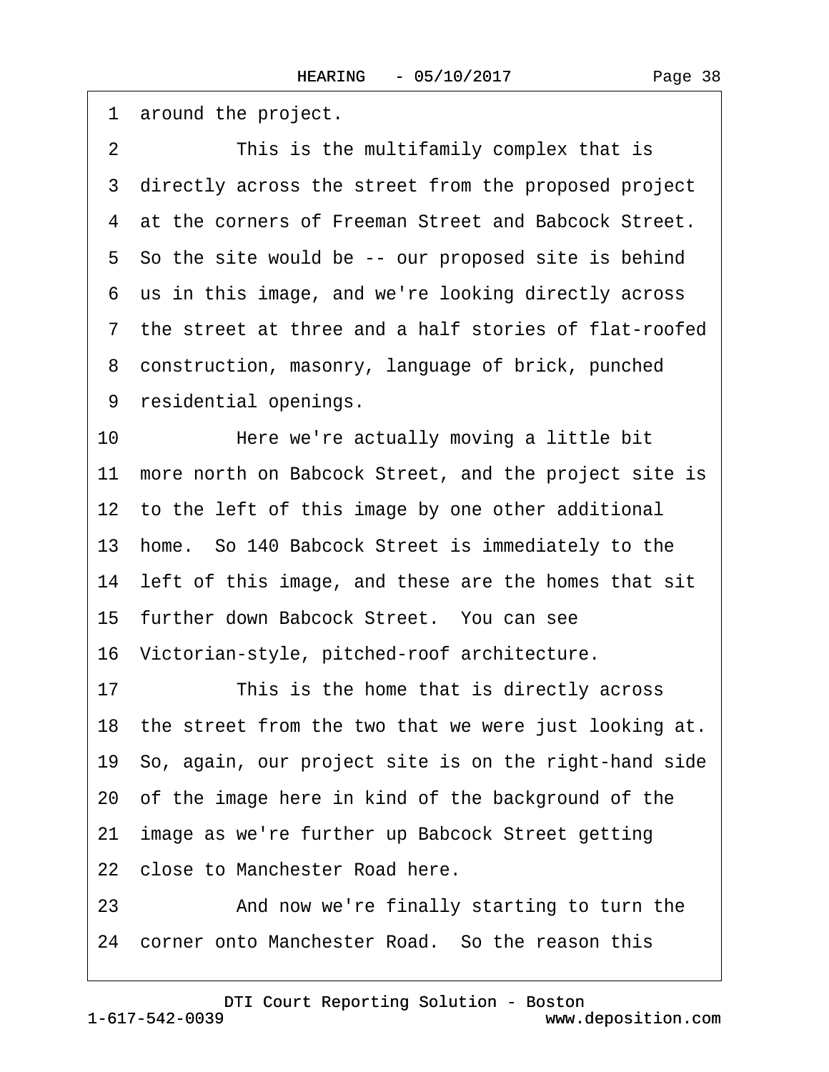1 around the project.

2 This is the multifamily complex that is

3 directly across the street from the proposed project

4 at the corners of Freeman Street and Babcock Street.

5 So the site would be -- our proposed site is behind

6 us in this image, and we're looking directly across

7 the street at three and a half stories of flat-roofed

8 construction, masonry, language of brick, punched

9 residential openings.

10 Here we're actually moving a little bit

11 more north on Babcock Street, and the project site is

12 to the left of this image by one other additional

13 home. So 140 Babcock Street is immediately to the

14 left of this image, and these are the homes that sit

15 further down Babcock Street. You can see

16 Victorian-style, pitched-roof architecture.

17 This is the home that is directly across

18 the street from the two that we were just looking at.

19 So, again, our project site is on the right-hand side

20 of the image here in kind of the background of the

21 image as we're further up Babcock Street getting

22 close to Manchester Road here.

23 And now we're finally starting to turn the

24 corner onto Manchester Road. So the reason this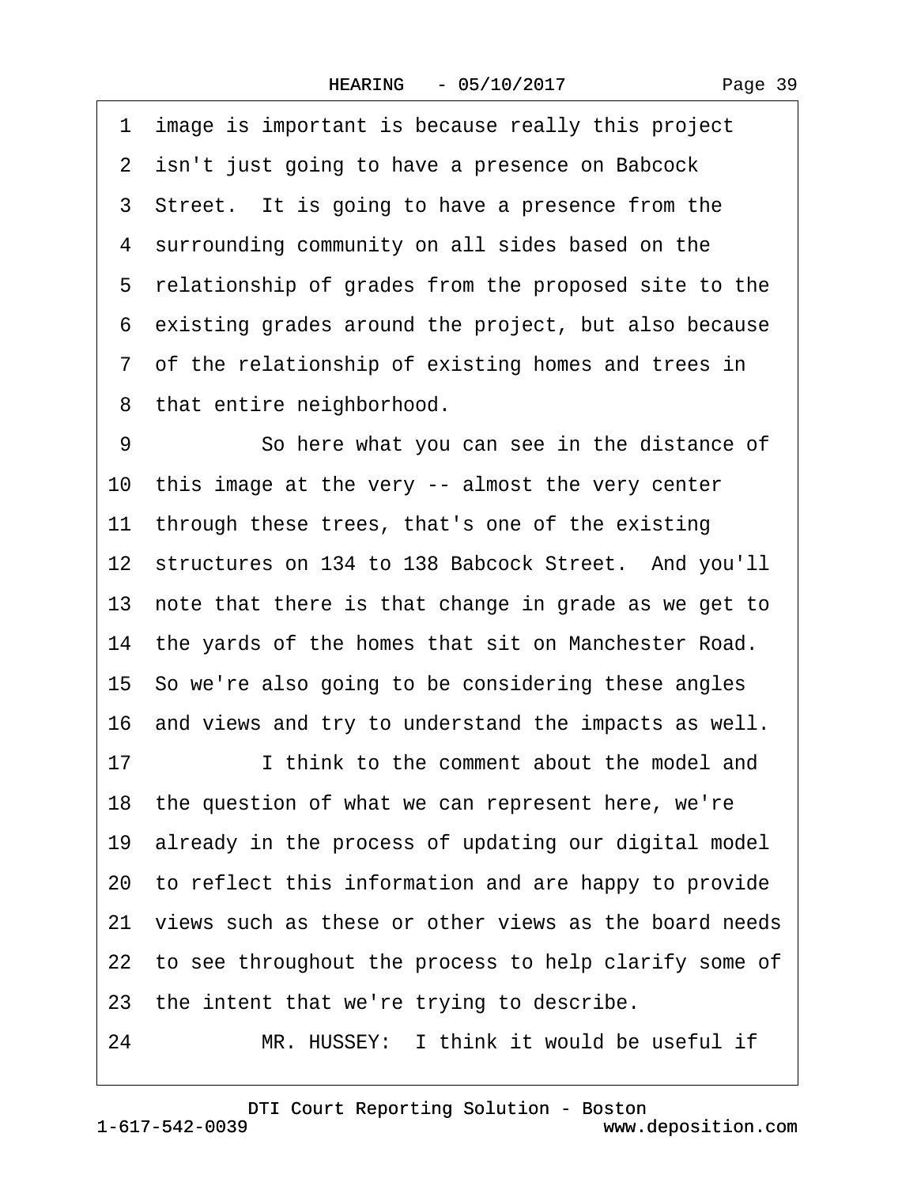1 image is important is because really this project
2 isn't just going to have a presence on Babcock
3 Street. It is going to have a presence from the
4 surrounding community on all sides based on the
5 relationship of grades from the proposed site to the
6 existing grades around the project, but also because
7 of the relationship of existing homes and trees in
8 that entire neighborhood.

9 So here what you can see in the distance of
10 this image at the very -- almost the very center
11 through these trees, that's one of the existing
12 structures on 134 to 138 Babcock Street. And you'll
13 note that there is that change in grade as we get to
14 the yards of the homes that sit on Manchester Road.
15 So we're also going to be considering these angles
16 and views and try to understand the impacts as well.

17 I think to the comment about the model and
18 the question of what we can represent here, we're
19 already in the process of updating our digital model
20 to reflect this information and are happy to provide
21 views such as these or other views as the board needs
22 to see throughout the process to help clarify some of
23 the intent that we're trying to describe.

24 MR. HUSSEY: I think it would be useful if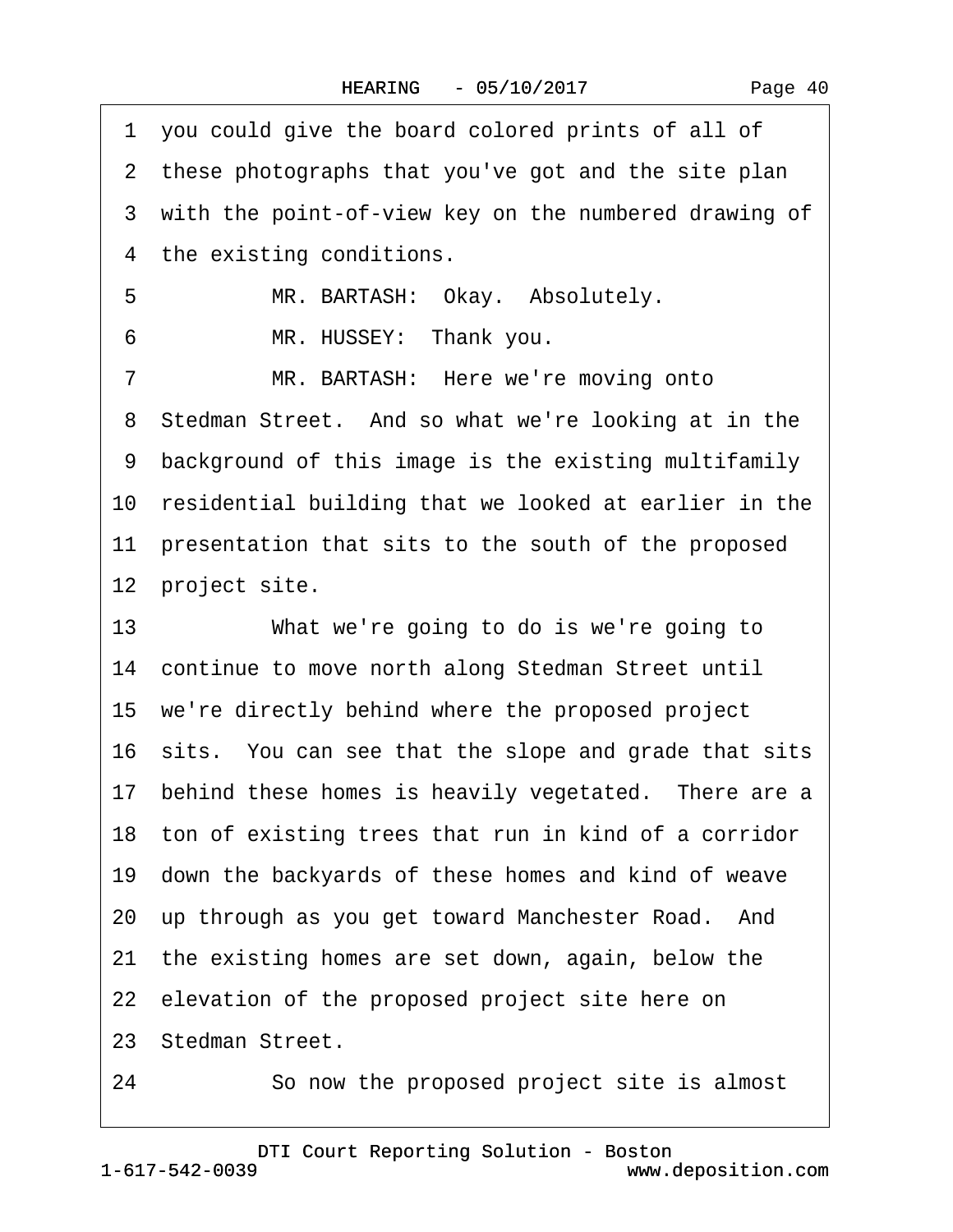1 you could give the board colored prints of all of
2 these photographs that you've got and the site plan
3 with the point-of-view key on the numbered drawing of
4 the existing conditions.

5 MR. BARTASH: Okay. Absolutely.

6 MR. HUSSEY: Thank you.

7 MR. BARTASH: Here we're moving onto
8 Stedman Street. And so what we're looking at in the
9 background of this image is the existing multifamily
10 residential building that we looked at earlier in the
11 presentation that sits to the south of the proposed
12 project site.

13 What we're going to do is we're going to
14 continue to move north along Stedman Street until
15 we're directly behind where the proposed project
16 sits. You can see that the slope and grade that sits
17 behind these homes is heavily vegetated. There are a
18 ton of existing trees that run in kind of a corridor
19 down the backyards of these homes and kind of weave
20 up through as you get toward Manchester Road. And
21 the existing homes are set down, again, below the
22 elevation of the proposed project site here on
23 Stedman Street.

24 So now the proposed project site is almost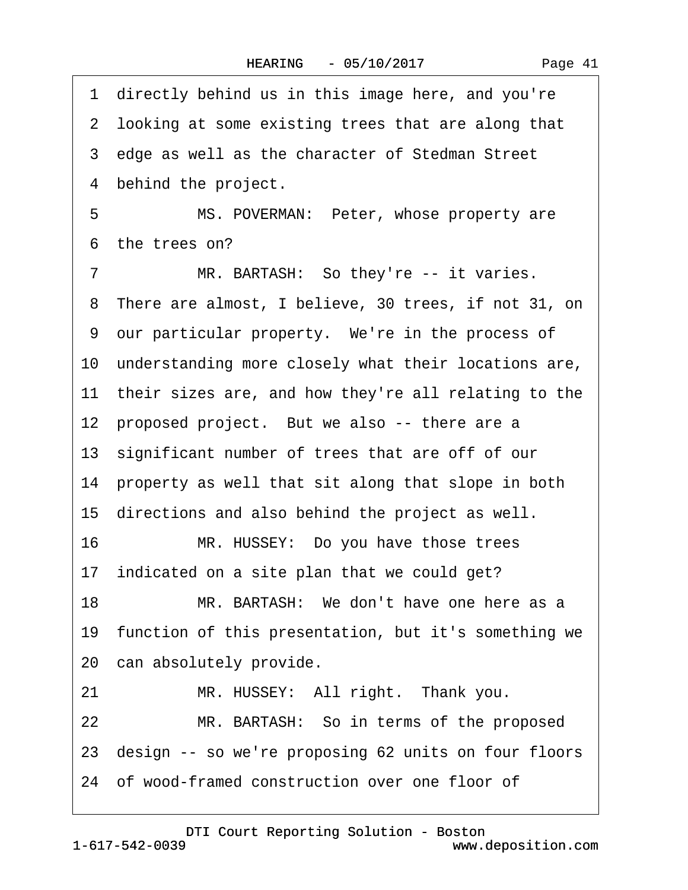1 directly behind us in this image here, and you're
2 looking at some existing trees that are along that
3 edge as well as the character of Stedman Street
4 behind the project.

5 MS. POVERMAN: Peter, whose property are
6 the trees on?

7 MR. BARTASH: So they're -- it varies.
8 There are almost, I believe, 30 trees, if not 31, on
9 our particular property. We're in the process of
10 understanding more closely what their locations are,
11 their sizes are, and how they're all relating to the
12 proposed project. But we also -- there are a
13 significant number of trees that are off of our
14 property as well that sit along that slope in both
15 directions and also behind the project as well.

16 MR. HUSSEY: Do you have those trees
17 indicated on a site plan that we could get?

18 MR. BARTASH: We don't have one here as a
19 function of this presentation, but it's something we
20 can absolutely provide.

21 MR. HUSSEY: All right. Thank you.

22 MR. BARTASH: So in terms of the proposed
23 design -- so we're proposing 62 units on four floors
24 of wood-framed construction over one floor of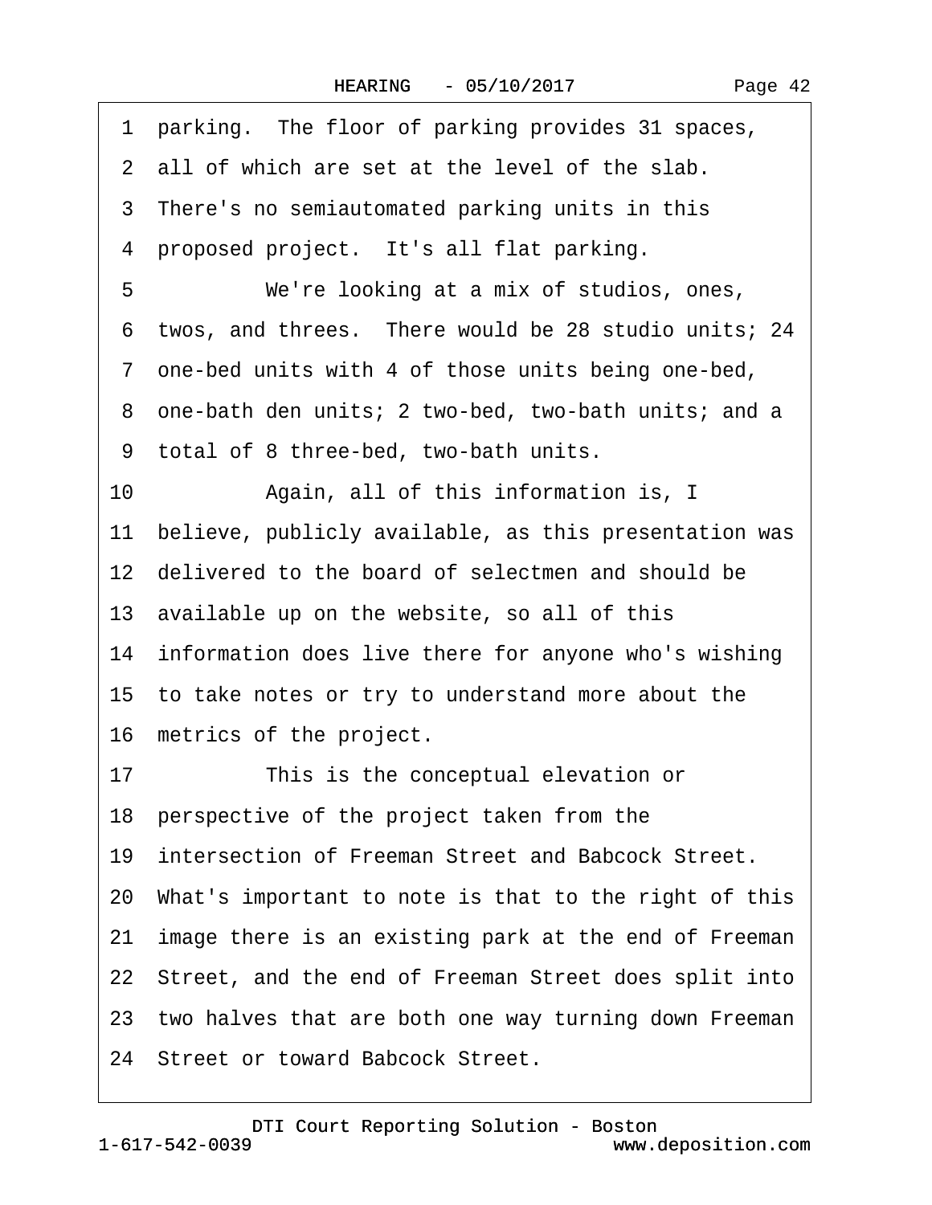1 parking. The floor of parking provides 31 spaces,
2 all of which are set at the level of the slab.
3 There's no semiautomated parking units in this
4 proposed project. It's all flat parking.
5 We're looking at a mix of studios, ones,
6 twos, and threes. There would be 28 studio units; 24
7 one-bed units with 4 of those units being one-bed,
8 one-bath den units; 2 two-bed, two-bath units; and a
9 total of 8 three-bed, two-bath units.
10 Again, all of this information is, I
11 believe, publicly available, as this presentation was
12 delivered to the board of selectmen and should be
13 available up on the website, so all of this
14 information does live there for anyone who's wishing
15 to take notes or try to understand more about the
16 metrics of the project.
17 This is the conceptual elevation or
18 perspective of the project taken from the
19 intersection of Freeman Street and Babcock Street.
20 What's important to note is that to the right of this
21 image there is an existing park at the end of Freeman
22 Street, and the end of Freeman Street does split into
23 two halves that are both one way turning down Freeman
24 Street or toward Babcock Street.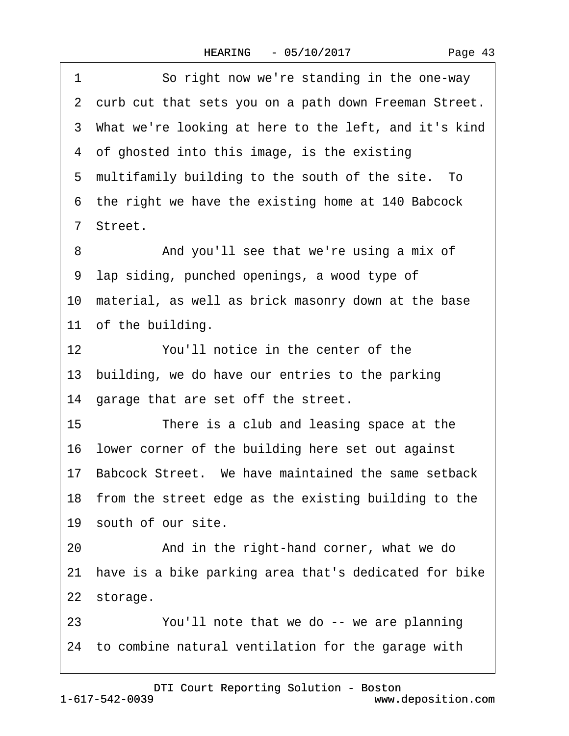1 So right now we're standing in the one-way
2 curb cut that sets you on a path down Freeman Street.
3 What we're looking at here to the left, and it's kind
4 of ghosted into this image, is the existing
5 multifamily building to the south of the site. To
6 the right we have the existing home at 140 Babcock
7 Street.
8 And you'll see that we're using a mix of
9 lap siding, punched openings, a wood type of
10 material, as well as brick masonry down at the base
11 of the building.
12 You'll notice in the center of the
13 building, we do have our entries to the parking
14 garage that are set off the street.
15 There is a club and leasing space at the
16 lower corner of the building here set out against
17 Babcock Street. We have maintained the same setback
18 from the street edge as the existing building to the
19 south of our site.
20 And in the right-hand corner, what we do
21 have is a bike parking area that's dedicated for bike
22 storage.
23 You'll note that we do -- we are planning
24 to combine natural ventilation for the garage with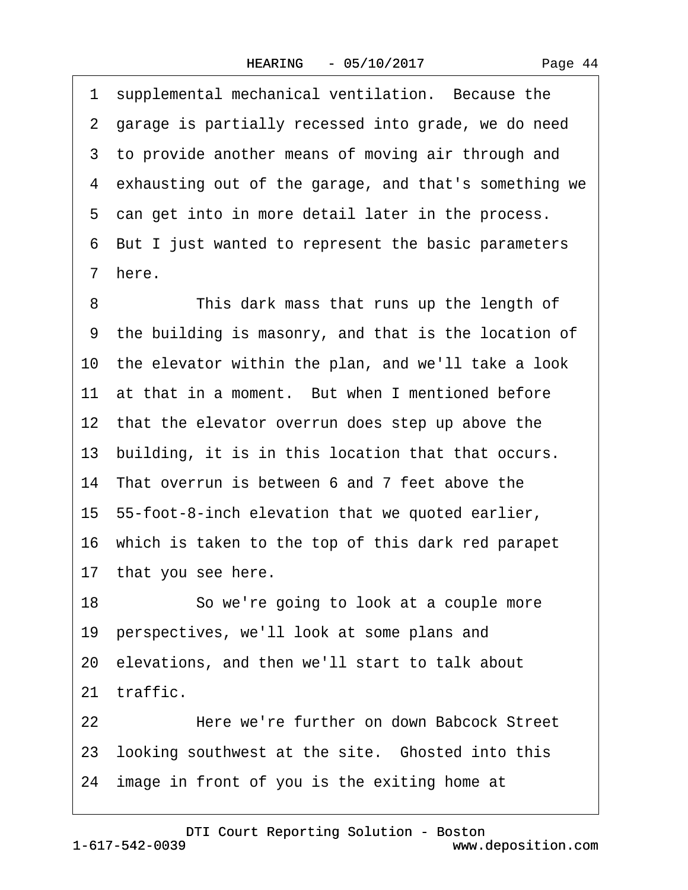1 supplemental mechanical ventilation. Because the
2 garage is partially recessed into grade, we do need
3 to provide another means of moving air through and
4 exhausting out of the garage, and that's something we
5 can get into in more detail later in the process.
6 But I just wanted to represent the basic parameters
7 here.

8 This dark mass that runs up the length of
9 the building is masonry, and that is the location of
10 the elevator within the plan, and we'll take a look
11 at that in a moment. But when I mentioned before
12 that the elevator overrun does step up above the
13 building, it is in this location that that occurs.
14 That overrun is between 6 and 7 feet above the
15 55-foot-8-inch elevation that we quoted earlier,
16 which is taken to the top of this dark red parapet
17 that you see here.

18 So we're going to look at a couple more
19 perspectives, we'll look at some plans and
20 elevations, and then we'll start to talk about
21 traffic.

22 Here we're further on down Babcock Street
23 looking southwest at the site. Ghosted into this
24 image in front of you is the exiting home at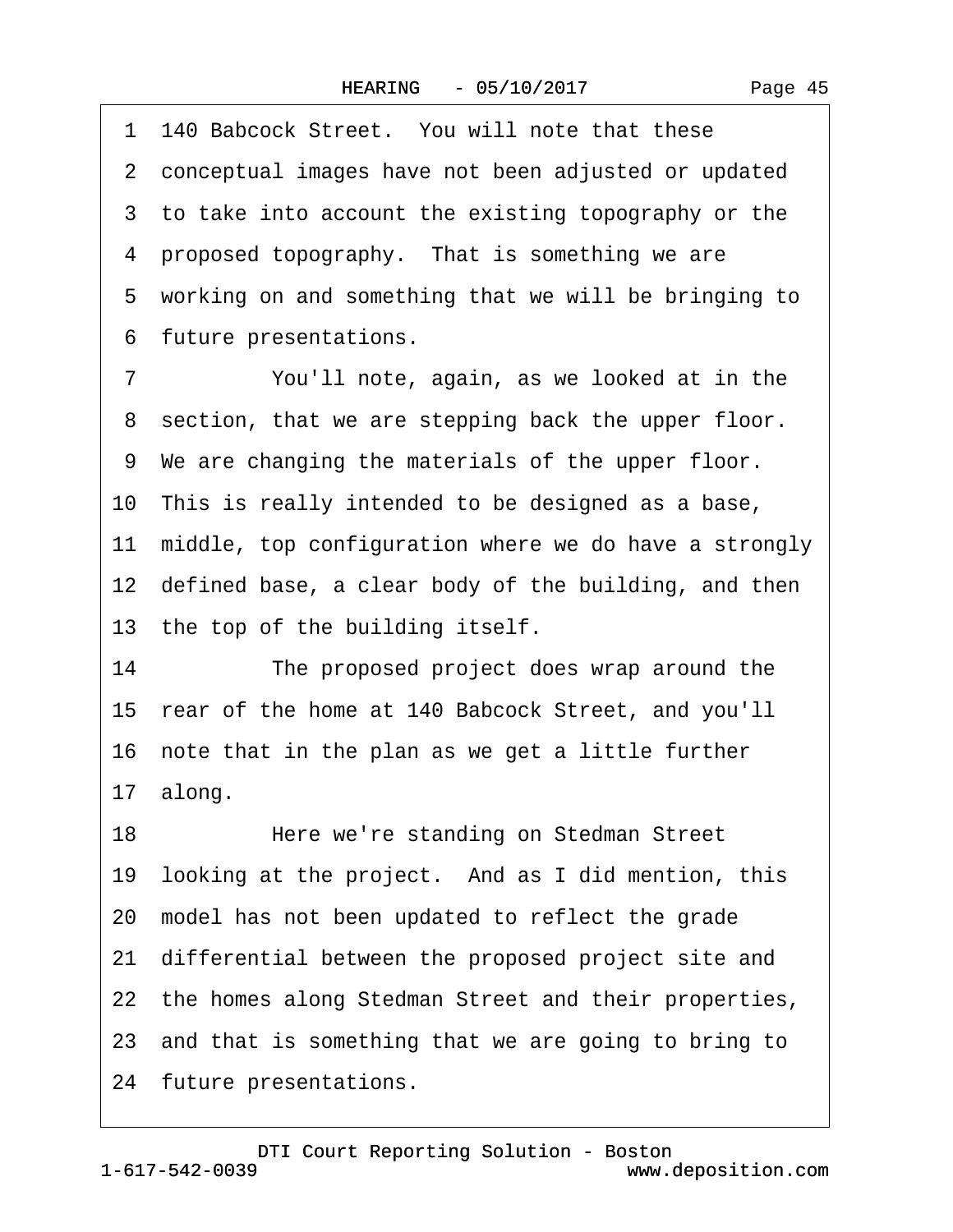1 140 Babcock Street. You will note that these
2 conceptual images have not been adjusted or updated
3 to take into account the existing topography or the
4 proposed topography. That is something we are
5 working on and something that we will be bringing to
6 future presentations.

7 You'll note, again, as we looked at in the
8 section, that we are stepping back the upper floor.
9 We are changing the materials of the upper floor.
10 This is really intended to be designed as a base,
11 middle, top configuration where we do have a strongly
12 defined base, a clear body of the building, and then
13 the top of the building itself.

14 The proposed project does wrap around the
15 rear of the home at 140 Babcock Street, and you'll
16 note that in the plan as we get a little further
17 along.

18 Here we're standing on Stedman Street
19 looking at the project. And as I did mention, this
20 model has not been updated to reflect the grade
21 differential between the proposed project site and
22 the homes along Stedman Street and their properties,
23 and that is something that we are going to bring to
24 future presentations.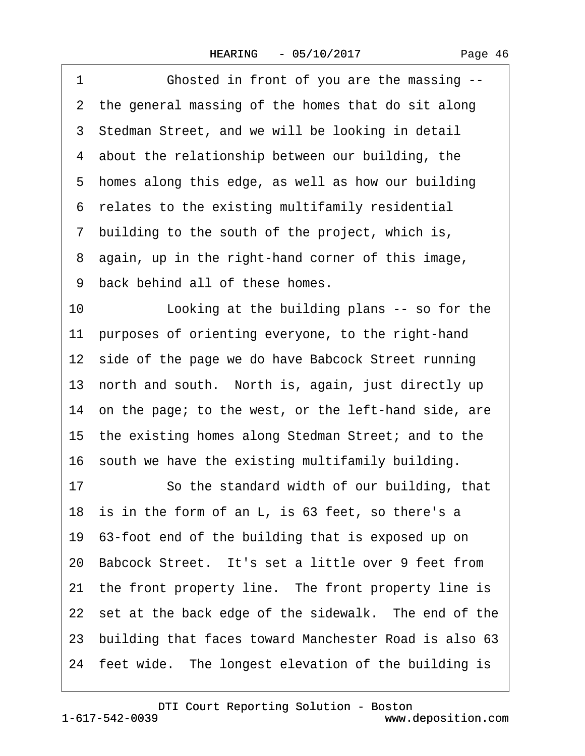1 Ghosted in front of you are the massing --
2 the general massing of the homes that do sit along
3 Stedman Street, and we will be looking in detail
4 about the relationship between our building, the
5 homes along this edge, as well as how our building
6 relates to the existing multifamily residential
7 building to the south of the project, which is,
8 again, up in the right-hand corner of this image,
9 back behind all of these homes.
10 Looking at the building plans -- so for the
11 purposes of orienting everyone, to the right-hand
12 side of the page we do have Babcock Street running
13 north and south. North is, again, just directly up
14 on the page; to the west, or the left-hand side, are
15 the existing homes along Stedman Street; and to the
16 south we have the existing multifamily building.
17 So the standard width of our building, that
18 is in the form of an L, is 63 feet, so there's a
19 63-foot end of the building that is exposed up on
20 Babcock Street. It's set a little over 9 feet from
21 the front property line. The front property line is
22 set at the back edge of the sidewalk. The end of the
23 building that faces toward Manchester Road is also 63
24 feet wide. The longest elevation of the building is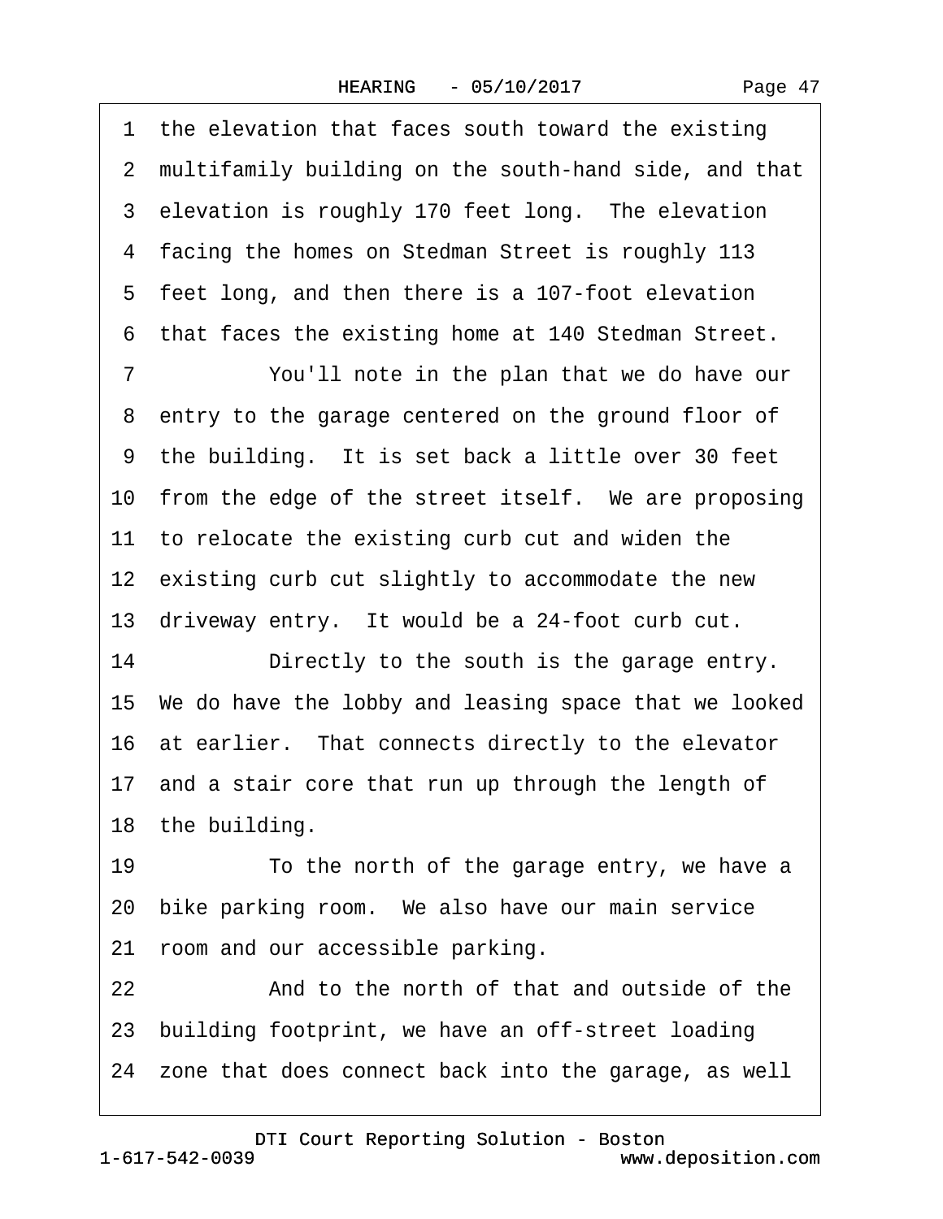1 the elevation that faces south toward the existing
2 multifamily building on the south-hand side, and that
3 elevation is roughly 170 feet long. The elevation
4 facing the homes on Stedman Street is roughly 113
5 feet long, and then there is a 107-foot elevation
6 that faces the existing home at 140 Stedman Street.
7 You'll note in the plan that we do have our
8 entry to the garage centered on the ground floor of
9 the building. It is set back a little over 30 feet
10 from the edge of the street itself. We are proposing
11 to relocate the existing curb cut and widen the
12 existing curb cut slightly to accommodate the new
13 driveway entry. It would be a 24-foot curb cut.
14 Directly to the south is the garage entry.
15 We do have the lobby and leasing space that we looked
16 at earlier. That connects directly to the elevator
17 and a stair core that run up through the length of
18 the building.
19 To the north of the garage entry, we have a
20 bike parking room. We also have our main service
21 room and our accessible parking.
22 And to the north of that and outside of the
23 building footprint, we have an off-street loading
24 zone that does connect back into the garage, as well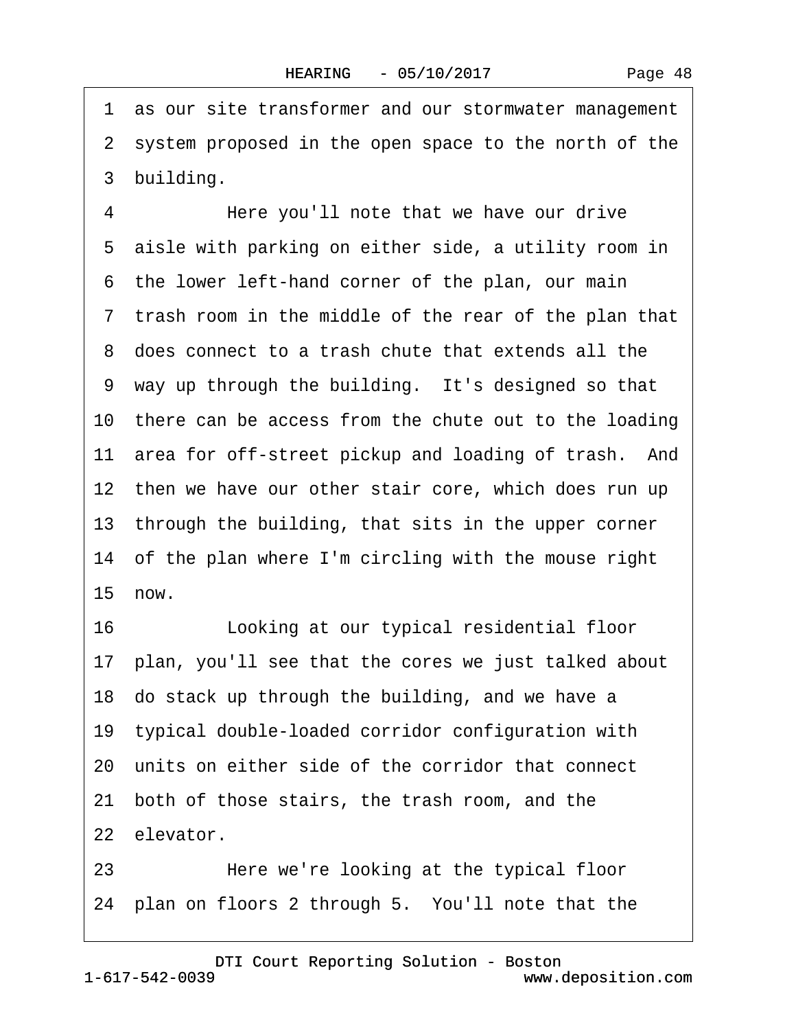1 as our site transformer and our stormwater management
2 system proposed in the open space to the north of the
3 building.

4 Here you'll note that we have our drive
5 aisle with parking on either side, a utility room in
6 the lower left-hand corner of the plan, our main
7 trash room in the middle of the rear of the plan that
8 does connect to a trash chute that extends all the
9 way up through the building. It's designed so that
10 there can be access from the chute out to the loading
11 area for off-street pickup and loading of trash. And
12 then we have our other stair core, which does run up
13 through the building, that sits in the upper corner
14 of the plan where I'm circling with the mouse right
15 now.

16 Looking at our typical residential floor
17 plan, you'll see that the cores we just talked about
18 do stack up through the building, and we have a
19 typical double-loaded corridor configuration with
20 units on either side of the corridor that connect
21 both of those stairs, the trash room, and the
22 elevator.

23 Here we're looking at the typical floor
24 plan on floors 2 through 5. You'll note that the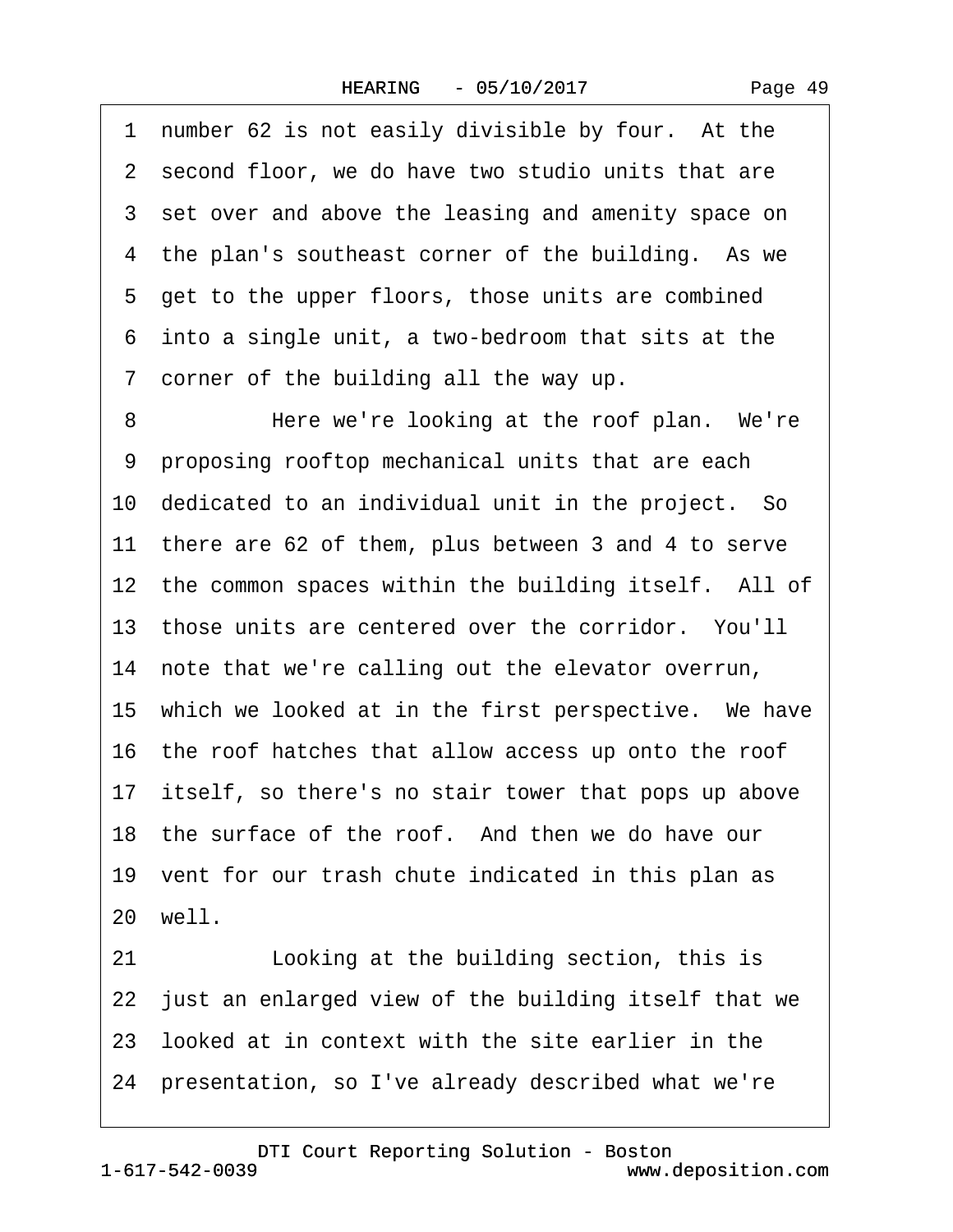1 number 62 is not easily divisible by four. At the
2 second floor, we do have two studio units that are
3 set over and above the leasing and amenity space on
4 the plan's southeast corner of the building. As we
5 get to the upper floors, those units are combined
6 into a single unit, a two-bedroom that sits at the
7 corner of the building all the way up.

8 Here we're looking at the roof plan. We're
9 proposing rooftop mechanical units that are each
10 dedicated to an individual unit in the project. So
11 there are 62 of them, plus between 3 and 4 to serve
12 the common spaces within the building itself. All of
13 those units are centered over the corridor. You'll
14 note that we're calling out the elevator overrun,
15 which we looked at in the first perspective. We have
16 the roof hatches that allow access up onto the roof
17 itself, so there's no stair tower that pops up above
18 the surface of the roof. And then we do have our
19 vent for our trash chute indicated in this plan as
20 well.

21 Looking at the building section, this is
22 just an enlarged view of the building itself that we
23 looked at in context with the site earlier in the
24 presentation, so I've already described what we're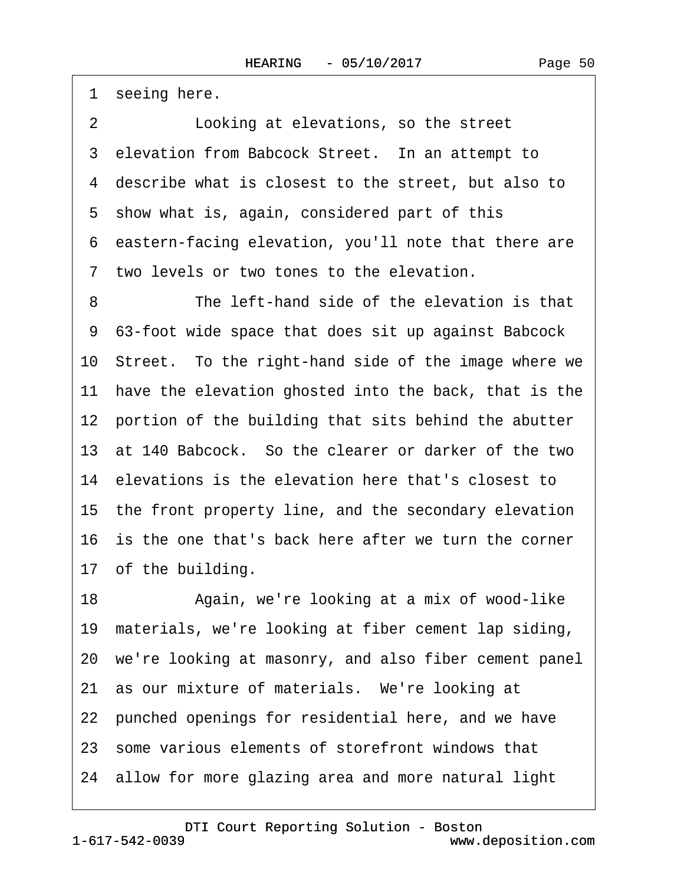1 seeing here.

2 Looking at elevations, so the street

3 elevation from Babcock Street. In an attempt to

4 describe what is closest to the street, but also to

5 show what is, again, considered part of this

6 eastern-facing elevation, you'll note that there are

7 two levels or two tones to the elevation.

8 The left-hand side of the elevation is that

9 63-foot wide space that does sit up against Babcock

10 Street. To the right-hand side of the image where we

11 have the elevation ghosted into the back, that is the

12 portion of the building that sits behind the abutter

13 at 140 Babcock. So the clearer or darker of the two

14 elevations is the elevation here that's closest to

15 the front property line, and the secondary elevation

16 is the one that's back here after we turn the corner

17 of the building.

18 Again, we're looking at a mix of wood-like

19 materials, we're looking at fiber cement lap siding,

20 we're looking at masonry, and also fiber cement panel

21 as our mixture of materials. We're looking at

22 punched openings for residential here, and we have

23 some various elements of storefront windows that

24 allow for more glazing area and more natural light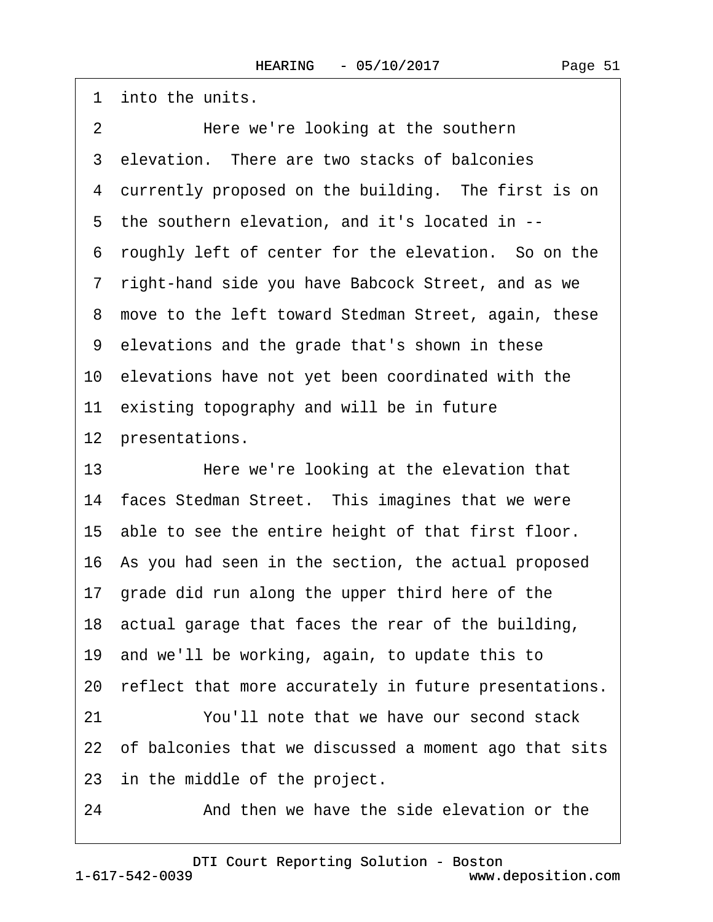1 into the units.

2 Here we're looking at the southern

3 elevation. There are two stacks of balconies

4 currently proposed on the building. The first is on

5 the southern elevation, and it's located in --

6 roughly left of center for the elevation. So on the

7 right-hand side you have Babcock Street, and as we

8 move to the left toward Stedman Street, again, these

9 elevations and the grade that's shown in these

10 elevations have not yet been coordinated with the

11 existing topography and will be in future

12 presentations.

13 Here we're looking at the elevation that

14 faces Stedman Street. This imagines that we were

15 able to see the entire height of that first floor.

16 As you had seen in the section, the actual proposed

17 grade did run along the upper third here of the

18 actual garage that faces the rear of the building,

19 and we'll be working, again, to update this to

20 reflect that more accurately in future presentations.

21 You'll note that we have our second stack

22 of balconies that we discussed a moment ago that sits

23 in the middle of the project.

24 And then we have the side elevation or the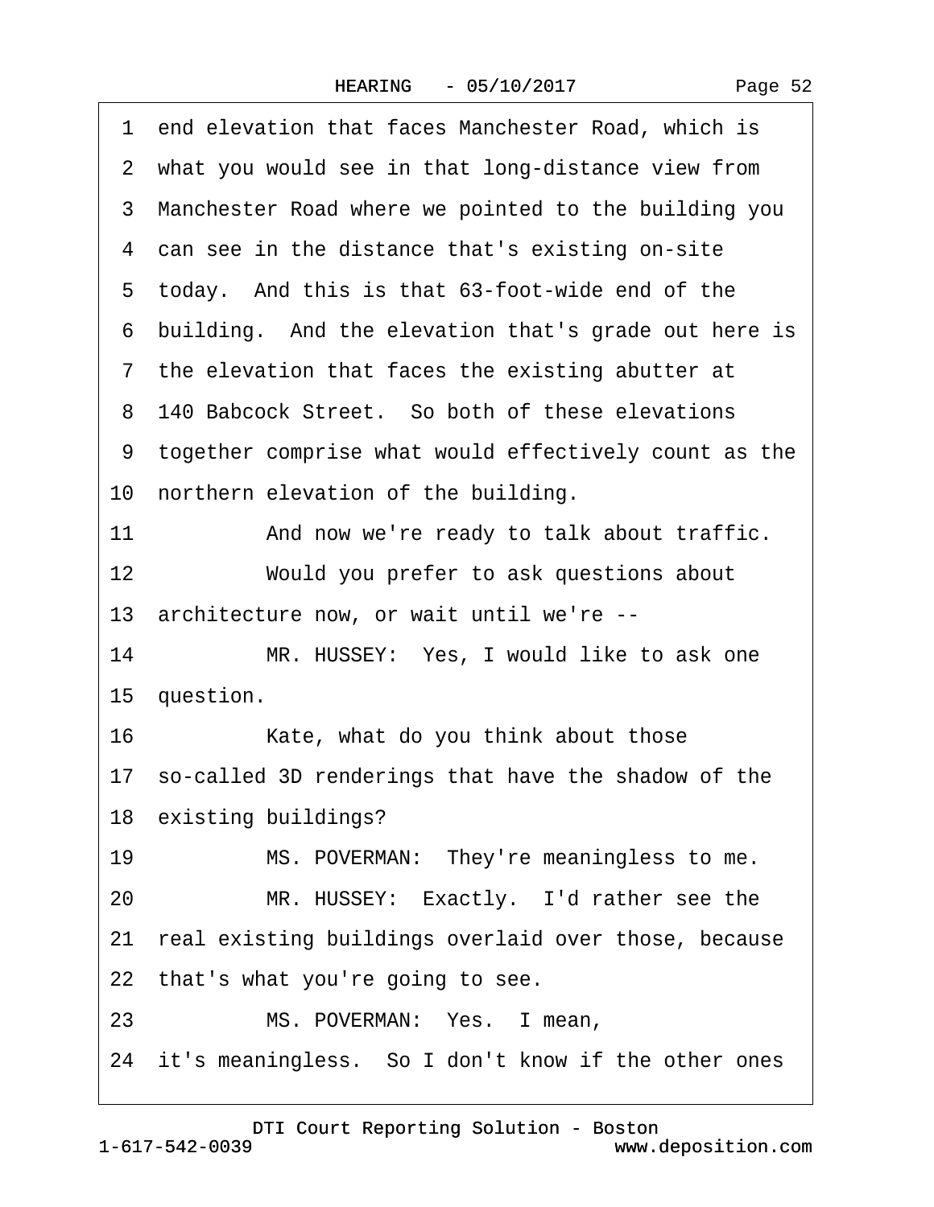1 end elevation that faces Manchester Road, which is
2 what you would see in that long-distance view from
3 Manchester Road where we pointed to the building you
4 can see in the distance that's existing on-site
5 today. And this is that 63-foot-wide end of the
6 building. And the elevation that's grade out here is
7 the elevation that faces the existing abutter at
8 140 Babcock Street. So both of these elevations
9 together comprise what would effectively count as the
10 northern elevation of the building.

11 And now we're ready to talk about traffic.

12 Would you prefer to ask questions about
13 architecture now, or wait until we're --

14 MR. HUSSEY: Yes, I would like to ask one
15 question.

16 Kate, what do you think about those
17 so-called 3D renderings that have the shadow of the
18 existing buildings?

19 MS. POVERMAN: They're meaningless to me.

20 MR. HUSSEY: Exactly. I'd rather see the
21 real existing buildings overlaid over those, because
22 that's what you're going to see.

23 MS. POVERMAN: Yes. I mean,
24 it's meaningless. So I don't know if the other ones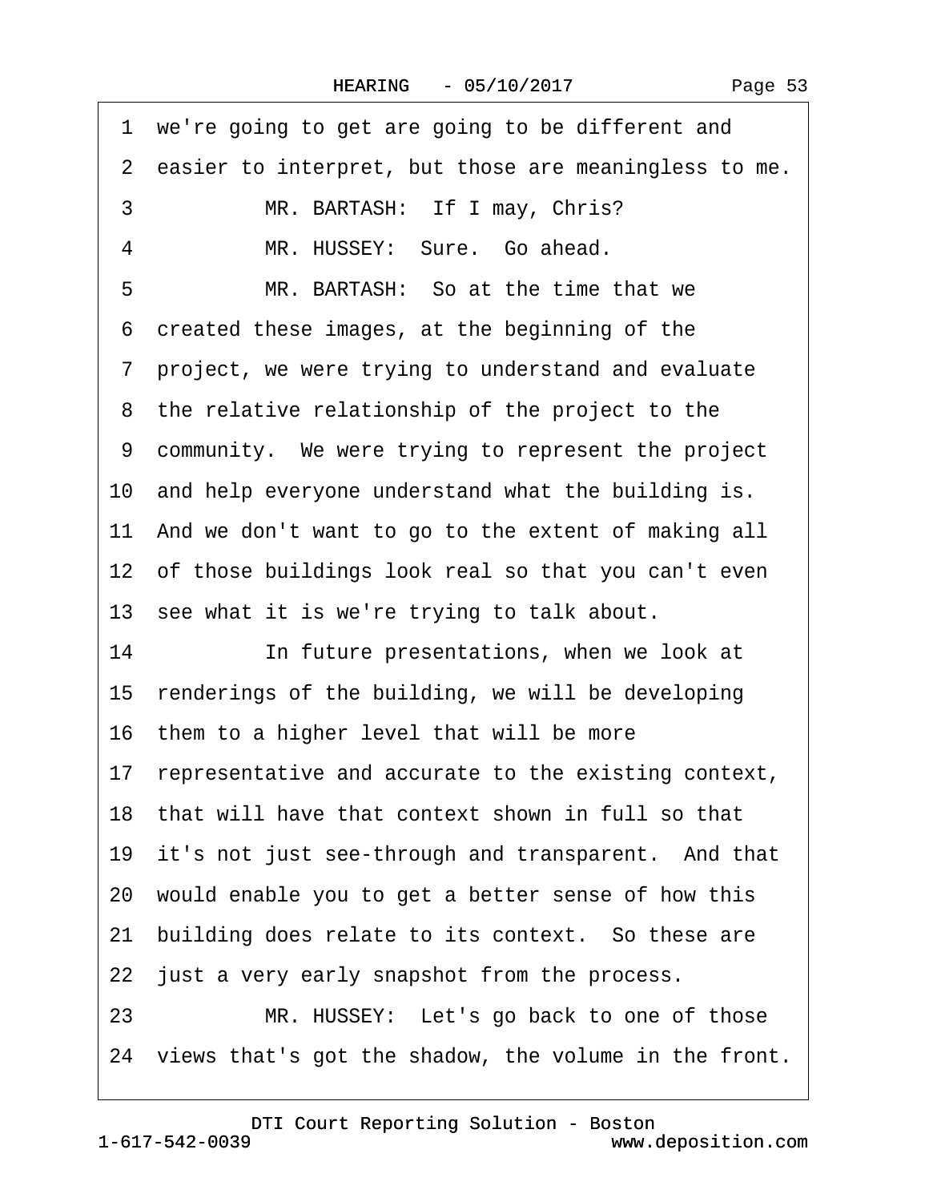1 we're going to get are going to be different and

2 easier to interpret, but those are meaningless to me.

3 MR. BARTASH: If I may, Chris?

4 MR. HUSSEY: Sure. Go ahead.

5 MR. BARTASH: So at the time that we

6 created these images, at the beginning of the

7 project, we were trying to understand and evaluate

8 the relative relationship of the project to the

9 community. We were trying to represent the project

10 and help everyone understand what the building is.

11 And we don't want to go to the extent of making all

12 of those buildings look real so that you can't even

13 see what it is we're trying to talk about.

14 In future presentations, when we look at

15 renderings of the building, we will be developing

16 them to a higher level that will be more

17 representative and accurate to the existing context,

18 that will have that context shown in full so that

19 it's not just see-through and transparent. And that

20 would enable you to get a better sense of how this

21 building does relate to its context. So these are

22 just a very early snapshot from the process.

23 MR. HUSSEY: Let's go back to one of those

24 views that's got the shadow, the volume in the front.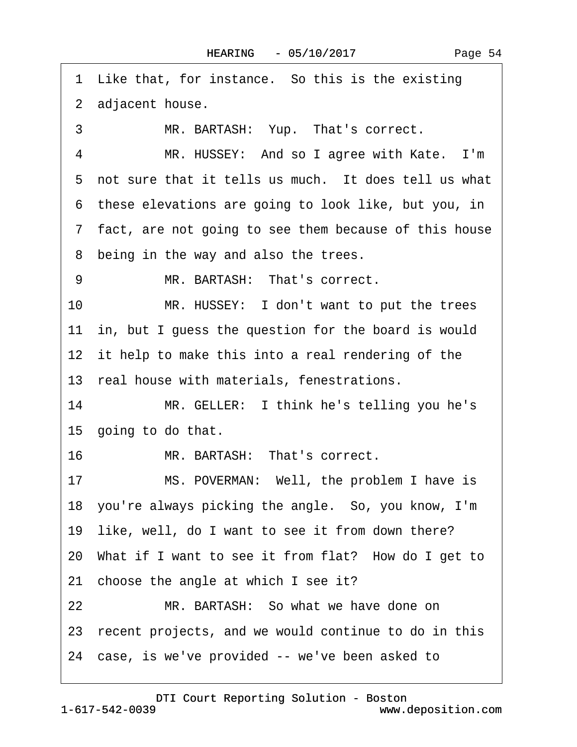1 Like that, for instance. So this is the existing
2 adjacent house.
3 MR. BARTASH: Yup. That's correct.
4 MR. HUSSEY: And so I agree with Kate. I'm
5 not sure that it tells us much. It does tell us what
6 these elevations are going to look like, but you, in
7 fact, are not going to see them because of this house
8 being in the way and also the trees.
9 MR. BARTASH: That's correct.
10 MR. HUSSEY: I don't want to put the trees
11 in, but I guess the question for the board is would
12 it help to make this into a real rendering of the
13 real house with materials, fenestrations.
14 MR. GELLER: I think he's telling you he's
15 going to do that.
16 MR. BARTASH: That's correct.
17 MS. POVERMAN: Well, the problem I have is
18 you're always picking the angle. So, you know, I'm
19 like, well, do I want to see it from down there?
20 What if I want to see it from flat? How do I get to
21 choose the angle at which I see it?
22 MR. BARTASH: So what we have done on
23 recent projects, and we would continue to do in this
24 case, is we've provided -- we've been asked to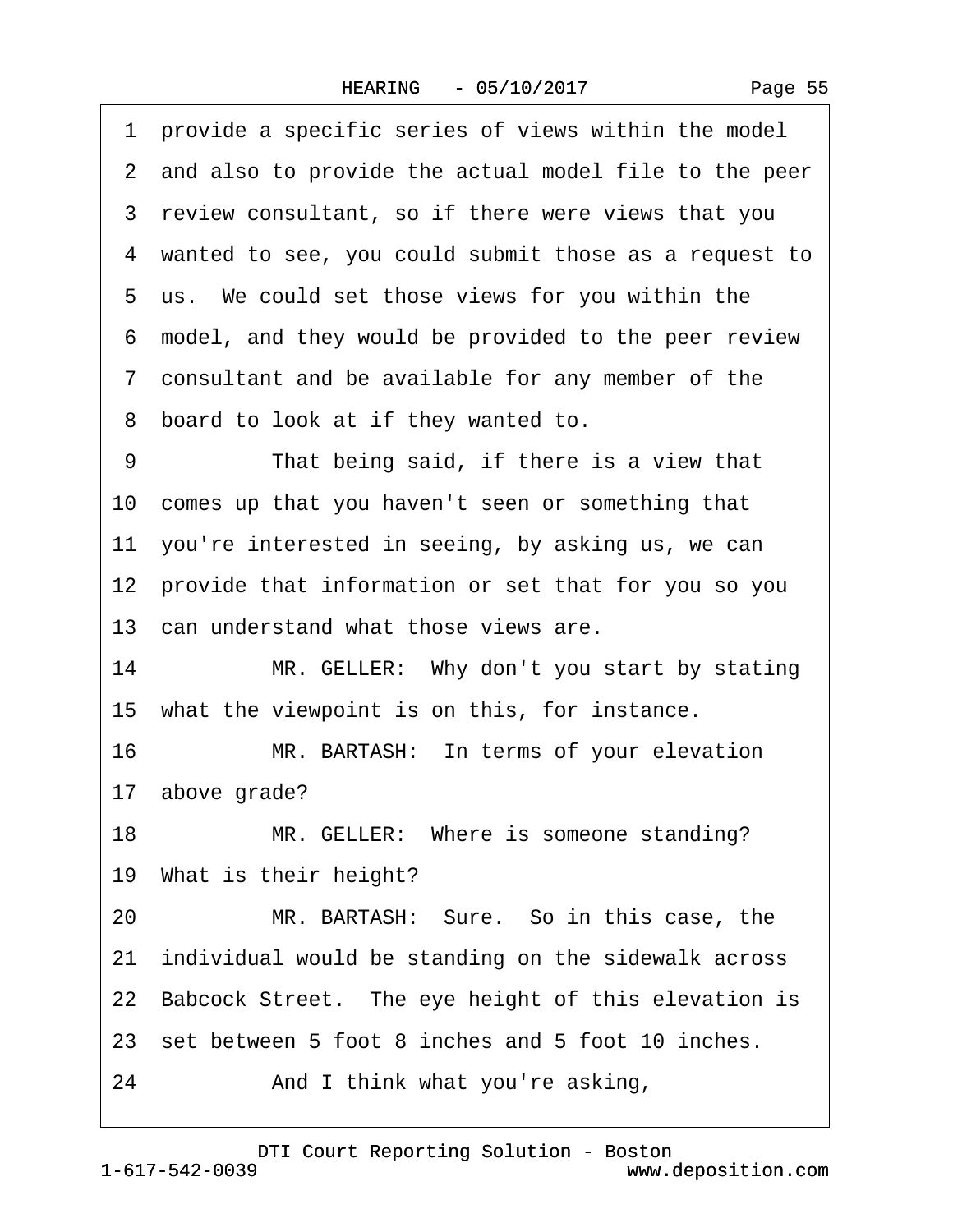provide a specific series of views within the model and also to provide the actual model file to the peer review consultant, so if there were views that you wanted to see, you could submit those as a request to us. We could set those views for you within the model, and they would be provided to the peer review consultant and be available for any member of the board to look at if they wanted to.

That being said, if there is a view that comes up that you haven't seen or something that you're interested in seeing, by asking us, we can provide that information or set that for you so you can understand what those views are.

MR. GELLER: Why don't you start by stating what the viewpoint is on this, for instance.

MR. BARTASH: In terms of your elevation above grade?

MR. GELLER: Where is someone standing? What is their height?

MR. BARTASH: Sure. So in this case, the individual would be standing on the sidewalk across Babcock Street. The eye height of this elevation is set between 5 foot 8 inches and 5 foot 10 inches.

And I think what you're asking,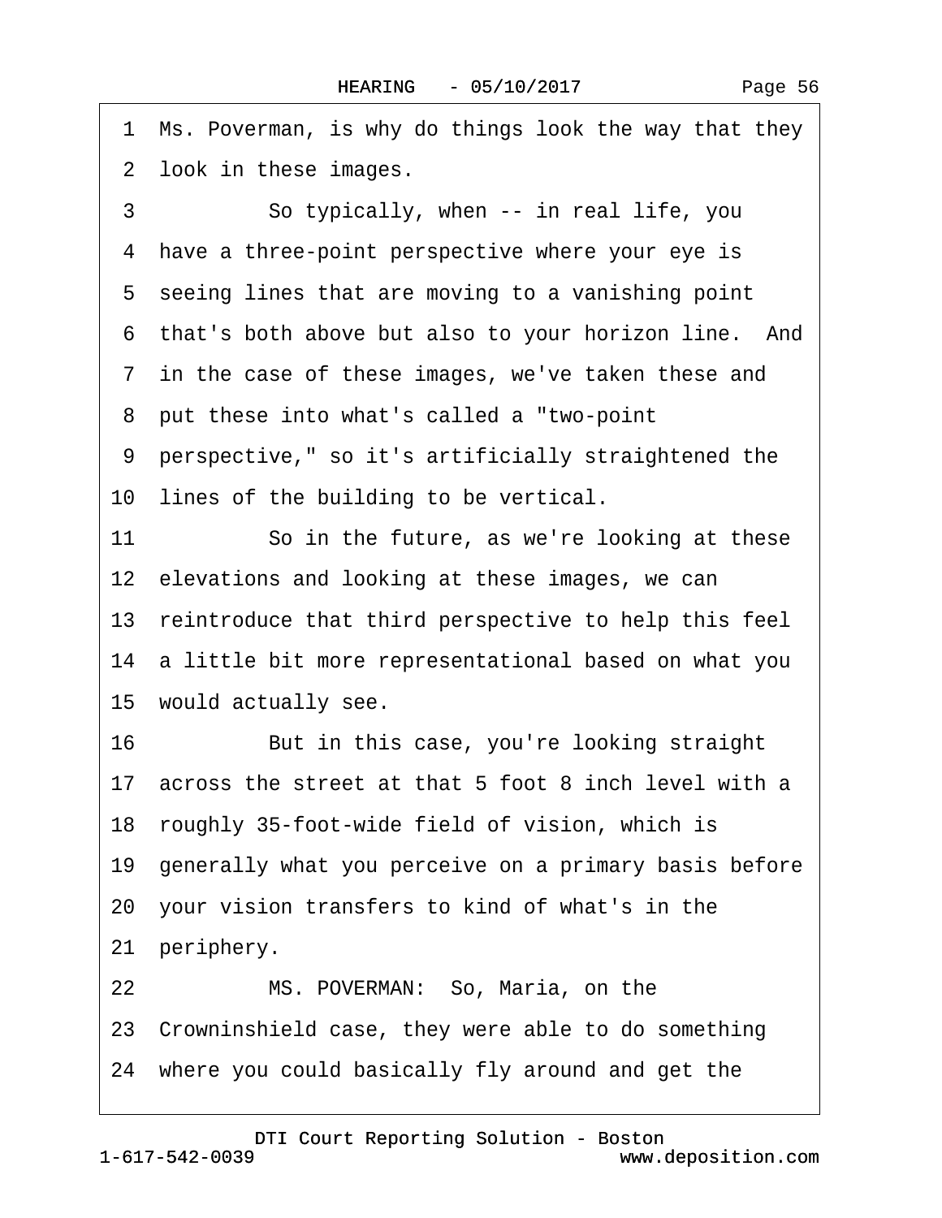1 Ms. Poverman, is why do things look the way that they
2 look in these images.

3 So typically, when -- in real life, you
4 have a three-point perspective where your eye is
5 seeing lines that are moving to a vanishing point
6 that's both above but also to your horizon line. And
7 in the case of these images, we've taken these and
8 put these into what's called a "two-point
9 perspective," so it's artificially straightened the
10 lines of the building to be vertical.

11 So in the future, as we're looking at these
12 elevations and looking at these images, we can
13 reintroduce that third perspective to help this feel
14 a little bit more representational based on what you
15 would actually see.

16 But in this case, you're looking straight
17 across the street at that 5 foot 8 inch level with a
18 roughly 35-foot-wide field of vision, which is
19 generally what you perceive on a primary basis before
20 your vision transfers to kind of what's in the
21 periphery.

22 MS. POVERMAN: So, Maria, on the
23 Crowninshield case, they were able to do something
24 where you could basically fly around and get the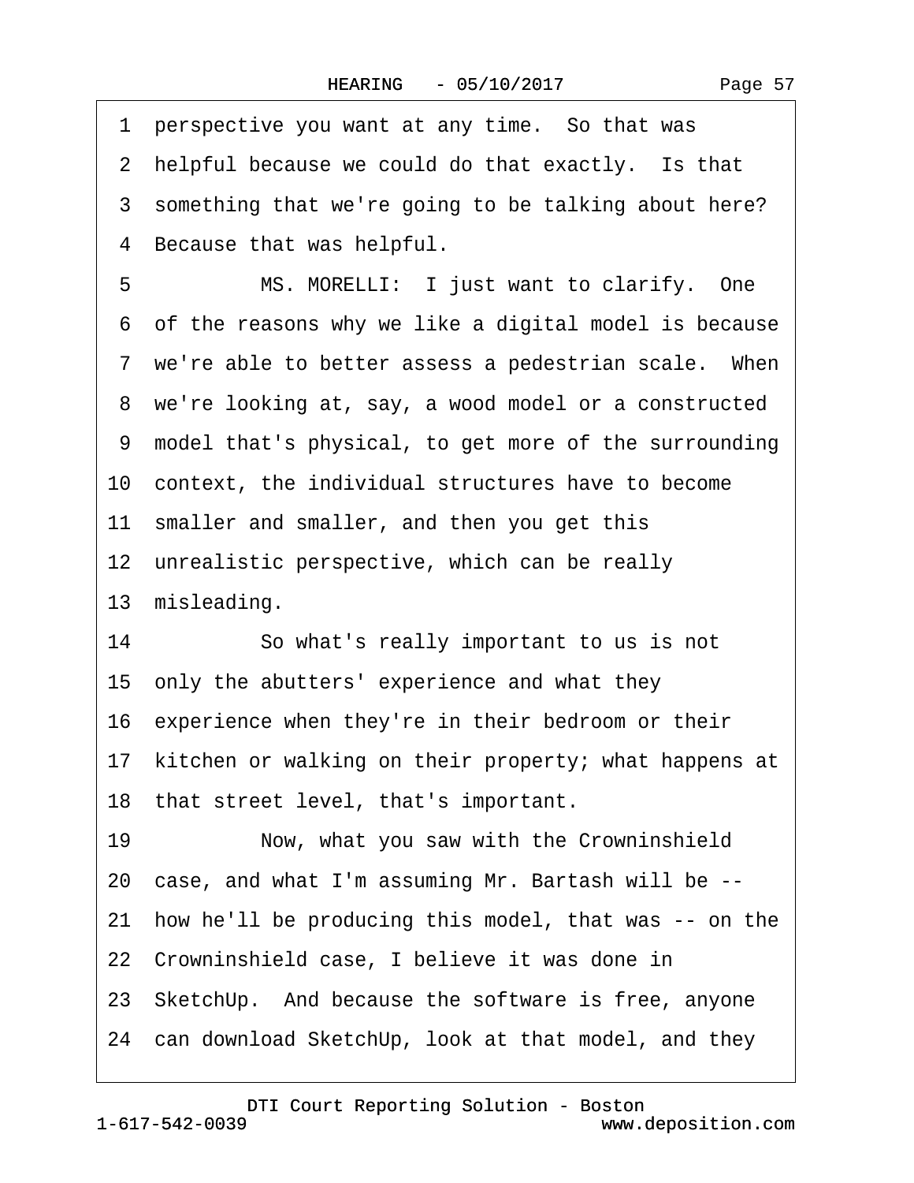1 perspective you want at any time. So that was
2 helpful because we could do that exactly. Is that
3 something that we're going to be talking about here?
4 Because that was helpful.
5 MS. MORELLI: I just want to clarify. One
6 of the reasons why we like a digital model is because
7 we're able to better assess a pedestrian scale. When
8 we're looking at, say, a wood model or a constructed
9 model that's physical, to get more of the surrounding
10 context, the individual structures have to become
11 smaller and smaller, and then you get this
12 unrealistic perspective, which can be really
13 misleading.
14 So what's really important to us is not
15 only the abutters' experience and what they
16 experience when they're in their bedroom or their
17 kitchen or walking on their property; what happens at
18 that street level, that's important.
19 Now, what you saw with the Crowninshield
20 case, and what I'm assuming Mr. Bartash will be --
21 how he'll be producing this model, that was -- on the
22 Crowninshield case, I believe it was done in
23 SketchUp. And because the software is free, anyone
24 can download SketchUp, look at that model, and they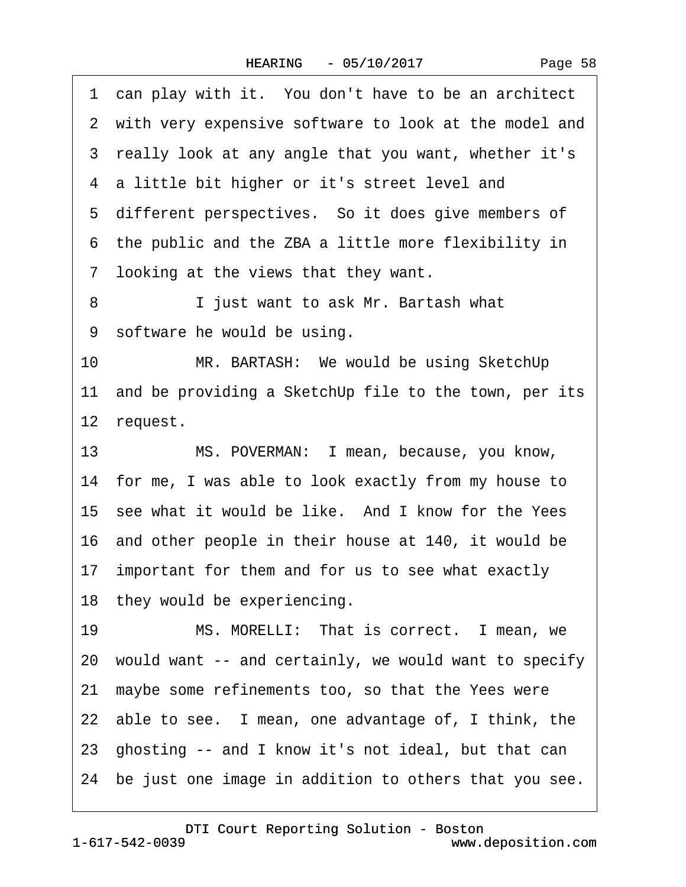1 can play with it. You don't have to be an architect
2 with very expensive software to look at the model and
3 really look at any angle that you want, whether it's
4 a little bit higher or it's street level and
5 different perspectives. So it does give members of
6 the public and the ZBA a little more flexibility in
7 looking at the views that they want.
8 I just want to ask Mr. Bartash what
9 software he would be using.
10 MR. BARTASH: We would be using SketchUp
11 and be providing a SketchUp file to the town, per its
12 request.
13 MS. POVERMAN: I mean, because, you know,
14 for me, I was able to look exactly from my house to
15 see what it would be like. And I know for the Yees
16 and other people in their house at 140, it would be
17 important for them and for us to see what exactly
18 they would be experiencing.
19 MS. MORELLI: That is correct. I mean, we
20 would want -- and certainly, we would want to specify
21 maybe some refinements too, so that the Yees were
22 able to see. I mean, one advantage of, I think, the
23 ghosting -- and I know it's not ideal, but that can
24 be just one image in addition to others that you see.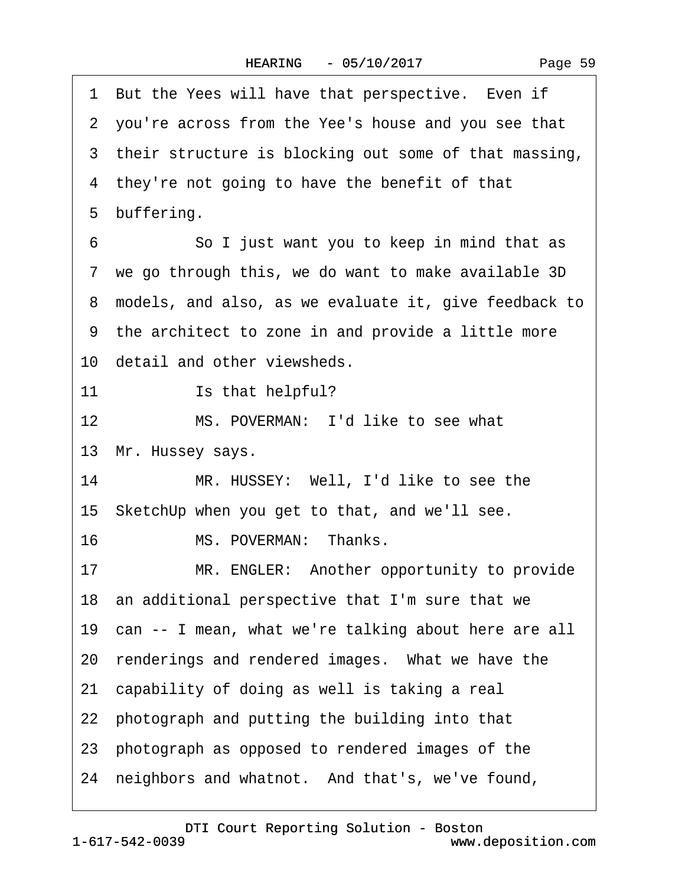1 But the Yees will have that perspective. Even if
2 you're across from the Yee's house and you see that
3 their structure is blocking out some of that massing,
4 they're not going to have the benefit of that
5 buffering.

6 So I just want you to keep in mind that as
7 we go through this, we do want to make available 3D
8 models, and also, as we evaluate it, give feedback to
9 the architect to zone in and provide a little more
10 detail and other viewsheds.

11 Is that helpful?

12 MS. POVERMAN: I'd like to see what
13 Mr. Hussey says.

14 MR. HUSSEY: Well, I'd like to see the
15 SketchUp when you get to that, and we'll see.

16 MS. POVERMAN: Thanks.

17 MR. ENGLER: Another opportunity to provide
18 an additional perspective that I'm sure that we
19 can -- I mean, what we're talking about here are all
20 renderings and rendered images. What we have the
21 capability of doing as well is taking a real
22 photograph and putting the building into that
23 photograph as opposed to rendered images of the
24 neighbors and whatnot. And that's, we've found,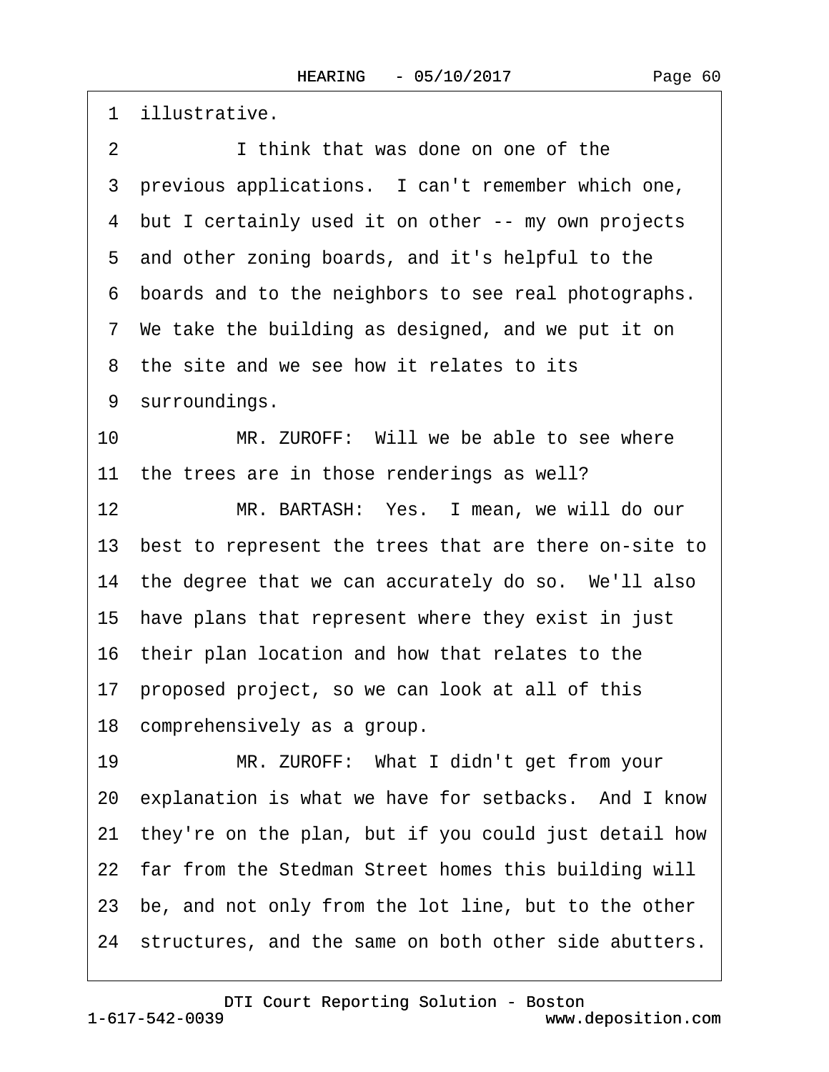1 illustrative.

2 I think that was done on one of the

3 previous applications. I can't remember which one,

4 but I certainly used it on other -- my own projects

5 and other zoning boards, and it's helpful to the

6 boards and to the neighbors to see real photographs.

7 We take the building as designed, and we put it on

8 the site and we see how it relates to its

9 surroundings.

10 MR. ZUROFF: Will we be able to see where

11 the trees are in those renderings as well?

12 MR. BARTASH: Yes. I mean, we will do our

13 best to represent the trees that are there on-site to

14 the degree that we can accurately do so. We'll also

15 have plans that represent where they exist in just

16 their plan location and how that relates to the

17 proposed project, so we can look at all of this

18 comprehensively as a group.

19 MR. ZUROFF: What I didn't get from your

20 explanation is what we have for setbacks. And I know

21 they're on the plan, but if you could just detail how

22 far from the Stedman Street homes this building will

23 be, and not only from the lot line, but to the other

24 structures, and the same on both other side abutters.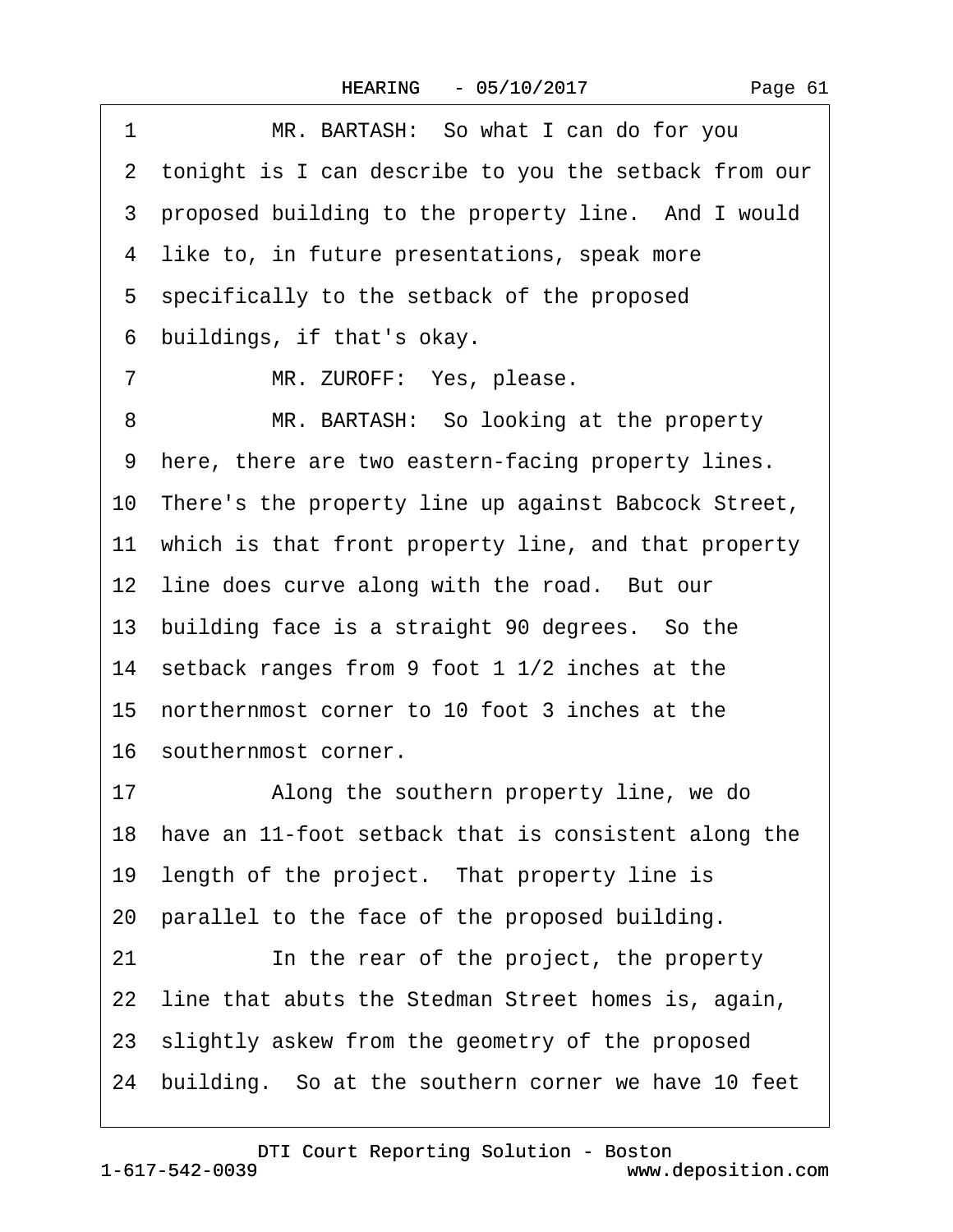1 MR. BARTASH: So what I can do for you
2 tonight is I can describe to you the setback from our
3 proposed building to the property line. And I would
4 like to, in future presentations, speak more
5 specifically to the setback of the proposed
6 buildings, if that's okay.
7 MR. ZUROFF: Yes, please.
8 MR. BARTASH: So looking at the property
9 here, there are two eastern-facing property lines.
10 There's the property line up against Babcock Street,
11 which is that front property line, and that property
12 line does curve along with the road. But our
13 building face is a straight 90 degrees. So the
14 setback ranges from 9 foot 1 1/2 inches at the
15 northernmost corner to 10 foot 3 inches at the
16 southernmost corner.
17 Along the southern property line, we do
18 have an 11-foot setback that is consistent along the
19 length of the project. That property line is
20 parallel to the face of the proposed building.
21 In the rear of the project, the property
22 line that abuts the Stedman Street homes is, again,
23 slightly askew from the geometry of the proposed
24 building. So at the southern corner we have 10 feet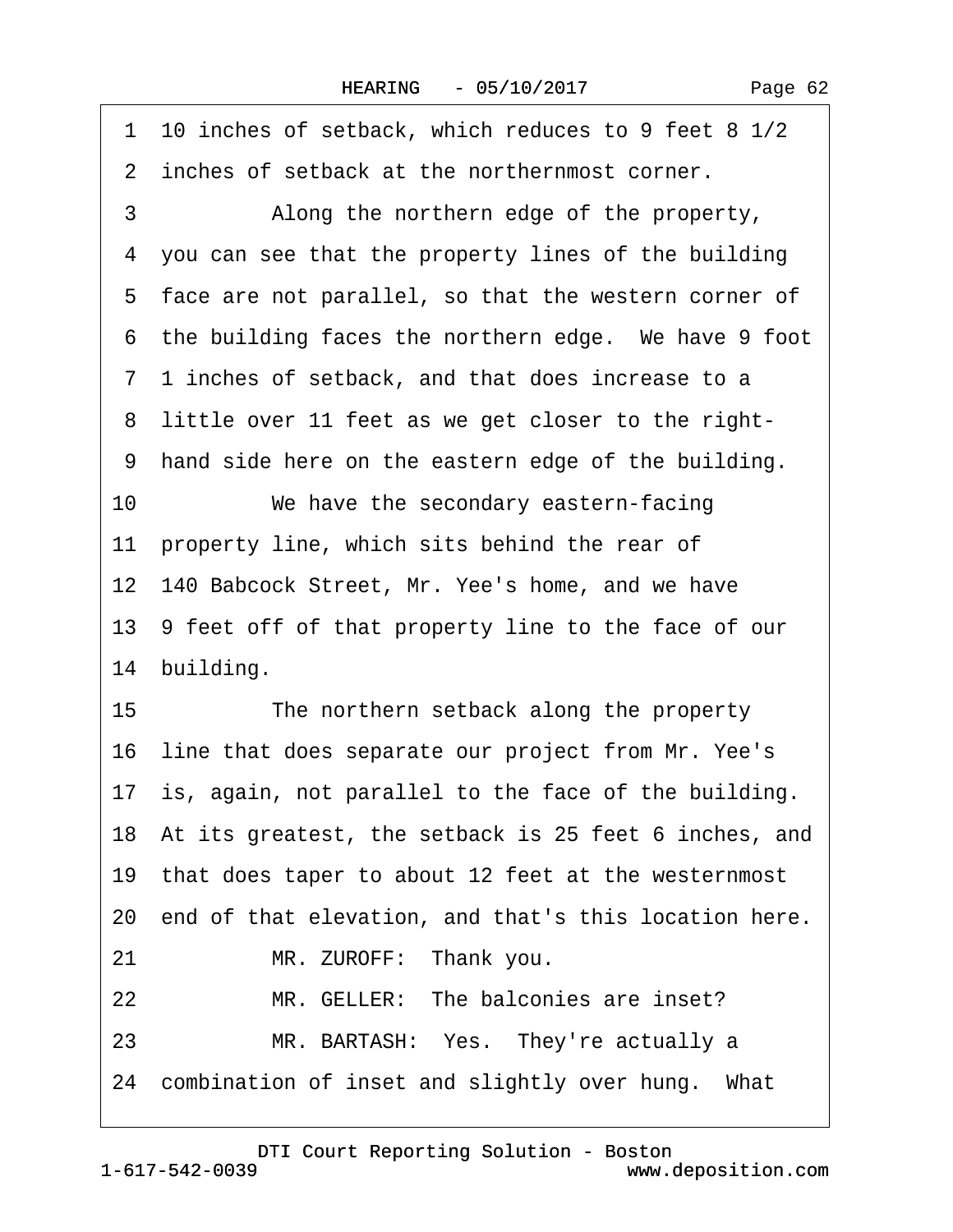1 10 inches of setback, which reduces to 9 feet 8 1/2
2 inches of setback at the northernmost corner.
3 Along the northern edge of the property,
4 you can see that the property lines of the building
5 face are not parallel, so that the western corner of
6 the building faces the northern edge. We have 9 foot
7 1 inches of setback, and that does increase to a
8 little over 11 feet as we get closer to the right-
9 hand side here on the eastern edge of the building.
10 We have the secondary eastern-facing
11 property line, which sits behind the rear of
12 140 Babcock Street, Mr. Yee's home, and we have
13 9 feet off of that property line to the face of our
14 building.
15 The northern setback along the property
16 line that does separate our project from Mr. Yee's
17 is, again, not parallel to the face of the building.
18 At its greatest, the setback is 25 feet 6 inches, and
19 that does taper to about 12 feet at the westernmost
20 end of that elevation, and that's this location here.
21 MR. ZUROFF: Thank you.
22 MR. GELLER: The balconies are inset?
23 MR. BARTASH: Yes. They're actually a
24 combination of inset and slightly over hung. What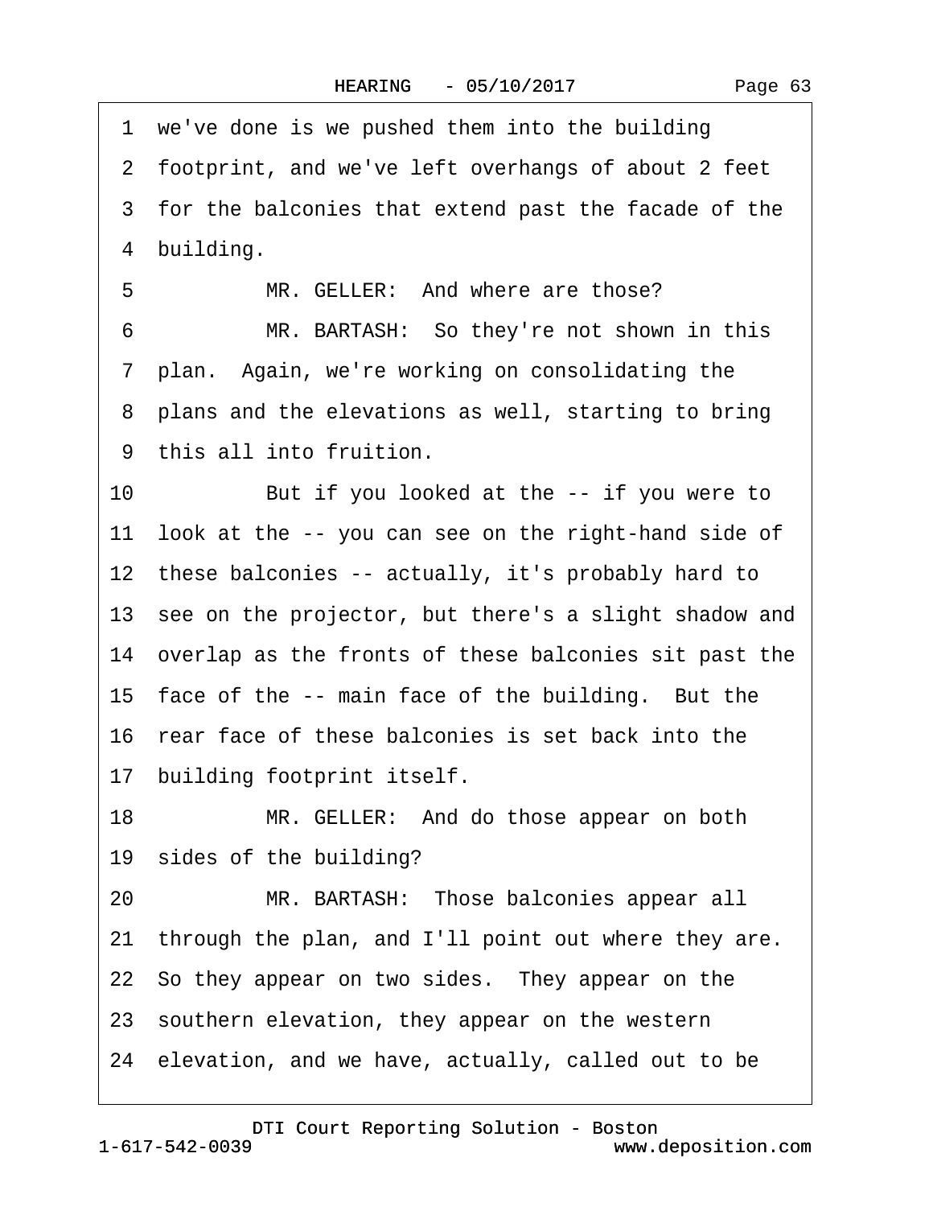1 we've done is we pushed them into the building
2 footprint, and we've left overhangs of about 2 feet
3 for the balconies that extend past the facade of the
4 building.
5 MR. GELLER: And where are those?
6 MR. BARTASH: So they're not shown in this
7 plan. Again, we're working on consolidating the
8 plans and the elevations as well, starting to bring
9 this all into fruition.
10 But if you looked at the -- if you were to
11 look at the -- you can see on the right-hand side of
12 these balconies -- actually, it's probably hard to
13 see on the projector, but there's a slight shadow and
14 overlap as the fronts of these balconies sit past the
15 face of the -- main face of the building. But the
16 rear face of these balconies is set back into the
17 building footprint itself.
18 MR. GELLER: And do those appear on both
19 sides of the building?
20 MR. BARTASH: Those balconies appear all
21 through the plan, and I'll point out where they are.
22 So they appear on two sides. They appear on the
23 southern elevation, they appear on the western
24 elevation, and we have, actually, called out to be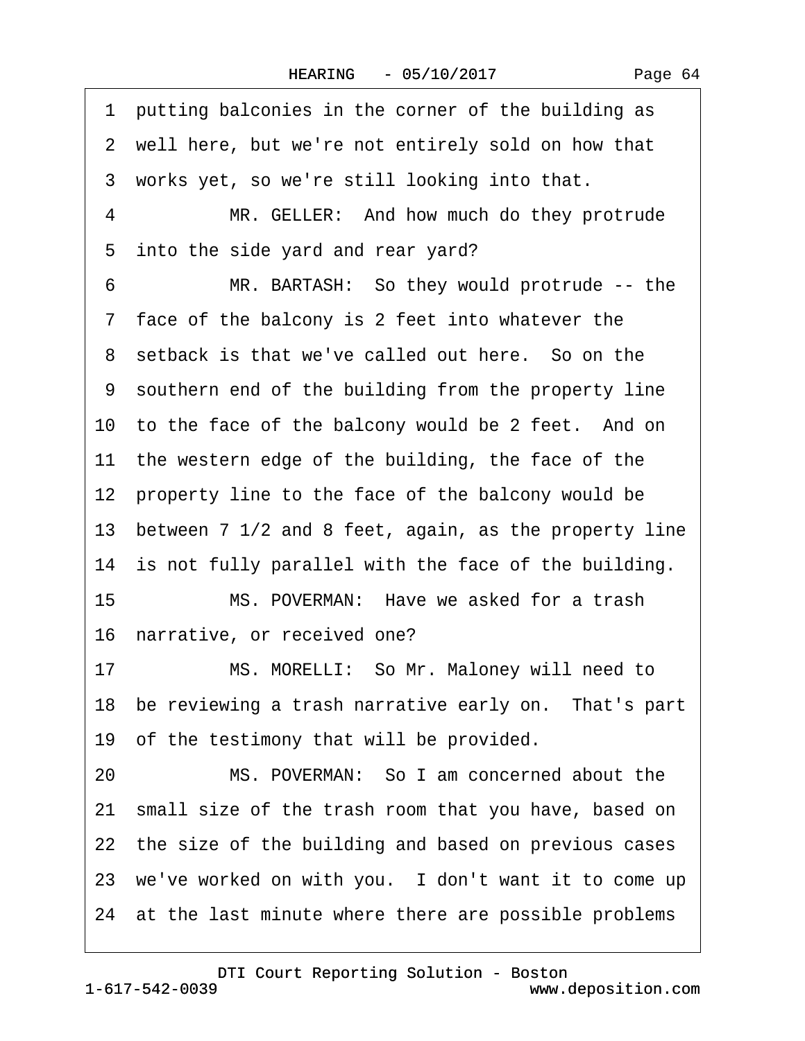1 putting balconies in the corner of the building as
2 well here, but we're not entirely sold on how that
3 works yet, so we're still looking into that.

4 MR. GELLER: And how much do they protrude
5 into the side yard and rear yard?

6 MR. BARTASH: So they would protrude -- the
7 face of the balcony is 2 feet into whatever the
8 setback is that we've called out here. So on the
9 southern end of the building from the property line
10 to the face of the balcony would be 2 feet. And on
11 the western edge of the building, the face of the
12 property line to the face of the balcony would be
13 between 7 1/2 and 8 feet, again, as the property line
14 is not fully parallel with the face of the building.

15 MS. POVERMAN: Have we asked for a trash
16 narrative, or received one?

17 MS. MORELLI: So Mr. Maloney will need to
18 be reviewing a trash narrative early on. That's part
19 of the testimony that will be provided.

20 MS. POVERMAN: So I am concerned about the
21 small size of the trash room that you have, based on
22 the size of the building and based on previous cases
23 we've worked on with you. I don't want it to come up
24 at the last minute where there are possible problems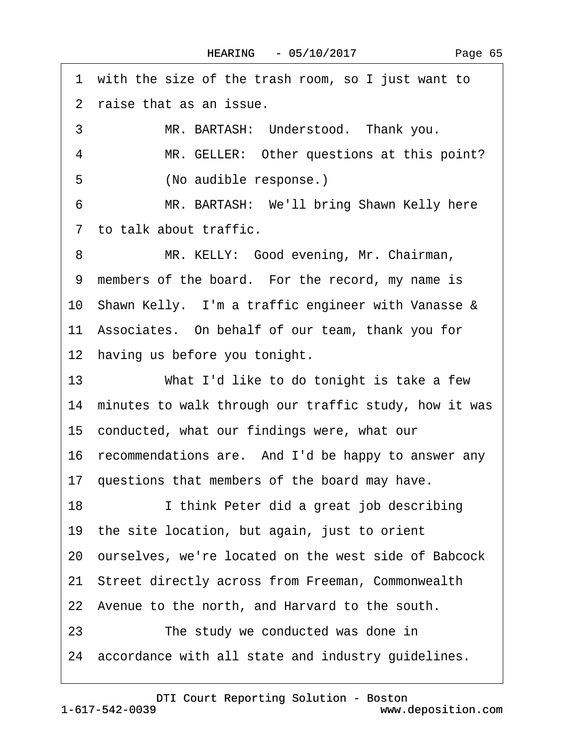1 with the size of the trash room, so I just want to

2 raise that as an issue.

3 MR. BARTASH: Understood. Thank you.

4 MR. GELLER: Other questions at this point?

5 (No audible response.)

6 MR. BARTASH: We'll bring Shawn Kelly here

7 to talk about traffic.

8 MR. KELLY: Good evening, Mr. Chairman,

9 members of the board. For the record, my name is

10 Shawn Kelly. I'm a traffic engineer with Vanasse &

11 Associates. On behalf of our team, thank you for

12 having us before you tonight.

13 What I'd like to do tonight is take a few

14 minutes to walk through our traffic study, how it was

15 conducted, what our findings were, what our

16 recommendations are. And I'd be happy to answer any

17 questions that members of the board may have.

18 I think Peter did a great job describing

19 the site location, but again, just to orient

20 ourselves, we're located on the west side of Babcock

21 Street directly across from Freeman, Commonwealth

22 Avenue to the north, and Harvard to the south.

23 The study we conducted was done in

24 accordance with all state and industry guidelines.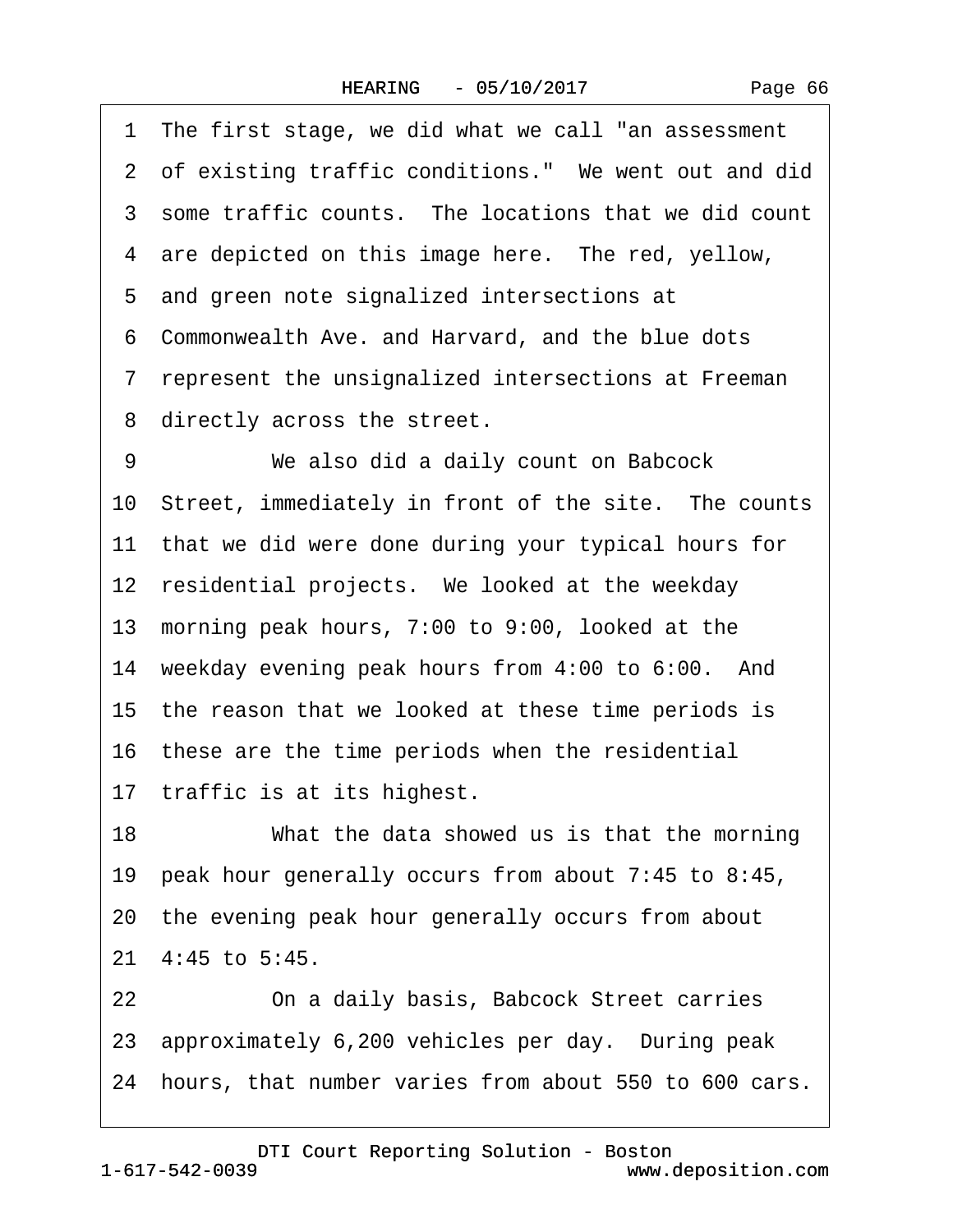1 The first stage, we did what we call "an assessment
2 of existing traffic conditions." We went out and did
3 some traffic counts. The locations that we did count
4 are depicted on this image here. The red, yellow,
5 and green note signalized intersections at
6 Commonwealth Ave. and Harvard, and the blue dots
7 represent the unsignalized intersections at Freeman
8 directly across the street.

9 We also did a daily count on Babcock
10 Street, immediately in front of the site. The counts
11 that we did were done during your typical hours for
12 residential projects. We looked at the weekday
13 morning peak hours, 7:00 to 9:00, looked at the
14 weekday evening peak hours from 4:00 to 6:00. And
15 the reason that we looked at these time periods is
16 these are the time periods when the residential
17 traffic is at its highest.

18 What the data showed us is that the morning
19 peak hour generally occurs from about 7:45 to 8:45,
20 the evening peak hour generally occurs from about
21 4:45 to 5:45.

22 On a daily basis, Babcock Street carries
23 approximately 6,200 vehicles per day. During peak
24 hours, that number varies from about 550 to 600 cars.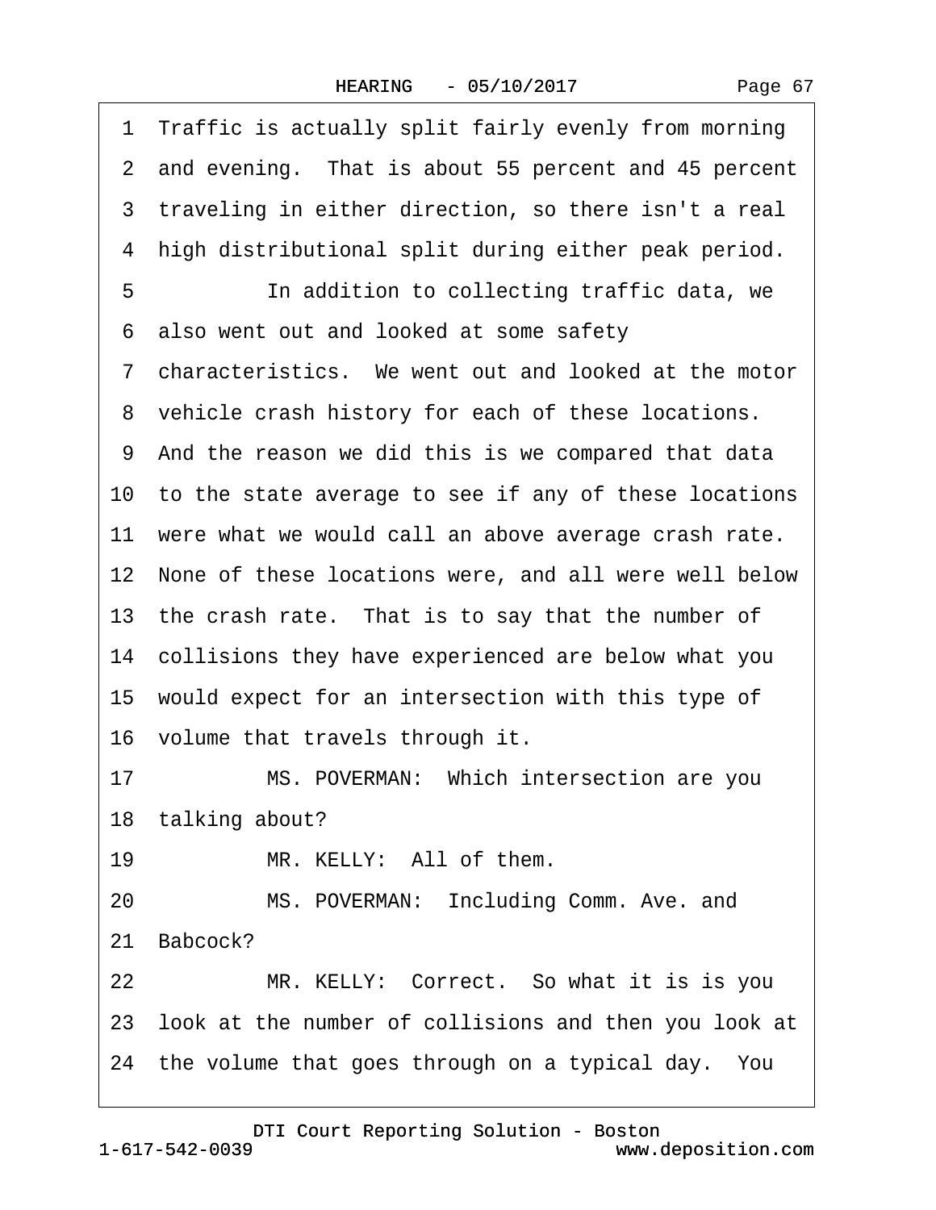1 Traffic is actually split fairly evenly from morning
2 and evening. That is about 55 percent and 45 percent
3 traveling in either direction, so there isn't a real
4 high distributional split during either peak period.
5 In addition to collecting traffic data, we
6 also went out and looked at some safety
7 characteristics. We went out and looked at the motor
8 vehicle crash history for each of these locations.
9 And the reason we did this is we compared that data
10 to the state average to see if any of these locations
11 were what we would call an above average crash rate.
12 None of these locations were, and all were well below
13 the crash rate. That is to say that the number of
14 collisions they have experienced are below what you
15 would expect for an intersection with this type of
16 volume that travels through it.
17 MS. POVERMAN: Which intersection are you
18 talking about?
19 MR. KELLY: All of them.
20 MS. POVERMAN: Including Comm. Ave. and
21 Babcock?
22 MR. KELLY: Correct. So what it is is you
23 look at the number of collisions and then you look at
24 the volume that goes through on a typical day. You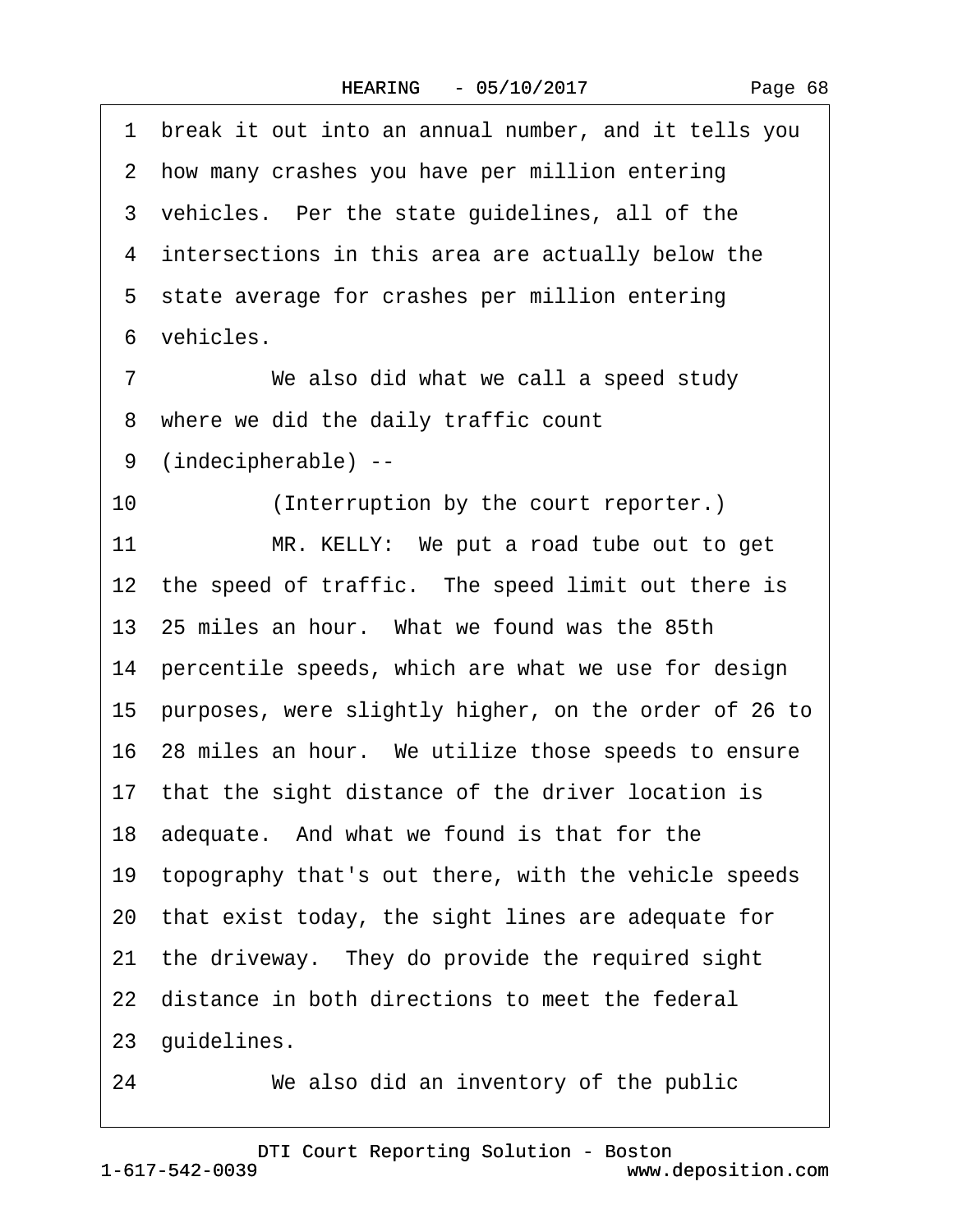1 break it out into an annual number, and it tells you
2 how many crashes you have per million entering
3 vehicles. Per the state guidelines, all of the
4 intersections in this area are actually below the
5 state average for crashes per million entering
6 vehicles.
7 We also did what we call a speed study
8 where we did the daily traffic count
9 (indecipherable) --
10 (Interruption by the court reporter.)
11 MR. KELLY: We put a road tube out to get
12 the speed of traffic. The speed limit out there is
13 25 miles an hour. What we found was the 85th
14 percentile speeds, which are what we use for design
15 purposes, were slightly higher, on the order of 26 to
16 28 miles an hour. We utilize those speeds to ensure
17 that the sight distance of the driver location is
18 adequate. And what we found is that for the
19 topography that's out there, with the vehicle speeds
20 that exist today, the sight lines are adequate for
21 the driveway. They do provide the required sight
22 distance in both directions to meet the federal
23 guidelines.
24 We also did an inventory of the public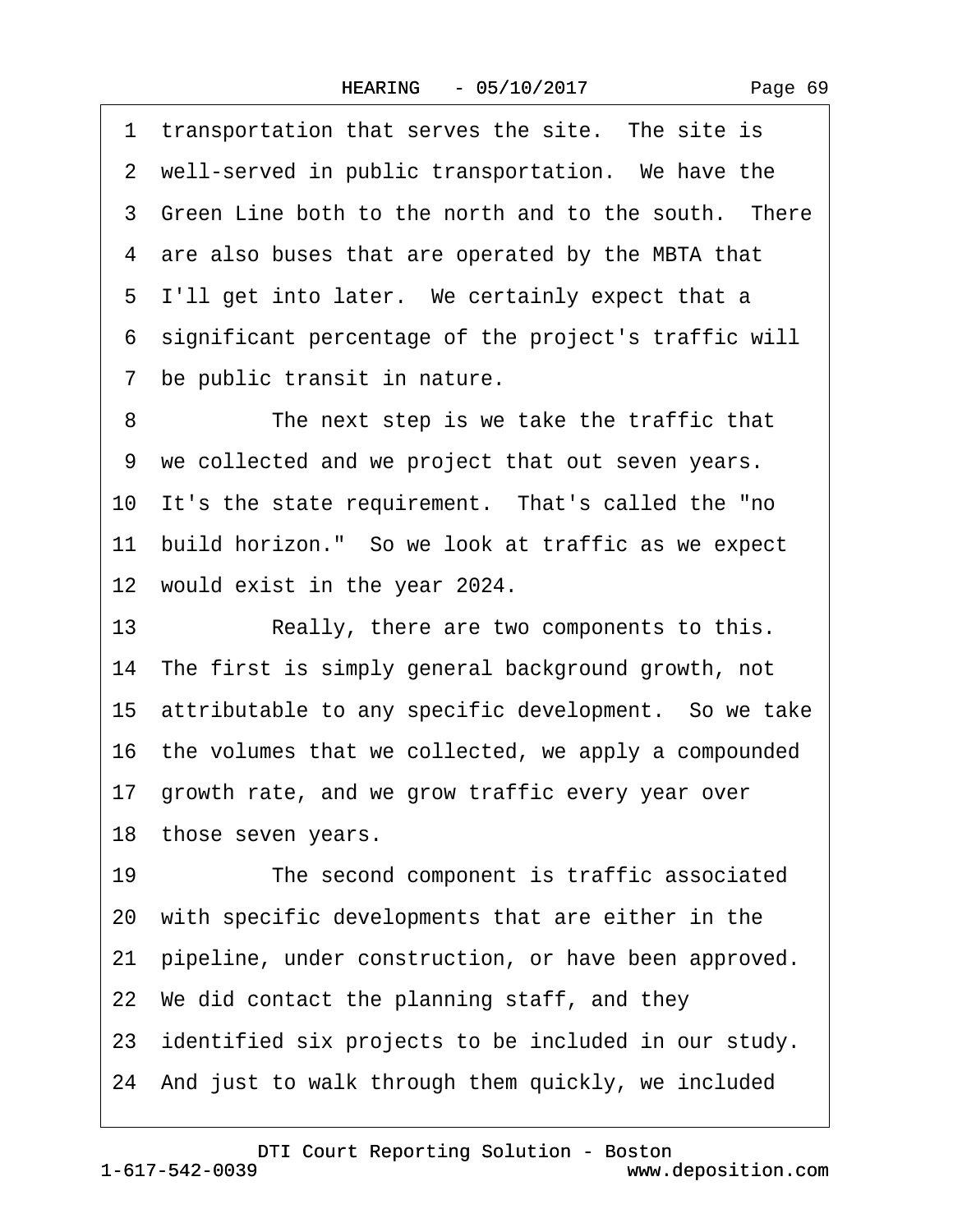1 transportation that serves the site. The site is
2 well-served in public transportation. We have the
3 Green Line both to the north and to the south. There
4 are also buses that are operated by the MBTA that
5 I'll get into later. We certainly expect that a
6 significant percentage of the project's traffic will
7 be public transit in nature.

8 The next step is we take the traffic that
9 we collected and we project that out seven years.
10 It's the state requirement. That's called the "no
11 build horizon." So we look at traffic as we expect
12 would exist in the year 2024.

13 Really, there are two components to this.
14 The first is simply general background growth, not
15 attributable to any specific development. So we take
16 the volumes that we collected, we apply a compounded
17 growth rate, and we grow traffic every year over
18 those seven years.

19 The second component is traffic associated
20 with specific developments that are either in the
21 pipeline, under construction, or have been approved.
22 We did contact the planning staff, and they
23 identified six projects to be included in our study.
24 And just to walk through them quickly, we included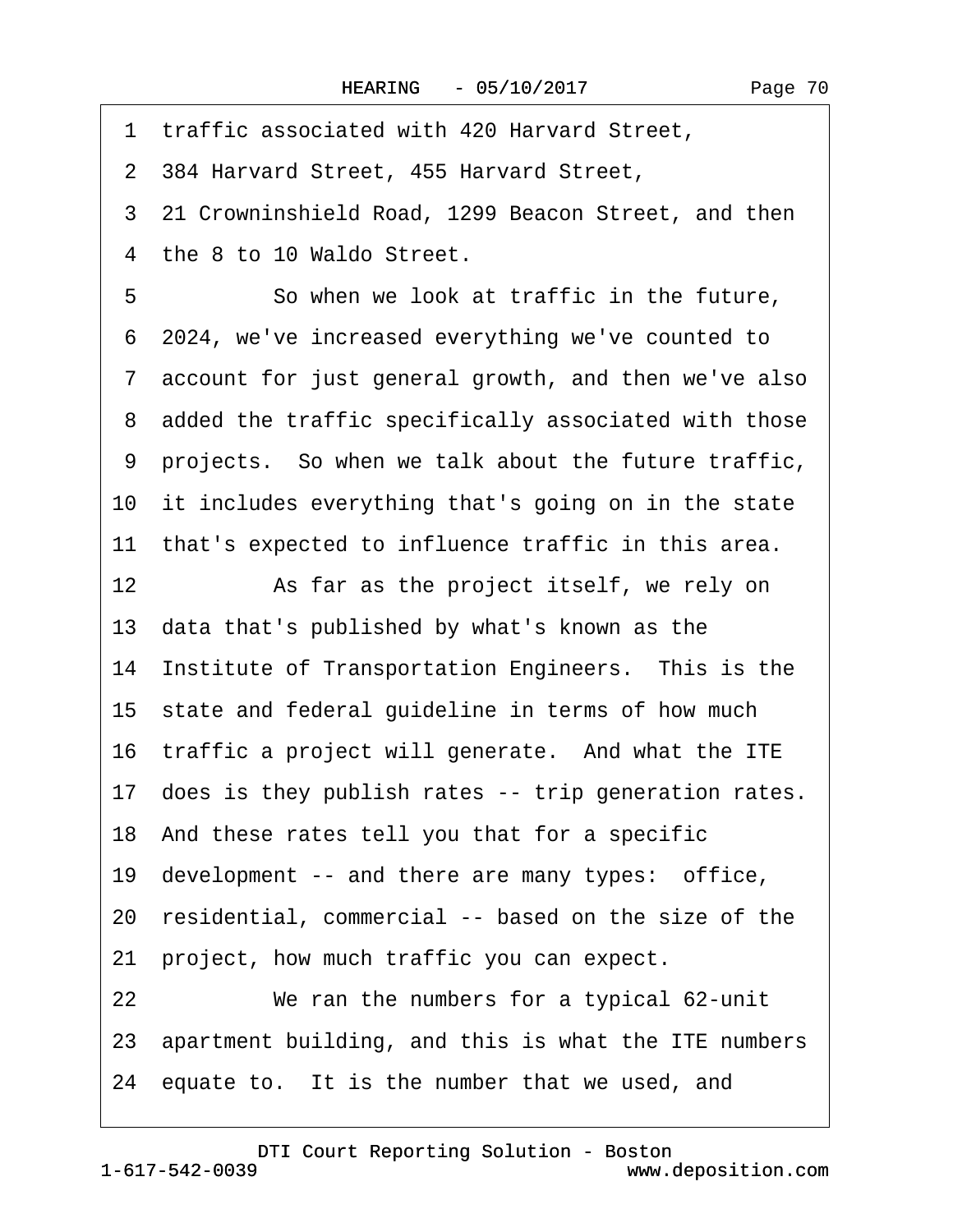1 traffic associated with 420 Harvard Street,

2 384 Harvard Street, 455 Harvard Street,

3 21 Crowninshield Road, 1299 Beacon Street, and then

4 the 8 to 10 Waldo Street.

5 So when we look at traffic in the future,

6 2024, we've increased everything we've counted to

7 account for just general growth, and then we've also

8 added the traffic specifically associated with those

9 projects. So when we talk about the future traffic,

10 it includes everything that's going on in the state

11 that's expected to influence traffic in this area.

12 As far as the project itself, we rely on

13 data that's published by what's known as the

14 Institute of Transportation Engineers. This is the

15 state and federal guideline in terms of how much

16 traffic a project will generate. And what the ITE

17 does is they publish rates -- trip generation rates.

18 And these rates tell you that for a specific

19 development -- and there are many types: office,

20 residential, commercial -- based on the size of the

21 project, how much traffic you can expect.

22 We ran the numbers for a typical 62-unit

23 apartment building, and this is what the ITE numbers

24 equate to. It is the number that we used, and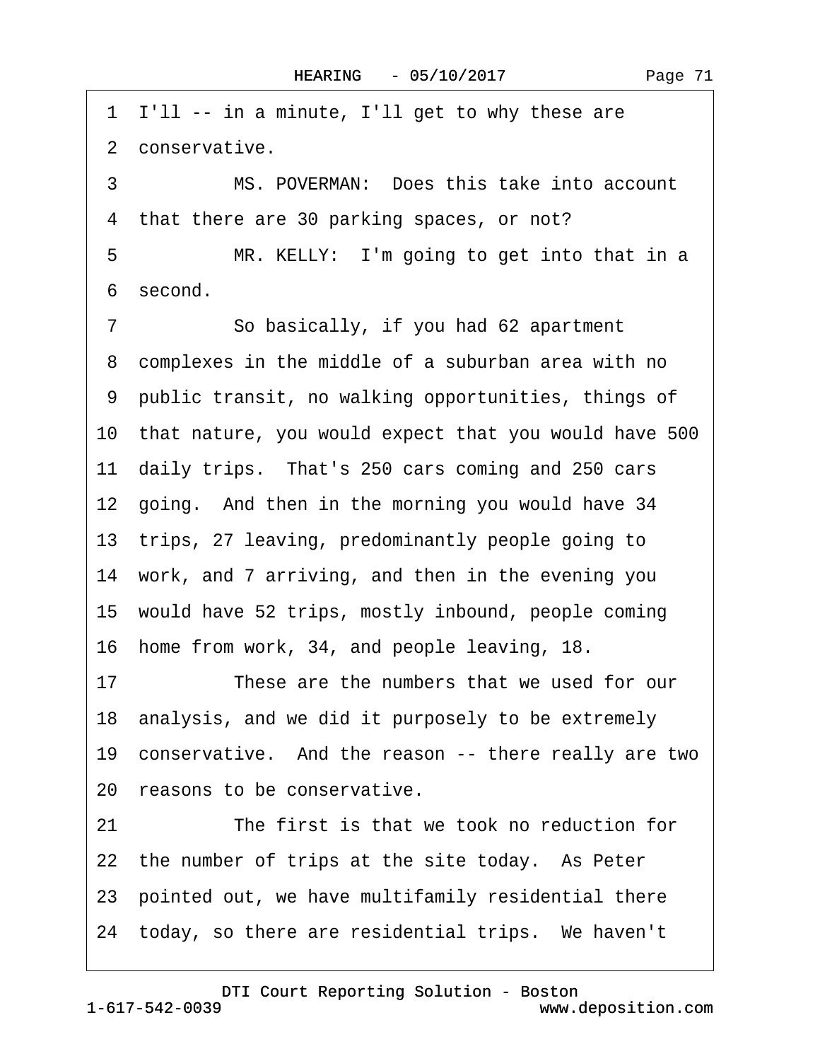1 I'll -- in a minute, I'll get to why these are
2 conservative.
3 MS. POVERMAN: Does this take into account
4 that there are 30 parking spaces, or not?
5 MR. KELLY: I'm going to get into that in a
6 second.
7 So basically, if you had 62 apartment
8 complexes in the middle of a suburban area with no
9 public transit, no walking opportunities, things of
10 that nature, you would expect that you would have 500
11 daily trips. That's 250 cars coming and 250 cars
12 going. And then in the morning you would have 34
13 trips, 27 leaving, predominantly people going to
14 work, and 7 arriving, and then in the evening you
15 would have 52 trips, mostly inbound, people coming
16 home from work, 34, and people leaving, 18.
17 These are the numbers that we used for our
18 analysis, and we did it purposely to be extremely
19 conservative. And the reason -- there really are two
20 reasons to be conservative.
21 The first is that we took no reduction for
22 the number of trips at the site today. As Peter
23 pointed out, we have multifamily residential there
24 today, so there are residential trips. We haven't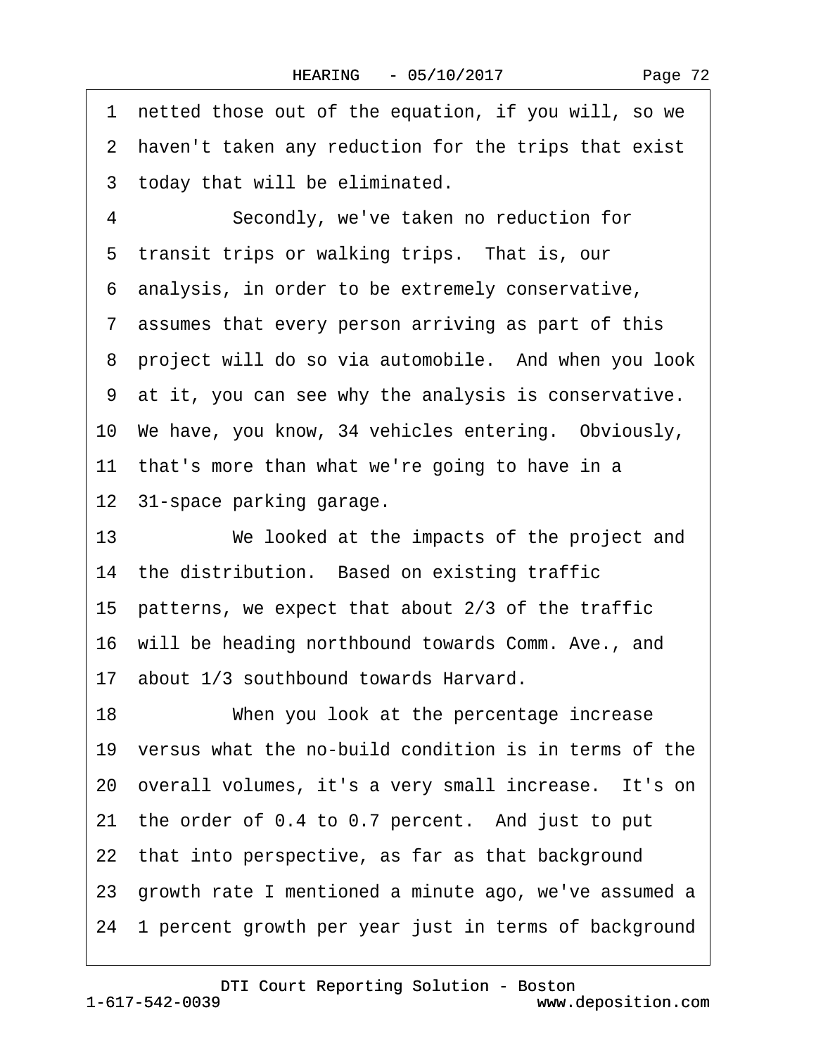1 netted those out of the equation, if you will, so we
2 haven't taken any reduction for the trips that exist
3 today that will be eliminated.

4 Secondly, we've taken no reduction for
5 transit trips or walking trips. That is, our
6 analysis, in order to be extremely conservative,
7 assumes that every person arriving as part of this
8 project will do so via automobile. And when you look
9 at it, you can see why the analysis is conservative.
10 We have, you know, 34 vehicles entering. Obviously,
11 that's more than what we're going to have in a
12 31-space parking garage.

13 We looked at the impacts of the project and
14 the distribution. Based on existing traffic
15 patterns, we expect that about 2/3 of the traffic
16 will be heading northbound towards Comm. Ave., and
17 about 1/3 southbound towards Harvard.

18 When you look at the percentage increase
19 versus what the no-build condition is in terms of the
20 overall volumes, it's a very small increase. It's on
21 the order of 0.4 to 0.7 percent. And just to put
22 that into perspective, as far as that background
23 growth rate I mentioned a minute ago, we've assumed a
24 1 percent growth per year just in terms of background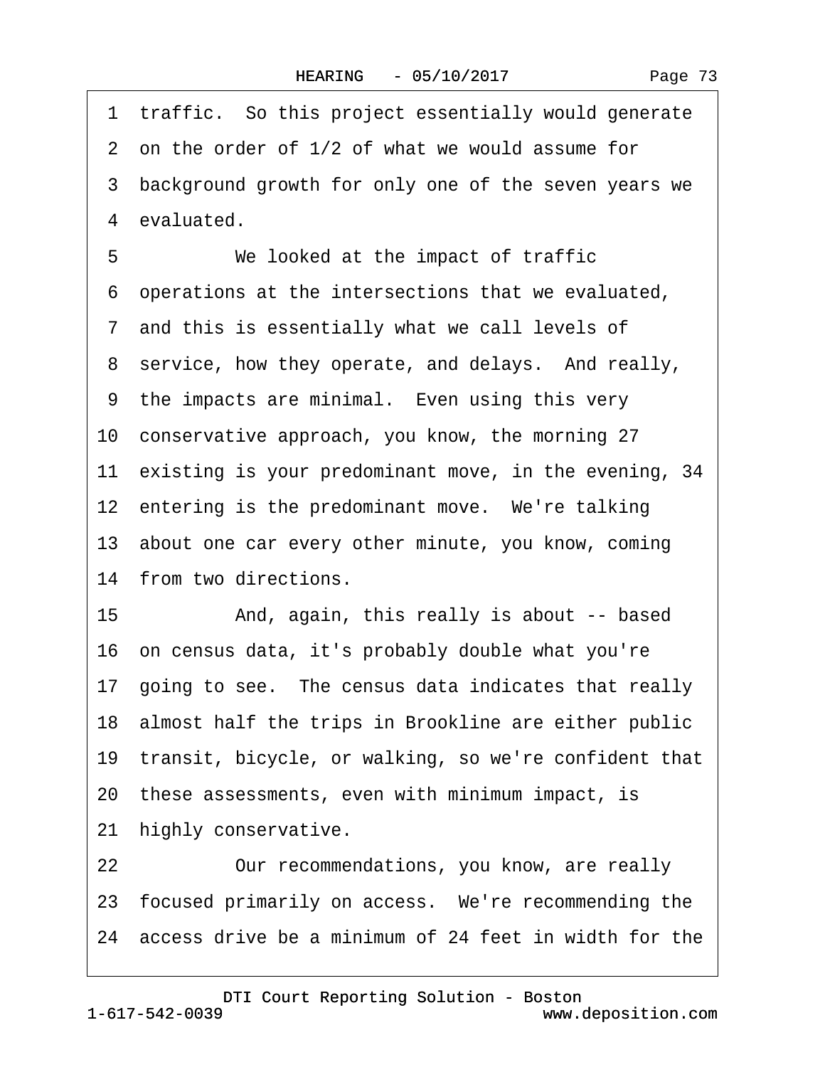1 traffic. So this project essentially would generate
2 on the order of 1/2 of what we would assume for
3 background growth for only one of the seven years we
4 evaluated.
5 We looked at the impact of traffic
6 operations at the intersections that we evaluated,
7 and this is essentially what we call levels of
8 service, how they operate, and delays. And really,
9 the impacts are minimal. Even using this very
10 conservative approach, you know, the morning 27
11 existing is your predominant move, in the evening, 34
12 entering is the predominant move. We're talking
13 about one car every other minute, you know, coming
14 from two directions.
15 And, again, this really is about -- based
16 on census data, it's probably double what you're
17 going to see. The census data indicates that really
18 almost half the trips in Brookline are either public
19 transit, bicycle, or walking, so we're confident that
20 these assessments, even with minimum impact, is
21 highly conservative.
22 Our recommendations, you know, are really
23 focused primarily on access. We're recommending the
24 access drive be a minimum of 24 feet in width for the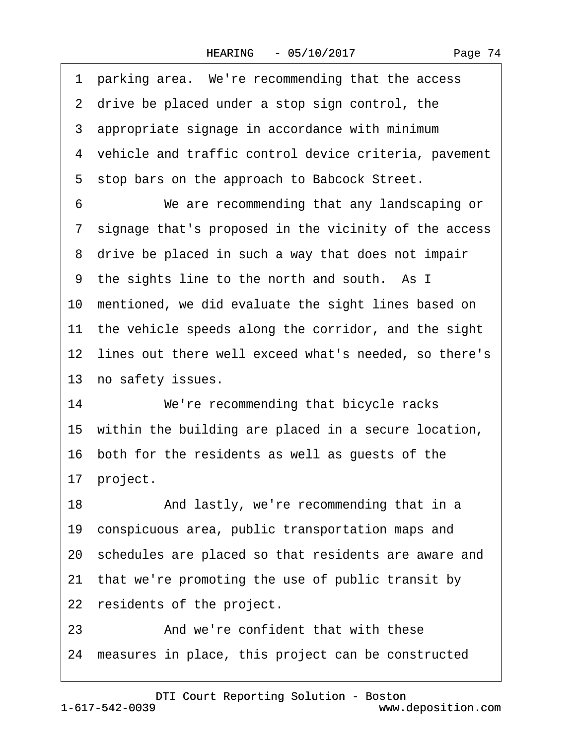1 parking area. We're recommending that the access
2 drive be placed under a stop sign control, the
3 appropriate signage in accordance with minimum
4 vehicle and traffic control device criteria, pavement
5 stop bars on the approach to Babcock Street.
6 We are recommending that any landscaping or
7 signage that's proposed in the vicinity of the access
8 drive be placed in such a way that does not impair
9 the sights line to the north and south. As I
10 mentioned, we did evaluate the sight lines based on
11 the vehicle speeds along the corridor, and the sight
12 lines out there well exceed what's needed, so there's
13 no safety issues.
14 We're recommending that bicycle racks
15 within the building are placed in a secure location,
16 both for the residents as well as guests of the
17 project.
18 And lastly, we're recommending that in a
19 conspicuous area, public transportation maps and
20 schedules are placed so that residents are aware and
21 that we're promoting the use of public transit by
22 residents of the project.
23 And we're confident that with these
24 measures in place, this project can be constructed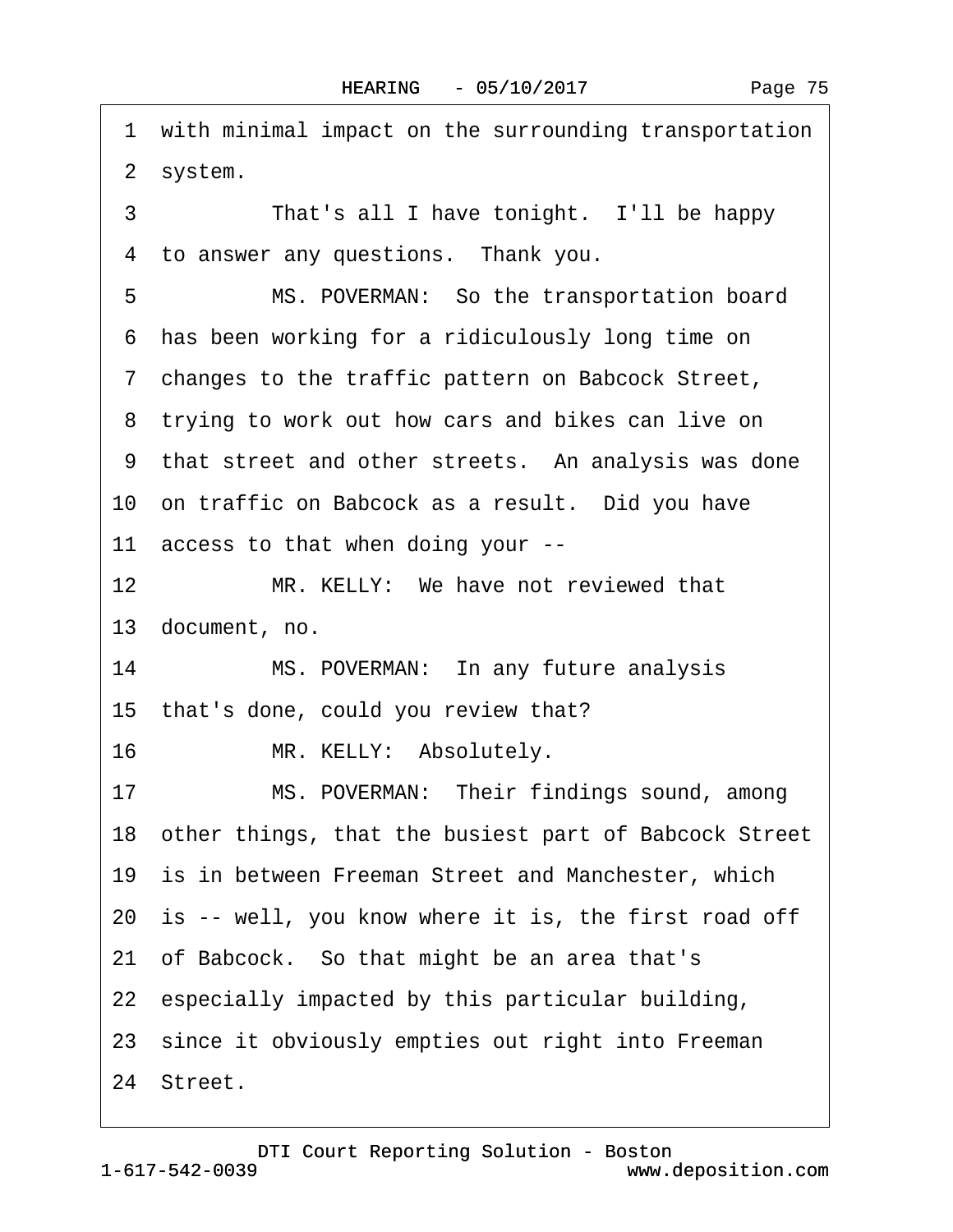1 with minimal impact on the surrounding transportation
2 system.
3 That's all I have tonight. I'll be happy
4 to answer any questions. Thank you.
5 MS. POVERMAN: So the transportation board
6 has been working for a ridiculously long time on
7 changes to the traffic pattern on Babcock Street,
8 trying to work out how cars and bikes can live on
9 that street and other streets. An analysis was done
10 on traffic on Babcock as a result. Did you have
11 access to that when doing your --
12 MR. KELLY: We have not reviewed that
13 document, no.
14 MS. POVERMAN: In any future analysis
15 that's done, could you review that?
16 MR. KELLY: Absolutely.
17 MS. POVERMAN: Their findings sound, among
18 other things, that the busiest part of Babcock Street
19 is in between Freeman Street and Manchester, which
20 is -- well, you know where it is, the first road off
21 of Babcock. So that might be an area that's
22 especially impacted by this particular building,
23 since it obviously empties out right into Freeman
24 Street.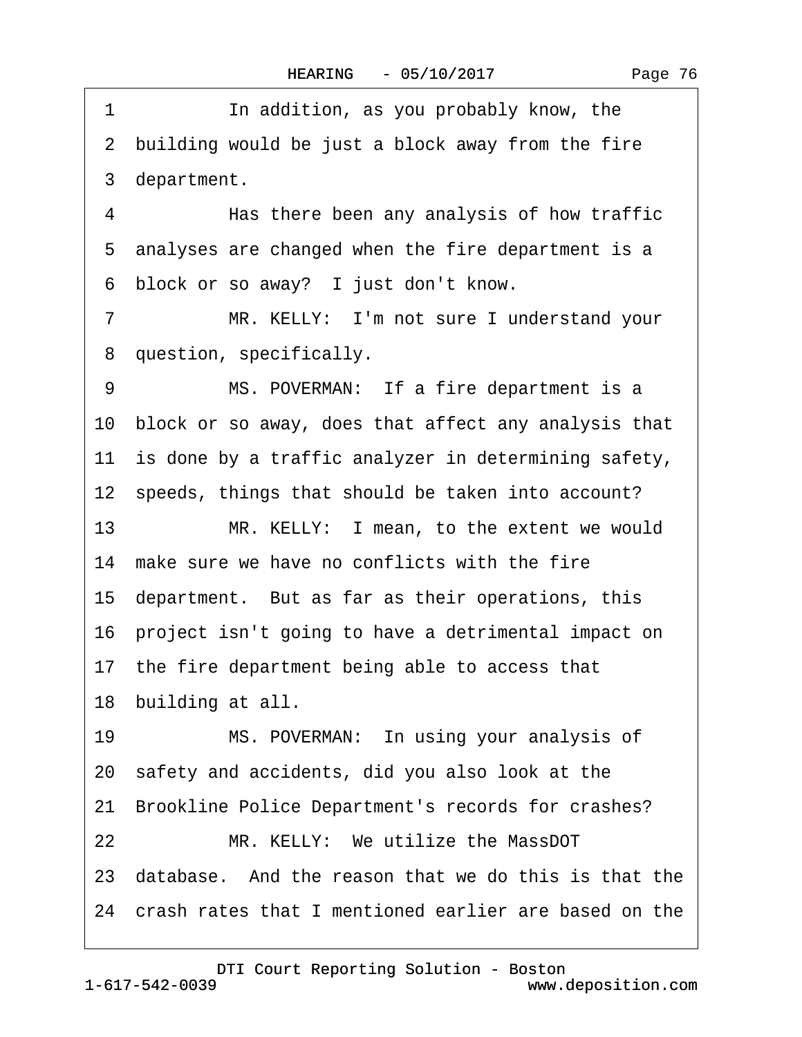1 In addition, as you probably know, the
2 building would be just a block away from the fire
3 department.
4 Has there been any analysis of how traffic
5 analyses are changed when the fire department is a
6 block or so away? I just don't know.
7 MR. KELLY: I'm not sure I understand your
8 question, specifically.
9 MS. POVERMAN: If a fire department is a
10 block or so away, does that affect any analysis that
11 is done by a traffic analyzer in determining safety,
12 speeds, things that should be taken into account?
13 MR. KELLY: I mean, to the extent we would
14 make sure we have no conflicts with the fire
15 department. But as far as their operations, this
16 project isn't going to have a detrimental impact on
17 the fire department being able to access that
18 building at all.
19 MS. POVERMAN: In using your analysis of
20 safety and accidents, did you also look at the
21 Brookline Police Department's records for crashes?
22 MR. KELLY: We utilize the MassDOT
23 database. And the reason that we do this is that the
24 crash rates that I mentioned earlier are based on the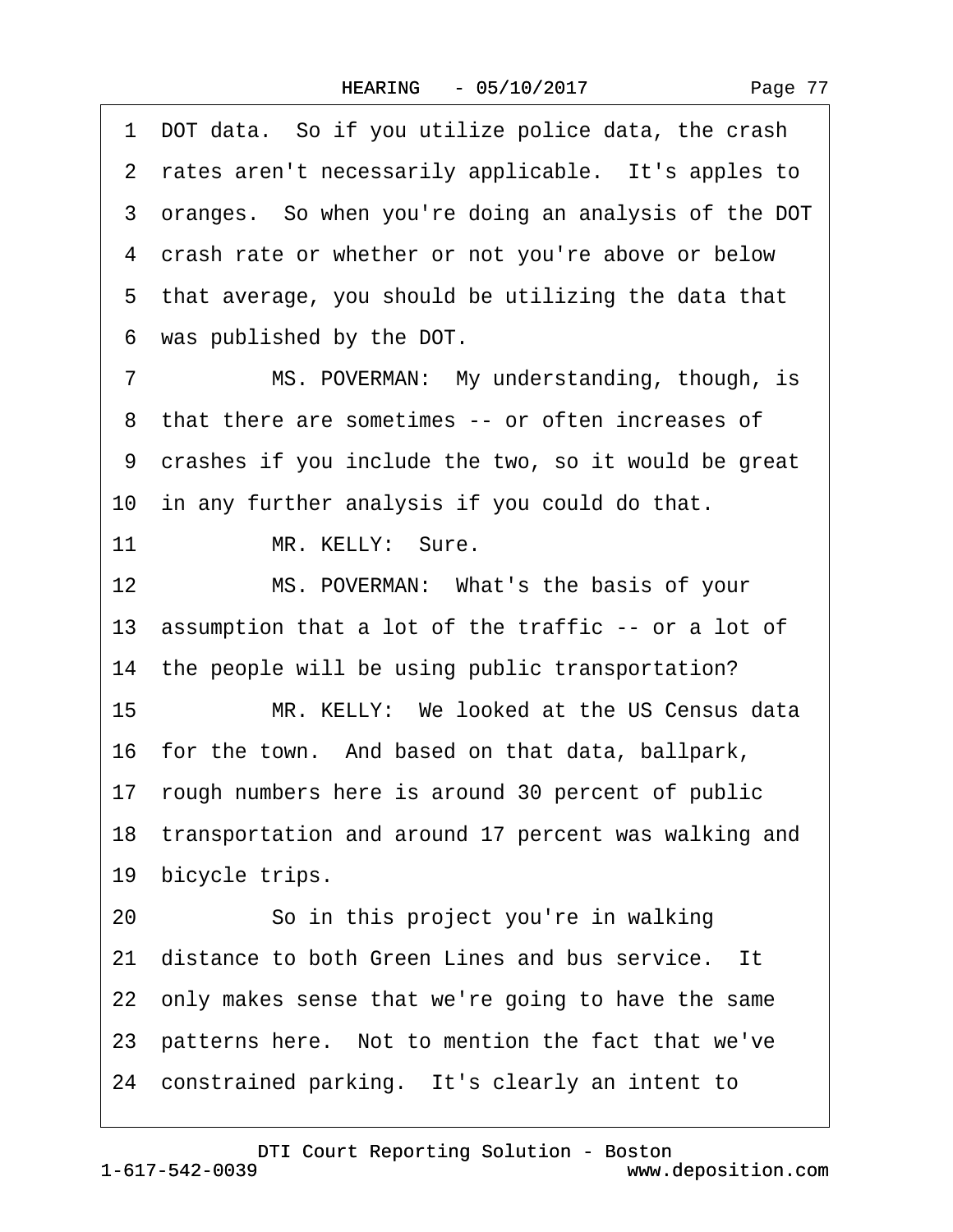1 DOT data. So if you utilize police data, the crash
2 rates aren't necessarily applicable. It's apples to
3 oranges. So when you're doing an analysis of the DOT
4 crash rate or whether or not you're above or below
5 that average, you should be utilizing the data that
6 was published by the DOT.

7 MS. POVERMAN: My understanding, though, is
8 that there are sometimes -- or often increases of
9 crashes if you include the two, so it would be great
10 in any further analysis if you could do that.

11 MR. KELLY: Sure.

12 MS. POVERMAN: What's the basis of your
13 assumption that a lot of the traffic -- or a lot of
14 the people will be using public transportation?

15 MR. KELLY: We looked at the US Census data
16 for the town. And based on that data, ballpark,
17 rough numbers here is around 30 percent of public
18 transportation and around 17 percent was walking and
19 bicycle trips.

20 So in this project you're in walking
21 distance to both Green Lines and bus service. It
22 only makes sense that we're going to have the same
23 patterns here. Not to mention the fact that we've
24 constrained parking. It's clearly an intent to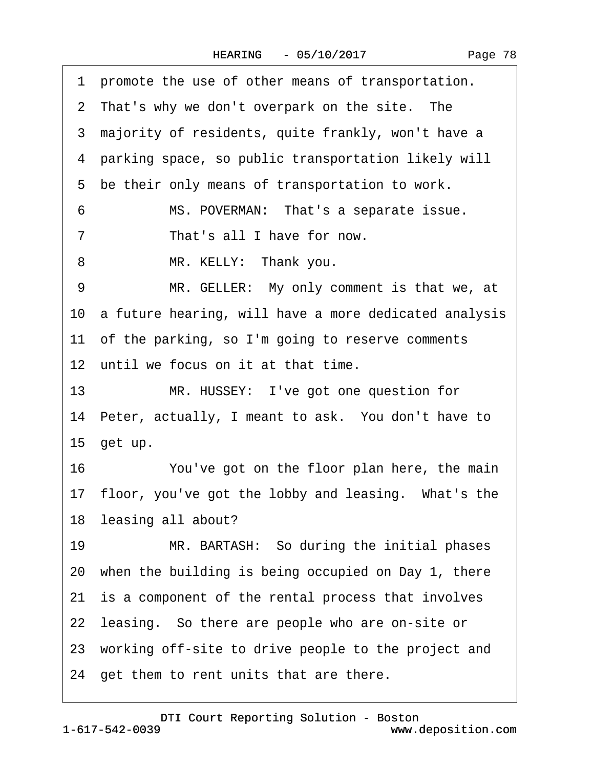1 promote the use of other means of transportation.
2 That's why we don't overpark on the site. The
3 majority of residents, quite frankly, won't have a
4 parking space, so public transportation likely will
5 be their only means of transportation to work.
6 MS. POVERMAN: That's a separate issue.
7 That's all I have for now.
8 MR. KELLY: Thank you.
9 MR. GELLER: My only comment is that we, at
10 a future hearing, will have a more dedicated analysis
11 of the parking, so I'm going to reserve comments
12 until we focus on it at that time.
13 MR. HUSSEY: I've got one question for
14 Peter, actually, I meant to ask. You don't have to
15 get up.
16 You've got on the floor plan here, the main
17 floor, you've got the lobby and leasing. What's the
18 leasing all about?
19 MR. BARTASH: So during the initial phases
20 when the building is being occupied on Day 1, there
21 is a component of the rental process that involves
22 leasing. So there are people who are on-site or
23 working off-site to drive people to the project and
24 get them to rent units that are there.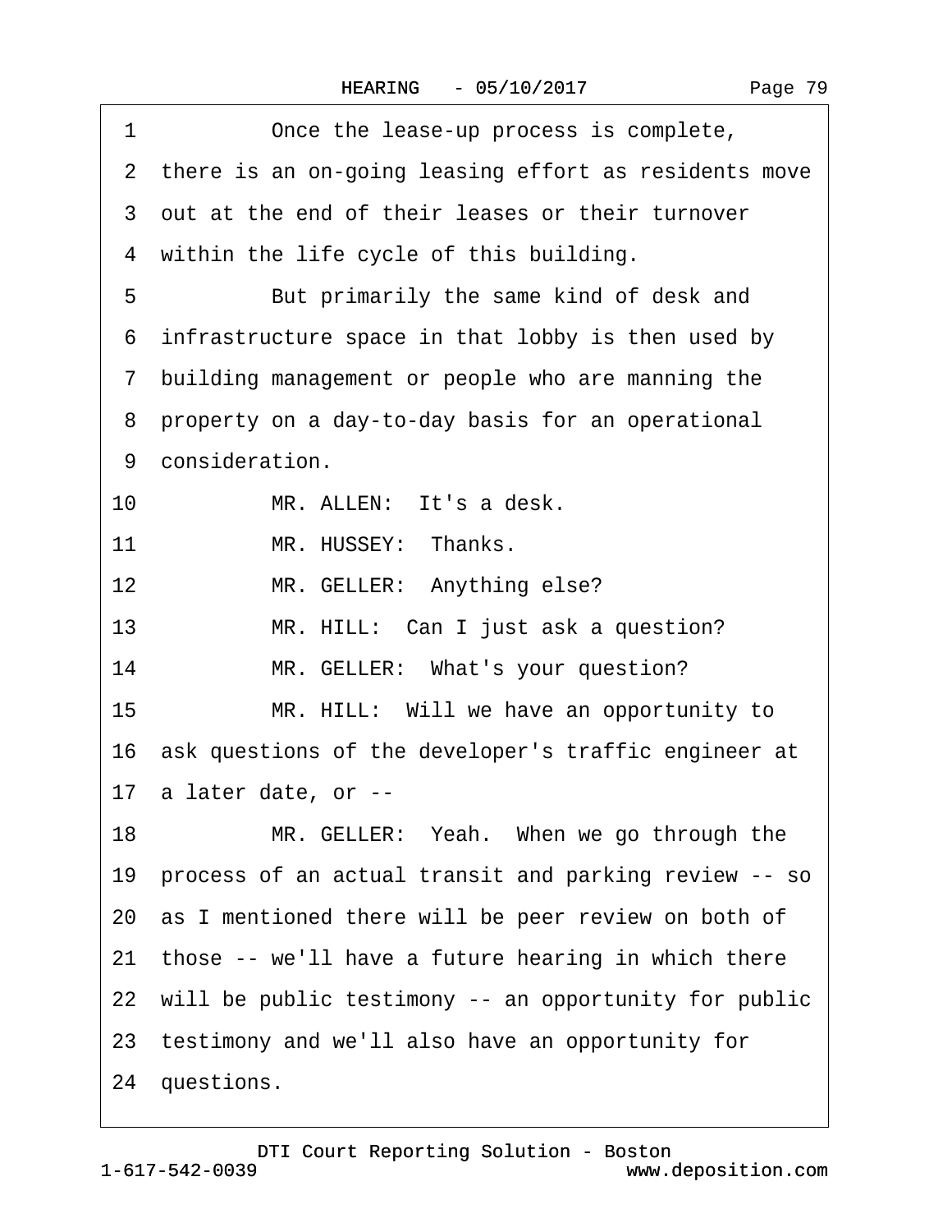1 Once the lease-up process is complete,
2 there is an on-going leasing effort as residents move
3 out at the end of their leases or their turnover
4 within the life cycle of this building.
5 But primarily the same kind of desk and
6 infrastructure space in that lobby is then used by
7 building management or people who are manning the
8 property on a day-to-day basis for an operational
9 consideration.
10 MR. ALLEN: It's a desk.
11 MR. HUSSEY: Thanks.
12 MR. GELLER: Anything else?
13 MR. HILL: Can I just ask a question?
14 MR. GELLER: What's your question?
15 MR. HILL: Will we have an opportunity to
16 ask questions of the developer's traffic engineer at
17 a later date, or --
18 MR. GELLER: Yeah. When we go through the
19 process of an actual transit and parking review -- so
20 as I mentioned there will be peer review on both of
21 those -- we'll have a future hearing in which there
22 will be public testimony -- an opportunity for public
23 testimony and we'll also have an opportunity for
24 questions.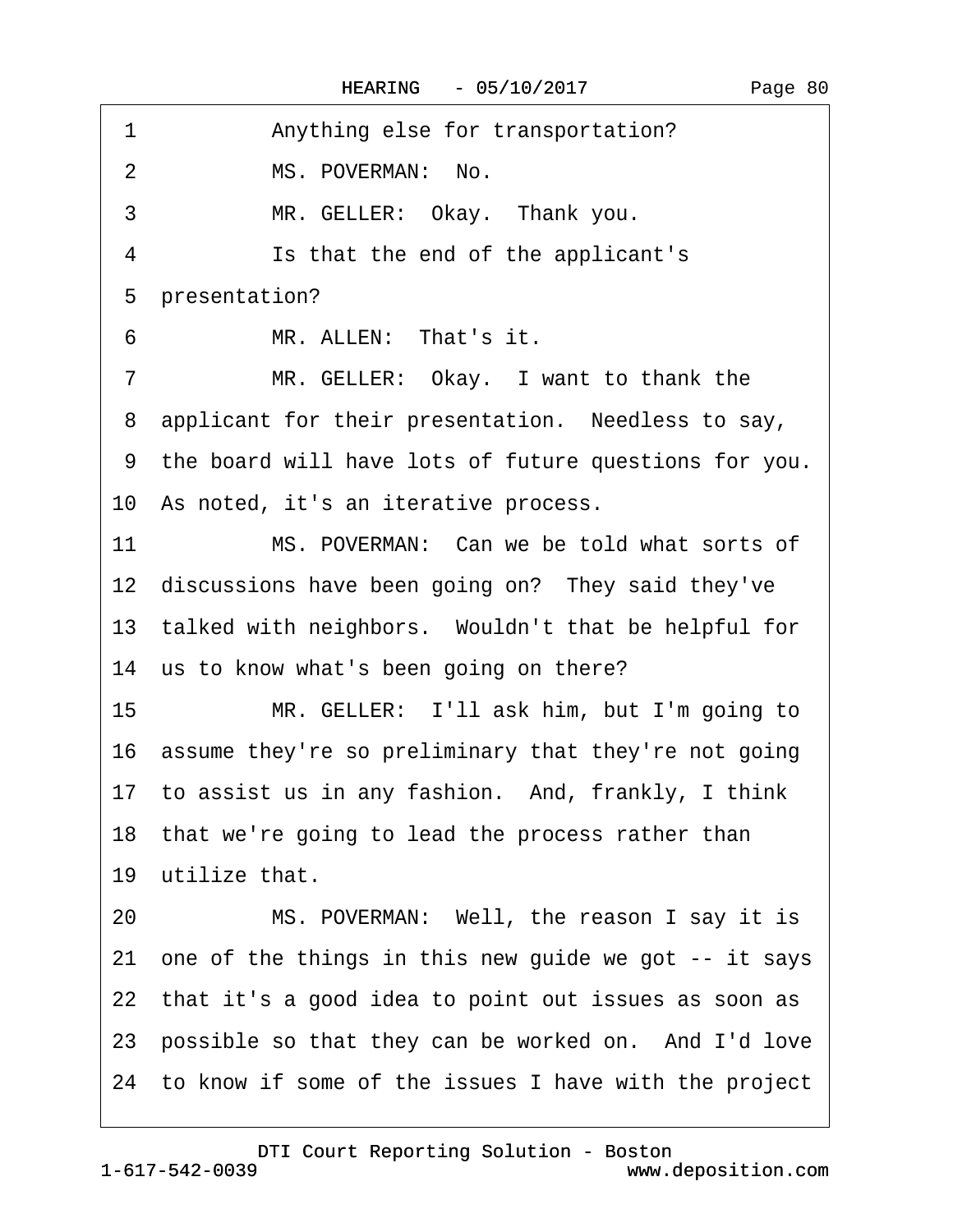1 Anything else for transportation?

2 MS. POVERMAN: No.

3 MR. GELLER: Okay. Thank you.

4 Is that the end of the applicant's

5 presentation?

6 MR. ALLEN: That's it.

7 MR. GELLER: Okay. I want to thank the

8 applicant for their presentation. Needless to say,

9 the board will have lots of future questions for you.

10 As noted, it's an iterative process.

11 MS. POVERMAN: Can we be told what sorts of

12 discussions have been going on? They said they've

13 talked with neighbors. Wouldn't that be helpful for

14 us to know what's been going on there?

15 MR. GELLER: I'll ask him, but I'm going to

16 assume they're so preliminary that they're not going

17 to assist us in any fashion. And, frankly, I think

18 that we're going to lead the process rather than

19 utilize that.

20 MS. POVERMAN: Well, the reason I say it is

21 one of the things in this new guide we got -- it says

22 that it's a good idea to point out issues as soon as

23 possible so that they can be worked on. And I'd love

24 to know if some of the issues I have with the project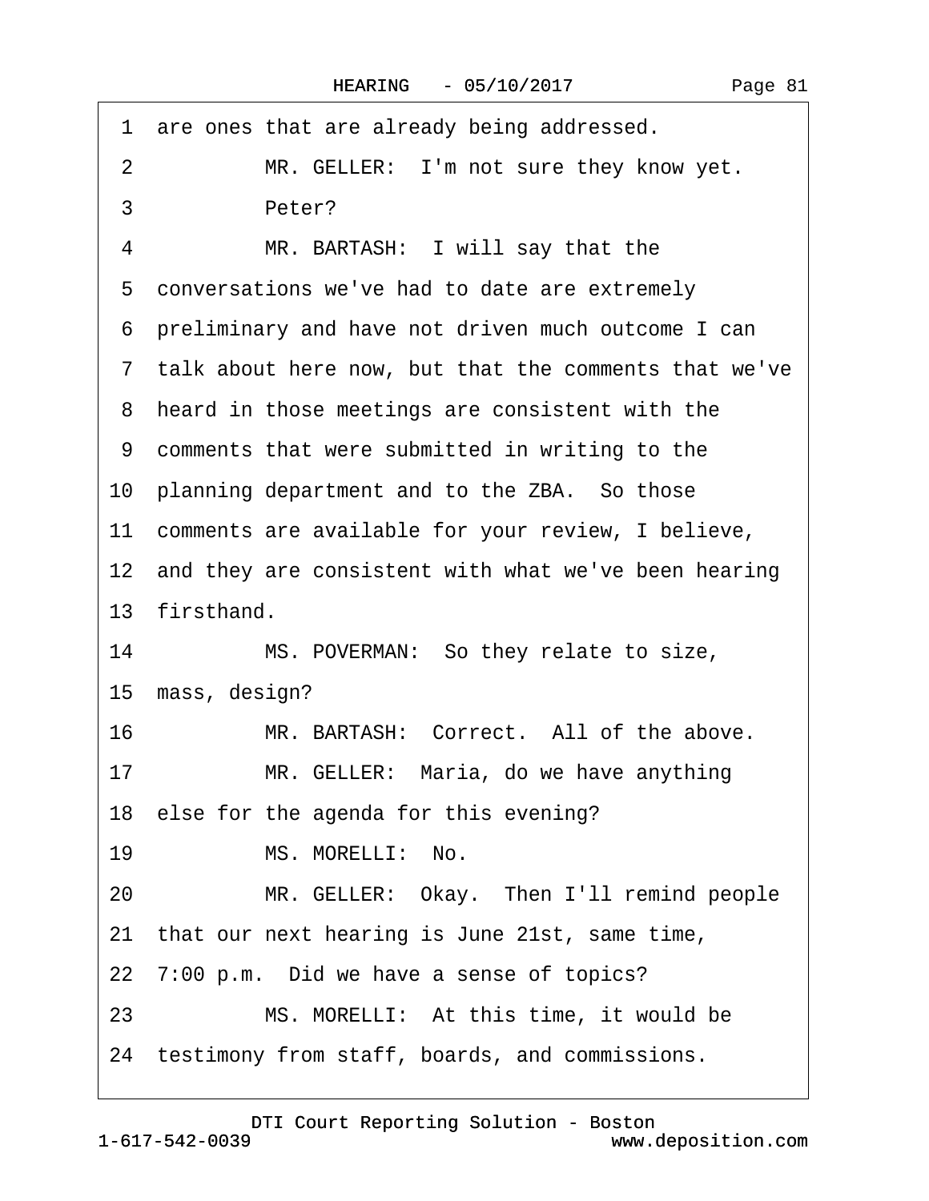1 are ones that are already being addressed.

2 MR. GELLER: I'm not sure they know yet.

3 Peter?

4 MR. BARTASH: I will say that the

5 conversations we've had to date are extremely

6 preliminary and have not driven much outcome I can

7 talk about here now, but that the comments that we've

8 heard in those meetings are consistent with the

9 comments that were submitted in writing to the

10 planning department and to the ZBA. So those

11 comments are available for your review, I believe,

12 and they are consistent with what we've been hearing

13 firsthand.

14 MS. POVERMAN: So they relate to size,

15 mass, design?

16 MR. BARTASH: Correct. All of the above.

17 MR. GELLER: Maria, do we have anything

18 else for the agenda for this evening?

19 MS. MORELLI: No.

20 MR. GELLER: Okay. Then I'll remind people

21 that our next hearing is June 21st, same time,

22 7:00 p.m. Did we have a sense of topics?

23 MS. MORELLI: At this time, it would be

24 testimony from staff, boards, and commissions.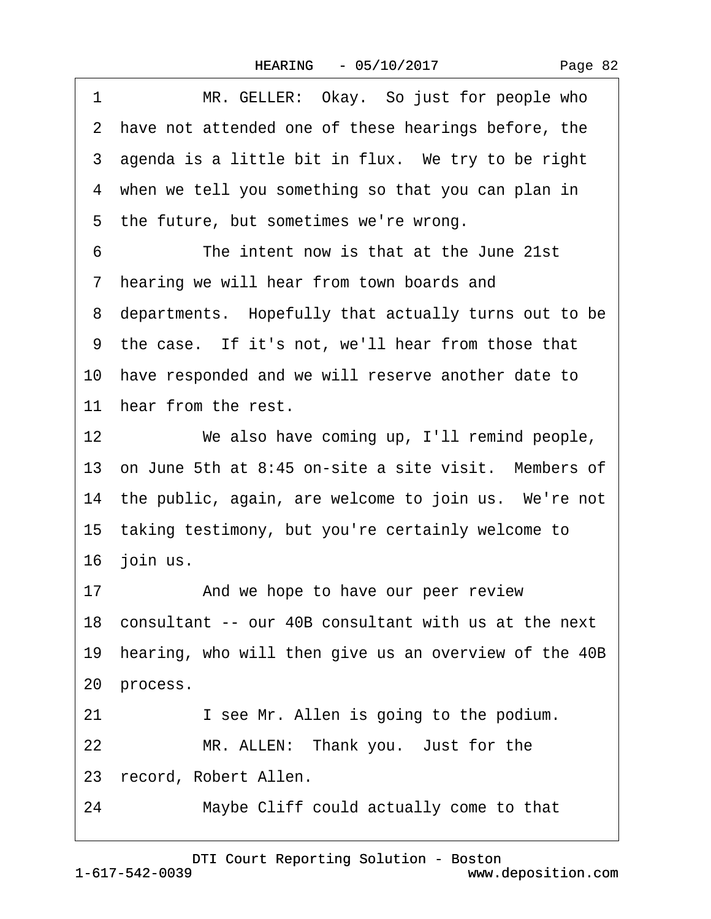1 MR. GELLER: Okay. So just for people who
2 have not attended one of these hearings before, the
3 agenda is a little bit in flux. We try to be right
4 when we tell you something so that you can plan in
5 the future, but sometimes we're wrong.

6 The intent now is that at the June 21st
7 hearing we will hear from town boards and
8 departments. Hopefully that actually turns out to be
9 the case. If it's not, we'll hear from those that
10 have responded and we will reserve another date to
11 hear from the rest.

12 We also have coming up, I'll remind people,
13 on June 5th at 8:45 on-site a site visit. Members of
14 the public, again, are welcome to join us. We're not
15 taking testimony, but you're certainly welcome to
16 join us.

17 And we hope to have our peer review
18 consultant -- our 40B consultant with us at the next
19 hearing, who will then give us an overview of the 40B
20 process.

21 I see Mr. Allen is going to the podium.

22 MR. ALLEN: Thank you. Just for the
23 record, Robert Allen.

24 Maybe Cliff could actually come to that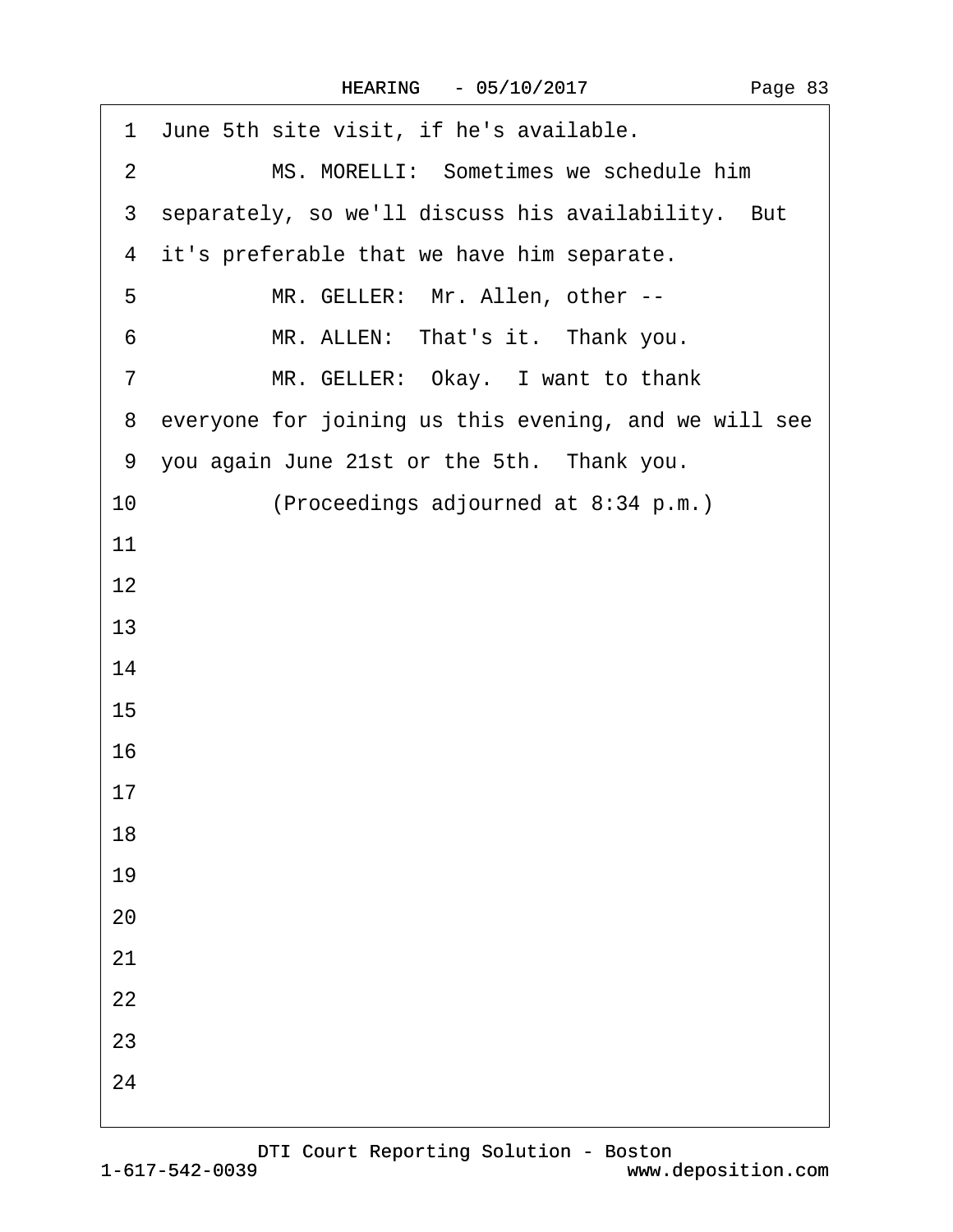1 June 5th site visit, if he's available.

2 MS. MORELLI: Sometimes we schedule him

3 separately, so we'll discuss his availability. But

4 it's preferable that we have him separate.

5 MR. GELLER: Mr. Allen, other --

6 MR. ALLEN: That's it. Thank you.

7 MR. GELLER: Okay. I want to thank

8 everyone for joining us this evening, and we will see

9 you again June 21st or the 5th. Thank you.

10 (Proceedings adjourned at 8:34 p.m.)

11

12

13

14

15

16

17

18

19

20

21

22

23

24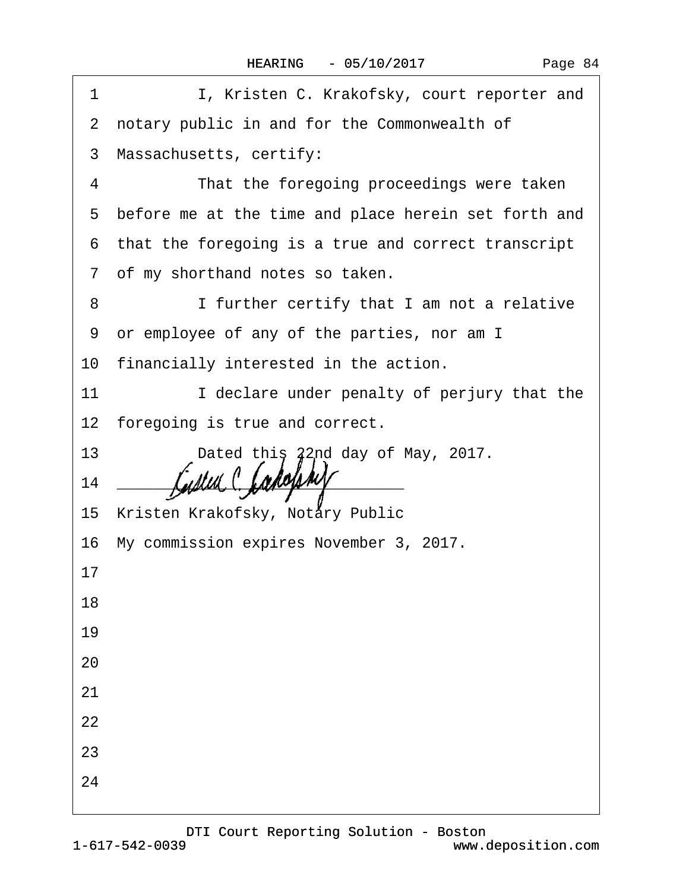I, Kristen C. Krakofsky, court reporter and notary public in and for the Commonwealth of Massachusetts, certify:

That the foregoing proceedings were taken before me at the time and place herein set forth and that the foregoing is a true and correct transcript of my shorthand notes so taken.

I further certify that I am not a relative or employee of any of the parties, nor am I financially interested in the action.

I declare under penalty of perjury that the foregoing is true and correct.

Dated this 22nd day of May, 2017.

______________________________

Kristen Krakofsky, Notary Public

My commission expires November 3, 2017.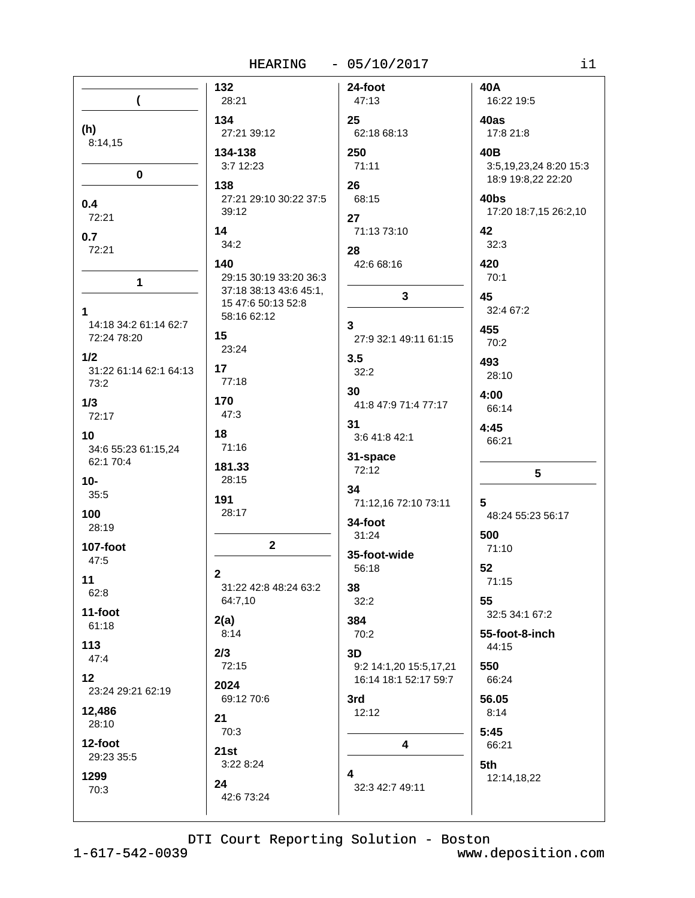## (

**(h)**
8:14,15

## 0

**0.4**
72:21

**0.7**
72:21

## 1

**1**
14:18 34:2 61:14 62:7 72:24 78:20

**1/2**
31:22 61:14 62:1 64:13 73:2

**1/3**
72:17

**10**
34:6 55:23 61:15,24 62:1 70:4

**10-**
35:5

**100**
28:19

**107-foot**
47:5

**11**
62:8

**11-foot**
61:18

**113**
47:4

**12**
23:24 29:21 62:19

**12,486**
28:10

**12-foot**
29:23 35:5

**1299**
70:3

**132**
28:21

**134**
27:21 39:12

**134-138**
3:7 12:23

**138**
27:21 29:10 30:22 37:5 39:12

**14**
34:2

**140**
29:15 30:19 33:20 36:3 37:18 38:13 43:6 45:1,15 47:6 50:13 52:8 58:16 62:12

**15**
23:24

**17**
77:18

**170**
47:3

**18**
71:16

**181.33**
28:15

**191**
28:17

## 2

**2**
31:22 42:8 48:24 63:2 64:7,10

**2(a)**
8:14

**2/3**
72:15

**2024**
69:12 70:6

**21**
70:3

**21st**
3:22 8:24

**24**
42:6 73:24

**24-foot**
47:13

**25**
62:18 68:13

**250**
71:11

**26**
68:15

**27**
71:13 73:10

**28**
42:6 68:16

## 3

**3**
27:9 32:1 49:11 61:15

**3.5**
32:2

**30**
41:8 47:9 71:4 77:17

**31**
3:6 41:8 42:1

**31-space**
72:12

**34**
71:12,16 72:10 73:11

**34-foot**
31:24

**35-foot-wide**
56:18

**38**
32:2

**384**
70:2

**3D**
9:2 14:1,20 15:5,17,21 16:14 18:1 52:17 59:7

**3rd**
12:12

## 4

**4**
32:3 42:7 49:11

**40A**
16:22 19:5

**40as**
17:8 21:8

**40B**
3:5,19,23,24 8:20 15:3 18:9 19:8,22 22:20

**40bs**
17:20 18:7,15 26:2,10

**42**
32:3

**420**
70:1

**45**
32:4 67:2

**455**
70:2

**493**
28:10

**4:00**
66:14

**4:45**
66:21

## 5

**5**
48:24 55:23 56:17

**500**
71:10

**52**
71:15

**55**
32:5 34:1 67:2

**55-foot-8-inch**
44:15

**550**
66:24

**56.05**
8:14

**5:45**
66:21

**5th**
12:14,18,22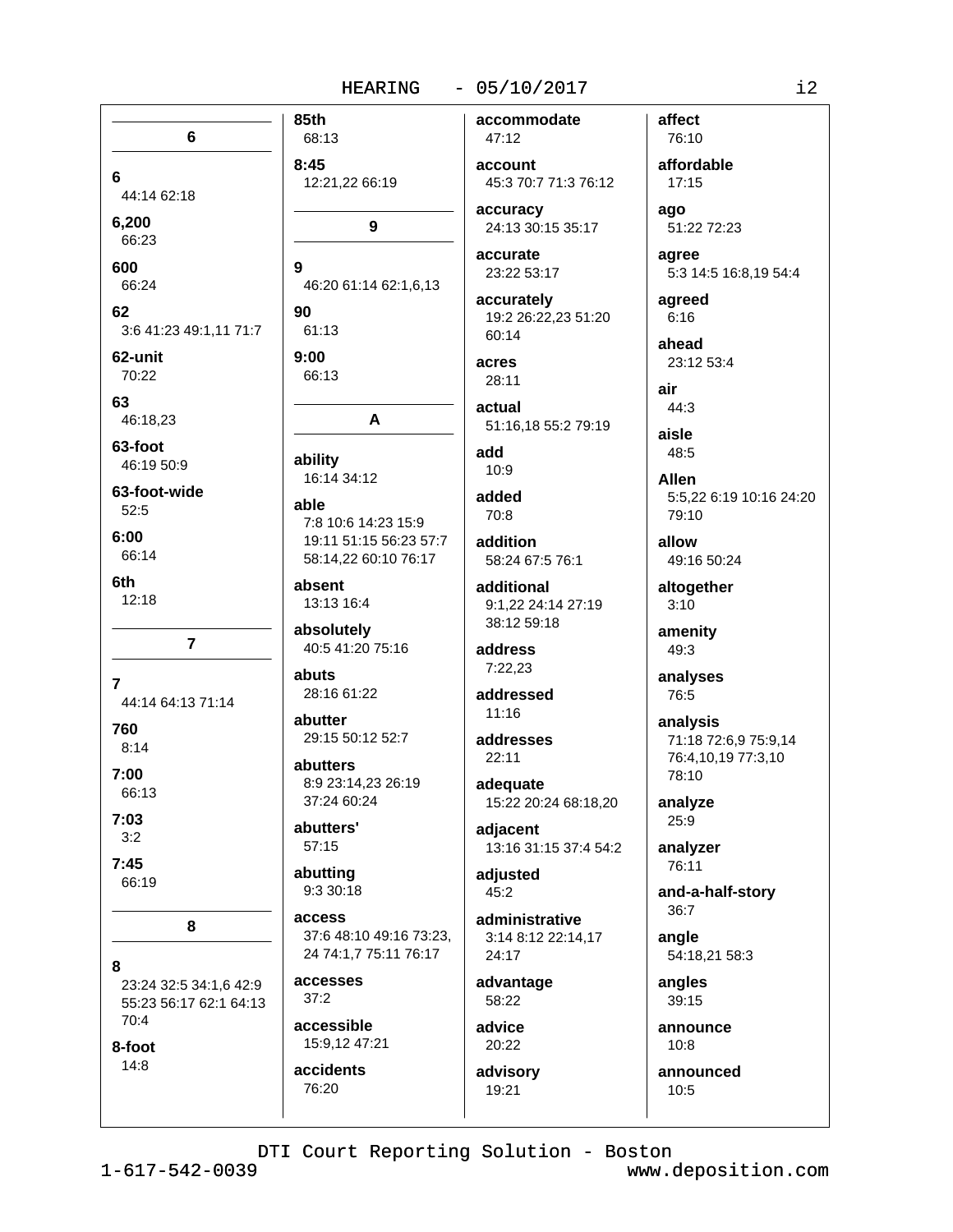## 6

**6**
44:14 62:18

**6,200**
66:23

**600**
66:24

**62**
3:6 41:23 49:1,11 71:7

**62-unit**
70:22

**63**
46:18,23

**63-foot**
46:19 50:9

**63-foot-wide**
52:5

**6:00**
66:14

**6th**
12:18

## 7

**7**
44:14 64:13 71:14

**760**
8:14

**7:00**
66:13

**7:03**
3:2

**7:45**
66:19

## 8

**8**
23:24 32:5 34:1,6 42:9 55:23 56:17 62:1 64:13 70:4

**8-foot**
14:8

**85th**
68:13

**8:45**
12:21,22 66:19

## 9

**9**
46:20 61:14 62:1,6,13

**90**
61:13

**9:00**
66:13

## A

**ability**
16:14 34:12

**able**
7:8 10:6 14:23 15:9 19:11 51:15 56:23 57:7 58:14,22 60:10 76:17

**absent**
13:13 16:4

**absolutely**
40:5 41:20 75:16

**abuts**
28:16 61:22

**abutter**
29:15 50:12 52:7

**abutters**
8:9 23:14,23 26:19 37:24 60:24

**abutters'**
57:15

**abutting**
9:3 30:18

**access**
37:6 48:10 49:16 73:23, 24 74:1,7 75:11 76:17

**accesses**
37:2

**accessible**
15:9,12 47:21

**accidents**
76:20

**accommodate**
47:12

**account**
45:3 70:7 71:3 76:12

**accuracy**
24:13 30:15 35:17

**accurate**
23:22 53:17

**accurately**
19:2 26:22,23 51:20 60:14

**acres**
28:11

**actual**
51:16,18 55:2 79:19

**add**
10:9

**added**
70:8

**addition**
58:24 67:5 76:1

**additional**
9:1,22 24:14 27:19 38:12 59:18

**address**
7:22,23

**addressed**
11:16

**addresses**
22:11

**adequate**
15:22 20:24 68:18,20

**adjacent**
13:16 31:15 37:4 54:2

**adjusted**
45:2

**administrative**
3:14 8:12 22:14,17 24:17

**advantage**
58:22

**advice**
20:22

**advisory**
19:21

**affect**
76:10

**affordable**
17:15

**ago**
51:22 72:23

**agree**
5:3 14:5 16:8,19 54:4

**agreed**
6:16

**ahead**
23:12 53:4

**air**
44:3

**aisle**
48:5

**Allen**
5:5,22 6:19 10:16 24:20 79:10

**allow**
49:16 50:24

**altogether**
3:10

**amenity**
49:3

**analyses**
76:5

**analysis**
71:18 72:6,9 75:9,14 76:4,10,19 77:3,10 78:10

**analyze**
25:9

**analyzer**
76:11

**and-a-half-story**
36:7

**angle**
54:18,21 58:3

**angles**
39:15

**announce**
10:8

**announced**
10:5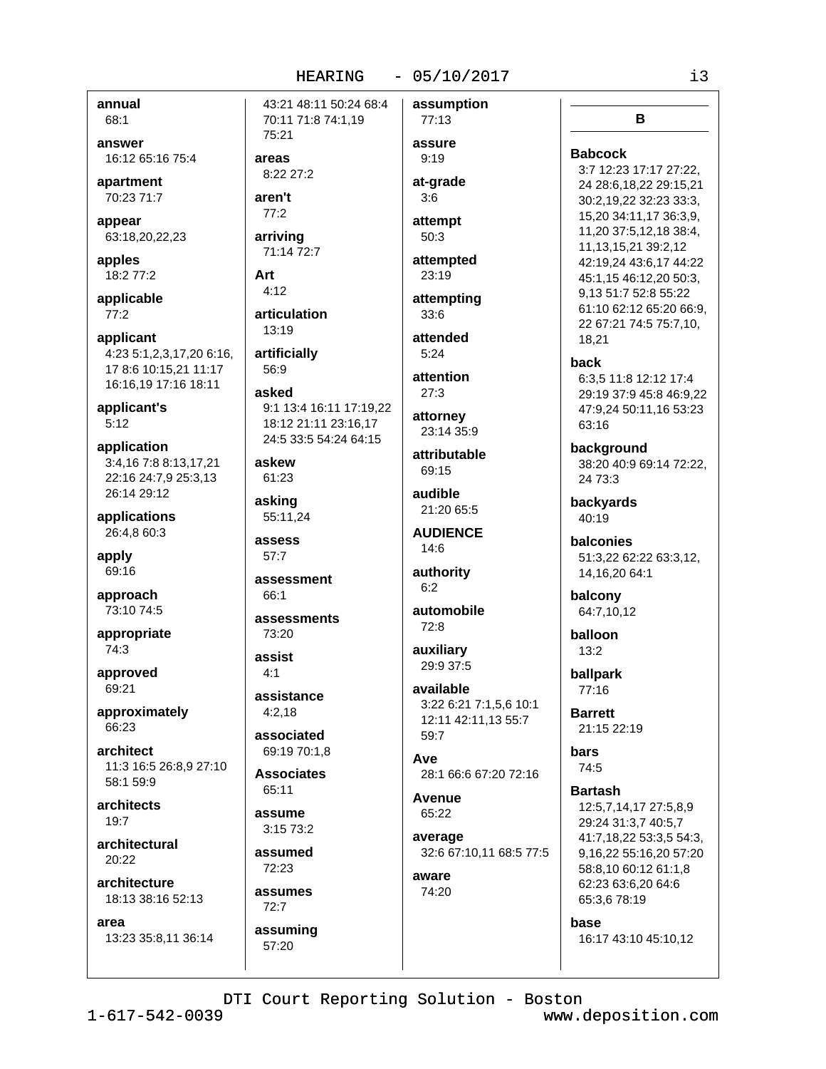**annual**
68:1

**answer**
16:12 65:16 75:4

**apartment**
70:23 71:7

**appear**
63:18,20,22,23

**apples**
18:2 77:2

**applicable**
77:2

**applicant**
4:23 5:1,2,3,17,20 6:16,17 8:6 10:15,21 11:17 16:16,19 17:16 18:11

**applicant's**
5:12

**application**
3:4,16 7:8 8:13,17,21 22:16 24:7,9 25:3,13 26:14 29:12

**applications**
26:4,8 60:3

**apply**
69:16

**approach**
73:10 74:5

**appropriate**
74:3

**approved**
69:21

**approximately**
66:23

**architect**
11:3 16:5 26:8,9 27:10 58:1 59:9

**architects**
19:7

**architectural**
20:22

**architecture**
18:13 38:16 52:13

**area**
13:23 35:8,11 36:14 43:21 48:11 50:24 68:4 70:11 71:8 74:1,19 75:21

**areas**
8:22 27:2

**aren't**
77:2

**arriving**
71:14 72:7

**Art**
4:12

**articulation**
13:19

**artificially**
56:9

**asked**
9:1 13:4 16:11 17:19,22 18:12 21:11 23:16,17 24:5 33:5 54:24 64:15

**askew**
61:23

**asking**
55:11,24

**assess**
57:7

**assessment**
66:1

**assessments**
73:20

**assist**
4:1

**assistance**
4:2,18

**associated**
69:19 70:1,8

**Associates**
65:11

**assume**
3:15 73:2

**assumed**
72:23

**assumes**
72:7

**assuming**
57:20

**assumption**
77:13

**assure**
9:19

**at-grade**
3:6

**attempt**
50:3

**attempted**
23:19

**attempting**
33:6

**attended**
5:24

**attention**
27:3

**attorney**
23:14 35:9

**attributable**
69:15

**audible**
21:20 65:5

**AUDIENCE**
14:6

**authority**
6:2

**automobile**
72:8

**auxiliary**
29:9 37:5

**available**
3:22 6:21 7:1,5,6 10:1 12:11 42:11,13 55:7 59:7

**Ave**
28:1 66:6 67:20 72:16

**Avenue**
65:22

**average**
32:6 67:10,11 68:5 77:5

**aware**
74:20

## B

**Babcock**
3:7 12:23 17:17 27:22,24 28:6,18,22 29:15,21 30:2,19,22 32:23 33:3,15,20 34:11,17 36:3,9,11,20 37:5,12,18 38:4,11,13,15,21 39:2,12 42:19,24 43:6,17 44:22 45:1,15 46:12,20 50:3,9,13 51:7 52:8 55:22 61:10 62:12 65:20 66:9,22 67:21 74:5 75:7,10,18,21

**back**
6:3,5 11:8 12:12 17:4 29:19 37:9 45:8 46:9,22 47:9,24 50:11,16 53:23 63:16

**background**
38:20 40:9 69:14 72:22,24 73:3

**backyards**
40:19

**balconies**
51:3,22 62:22 63:3,12,14,16,20 64:1

**balcony**
64:7,10,12

**balloon**
13:2

**ballpark**
77:16

**Barrett**
21:15 22:19

**bars**
74:5

**Bartash**
12:5,7,14,17 27:5,8,9 29:24 31:3,7 40:5,7 41:7,18,22 53:3,5 54:3,9,16,22 55:16,20 57:20 58:8,10 60:12 61:1,8 62:23 63:6,20 64:6 65:3,6 78:19

**base**
16:17 43:10 45:10,12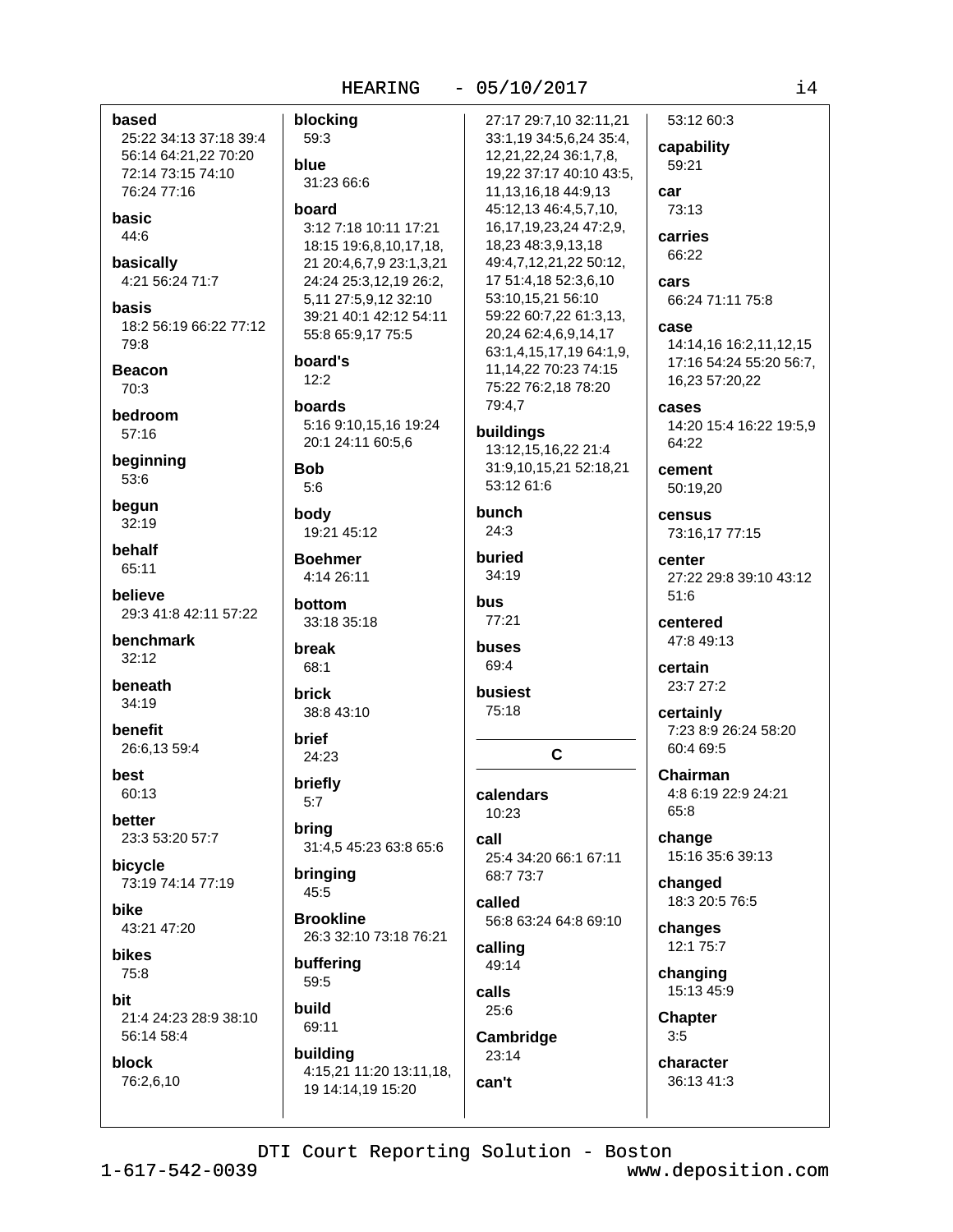**based**
25:22 34:13 37:18 39:4 56:14 64:21,22 70:20 72:14 73:15 74:10 76:24 77:16

**basic**
44:6

**basically**
4:21 56:24 71:7

**basis**
18:2 56:19 66:22 77:12 79:8

**Beacon**
70:3

**bedroom**
57:16

**beginning**
53:6

**begun**
32:19

**behalf**
65:11

**believe**
29:3 41:8 42:11 57:22

**benchmark**
32:12

**beneath**
34:19

**benefit**
26:6,13 59:4

**best**
60:13

**better**
23:3 53:20 57:7

**bicycle**
73:19 74:14 77:19

**bike**
43:21 47:20

**bikes**
75:8

**bit**
21:4 24:23 28:9 38:10 56:14 58:4

**block**
76:2,6,10

**blocking**
59:3

**blue**
31:23 66:6

**board**
3:12 7:18 10:11 17:21 18:15 19:6,8,10,17,18, 21 20:4,6,7,9 23:1,3,21 24:24 25:3,12,19 26:2, 5,11 27:5,9,12 32:10 39:21 40:1 42:12 54:11 55:8 65:9,17 75:5

**board's**
12:2

**boards**
5:16 9:10,15,16 19:24 20:1 24:11 60:5,6

**Bob**
5:6

**body**
19:21 45:12

**Boehmer**
4:14 26:11

**bottom**
33:18 35:18

**break**
68:1

**brick**
38:8 43:10

**brief**
24:23

**briefly**
5:7

**bring**
31:4,5 45:23 63:8 65:6

**bringing**
45:5

**Brookline**
26:3 32:10 73:18 76:21

**buffering**
59:5

**build**
69:11

**building**
4:15,21 11:20 13:11,18, 19 14:14,19 15:20 27:17 29:7,10 32:11,21 33:1,19 34:5,6,24 35:4, 12,21,22,24 36:1,7,8, 19,22 37:17 40:10 43:5, 11,13,16,18 44:9,13 45:12,13 46:4,5,7,10, 16,17,19,23,24 47:2,9, 18,23 48:3,9,13,18 49:4,7,12,21,22 50:12, 17 51:4,18 52:3,6,10 53:10,15,21 56:10 59:22 60:7,22 61:3,13, 20,24 62:4,6,9,14,17 63:1,4,15,17,19 64:1,9, 11,14,22 70:23 74:15 75:22 76:2,18 78:20 79:4,7

**buildings**
13:12,15,16,22 21:4 31:9,10,15,21 52:18,21 53:12 61:6

**bunch**
24:3

**buried**
34:19

**bus**
77:21

**buses**
69:4

**busiest**
75:18

## C

**calendars**
10:23

**call**
25:4 34:20 66:1 67:11 68:7 73:7

**called**
56:8 63:24 64:8 69:10

**calling**
49:14

**calls**
25:6

**Cambridge**
23:14

**can't**
53:12 60:3

**capability**
59:21

**car**
73:13

**carries**
66:22

**cars**
66:24 71:11 75:8

**case**
14:14,16 16:2,11,12,15 17:16 54:24 55:20 56:7, 16,23 57:20,22

**cases**
14:20 15:4 16:22 19:5,9 64:22

**cement**
50:19,20

**census**
73:16,17 77:15

**center**
27:22 29:8 39:10 43:12 51:6

**centered**
47:8 49:13

**certain**
23:7 27:2

**certainly**
7:23 8:9 26:24 58:20 60:4 69:5

**Chairman**
4:8 6:19 22:9 24:21 65:8

**change**
15:16 35:6 39:13

**changed**
18:3 20:5 76:5

**changes**
12:1 75:7

**changing**
15:13 45:9

**Chapter**
3:5

**character**
36:13 41:3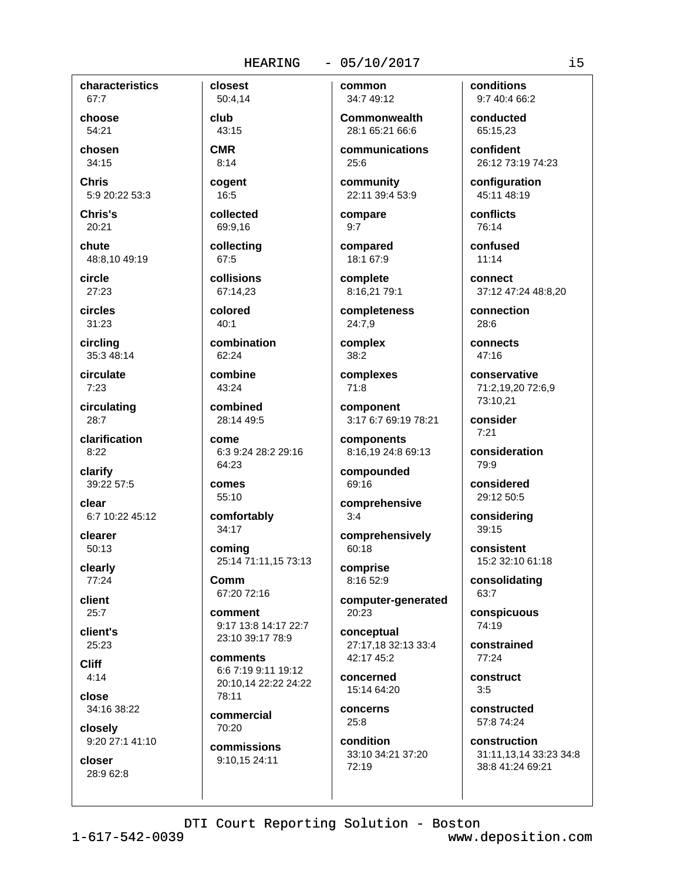**characteristics**
67:7

**choose**
54:21

**chosen**
34:15

**Chris**
5:9 20:22 53:3

**Chris's**
20:21

**chute**
48:8,10 49:19

**circle**
27:23

**circles**
31:23

**circling**
35:3 48:14

**circulate**
7:23

**circulating**
28:7

**clarification**
8:22

**clarify**
39:22 57:5

**clear**
6:7 10:22 45:12

**clearer**
50:13

**clearly**
77:24

**client**
25:7

**client's**
25:23

**Cliff**
4:14

**close**
34:16 38:22

**closely**
9:20 27:1 41:10

**closer**
28:9 62:8

**closest**
50:4,14

**club**
43:15

**CMR**
8:14

**cogent**
16:5

**collected**
69:9,16

**collecting**
67:5

**collisions**
67:14,23

**colored**
40:1

**combination**
62:24

**combine**
43:24

**combined**
28:14 49:5

**come**
6:3 9:24 28:2 29:16 64:23

**comes**
55:10

**comfortably**
34:17

**coming**
25:14 71:11,15 73:13

**Comm**
67:20 72:16

**comment**
9:17 13:8 14:17 22:7 23:10 39:17 78:9

**comments**
6:6 7:19 9:11 19:12 20:10,14 22:22 24:22 78:11

**commercial**
70:20

**commissions**
9:10,15 24:11

**common**
34:7 49:12

**Commonwealth**
28:1 65:21 66:6

**communications**
25:6

**community**
22:11 39:4 53:9

**compare**
9:7

**compared**
18:1 67:9

**complete**
8:16,21 79:1

**completeness**
24:7,9

**complex**
38:2

**complexes**
71:8

**component**
3:17 6:7 69:19 78:21

**components**
8:16,19 24:8 69:13

**compounded**
69:16

**comprehensive**
3:4

**comprehensively**
60:18

**comprise**
8:16 52:9

**computer-generated**
20:23

**conceptual**
27:17,18 32:13 33:4 42:17 45:2

**concerned**
15:14 64:20

**concerns**
25:8

**condition**
33:10 34:21 37:20 72:19

**conditions**
9:7 40:4 66:2

**conducted**
65:15,23

**confident**
26:12 73:19 74:23

**configuration**
45:11 48:19

**conflicts**
76:14

**confused**
11:14

**connect**
37:12 47:24 48:8,20

**connection**
28:6

**connects**
47:16

**conservative**
71:2,19,20 72:6,9 73:10,21

**consider**
7:21

**consideration**
79:9

**considered**
29:12 50:5

**considering**
39:15

**consistent**
15:2 32:10 61:18

**consolidating**
63:7

**conspicuous**
74:19

**constrained**
77:24

**construct**
3:5

**constructed**
57:8 74:24

**construction**
31:11,13,14 33:23 34:8 38:8 41:24 69:21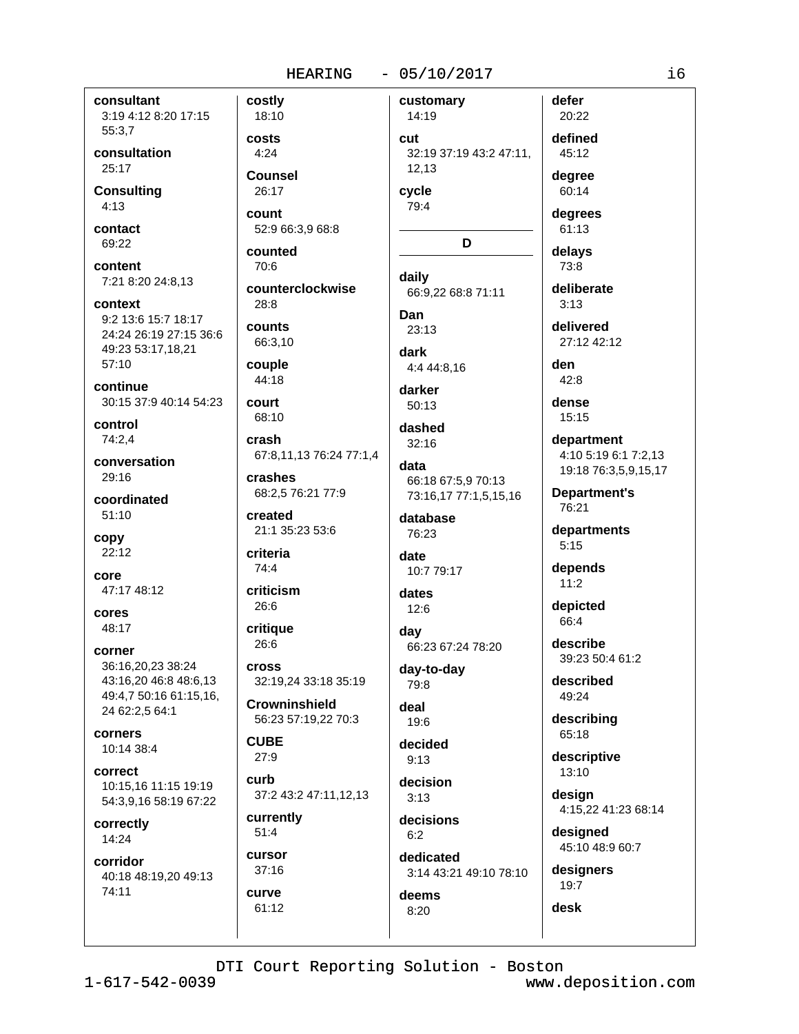**consultant**
3:19 4:12 8:20 17:15 55:3,7

**consultation**
25:17

**Consulting**
4:13

**contact**
69:22

**content**
7:21 8:20 24:8,13

**context**
9:2 13:6 15:7 18:17 24:24 26:19 27:15 36:6 49:23 53:17,18,21 57:10

**continue**
30:15 37:9 40:14 54:23

**control**
74:2,4

**conversation**
29:16

**coordinated**
51:10

**copy**
22:12

**core**
47:17 48:12

**cores**
48:17

**corner**
36:16,20,23 38:24 43:16,20 46:8 48:6,13 49:4,7 50:16 61:15,16, 24 62:2,5 64:1

**corners**
10:14 38:4

**correct**
10:15,16 11:15 19:19 54:3,9,16 58:19 67:22

**correctly**
14:24

**corridor**
40:18 48:19,20 49:13 74:11

**costly**
18:10

**costs**
4:24

**Counsel**
26:17

**count**
52:9 66:3,9 68:8

**counted**
70:6

**counterclockwise**
28:8

**counts**
66:3,10

**couple**
44:18

**court**
68:10

**crash**
67:8,11,13 76:24 77:1,4

**crashes**
68:2,5 76:21 77:9

**created**
21:1 35:23 53:6

**criteria**
74:4

**criticism**
26:6

**critique**
26:6

**cross**
32:19,24 33:18 35:19

**Crowninshield**
56:23 57:19,22 70:3

**CUBE**
27:9

**curb**
37:2 43:2 47:11,12,13

**currently**
51:4

**cursor**
37:16

**curve**
61:12

**customary**
14:19

**cut**
32:19 37:19 43:2 47:11, 12,13

**cycle**
79:4

## D

**daily**
66:9,22 68:8 71:11

**Dan**
23:13

**dark**
4:4 44:8,16

**darker**
50:13

**dashed**
32:16

**data**
66:18 67:5,9 70:13 73:16,17 77:1,5,15,16

**database**
76:23

**date**
10:7 79:17

**dates**
12:6

**day**
66:23 67:24 78:20

**day-to-day**
79:8

**deal**
19:6

**decided**
9:13

**decision**
3:13

**decisions**
6:2

**dedicated**
3:14 43:21 49:10 78:10

**deems**
8:20

**defer**
20:22

**defined**
45:12

**degree**
60:14

**degrees**
61:13

**delays**
73:8

**deliberate**
3:13

**delivered**
27:12 42:12

**den**
42:8

**dense**
15:15

**department**
4:10 5:19 6:1 7:2,13 19:18 76:3,5,9,15,17

**Department's**
76:21

**departments**
5:15

**depends**
11:2

**depicted**
66:4

**describe**
39:23 50:4 61:2

**described**
49:24

**describing**
65:18

**descriptive**
13:10

**design**
4:15,22 41:23 68:14

**designed**
45:10 48:9 60:7

**designers**
19:7

**desk**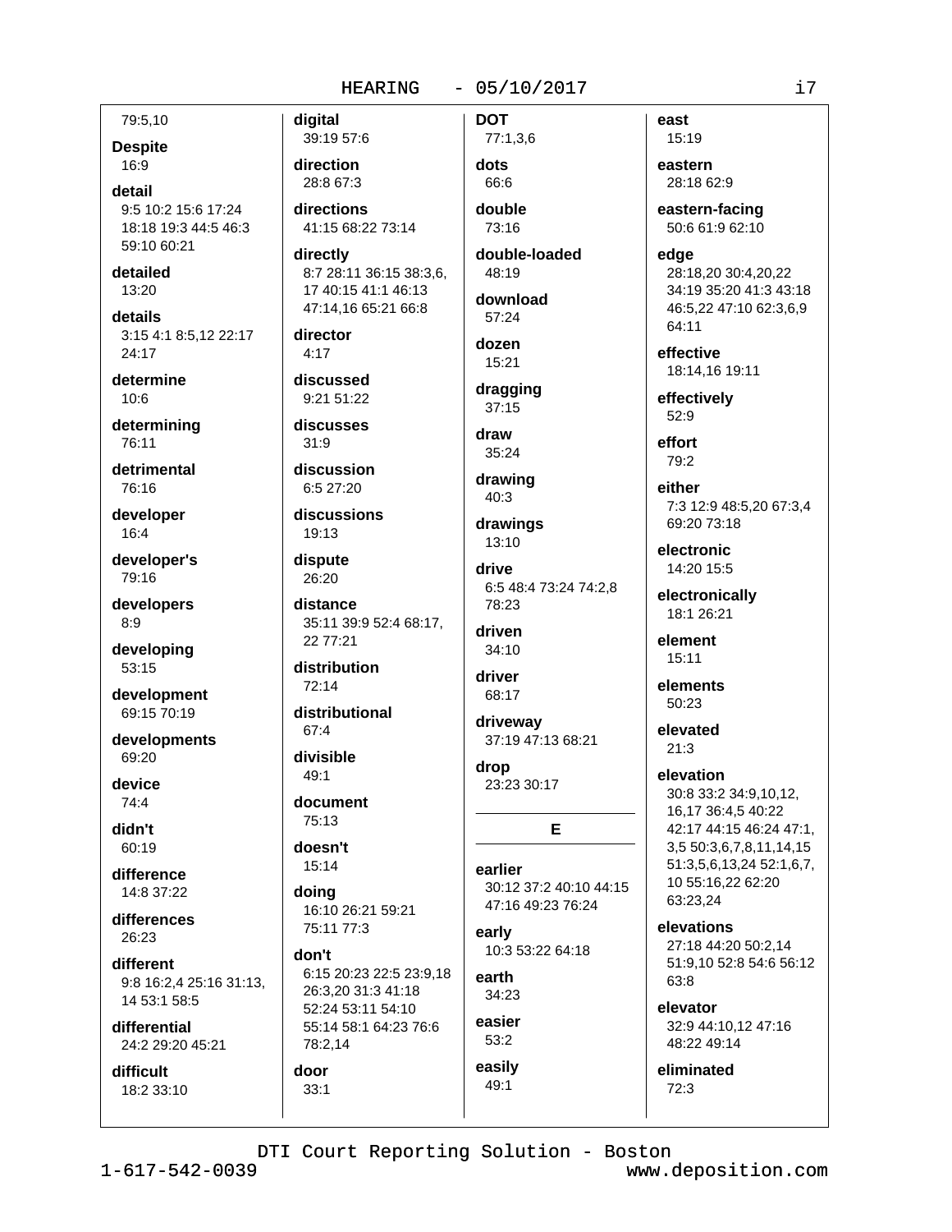79:5,10

**Despite**
16:9

**detail**
9:5 10:2 15:6 17:24 18:18 19:3 44:5 46:3 59:10 60:21

**detailed**
13:20

**details**
3:15 4:1 8:5,12 22:17 24:17

**determine**
10:6

**determining**
76:11

**detrimental**
76:16

**developer**
16:4

**developer's**
79:16

**developers**
8:9

**developing**
53:15

**development**
69:15 70:19

**developments**
69:20

**device**
74:4

**didn't**
60:19

**difference**
14:8 37:22

**differences**
26:23

**different**
9:8 16:2,4 25:16 31:13, 14 53:1 58:5

**differential**
24:2 29:20 45:21

**difficult**
18:2 33:10

**digital**
39:19 57:6

**direction**
28:8 67:3

**directions**
41:15 68:22 73:14

**directly**
8:7 28:11 36:15 38:3,6, 17 40:15 41:1 46:13 47:14,16 65:21 66:8

**director**
4:17

**discussed**
9:21 51:22

**discusses**
31:9

**discussion**
6:5 27:20

**discussions**
19:13

**dispute**
26:20

**distance**
35:11 39:9 52:4 68:17, 22 77:21

**distribution**
72:14

**distributional**
67:4

**divisible**
49:1

**document**
75:13

**doesn't**
15:14

**doing**
16:10 26:21 59:21 75:11 77:3

**don't**
6:15 20:23 22:5 23:9,18 26:3,20 31:3 41:18 52:24 53:11 54:10 55:14 58:1 64:23 76:6 78:2,14

**door**
33:1

**DOT**
77:1,3,6

**dots**
66:6

**double**
73:16

**double-loaded**
48:19

**download**
57:24

**dozen**
15:21

**dragging**
37:15

**draw**
35:24

**drawing**
40:3

**drawings**
13:10

**drive**
6:5 48:4 73:24 74:2,8 78:23

**driven**
34:10

**driver**
68:17

**driveway**
37:19 47:13 68:21

**drop**
23:23 30:17

## E

**earlier**
30:12 37:2 40:10 44:15 47:16 49:23 76:24

**early**
10:3 53:22 64:18

**earth**
34:23

**easier**
53:2

**easily**
49:1

**east**
15:19

**eastern**
28:18 62:9

**eastern-facing**
50:6 61:9 62:10

**edge**
28:18,20 30:4,20,22 34:19 35:20 41:3 43:18 46:5,22 47:10 62:3,6,9 64:11

**effective**
18:14,16 19:11

**effectively**
52:9

**effort**
79:2

**either**
7:3 12:9 48:5,20 67:3,4 69:20 73:18

**electronic**
14:20 15:5

**electronically**
18:1 26:21

**element**
15:11

**elements**
50:23

**elevated**
21:3

**elevation**
30:8 33:2 34:9,10,12, 16,17 36:4,5 40:22 42:17 44:15 46:24 47:1, 3,5 50:3,6,7,8,11,14,15 51:3,5,6,13,24 52:1,6,7, 10 55:16,22 62:20 63:23,24

**elevations**
27:18 44:20 50:2,14 51:9,10 52:8 54:6 56:12 63:8

**elevator**
32:9 44:10,12 47:16 48:22 49:14

**eliminated**
72:3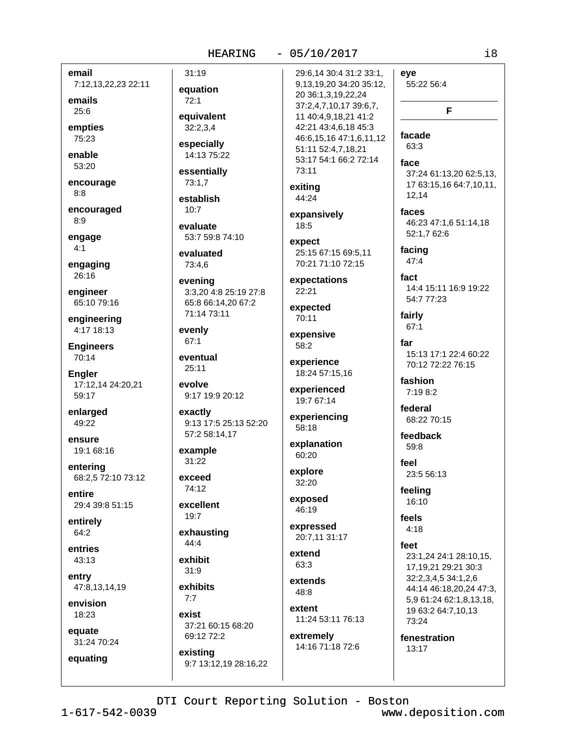**email**
7:12,13,22,23 22:11

**emails**
25:6

**empties**
75:23

**enable**
53:20

**encourage**
8:8

**encouraged**
8:9

**engage**
4:1

**engaging**
26:16

**engineer**
65:10 79:16

**engineering**
4:17 18:13

**Engineers**
70:14

**Engler**
17:12,14 24:20,21 59:17

**enlarged**
49:22

**ensure**
19:1 68:16

**entering**
68:2,5 72:10 73:12

**entire**
29:4 39:8 51:15

**entirely**
64:2

**entries**
43:13

**entry**
47:8,13,14,19

**envision**
18:23

**equate**
31:24 70:24

**equating**
31:19

**equation**
72:1

**equivalent**
32:2,3,4

**especially**
14:13 75:22

**essentially**
73:1,7

**establish**
10:7

**evaluate**
53:7 59:8 74:10

**evaluated**
73:4,6

**evening**
3:3,20 4:8 25:19 27:8 65:8 66:14,20 67:2 71:14 73:11

**evenly**
67:1

**eventual**
25:11

**evolve**
9:17 19:9 20:12

**exactly**
9:13 17:5 25:13 52:20 57:2 58:14,17

**example**
31:22

**exceed**
74:12

**excellent**
19:7

**exhausting**
44:4

**exhibit**
31:9

**exhibits**
7:7

**exist**
37:21 60:15 68:20 69:12 72:2

**existing**
9:7 13:12,19 28:16,22 29:6,14 30:4 31:2 33:1,9,13,19,20 34:20 35:12,20 36:1,3,19,22,24 37:2,4,7,10,17 39:6,7,11 40:4,9,18,21 41:2 42:21 43:4,6,18 45:3 46:6,15,16 47:1,6,11,12 51:11 52:4,7,18,21 53:17 54:1 66:2 72:14 73:11

**exiting**
44:24

**expansively**
18:5

**expect**
25:15 67:15 69:5,11 70:21 71:10 72:15

**expectations**
22:21

**expected**
70:11

**expensive**
58:2

**experience**
18:24 57:15,16

**experienced**
19:7 67:14

**experiencing**
58:18

**explanation**
60:20

**explore**
32:20

**exposed**
46:19

**expressed**
20:7,11 31:17

**extend**
63:3

**extends**
48:8

**extent**
11:24 53:11 76:13

**extremely**
14:16 71:18 72:6

**eye**
55:22 56:4

## F

**facade**
63:3

**face**
37:24 61:13,20 62:5,13,17 63:15,16 64:7,10,11,12,14

**faces**
46:23 47:1,6 51:14,18 52:1,7 62:6

**facing**
47:4

**fact**
14:4 15:11 16:9 19:22 54:7 77:23

**fairly**
67:1

**far**
15:13 17:1 22:4 60:22 70:12 72:22 76:15

**fashion**
7:19 8:2

**federal**
68:22 70:15

**feedback**
59:8

**feel**
23:5 56:13

**feeling**
16:10

**feels**
4:18

**feet**
23:1,24 24:1 28:10,15,17,19,21 29:21 30:3 32:2,3,4,5 34:1,2,6 44:14 46:18,20,24 47:3,5,9 61:24 62:1,8,13,18,19 63:2 64:7,10,13 73:24

**fenestration**
13:17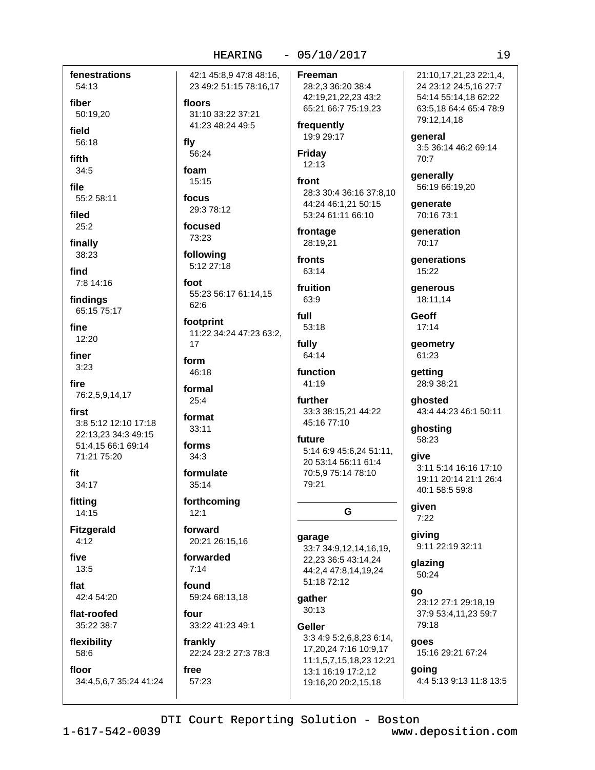**fenestrations**
54:13

**fiber**
50:19,20

**field**
56:18

**fifth**
34:5

**file**
55:2 58:11

**filed**
25:2

**finally**
38:23

**find**
7:8 14:16

**findings**
65:15 75:17

**fine**
12:20

**finer**
3:23

**fire**
76:2,5,9,14,17

**first**
3:8 5:12 12:10 17:18 22:13,23 34:3 49:15 51:4,15 66:1 69:14 71:21 75:20

**fit**
34:17

**fitting**
14:15

**Fitzgerald**
4:12

**five**
13:5

**flat**
42:4 54:20

**flat-roofed**
35:22 38:7

**flexibility**
58:6

**floor**
34:4,5,6,7 35:24 41:24 42:1 45:8,9 47:8 48:16, 23 49:2 51:15 78:16,17

**floors**
31:10 33:22 37:21 41:23 48:24 49:5

**fly**
56:24

**foam**
15:15

**focus**
29:3 78:12

**focused**
73:23

**following**
5:12 27:18

**foot**
55:23 56:17 61:14,15 62:6

**footprint**
11:22 34:24 47:23 63:2, 17

**form**
46:18

**formal**
25:4

**format**
33:11

**forms**
34:3

**formulate**
35:14

**forthcoming**
12:1

**forward**
20:21 26:15,16

**forwarded**
7:14

**found**
59:24 68:13,18

**four**
33:22 41:23 49:1

**frankly**
22:24 23:2 27:3 78:3

**free**
57:23

**Freeman**
28:2,3 36:20 38:4 42:19,21,22,23 43:2 65:21 66:7 75:19,23

**frequently**
19:9 29:17

**Friday**
12:13

**front**
28:3 30:4 36:16 37:8,10 44:24 46:1,21 50:15 53:24 61:11 66:10

**frontage**
28:19,21

**fronts**
63:14

**fruition**
63:9

**full**
53:18

**fully**
64:14

**function**
41:19

**further**
33:3 38:15,21 44:22 45:16 77:10

**future**
5:14 6:9 45:6,24 51:11, 20 53:14 56:11 61:4 70:5,9 75:14 78:10 79:21

## G

**garage**
33:7 34:9,12,14,16,19, 22,23 36:5 43:14,24 44:2,4 47:8,14,19,24 51:18 72:12

**gather**
30:13

**Geller**
3:3 4:9 5:2,6,8,23 6:14, 17,20,24 7:16 10:9,17 11:1,5,7,15,18,23 12:21 13:1 16:19 17:2,12 19:16,20 20:2,15,18 21:10,17,21,23 22:1,4, 24 23:12 24:5,16 27:7 54:14 55:14,18 62:22 63:5,18 64:4 65:4 78:9 79:12,14,18

**general**
3:5 36:14 46:2 69:14 70:7

**generally**
56:19 66:19,20

**generate**
70:16 73:1

**generation**
70:17

**generations**
15:22

**generous**
18:11,14

**Geoff**
17:14

**geometry**
61:23

**getting**
28:9 38:21

**ghosted**
43:4 44:23 46:1 50:11

**ghosting**
58:23

**give**
3:11 5:14 16:16 17:10 19:11 20:14 21:1 26:4 40:1 58:5 59:8

**given**
7:22

**giving**
9:11 22:19 32:11

**glazing**
50:24

**go**
23:12 27:1 29:18,19 37:9 53:4,11,23 59:7 79:18

**goes**
15:16 29:21 67:24

**going**
4:4 5:13 9:13 11:8 13:5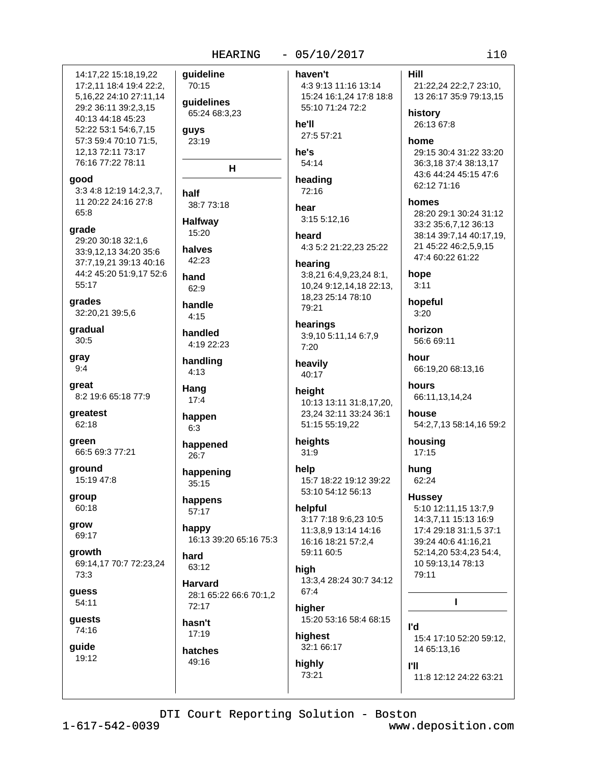14:17,22 15:18,19,22 17:2,11 18:4 19:4 22:2, 5,16,22 24:10 27:11,14 29:2 36:11 39:2,3,15 40:13 44:18 45:23 52:22 53:1 54:6,7,15 57:3 59:4 70:10 71:5, 12,13 72:11 73:17 76:16 77:22 78:11

**good**
3:3 4:8 12:19 14:2,3,7, 11 20:22 24:16 27:8 65:8

**grade**
29:20 30:18 32:1,6 33:9,12,13 34:20 35:6 37:7,19,21 39:13 40:16 44:2 45:20 51:9,17 52:6 55:17

**grades**
32:20,21 39:5,6

**gradual**
30:5

**gray**
9:4

**great**
8:2 19:6 65:18 77:9

**greatest**
62:18

**green**
66:5 69:3 77:21

**ground**
15:19 47:8

**group**
60:18

**grow**
69:17

**growth**
69:14,17 70:7 72:23,24 73:3

**guess**
54:11

**guests**
74:16

**guide**
19:12

**guideline**
70:15

**guidelines**
65:24 68:3,23

**guys**
23:19

## H

**half**
38:7 73:18

**Halfway**
15:20

**halves**
42:23

**hand**
62:9

**handle**
4:15

**handled**
4:19 22:23

**handling**
4:13

**Hang**
17:4

**happen**
6:3

**happened**
26:7

**happening**
35:15

**happens**
57:17

**happy**
16:13 39:20 65:16 75:3

**hard**
63:12

**Harvard**
28:1 65:22 66:6 70:1,2 72:17

**hasn't**
17:19

**hatches**
49:16

**haven't**
4:3 9:13 11:16 13:14 15:24 16:1,24 17:8 18:8 55:10 71:24 72:2

**he'll**
27:5 57:21

**he's**
54:14

**heading**
72:16

**hear**
3:15 5:12,16

**heard**
4:3 5:2 21:22,23 25:22

**hearing**
3:8,21 6:4,9,23,24 8:1, 10,24 9:12,14,18 22:13, 18,23 25:14 78:10 79:21

**hearings**
3:9,10 5:11,14 6:7,9 7:20

**heavily**
40:17

**height**
10:13 13:11 31:8,17,20, 23,24 32:11 33:24 36:1 51:15 55:19,22

**heights**
31:9

**help**
15:7 18:22 19:12 39:22 53:10 54:12 56:13

**helpful**
3:17 7:18 9:6,23 10:5 11:3,8,9 13:14 14:16 16:16 18:21 57:2,4 59:11 60:5

**high**
13:3,4 28:24 30:7 34:12 67:4

**higher**
15:20 53:16 58:4 68:15

**highest**
32:1 66:17

**highly**
73:21

**Hill**
21:22,24 22:2,7 23:10, 13 26:17 35:9 79:13,15

**history**
26:13 67:8

**home**
29:15 30:4 31:22 33:20 36:3,18 37:4 38:13,17 43:6 44:24 45:15 47:6 62:12 71:16

**homes**
28:20 29:1 30:24 31:12 33:2 35:6,7,12 36:13 38:14 39:7,14 40:17,19, 21 45:22 46:2,5,9,15 47:4 60:22 61:22

**hope**
3:11

**hopeful**
3:20

**horizon**
56:6 69:11

**hour**
66:19,20 68:13,16

**hours**
66:11,13,14,24

**house**
54:2,7,13 58:14,16 59:2

**housing**
17:15

**hung**
62:24

**Hussey**
5:10 12:11,15 13:7,9 14:3,7,11 15:13 16:9 17:4 29:18 31:1,5 37:1 39:24 40:6 41:16,21 52:14,20 53:4,23 54:4, 10 59:13,14 78:13 79:11

## I

**I'd**
15:4 17:10 52:20 59:12, 14 65:13,16

**I'll**
11:8 12:12 24:22 63:21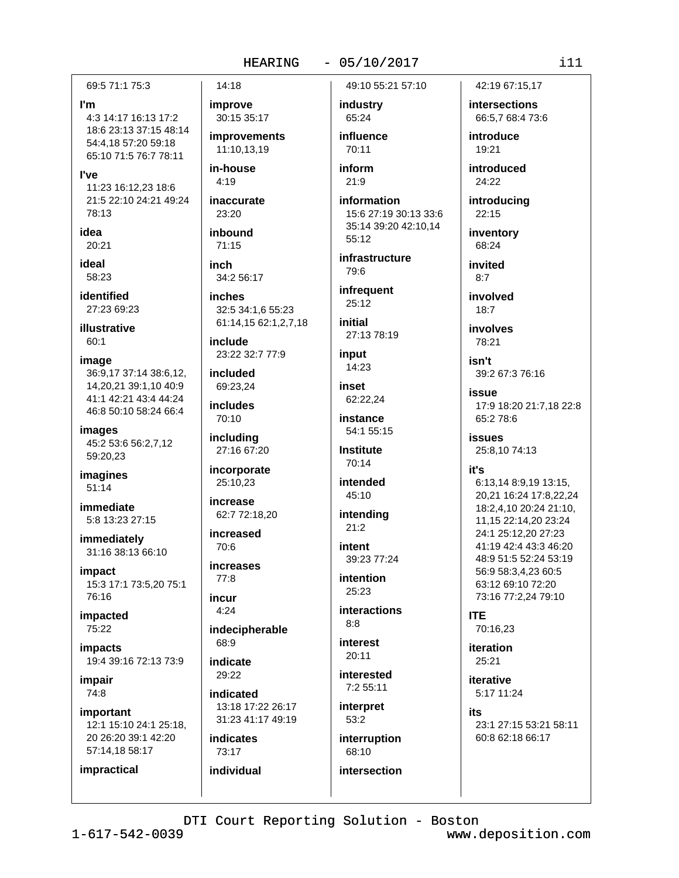69:5 71:1 75:3

**I'm**
4:3 14:17 16:13 17:2 18:6 23:13 37:15 48:14 54:4,18 57:20 59:18 65:10 71:5 76:7 78:11

**I've**
11:23 16:12,23 18:6 21:5 22:10 24:21 49:24 78:13

**idea**
20:21

**ideal**
58:23

**identified**
27:23 69:23

**illustrative**
60:1

**image**
36:9,17 37:14 38:6,12, 14,20,21 39:1,10 40:9 41:1 42:21 43:4 44:24 46:8 50:10 58:24 66:4

**images**
45:2 53:6 56:2,7,12 59:20,23

**imagines**
51:14

**immediate**
5:8 13:23 27:15

**immediately**
31:16 38:13 66:10

**impact**
15:3 17:1 73:5,20 75:1 76:16

**impacted**
75:22

**impacts**
19:4 39:16 72:13 73:9

**impair**
74:8

**important**
12:1 15:10 24:1 25:18, 20 26:20 39:1 42:20 57:14,18 58:17

**impractical**
14:18

**improve**
30:15 35:17

**improvements**
11:10,13,19

**in-house**
4:19

**inaccurate**
23:20

**inbound**
71:15

**inch**
34:2 56:17

**inches**
32:5 34:1,6 55:23 61:14,15 62:1,2,7,18

**include**
23:22 32:7 77:9

**included**
69:23,24

**includes**
70:10

**including**
27:16 67:20

**incorporate**
25:10,23

**increase**
62:7 72:18,20

**increased**
70:6

**increases**
77:8

**incur**
4:24

**indecipherable**
68:9

**indicate**
29:22

**indicated**
13:18 17:22 26:17 31:23 41:17 49:19

**indicates**
73:17

**individual**
49:10 55:21 57:10

**industry**
65:24

**influence**
70:11

**inform**
21:9

**information**
15:6 27:19 30:13 33:6 35:14 39:20 42:10,14 55:12

**infrastructure**
79:6

**infrequent**
25:12

**initial**
27:13 78:19

**input**
14:23

**inset**
62:22,24

**instance**
54:1 55:15

**Institute**
70:14

**intended**
45:10

**intending**
21:2

**intent**
39:23 77:24

**intention**
25:23

**interactions**
8:8

**interest**
20:11

**interested**
7:2 55:11

**interpret**
53:2

**interruption**
68:10

**intersection**
42:19 67:15,17

**intersections**
66:5,7 68:4 73:6

**introduce**
19:21

**introduced**
24:22

**introducing**
22:15

**inventory**
68:24

**invited**
8:7

**involved**
18:7

**involves**
78:21

**isn't**
39:2 67:3 76:16

**issue**
17:9 18:20 21:7,18 22:8 65:2 78:6

**issues**
25:8,10 74:13

**it's**
6:13,14 8:9,19 13:15, 20,21 16:24 17:8,22,24 18:2,4,10 20:24 21:10, 11,15 22:14,20 23:24 24:1 25:12,20 27:23 41:19 42:4 43:3 46:20 48:9 51:5 52:24 53:19 56:9 58:3,4,23 60:5 63:12 69:10 72:20 73:16 77:2,24 79:10

**ITE**
70:16,23

**iteration**
25:21

**iterative**
5:17 11:24

**its**
23:1 27:15 53:21 58:11 60:8 62:18 66:17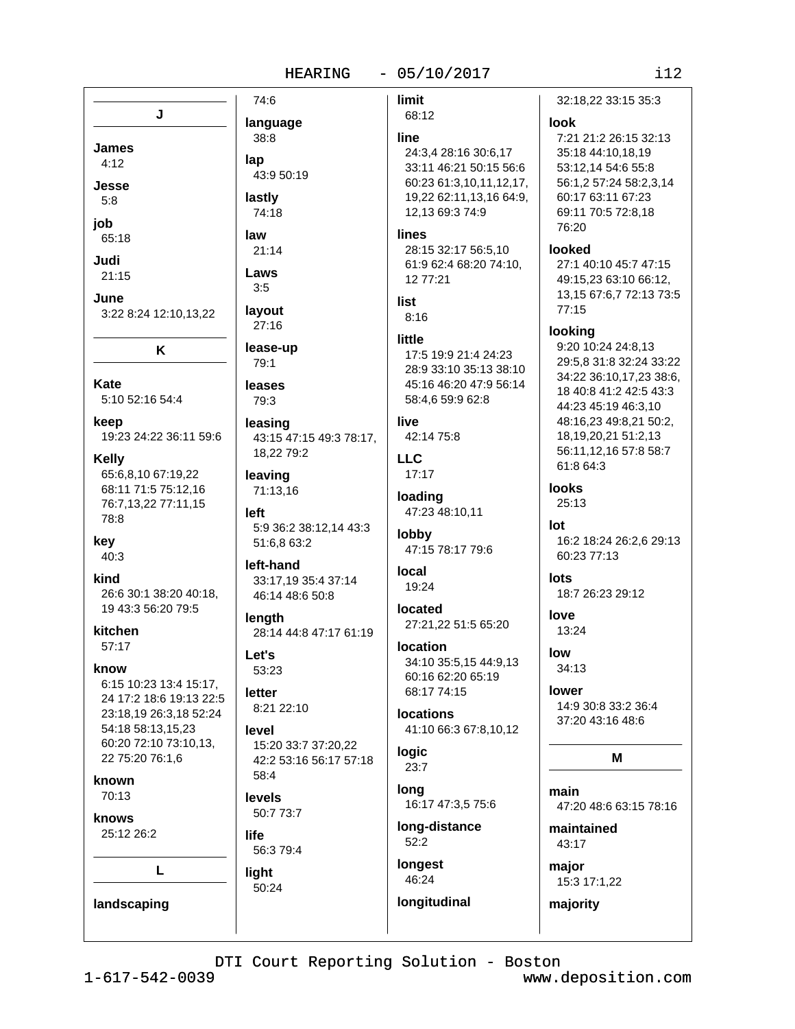## J

**James**
4:12

**Jesse**
5:8

**job**
65:18

**Judi**
21:15

**June**
3:22 8:24 12:10,13,22

## K

**Kate**
5:10 52:16 54:4

**keep**
19:23 24:22 36:11 59:6

**Kelly**
65:6,8,10 67:19,22 68:11 71:5 75:12,16 76:7,13,22 77:11,15 78:8

**key**
40:3

**kind**
26:6 30:1 38:20 40:18, 19 43:3 56:20 79:5

**kitchen**
57:17

**know**
6:15 10:23 13:4 15:17, 24 17:2 18:6 19:13 22:5 23:18,19 26:3,18 52:24 54:18 58:13,15,23 60:20 72:10 73:10,13, 22 75:20 76:1,6

**known**
70:13

**knows**
25:12 26:2

## L

**landscaping**
74:6

**language**
38:8

**lap**
43:9 50:19

**lastly**
74:18

**law**
21:14

**Laws**
3:5

**layout**
27:16

**lease-up**
79:1

**leases**
79:3

**leasing**
43:15 47:15 49:3 78:17, 18,22 79:2

**leaving**
71:13,16

**left**
5:9 36:2 38:12,14 43:3 51:6,8 63:2

**left-hand**
33:17,19 35:4 37:14 46:14 48:6 50:8

**length**
28:14 44:8 47:17 61:19

**Let's**
53:23

**letter**
8:21 22:10

**level**
15:20 33:7 37:20,22 42:2 53:16 56:17 57:18 58:4

**levels**
50:7 73:7

**life**
56:3 79:4

**light**
50:24

**limit**
68:12

**line**
24:3,4 28:16 30:6,17 33:11 46:21 50:15 56:6 60:23 61:3,10,11,12,17, 19,22 62:11,13,16 64:9, 12,13 69:3 74:9

**lines**
28:15 32:17 56:5,10 61:9 62:4 68:20 74:10, 12 77:21

**list**
8:16

**little**
17:5 19:9 21:4 24:23 28:9 33:10 35:13 38:10 45:16 46:20 47:9 56:14 58:4,6 59:9 62:8

**live**
42:14 75:8

**LLC**
17:17

**loading**
47:23 48:10,11

**lobby**
47:15 78:17 79:6

**local**
19:24

**located**
27:21,22 51:5 65:20

**location**
34:10 35:5,15 44:9,13 60:16 62:20 65:19 68:17 74:15

**locations**
41:10 66:3 67:8,10,12

**logic**
23:7

**long**
16:17 47:3,5 75:6

**long-distance**
52:2

**longest**
46:24

**longitudinal**
32:18,22 33:15 35:3

**look**
7:21 21:2 26:15 32:13 35:18 44:10,18,19 53:12,14 54:6 55:8 56:1,2 57:24 58:2,3,14 60:17 63:11 67:23 69:11 70:5 72:8,18 76:20

**looked**
27:1 40:10 45:7 47:15 49:15,23 63:10 66:12, 13,15 67:6,7 72:13 73:5 77:15

**looking**
9:20 10:24 24:8,13 29:5,8 31:8 32:24 33:22 34:22 36:10,17,23 38:6, 18 40:8 41:2 42:5 43:3 44:23 45:19 46:3,10 48:16,23 49:8,21 50:2, 18,19,20,21 51:2,13 56:11,12,16 57:8 58:7 61:8 64:3

**looks**
25:13

**lot**
16:2 18:24 26:2,6 29:13 60:23 77:13

**lots**
18:7 26:23 29:12

**love**
13:24

**low**
34:13

**lower**
14:9 30:8 33:2 36:4 37:20 43:16 48:6

## M

**main**
47:20 48:6 63:15 78:16

**maintained**
43:17

**major**
15:3 17:1,22

**majority**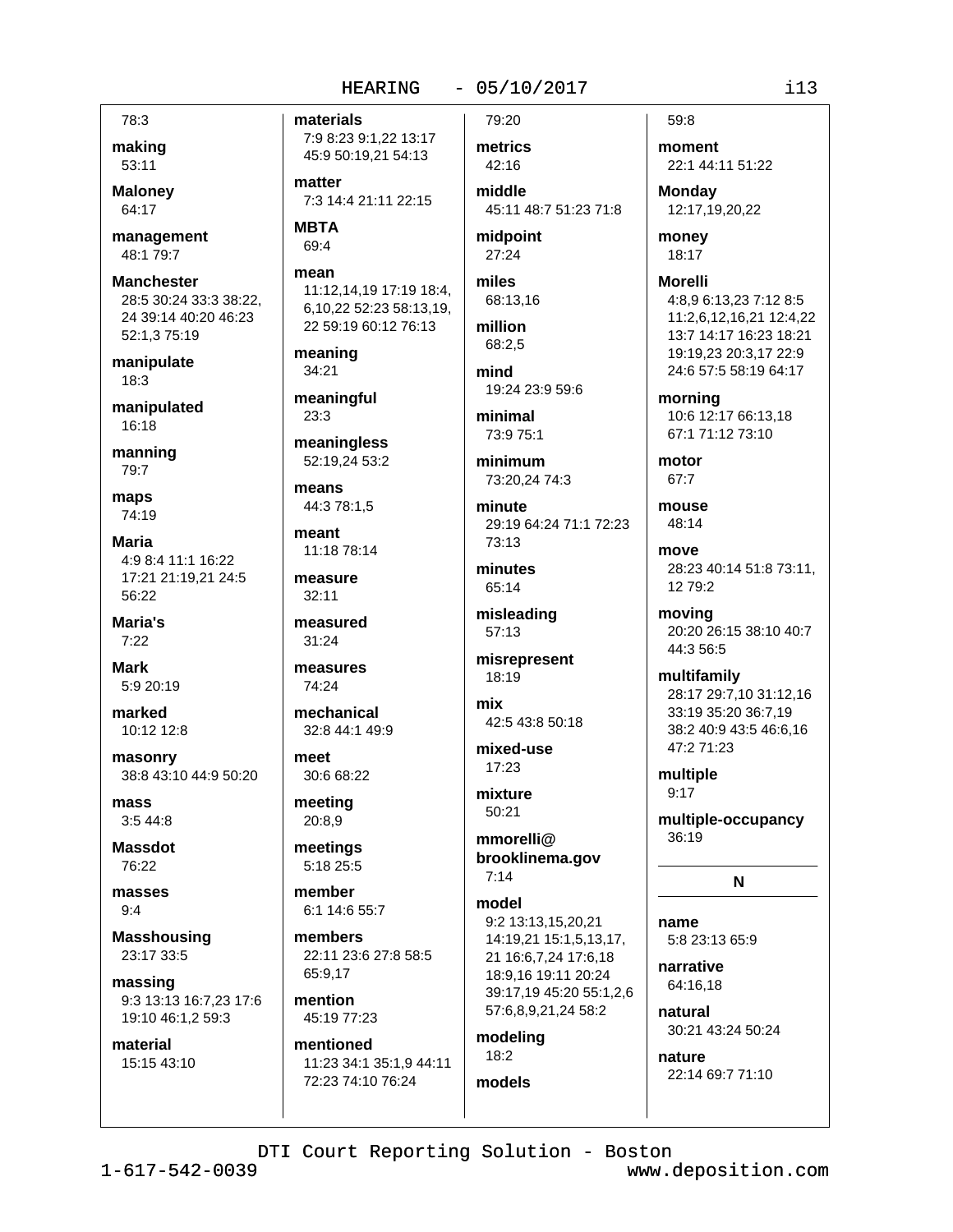78:3

**making**
53:11

**Maloney**
64:17

**management**
48:1 79:7

**Manchester**
28:5 30:24 33:3 38:22, 24 39:14 40:20 46:23 52:1,3 75:19

**manipulate**
18:3

**manipulated**
16:18

**manning**
79:7

**maps**
74:19

**Maria**
4:9 8:4 11:1 16:22 17:21 21:19,21 24:5 56:22

**Maria's**
7:22

**Mark**
5:9 20:19

**marked**
10:12 12:8

**masonry**
38:8 43:10 44:9 50:20

**mass**
3:5 44:8

**Massdot**
76:22

**masses**
9:4

**Masshousing**
23:17 33:5

**massing**
9:3 13:13 16:7,23 17:6 19:10 46:1,2 59:3

**material**
15:15 43:10

**materials**
7:9 8:23 9:1,22 13:17 45:9 50:19,21 54:13

**matter**
7:3 14:4 21:11 22:15

**MBTA**
69:4

**mean**
11:12,14,19 17:19 18:4, 6,10,22 52:23 58:13,19, 22 59:19 60:12 76:13

**meaning**
34:21

**meaningful**
23:3

**meaningless**
52:19,24 53:2

**means**
44:3 78:1,5

**meant**
11:18 78:14

**measure**
32:11

**measured**
31:24

**measures**
74:24

**mechanical**
32:8 44:1 49:9

**meet**
30:6 68:22

**meeting**
20:8,9

**meetings**
5:18 25:5

**member**
6:1 14:6 55:7

**members**
22:11 23:6 27:8 58:5 65:9,17

**mention**
45:19 77:23

**mentioned**
11:23 34:1 35:1,9 44:11 72:23 74:10 76:24

79:20

**metrics**
42:16

**middle**
45:11 48:7 51:23 71:8

**midpoint**
27:24

**miles**
68:13,16

**million**
68:2,5

**mind**
19:24 23:9 59:6

**minimal**
73:9 75:1

**minimum**
73:20,24 74:3

**minute**
29:19 64:24 71:1 72:23 73:13

**minutes**
65:14

**misleading**
57:13

**misrepresent**
18:19

**mix**
42:5 43:8 50:18

**mixed-use**
17:23

**mixture**
50:21

**mmorelli@ brooklinema.gov**
7:14

**model**
9:2 13:13,15,20,21 14:19,21 15:1,5,13,17, 21 16:6,7,24 17:6,18 18:9,16 19:11 20:24 39:17,19 45:20 55:1,2,6 57:6,8,9,21,24 58:2

**modeling**
18:2

**models**
59:8

**moment**
22:1 44:11 51:22

**Monday**
12:17,19,20,22

**money**
18:17

**Morelli**
4:8,9 6:13,23 7:12 8:5 11:2,6,12,16,21 12:4,22 13:7 14:17 16:23 18:21 19:19,23 20:3,17 22:9 24:6 57:5 58:19 64:17

**morning**
10:6 12:17 66:13,18 67:1 71:12 73:10

**motor**
67:7

**mouse**
48:14

**move**
28:23 40:14 51:8 73:11, 12 79:2

**moving**
20:20 26:15 38:10 40:7 44:3 56:5

**multifamily**
28:17 29:7,10 31:12,16 33:19 35:20 36:7,19 38:2 40:9 43:5 46:6,16 47:2 71:23

**multiple**
9:17

**multiple-occupancy**
36:19

## N

**name**
5:8 23:13 65:9

**narrative**
64:16,18

**natural**
30:21 43:24 50:24

**nature**
22:14 69:7 71:10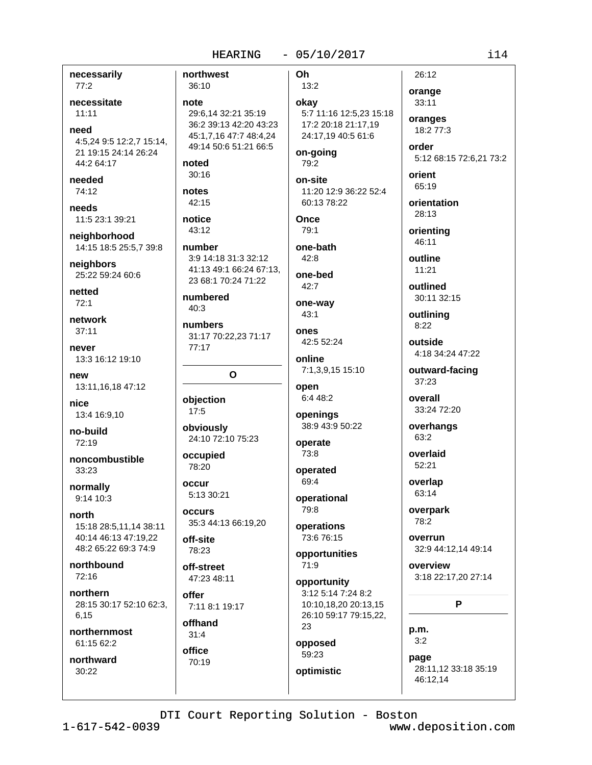**necessarily**
77:2

**necessitate**
11:11

**need**
4:5,24 9:5 12:2,7 15:14, 21 19:15 24:14 26:24 44:2 64:17

**needed**
74:12

**needs**
11:5 23:1 39:21

**neighborhood**
14:15 18:5 25:5,7 39:8

**neighbors**
25:22 59:24 60:6

**netted**
72:1

**network**
37:11

**never**
13:3 16:12 19:10

**new**
13:11,16,18 47:12

**nice**
13:4 16:9,10

**no-build**
72:19

**noncombustible**
33:23

**normally**
9:14 10:3

**north**
15:18 28:5,11,14 38:11 40:14 46:13 47:19,22 48:2 65:22 69:3 74:9

**northbound**
72:16

**northern**
28:15 30:17 52:10 62:3, 6,15

**northernmost**
61:15 62:2

**northward**
30:22

**northwest**
36:10

**note**
29:6,14 32:21 35:19 36:2 39:13 42:20 43:23 45:1,7,16 47:7 48:4,24 49:14 50:6 51:21 66:5

**noted**
30:16

**notes**
42:15

**notice**
43:12

**number**
3:9 14:18 31:3 32:12 41:13 49:1 66:24 67:13, 23 68:1 70:24 71:22

**numbered**
40:3

**numbers**
31:17 70:22,23 71:17 77:17

## O

**objection**
17:5

**obviously**
24:10 72:10 75:23

**occupied**
78:20

**occur**
5:13 30:21

**occurs**
35:3 44:13 66:19,20

**off-site**
78:23

**off-street**
47:23 48:11

**offer**
7:11 8:1 19:17

**offhand**
31:4

**office**
70:19

**Oh**
13:2

**okay**
5:7 11:16 12:5,23 15:18 17:2 20:18 21:17,19 24:17,19 40:5 61:6

**on-going**
79:2

**on-site**
11:20 12:9 36:22 52:4 60:13 78:22

**Once**
79:1

**one-bath**
42:8

**one-bed**
42:7

**one-way**
43:1

**ones**
42:5 52:24

**online**
7:1,3,9,15 15:10

**open**
6:4 48:2

**openings**
38:9 43:9 50:22

**operate**
73:8

**operated**
69:4

**operational**
79:8

**operations**
73:6 76:15

**opportunities**
71:9

**opportunity**
3:12 5:14 7:24 8:2 10:10,18,20 20:13,15 26:10 59:17 79:15,22, 23

**opposed**
59:23

**optimistic**
26:12

**orange**
33:11

**oranges**
18:2 77:3

**order**
5:12 68:15 72:6,21 73:2

**orient**
65:19

**orientation**
28:13

**orienting**
46:11

**outline**
11:21

**outlined**
30:11 32:15

**outlining**
8:22

**outside**
4:18 34:24 47:22

**outward-facing**
37:23

**overall**
33:24 72:20

**overhangs**
63:2

**overlaid**
52:21

**overlap**
63:14

**overpark**
78:2

**overrun**
32:9 44:12,14 49:14

**overview**
3:18 22:17,20 27:14

## P

**p.m.**
3:2

**page**
28:11,12 33:18 35:19 46:12,14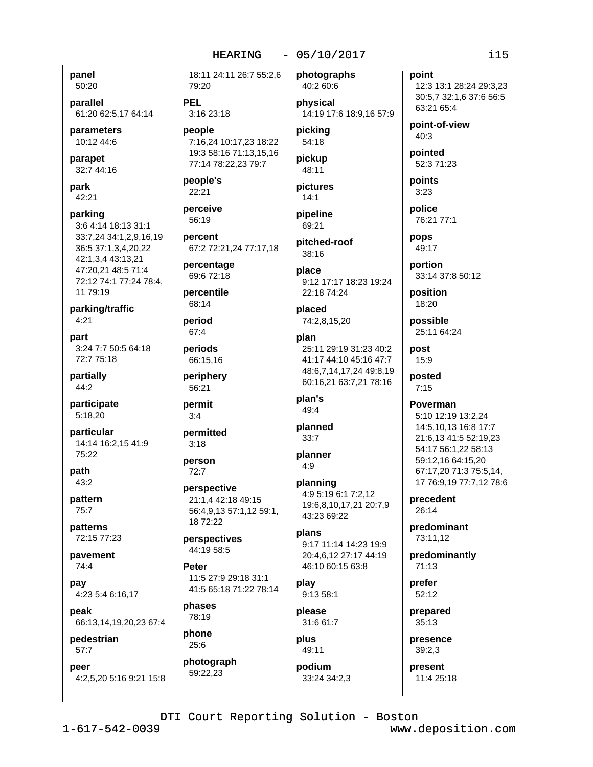**panel**
50:20

**parallel**
61:20 62:5,17 64:14

**parameters**
10:12 44:6

**parapet**
32:7 44:16

**park**
42:21

**parking**
3:6 4:14 18:13 31:1 33:7,24 34:1,2,9,16,19 36:5 37:1,3,4,20,22 42:1,3,4 43:13,21 47:20,21 48:5 71:4 72:12 74:1 77:24 78:4, 11 79:19

**parking/traffic**
4:21

**part**
3:24 7:7 50:5 64:18 72:7 75:18

**partially**
44:2

**participate**
5:18,20

**particular**
14:14 16:2,15 41:9 75:22

**path**
43:2

**pattern**
75:7

**patterns**
72:15 77:23

**pavement**
74:4

**pay**
4:23 5:4 6:16,17

**peak**
66:13,14,19,20,23 67:4

**pedestrian**
57:7

**peer**
4:2,5,20 5:16 9:21 15:8 18:11 24:11 26:7 55:2,6 79:20

**PEL**
3:16 23:18

**people**
7:16,24 10:17,23 18:22 19:3 58:16 71:13,15,16 77:14 78:22,23 79:7

**people's**
22:21

**perceive**
56:19

**percent**
67:2 72:21,24 77:17,18

**percentage**
69:6 72:18

**percentile**
68:14

**period**
67:4

**periods**
66:15,16

**periphery**
56:21

**permit**
3:4

**permitted**
3:18

**person**
72:7

**perspective**
21:1,4 42:18 49:15 56:4,9,13 57:1,12 59:1, 18 72:22

**perspectives**
44:19 58:5

**Peter**
11:5 27:9 29:18 31:1 41:5 65:18 71:22 78:14

**phases**
78:19

**phone**
25:6

**photograph**
59:22,23

**photographs**
40:2 60:6

**physical**
14:19 17:6 18:9,16 57:9

**picking**
54:18

**pickup**
48:11

**pictures**
14:1

**pipeline**
69:21

**pitched-roof**
38:16

**place**
9:12 17:17 18:23 19:24 22:18 74:24

**placed**
74:2,8,15,20

**plan**
25:11 29:19 31:23 40:2 41:17 44:10 45:16 47:7 48:6,7,14,17,24 49:8,19 60:16,21 63:7,21 78:16

**plan's**
49:4

**planned**
33:7

**planner**
4:9

**planning**
4:9 5:19 6:1 7:2,12 19:6,8,10,17,21 20:7,9 43:23 69:22

**plans**
9:17 11:14 14:23 19:9 20:4,6,12 27:17 44:19 46:10 60:15 63:8

**play**
9:13 58:1

**please**
31:6 61:7

**plus**
49:11

**podium**
33:24 34:2,3

**point**
12:3 13:1 28:24 29:3,23 30:5,7 32:1,6 37:6 56:5 63:21 65:4

**point-of-view**
40:3

**pointed**
52:3 71:23

**points**
3:23

**police**
76:21 77:1

**pops**
49:17

**portion**
33:14 37:8 50:12

**position**
18:20

**possible**
25:11 64:24

**post**
15:9

**posted**
7:15

**Poverman**
5:10 12:19 13:2,24 14:5,10,13 16:8 17:7 21:6,13 41:5 52:19,23 54:17 56:1,22 58:13 59:12,16 64:15,20 67:17,20 71:3 75:5,14, 17 76:9,19 77:7,12 78:6

**precedent**
26:14

**predominant**
73:11,12

**predominantly**
71:13

**prefer**
52:12

**prepared**
35:13

**presence**
39:2,3

**present**
11:4 25:18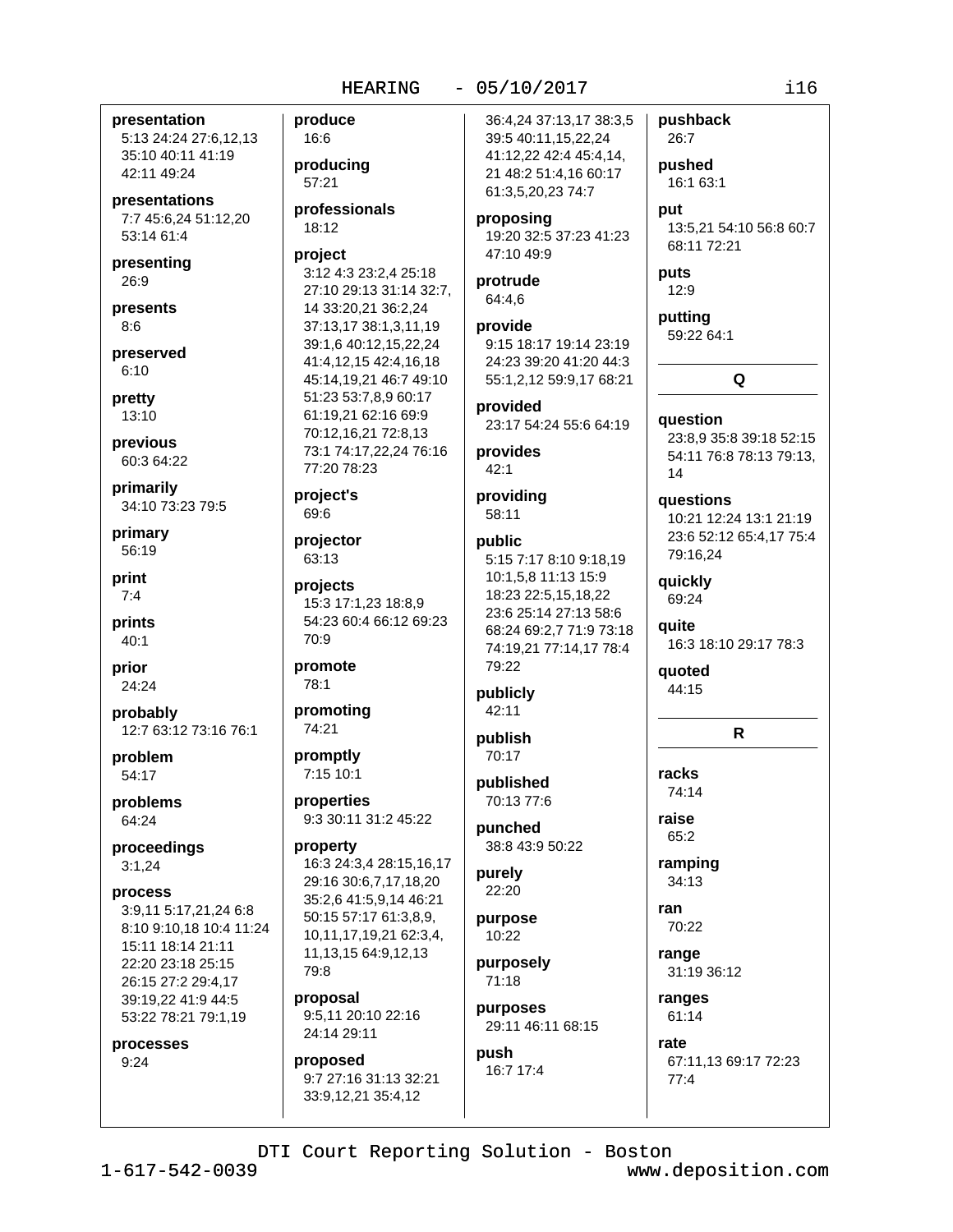**presentation**
5:13 24:24 27:6,12,13 35:10 40:11 41:19 42:11 49:24

**presentations**
7:7 45:6,24 51:12,20 53:14 61:4

**presenting**
26:9

**presents**
8:6

**preserved**
6:10

**pretty**
13:10

**previous**
60:3 64:22

**primarily**
34:10 73:23 79:5

**primary**
56:19

**print**
7:4

**prints**
40:1

**prior**
24:24

**probably**
12:7 63:12 73:16 76:1

**problem**
54:17

**problems**
64:24

**proceedings**
3:1,24

**process**
3:9,11 5:17,21,24 6:8 8:10 9:10,18 10:4 11:24 15:11 18:14 21:11 22:20 23:18 25:15 26:15 27:2 29:4,17 39:19,22 41:9 44:5 53:22 78:21 79:1,19

**processes**
9:24

**produce**
16:6

**producing**
57:21

**professionals**
18:12

**project**
3:12 4:3 23:2,4 25:18 27:10 29:13 31:14 32:7,14 33:20,21 36:2,24 37:13,17 38:1,3,11,19 39:1,6 40:12,15,22,24 41:4,12,15 42:4,16,18 45:14,19,21 46:7 49:10 51:23 53:7,8,9 60:17 61:19,21 62:16 69:9 70:12,16,21 72:8,13 73:1 74:17,22,24 76:16 77:20 78:23

**project's**
69:6

**projector**
63:13

**projects**
15:3 17:1,23 18:8,9 54:23 60:4 66:12 69:23 70:9

**promote**
78:1

**promoting**
74:21

**promptly**
7:15 10:1

**properties**
9:3 30:11 31:2 45:22

**property**
16:3 24:3,4 28:15,16,17 29:16 30:6,7,17,18,20 35:2,6 41:5,9,14 46:21 50:15 57:17 61:3,8,9,10,11,17,19,21 62:3,4,11,13,15 64:9,12,13 79:8

**proposal**
9:5,11 20:10 22:16 24:14 29:11

**proposed**
9:7 27:16 31:13 32:21 33:9,12,21 35:4,12 36:4,24 37:13,17 38:3,5 39:5 40:11,15,22,24 41:12,22 42:4 45:4,14,21 48:2 51:4,16 60:17 61:3,5,20,23 74:7

**proposing**
19:20 32:5 37:23 41:23 47:10 49:9

**protrude**
64:4,6

**provide**
9:15 18:17 19:14 23:19 24:23 39:20 41:20 44:3 55:1,2,12 59:9,17 68:21

**provided**
23:17 54:24 55:6 64:19

**provides**
42:1

**providing**
58:11

**public**
5:15 7:17 8:10 9:18,19 10:1,5,8 11:13 15:9 18:23 22:5,15,18,22 23:6 25:14 27:13 58:6 68:24 69:2,7 71:9 73:18 74:19,21 77:14,17 78:4 79:22

**publicly**
42:11

**publish**
70:17

**published**
70:13 77:6

**punched**
38:8 43:9 50:22

**purely**
22:20

**purpose**
10:22

**purposely**
71:18

**purposes**
29:11 46:11 68:15

**push**
16:7 17:4

**pushback**
26:7

**pushed**
16:1 63:1

**put**
13:5,21 54:10 56:8 60:7 68:11 72:21

**puts**
12:9

**putting**
59:22 64:1

## Q

**question**
23:8,9 35:8 39:18 52:15 54:11 76:8 78:13 79:13,14

**questions**
10:21 12:24 13:1 21:19 23:6 52:12 65:4,17 75:4 79:16,24

**quickly**
69:24

**quite**
16:3 18:10 29:17 78:3

**quoted**
44:15

## R

**racks**
74:14

**raise**
65:2

**ramping**
34:13

**ran**
70:22

**range**
31:19 36:12

**ranges**
61:14

**rate**
67:11,13 69:17 72:23 77:4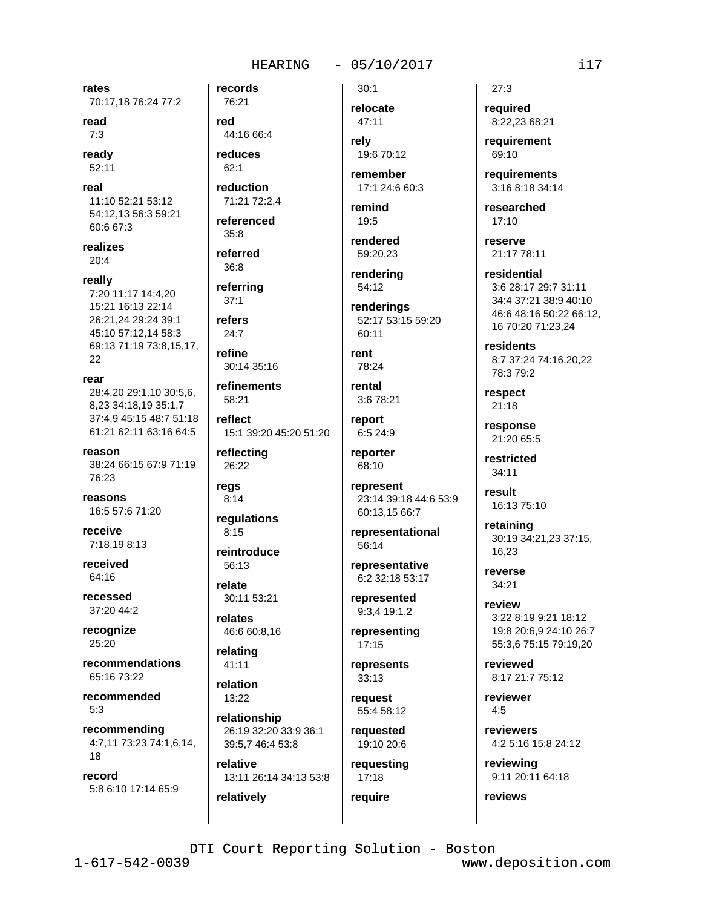**rates**
70:17,18 76:24 77:2

**read**
7:3

**ready**
52:11

**real**
11:10 52:21 53:12 54:12,13 56:3 59:21 60:6 67:3

**realizes**
20:4

**really**
7:20 11:17 14:4,20 15:21 16:13 22:14 26:21,24 29:24 39:1 45:10 57:12,14 58:3 69:13 71:19 73:8,15,17, 22

**rear**
28:4,20 29:1,10 30:5,6, 8,23 34:18,19 35:1,7 37:4,9 45:15 48:7 51:18 61:21 62:11 63:16 64:5

**reason**
38:24 66:15 67:9 71:19 76:23

**reasons**
16:5 57:6 71:20

**receive**
7:18,19 8:13

**received**
64:16

**recessed**
37:20 44:2

**recognize**
25:20

**recommendations**
65:16 73:22

**recommended**
5:3

**recommending**
4:7,11 73:23 74:1,6,14, 18

**record**
5:8 6:10 17:14 65:9

**records**
76:21

**red**
44:16 66:4

**reduces**
62:1

**reduction**
71:21 72:2,4

**referenced**
35:8

**referred**
36:8

**referring**
37:1

**refers**
24:7

**refine**
30:14 35:16

**refinements**
58:21

**reflect**
15:1 39:20 45:20 51:20

**reflecting**
26:22

**regs**
8:14

**regulations**
8:15

**reintroduce**
56:13

**relate**
30:11 53:21

**relates**
46:6 60:8,16

**relating**
41:11

**relation**
13:22

**relationship**
26:19 32:20 33:9 36:1 39:5,7 46:4 53:8

**relative**
13:11 26:14 34:13 53:8

**relatively**
30:1

**relocate**
47:11

**rely**
19:6 70:12

**remember**
17:1 24:6 60:3

**remind**
19:5

**rendered**
59:20,23

**rendering**
54:12

**renderings**
52:17 53:15 59:20 60:11

**rent**
78:24

**rental**
3:6 78:21

**report**
6:5 24:9

**reporter**
68:10

**represent**
23:14 39:18 44:6 53:9 60:13,15 66:7

**representational**
56:14

**representative**
6:2 32:18 53:17

**represented**
9:3,4 19:1,2

**representing**
17:15

**represents**
33:13

**request**
55:4 58:12

**requested**
19:10 20:6

**requesting**
17:18

**require**
27:3

**required**
8:22,23 68:21

**requirement**
69:10

**requirements**
3:16 8:18 34:14

**researched**
17:10

**reserve**
21:17 78:11

**residential**
3:6 28:17 29:7 31:11 34:4 37:21 38:9 40:10 46:6 48:16 50:22 66:12, 16 70:20 71:23,24

**residents**
8:7 37:24 74:16,20,22 78:3 79:2

**respect**
21:18

**response**
21:20 65:5

**restricted**
34:11

**result**
16:13 75:10

**retaining**
30:19 34:21,23 37:15, 16,23

**reverse**
34:21

**review**
3:22 8:19 9:21 18:12 19:8 20:6,9 24:10 26:7 55:3,6 75:15 79:19,20

**reviewed**
8:17 21:7 75:12

**reviewer**
4:5

**reviewers**
4:2 5:16 15:8 24:12

**reviewing**
9:11 20:11 64:18

**reviews**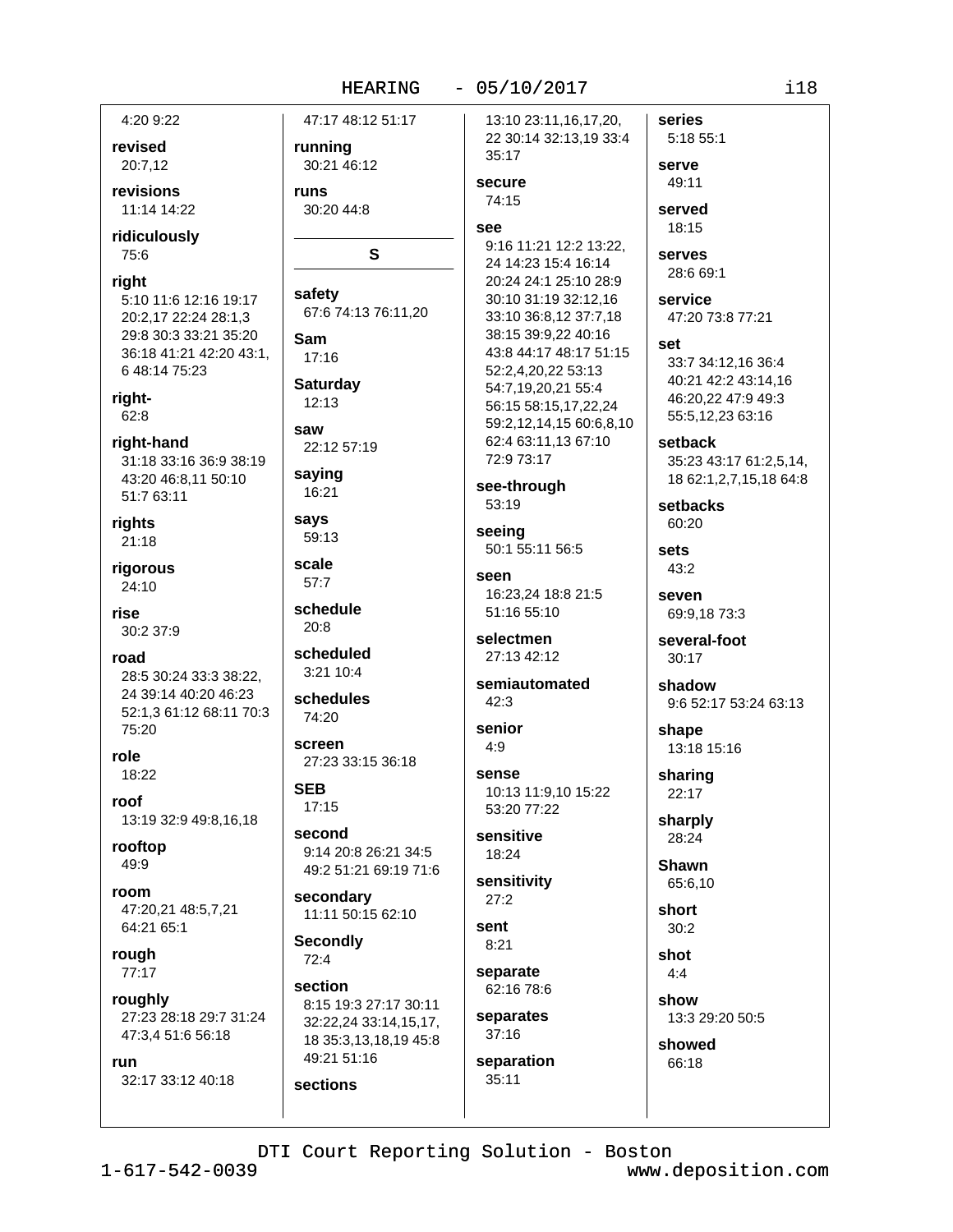4:20 9:22

**revised**
20:7,12

**revisions**
11:14 14:22

**ridiculously**
75:6

**right**
5:10 11:6 12:16 19:17 20:2,17 22:24 28:1,3 29:8 30:3 33:21 35:20 36:18 41:21 42:20 43:1, 6 48:14 75:23

**right-**
62:8

**right-hand**
31:18 33:16 36:9 38:19 43:20 46:8,11 50:10 51:7 63:11

**rights**
21:18

**rigorous**
24:10

**rise**
30:2 37:9

**road**
28:5 30:24 33:3 38:22, 24 39:14 40:20 46:23 52:1,3 61:12 68:11 70:3 75:20

**role**
18:22

**roof**
13:19 32:9 49:8,16,18

**rooftop**
49:9

**room**
47:20,21 48:5,7,21 64:21 65:1

**rough**
77:17

**roughly**
27:23 28:18 29:7 31:24 47:3,4 51:6 56:18

**run**
32:17 33:12 40:18

47:17 48:12 51:17

**running**
30:21 46:12

**runs**
30:20 44:8

## S

**safety**
67:6 74:13 76:11,20

**Sam**
17:16

**Saturday**
12:13

**saw**
22:12 57:19

**saying**
16:21

**says**
59:13

**scale**
57:7

**schedule**
20:8

**scheduled**
3:21 10:4

**schedules**
74:20

**screen**
27:23 33:15 36:18

**SEB**
17:15

**second**
9:14 20:8 26:21 34:5 49:2 51:21 69:19 71:6

**secondary**
11:11 50:15 62:10

**Secondly**
72:4

**section**
8:15 19:3 27:17 30:11 32:22,24 33:14,15,17, 18 35:3,13,18,19 45:8 49:21 51:16

**sections**
13:10 23:11,16,17,20, 22 30:14 32:13,19 33:4 35:17

**secure**
74:15

**see**
9:16 11:21 12:2 13:22, 24 14:23 15:4 16:14 20:24 24:1 25:10 28:9 30:10 31:19 32:12,16 33:10 36:8,12 37:7,18 38:15 39:9,22 40:16 43:8 44:17 48:17 51:15 52:2,4,20,22 53:13 54:7,19,20,21 55:4 56:15 58:15,17,22,24 59:2,12,14,15 60:6,8,10 62:4 63:11,13 67:10 72:9 73:17

**see-through**
53:19

**seeing**
50:1 55:11 56:5

**seen**
16:23,24 18:8 21:5 51:16 55:10

**selectmen**
27:13 42:12

**semiautomated**
42:3

**senior**
4:9

**sense**
10:13 11:9,10 15:22 53:20 77:22

**sensitive**
18:24

**sensitivity**
27:2

**sent**
8:21

**separate**
62:16 78:6

**separates**
37:16

**separation**
35:11

**series**
5:18 55:1

**serve**
49:11

**served**
18:15

**serves**
28:6 69:1

**service**
47:20 73:8 77:21

**set**
33:7 34:12,16 36:4 40:21 42:2 43:14,16 46:20,22 47:9 49:3 55:5,12,23 63:16

**setback**
35:23 43:17 61:2,5,14, 18 62:1,2,7,15,18 64:8

**setbacks**
60:20

**sets**
43:2

**seven**
69:9,18 73:3

**several-foot**
30:17

**shadow**
9:6 52:17 53:24 63:13

**shape**
13:18 15:16

**sharing**
22:17

**sharply**
28:24

**Shawn**
65:6,10

**short**
30:2

**shot**
4:4

**show**
13:3 29:20 50:5

**showed**
66:18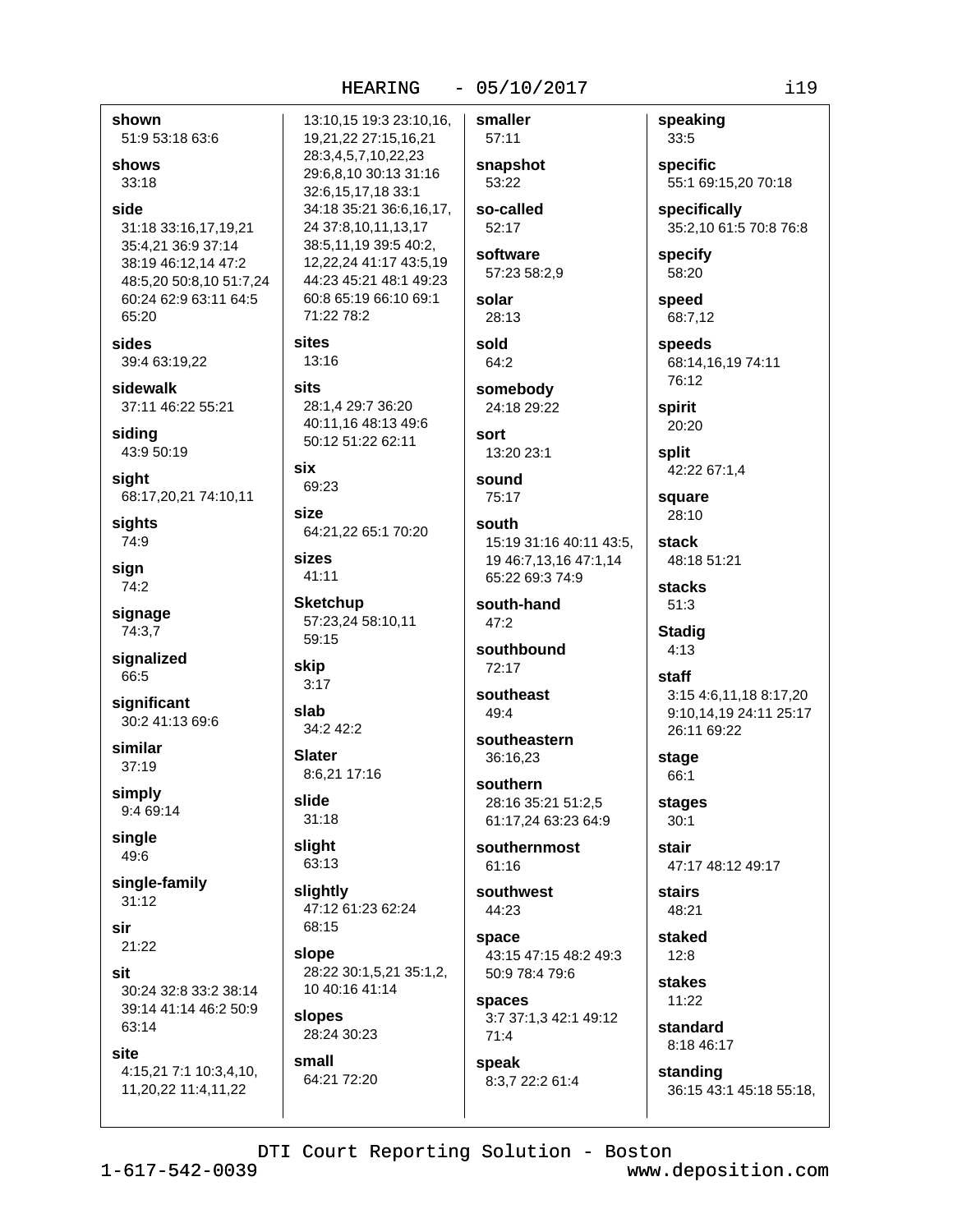**shown**
51:9 53:18 63:6

**shows**
33:18

**side**
31:18 33:16,17,19,21 35:4,21 36:9 37:14 38:19 46:12,14 47:2 48:5,20 50:8,10 51:7,24 60:24 62:9 63:11 64:5 65:20

**sides**
39:4 63:19,22

**sidewalk**
37:11 46:22 55:21

**siding**
43:9 50:19

**sight**
68:17,20,21 74:10,11

**sights**
74:9

**sign**
74:2

**signage**
74:3,7

**signalized**
66:5

**significant**
30:2 41:13 69:6

**similar**
37:19

**simply**
9:4 69:14

**single**
49:6

**single-family**
31:12

**sir**
21:22

**sit**
30:24 32:8 33:2 38:14 39:14 41:14 46:2 50:9 63:14

**site**
4:15,21 7:1 10:3,4,10, 11,20,22 11:4,11,22 13:10,15 19:3 23:10,16, 19,21,22 27:15,16,21 28:3,4,5,7,10,22,23 29:6,8,10 30:13 31:16 32:6,15,17,18 33:1 34:18 35:21 36:6,16,17, 24 37:8,10,11,13,17 38:5,11,19 39:5 40:2, 12,22,24 41:17 43:5,19 44:23 45:21 48:1 49:23 60:8 65:19 66:10 69:1 71:22 78:2

**sites**
13:16

**sits**
28:1,4 29:7 36:20 40:11,16 48:13 49:6 50:12 51:22 62:11

**six**
69:23

**size**
64:21,22 65:1 70:20

**sizes**
41:11

**Sketchup**
57:23,24 58:10,11 59:15

**skip**
3:17

**slab**
34:2 42:2

**Slater**
8:6,21 17:16

**slide**
31:18

**slight**
63:13

**slightly**
47:12 61:23 62:24 68:15

**slope**
28:22 30:1,5,21 35:1,2, 10 40:16 41:14

**slopes**
28:24 30:23

**small**
64:21 72:20

**smaller**
57:11

**snapshot**
53:22

**so-called**
52:17

**software**
57:23 58:2,9

**solar**
28:13

**sold**
64:2

**somebody**
24:18 29:22

**sort**
13:20 23:1

**sound**
75:17

**south**
15:19 31:16 40:11 43:5, 19 46:7,13,16 47:1,14 65:22 69:3 74:9

**south-hand**
47:2

**southbound**
72:17

**southeast**
49:4

**southeastern**
36:16,23

**southern**
28:16 35:21 51:2,5 61:17,24 63:23 64:9

**southernmost**
61:16

**southwest**
44:23

**space**
43:15 47:15 48:2 49:3 50:9 78:4 79:6

**spaces**
3:7 37:1,3 42:1 49:12 71:4

**speak**
8:3,7 22:2 61:4

**speaking**
33:5

**specific**
55:1 69:15,20 70:18

**specifically**
35:2,10 61:5 70:8 76:8

**specify**
58:20

**speed**
68:7,12

**speeds**
68:14,16,19 74:11 76:12

**spirit**
20:20

**split**
42:22 67:1,4

**square**
28:10

**stack**
48:18 51:21

**stacks**
51:3

**Stadig**
4:13

**staff**
3:15 4:6,11,18 8:17,20 9:10,14,19 24:11 25:17 26:11 69:22

**stage**
66:1

**stages**
30:1

**stair**
47:17 48:12 49:17

**stairs**
48:21

**staked**
12:8

**stakes**
11:22

**standard**
8:18 46:17

**standing**
36:15 43:1 45:18 55:18,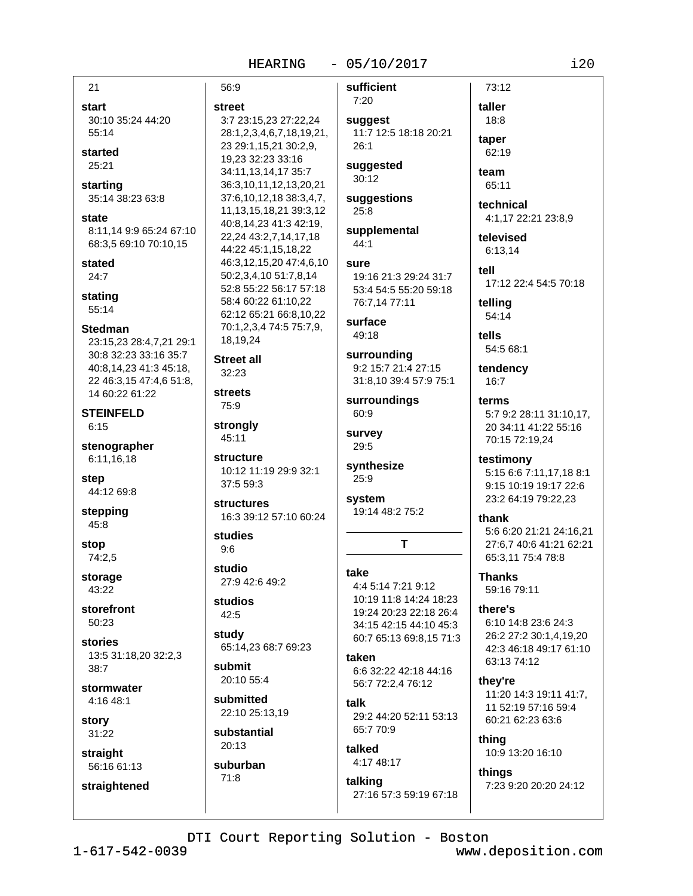21

**start**
30:10 35:24 44:20 55:14

**started**
25:21

**starting**
35:14 38:23 63:8

**state**
8:11,14 9:9 65:24 67:10 68:3,5 69:10 70:10,15

**stated**
24:7

**stating**
55:14

**Stedman**
23:15,23 28:4,7,21 29:1 30:8 32:23 33:16 35:7 40:8,14,23 41:3 45:18, 22 46:3,15 47:4,6 51:8, 14 60:22 61:22

**STEINFELD**
6:15

**stenographer**
6:11,16,18

**step**
44:12 69:8

**stepping**
45:8

**stop**
74:2,5

**storage**
43:22

**storefront**
50:23

**stories**
13:5 31:18,20 32:2,3 38:7

**stormwater**
4:16 48:1

**story**
31:22

**straight**
56:16 61:13

**straightened**
56:9

**street**
3:7 23:15,23 27:22,24 28:1,2,3,4,6,7,18,19,21, 23 29:1,15,21 30:2,9, 19,23 32:23 33:16 34:11,13,14,17 35:7 36:3,10,11,12,13,20,21 37:6,10,12,18 38:3,4,7, 11,13,15,18,21 39:3,12 40:8,14,23 41:3 42:19, 22,24 43:2,7,14,17,18 44:22 45:1,15,18,22 46:3,12,15,20 47:4,6,10 50:2,3,4,10 51:7,8,14 52:8 55:22 56:17 57:18 58:4 60:22 61:10,22 62:12 65:21 66:8,10,22 70:1,2,3,4 74:5 75:7,9, 18,19,24

**Street all**
32:23

**streets**
75:9

**strongly**
45:11

**structure**
10:12 11:19 29:9 32:1 37:5 59:3

**structures**
16:3 39:12 57:10 60:24

**studies**
9:6

**studio**
27:9 42:6 49:2

**studios**
42:5

**study**
65:14,23 68:7 69:23

**submit**
20:10 55:4

**submitted**
22:10 25:13,19

**substantial**
20:13

**suburban**
71:8

**sufficient**
7:20

**suggest**
11:7 12:5 18:18 20:21 26:1

**suggested**
30:12

**suggestions**
25:8

**supplemental**
44:1

**sure**
19:16 21:3 29:24 31:7 53:4 54:5 55:20 59:18 76:7,14 77:11

**surface**
49:18

**surrounding**
9:2 15:7 21:4 27:15 31:8,10 39:4 57:9 75:1

**surroundings**
60:9

**survey**
29:5

**synthesize**
25:9

**system**
19:14 48:2 75:2

## T

**take**
4:4 5:14 7:21 9:12 10:19 11:8 14:24 18:23 19:24 20:23 22:18 26:4 34:15 42:15 44:10 45:3 60:7 65:13 69:8,15 71:3

**taken**
6:6 32:22 42:18 44:16 56:7 72:2,4 76:12

**talk**
29:2 44:20 52:11 53:13 65:7 70:9

**talked**
4:17 48:17

**talking**
27:16 57:3 59:19 67:18 73:12

**taller**
18:8

**taper**
62:19

**team**
65:11

**technical**
4:1,17 22:21 23:8,9

**televised**
6:13,14

**tell**
17:12 22:4 54:5 70:18

**telling**
54:14

**tells**
54:5 68:1

**tendency**
16:7

**terms**
5:7 9:2 28:11 31:10,17, 20 34:11 41:22 55:16 70:15 72:19,24

**testimony**
5:15 6:6 7:11,17,18 8:1 9:15 10:19 19:17 22:6 23:2 64:19 79:22,23

**thank**
5:6 6:20 21:21 24:16,21 27:6,7 40:6 41:21 62:21 65:3,11 75:4 78:8

**Thanks**
59:16 79:11

**there's**
6:10 14:8 23:6 24:3 26:2 27:2 30:1,4,19,20 42:3 46:18 49:17 61:10 63:13 74:12

**they're**
11:20 14:3 19:11 41:7, 11 52:19 57:16 59:4 60:21 62:23 63:6

**thing**
10:9 13:20 16:10

**things**
7:23 9:20 20:20 24:12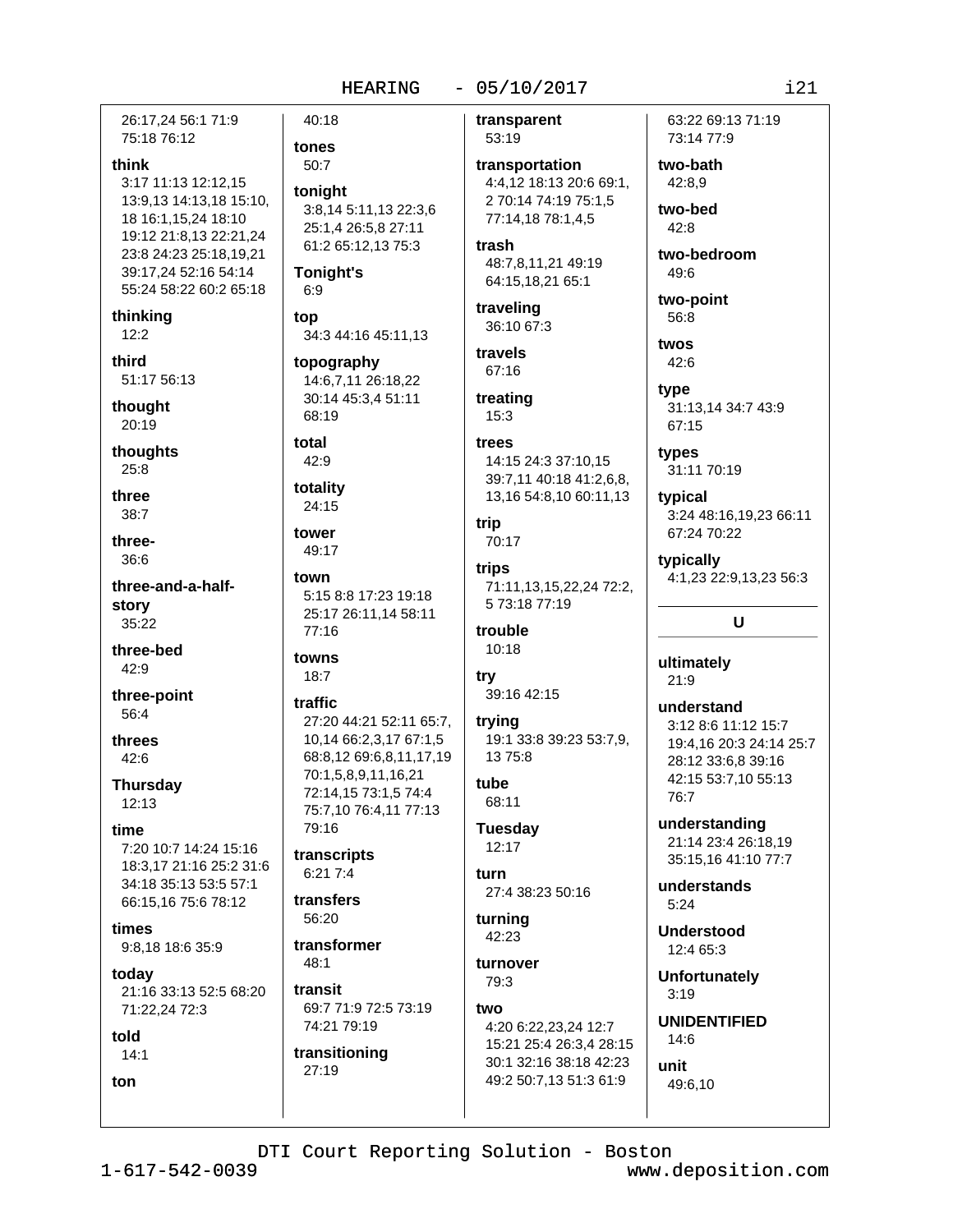26:17,24 56:1 71:9 75:18 76:12

**think**
3:17 11:13 12:12,15 13:9,13 14:13,18 15:10, 18 16:1,15,24 18:10 19:12 21:8,13 22:21,24 23:8 24:23 25:18,19,21 39:17,24 52:16 54:14 55:24 58:22 60:2 65:18

**thinking**
12:2

**third**
51:17 56:13

**thought**
20:19

**thoughts**
25:8

**three**
38:7

**three-**
36:6

**three-and-a-half-story**
35:22

**three-bed**
42:9

**three-point**
56:4

**threes**
42:6

**Thursday**
12:13

**time**
7:20 10:7 14:24 15:16 18:3,17 21:16 25:2 31:6 34:18 35:13 53:5 57:1 66:15,16 75:6 78:12

**times**
9:8,18 18:6 35:9

**today**
21:16 33:13 52:5 68:20 71:22,24 72:3

**told**
14:1

**ton**
40:18

**tones**
50:7

**tonight**
3:8,14 5:11,13 22:3,6 25:1,4 26:5,8 27:11 61:2 65:12,13 75:3

**Tonight's**
6:9

**top**
34:3 44:16 45:11,13

**topography**
14:6,7,11 26:18,22 30:14 45:3,4 51:11 68:19

**total**
42:9

**totality**
24:15

**tower**
49:17

**town**
5:15 8:8 17:23 19:18 25:17 26:11,14 58:11 77:16

**towns**
18:7

**traffic**
27:20 44:21 52:11 65:7, 10,14 66:2,3,17 67:1,5 68:8,12 69:6,8,11,17,19 70:1,5,8,9,11,16,21 72:14,15 73:1,5 74:4 75:7,10 76:4,11 77:13 79:16

**transcripts**
6:21 7:4

**transfers**
56:20

**transformer**
48:1

**transit**
69:7 71:9 72:5 73:19 74:21 79:19

**transitioning**
27:19

**transparent**
53:19

**transportation**
4:4,12 18:13 20:6 69:1, 2 70:14 74:19 75:1,5 77:14,18 78:1,4,5

**trash**
48:7,8,11,21 49:19 64:15,18,21 65:1

**traveling**
36:10 67:3

**travels**
67:16

**treating**
15:3

**trees**
14:15 24:3 37:10,15 39:7,11 40:18 41:2,6,8, 13,16 54:8,10 60:11,13

**trip**
70:17

**trips**
71:11,13,15,22,24 72:2, 5 73:18 77:19

**trouble**
10:18

**try**
39:16 42:15

**trying**
19:1 33:8 39:23 53:7,9, 13 75:8

**tube**
68:11

**Tuesday**
12:17

**turn**
27:4 38:23 50:16

**turning**
42:23

**turnover**
79:3

**two**
4:20 6:22,23,24 12:7 15:21 25:4 26:3,4 28:15 30:1 32:16 38:18 42:23 49:2 50:7,13 51:3 61:9 63:22 69:13 71:19 73:14 77:9

**two-bath**
42:8,9

**two-bed**
42:8

**two-bedroom**
49:6

**two-point**
56:8

**twos**
42:6

**type**
31:13,14 34:7 43:9 67:15

**types**
31:11 70:19

**typical**
3:24 48:16,19,23 66:11 67:24 70:22

**typically**
4:1,23 22:9,13,23 56:3

## U

**ultimately**
21:9

**understand**
3:12 8:6 11:12 15:7 19:4,16 20:3 24:14 25:7 28:12 33:6,8 39:16 42:15 53:7,10 55:13 76:7

**understanding**
21:14 23:4 26:18,19 35:15,16 41:10 77:7

**understands**
5:24

**Understood**
12:4 65:3

**Unfortunately**
3:19

**UNIDENTIFIED**
14:6

**unit**
49:6,10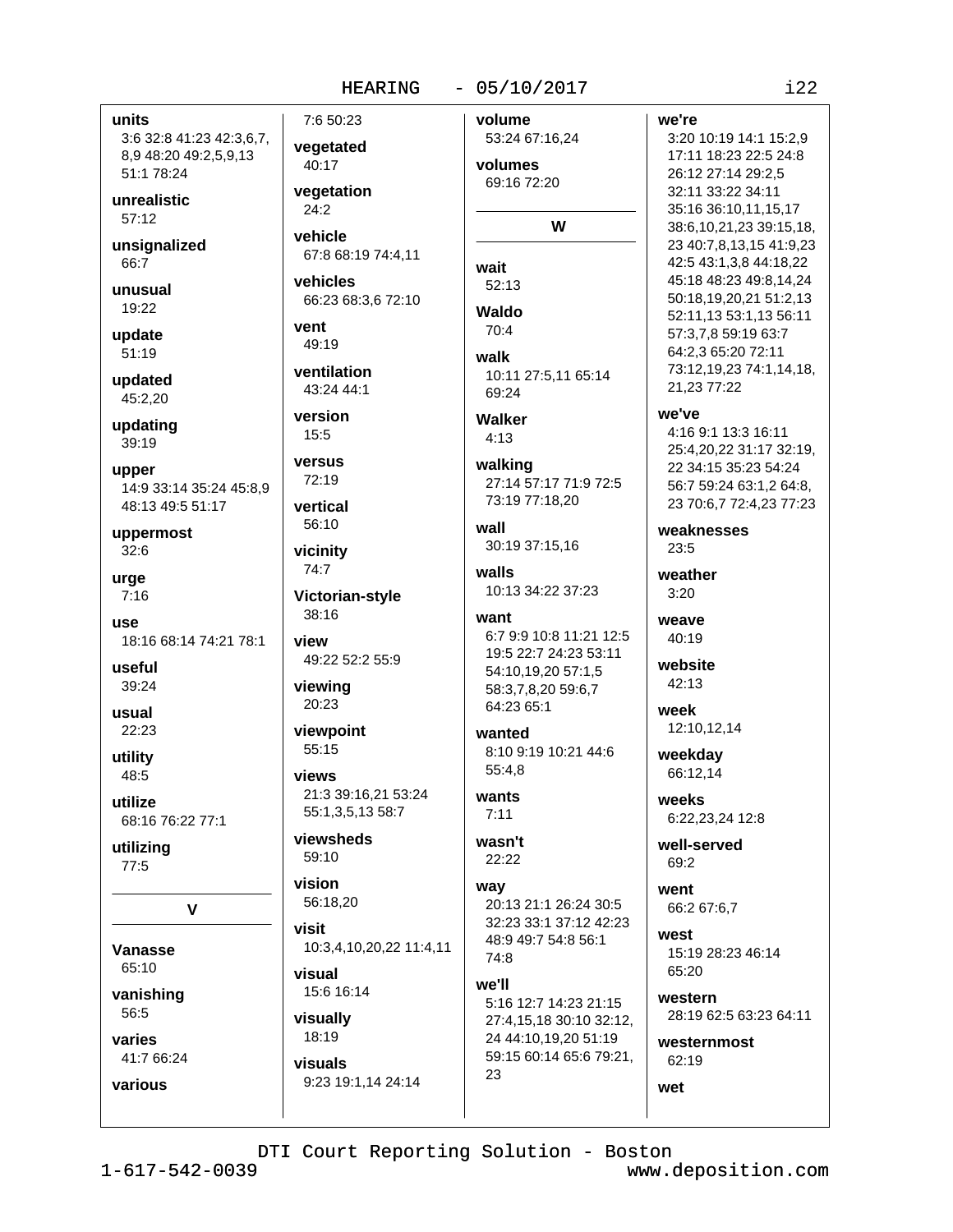**units**
3:6 32:8 41:23 42:3,6,7, 8,9 48:20 49:2,5,9,13 51:1 78:24

**unrealistic**
57:12

**unsignalized**
66:7

**unusual**
19:22

**update**
51:19

**updated**
45:2,20

**updating**
39:19

**upper**
14:9 33:14 35:24 45:8,9 48:13 49:5 51:17

**uppermost**
32:6

**urge**
7:16

**use**
18:16 68:14 74:21 78:1

**useful**
39:24

**usual**
22:23

**utility**
48:5

**utilize**
68:16 76:22 77:1

**utilizing**
77:5

## V

**Vanasse**
65:10

**vanishing**
56:5

**varies**
41:7 66:24

**various**
7:6 50:23

**vegetated**
40:17

**vegetation**
24:2

**vehicle**
67:8 68:19 74:4,11

**vehicles**
66:23 68:3,6 72:10

**vent**
49:19

**ventilation**
43:24 44:1

**version**
15:5

**versus**
72:19

**vertical**
56:10

**vicinity**
74:7

**Victorian-style**
38:16

**view**
49:22 52:2 55:9

**viewing**
20:23

**viewpoint**
55:15

**views**
21:3 39:16,21 53:24 55:1,3,5,13 58:7

**viewsheds**
59:10

**vision**
56:18,20

**visit**
10:3,4,10,20,22 11:4,11

**visual**
15:6 16:14

**visually**
18:19

**visuals**
9:23 19:1,14 24:14

**volume**
53:24 67:16,24

**volumes**
69:16 72:20

## W

**wait**
52:13

**Waldo**
70:4

**walk**
10:11 27:5,11 65:14 69:24

**Walker**
4:13

**walking**
27:14 57:17 71:9 72:5 73:19 77:18,20

**wall**
30:19 37:15,16

**walls**
10:13 34:22 37:23

**want**
6:7 9:9 10:8 11:21 12:5 19:5 22:7 24:23 53:11 54:10,19,20 57:1,5 58:3,7,8,20 59:6,7 64:23 65:1

**wanted**
8:10 9:19 10:21 44:6 55:4,8

**wants**
7:11

**wasn't**
22:22

**way**
20:13 21:1 26:24 30:5 32:23 33:1 37:12 42:23 48:9 49:7 54:8 56:1 74:8

**we'll**
5:16 12:7 14:23 21:15 27:4,15,18 30:10 32:12, 24 44:10,19,20 51:19 59:15 60:14 65:6 79:21, 23

**we're**
3:20 10:19 14:1 15:2,9 17:11 18:23 22:5 24:8 26:12 27:14 29:2,5 32:11 33:22 34:11 35:16 36:10,11,15,17 38:6,10,21,23 39:15,18, 23 40:7,8,13,15 41:9,23 42:5 43:1,3,8 44:18,22 45:18 48:23 49:8,14,24 50:18,19,20,21 51:2,13 52:11,13 53:1,13 56:11 57:3,7,8 59:19 63:7 64:2,3 65:20 72:11 73:12,19,23 74:1,14,18, 21,23 77:22

**we've**
4:16 9:1 13:3 16:11 25:4,20,22 31:17 32:19, 22 34:15 35:23 54:24 56:7 59:24 63:1,2 64:8, 23 70:6,7 72:4,23 77:23

**weaknesses**
23:5

**weather**
3:20

**weave**
40:19

**website**
42:13

**week**
12:10,12,14

**weekday**
66:12,14

**weeks**
6:22,23,24 12:8

**well-served**
69:2

**went**
66:2 67:6,7

**west**
15:19 28:23 46:14 65:20

**western**
28:19 62:5 63:23 64:11

**westernmost**
62:19

**wet**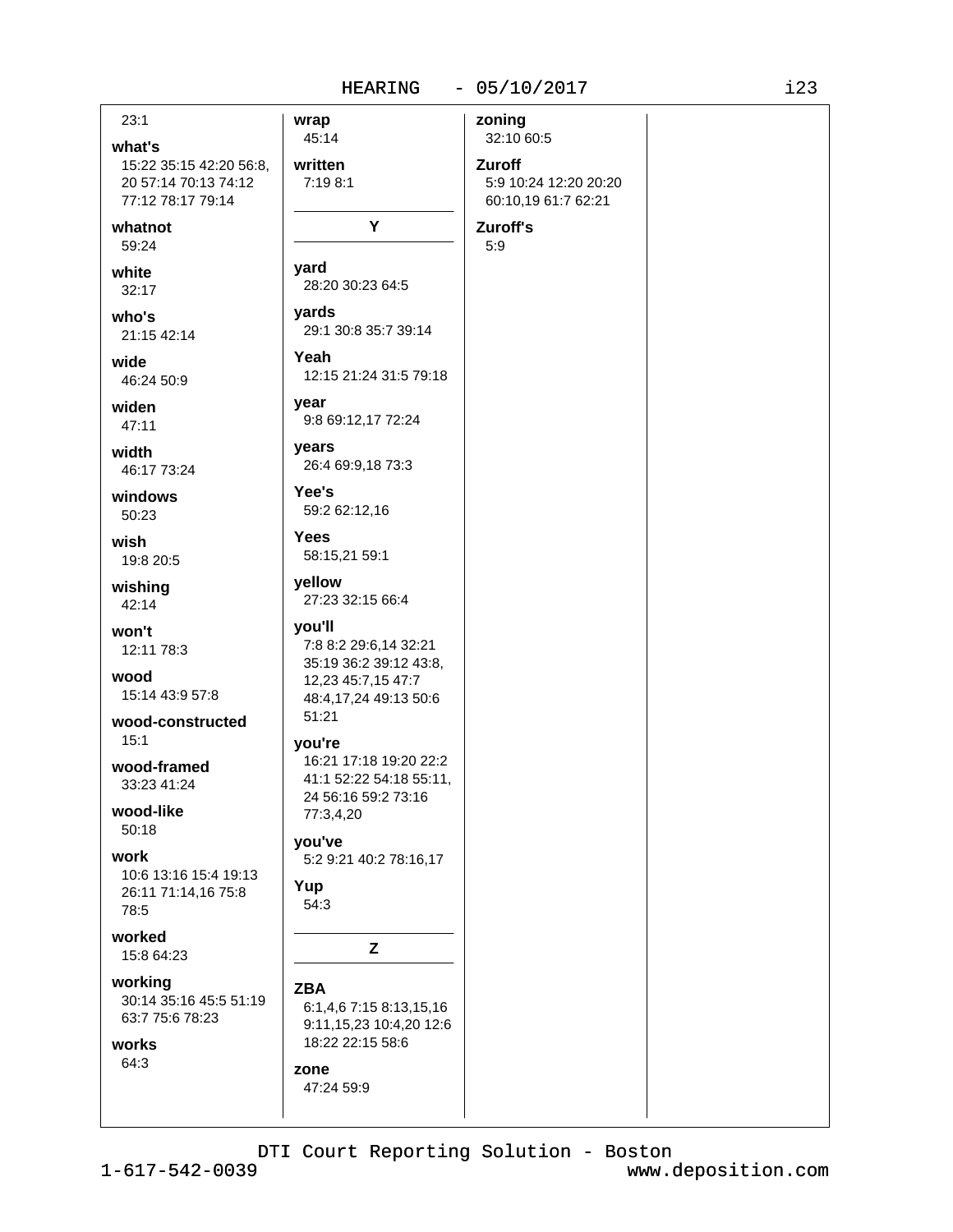23:1

**what's**
15:22 35:15 42:20 56:8, 20 57:14 70:13 74:12 77:12 78:17 79:14

**whatnot**
59:24

**white**
32:17

**who's**
21:15 42:14

**wide**
46:24 50:9

**widen**
47:11

**width**
46:17 73:24

**windows**
50:23

**wish**
19:8 20:5

**wishing**
42:14

**won't**
12:11 78:3

**wood**
15:14 43:9 57:8

**wood-constructed**
15:1

**wood-framed**
33:23 41:24

**wood-like**
50:18

**work**
10:6 13:16 15:4 19:13 26:11 71:14,16 75:8 78:5

**worked**
15:8 64:23

**working**
30:14 35:16 45:5 51:19 63:7 75:6 78:23

**works**
64:3

**wrap**
45:14

**written**
7:19 8:1

## Y

**yard**
28:20 30:23 64:5

**yards**
29:1 30:8 35:7 39:14

**Yeah**
12:15 21:24 31:5 79:18

**year**
9:8 69:12,17 72:24

**years**
26:4 69:9,18 73:3

**Yee's**
59:2 62:12,16

**Yees**
58:15,21 59:1

**yellow**
27:23 32:15 66:4

**you'll**
7:8 8:2 29:6,14 32:21 35:19 36:2 39:12 43:8, 12,23 45:7,15 47:7 48:4,17,24 49:13 50:6 51:21

**you're**
16:21 17:18 19:20 22:2 41:1 52:22 54:18 55:11, 24 56:16 59:2 73:16 77:3,4,20

**you've**
5:2 9:21 40:2 78:16,17

**Yup**
54:3

## Z

**ZBA**
6:1,4,6 7:15 8:13,15,16 9:11,15,23 10:4,20 12:6 18:22 22:15 58:6

**zone**
47:24 59:9

**zoning**
32:10 60:5

**Zuroff**
5:9 10:24 12:20 20:20 60:10,19 61:7 62:21

**Zuroff's**
5:9